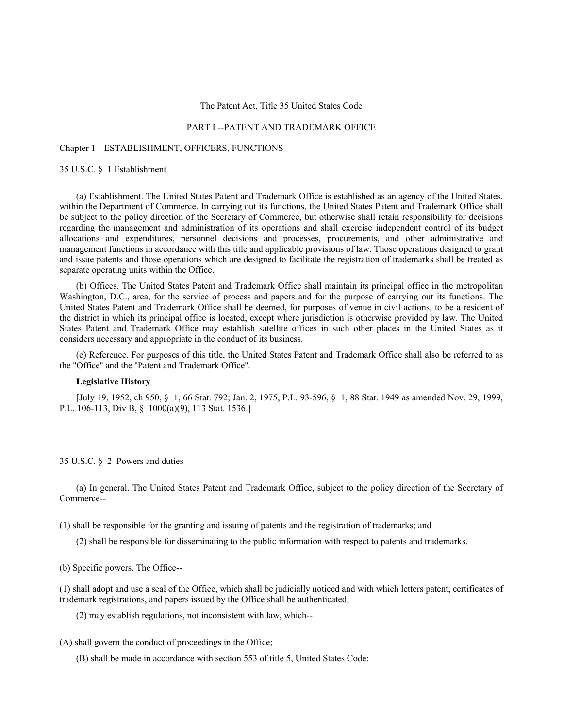# The Patent Act, Title 35 United States Code

## PART I --PATENT AND TRADEMARK OFFICE

### Chapter 1 --ESTABLISHMENT, OFFICERS, FUNCTIONS

#### 35 U.S.C. § 1 Establishment

(a) Establishment. The United States Patent and Trademark Office is established as an agency of the United States, within the Department of Commerce. In carrying out its functions, the United States Patent and Trademark Office shall be subject to the policy direction of the Secretary of Commerce, but otherwise shall retain responsibility for decisions regarding the management and administration of its operations and shall exercise independent control of its budget allocations and expenditures, personnel decisions and processes, procurements, and other administrative and management functions in accordance with this title and applicable provisions of law. Those operations designed to grant and issue patents and those operations which are designed to facilitate the registration of trademarks shall be treated as separate operating units within the Office.

(b) Offices. The United States Patent and Trademark Office shall maintain its principal office in the metropolitan Washington, D.C., area, for the service of process and papers and for the purpose of carrying out its functions. The United States Patent and Trademark Office shall be deemed, for purposes of venue in civil actions, to be a resident of the district in which its principal office is located, except where jurisdiction is otherwise provided by law. The United States Patent and Trademark Office may establish satellite offices in such other places in the United States as it considers necessary and appropriate in the conduct of its business.

(c) Reference. For purposes of this title, the United States Patent and Trademark Office shall also be referred to as the "Office" and the "Patent and Trademark Office".

**Legislative History**

[July 19, 1952, ch 950, § 1, 66 Stat. 792; Jan. 2, 1975, P.L. 93-596, § 1, 88 Stat. 1949 as amended Nov. 29, 1999, P.L. 106-113, Div B, § 1000(a)(9), 113 Stat. 1536.]

#### 35 U.S.C. § 2 Powers and duties

(a) In general. The United States Patent and Trademark Office, subject to the policy direction of the Secretary of Commerce--

(1) shall be responsible for the granting and issuing of patents and the registration of trademarks; and

(2) shall be responsible for disseminating to the public information with respect to patents and trademarks.

(b) Specific powers. The Office--

(1) shall adopt and use a seal of the Office, which shall be judicially noticed and with which letters patent, certificates of trademark registrations, and papers issued by the Office shall be authenticated;

(2) may establish regulations, not inconsistent with law, which--

(A) shall govern the conduct of proceedings in the Office;

(B) shall be made in accordance with section 553 of title 5, United States Code;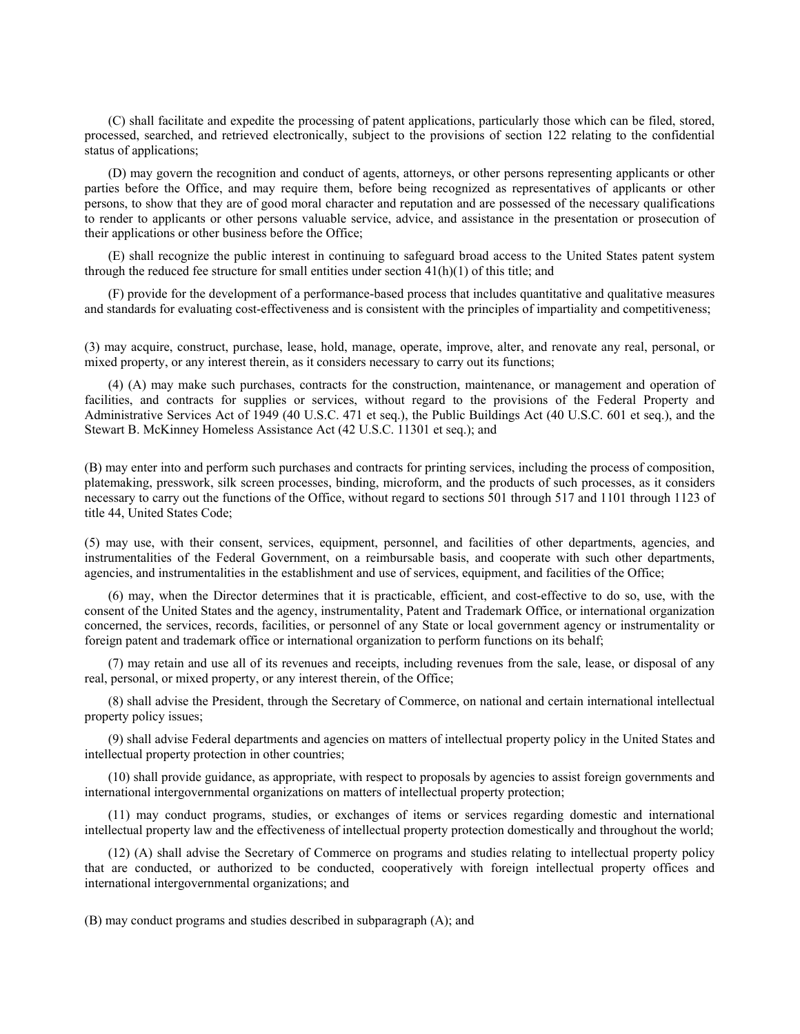(C) shall facilitate and expedite the processing of patent applications, particularly those which can be filed, stored, processed, searched, and retrieved electronically, subject to the provisions of section 122 relating to the confidential status of applications;

(D) may govern the recognition and conduct of agents, attorneys, or other persons representing applicants or other parties before the Office, and may require them, before being recognized as representatives of applicants or other persons, to show that they are of good moral character and reputation and are possessed of the necessary qualifications to render to applicants or other persons valuable service, advice, and assistance in the presentation or prosecution of their applications or other business before the Office;

(E) shall recognize the public interest in continuing to safeguard broad access to the United States patent system through the reduced fee structure for small entities under section 41(h)(1) of this title; and

(F) provide for the development of a performance-based process that includes quantitative and qualitative measures and standards for evaluating cost-effectiveness and is consistent with the principles of impartiality and competitiveness;

(3) may acquire, construct, purchase, lease, hold, manage, operate, improve, alter, and renovate any real, personal, or mixed property, or any interest therein, as it considers necessary to carry out its functions;

(4) (A) may make such purchases, contracts for the construction, maintenance, or management and operation of facilities, and contracts for supplies or services, without regard to the provisions of the Federal Property and Administrative Services Act of 1949 (40 U.S.C. 471 et seq.), the Public Buildings Act (40 U.S.C. 601 et seq.), and the Stewart B. McKinney Homeless Assistance Act (42 U.S.C. 11301 et seq.); and

(B) may enter into and perform such purchases and contracts for printing services, including the process of composition, platemaking, presswork, silk screen processes, binding, microform, and the products of such processes, as it considers necessary to carry out the functions of the Office, without regard to sections 501 through 517 and 1101 through 1123 of title 44, United States Code;

(5) may use, with their consent, services, equipment, personnel, and facilities of other departments, agencies, and instrumentalities of the Federal Government, on a reimbursable basis, and cooperate with such other departments, agencies, and instrumentalities in the establishment and use of services, equipment, and facilities of the Office;

(6) may, when the Director determines that it is practicable, efficient, and cost-effective to do so, use, with the consent of the United States and the agency, instrumentality, Patent and Trademark Office, or international organization concerned, the services, records, facilities, or personnel of any State or local government agency or instrumentality or foreign patent and trademark office or international organization to perform functions on its behalf;

(7) may retain and use all of its revenues and receipts, including revenues from the sale, lease, or disposal of any real, personal, or mixed property, or any interest therein, of the Office;

(8) shall advise the President, through the Secretary of Commerce, on national and certain international intellectual property policy issues;

(9) shall advise Federal departments and agencies on matters of intellectual property policy in the United States and intellectual property protection in other countries;

(10) shall provide guidance, as appropriate, with respect to proposals by agencies to assist foreign governments and international intergovernmental organizations on matters of intellectual property protection;

(11) may conduct programs, studies, or exchanges of items or services regarding domestic and international intellectual property law and the effectiveness of intellectual property protection domestically and throughout the world;

(12) (A) shall advise the Secretary of Commerce on programs and studies relating to intellectual property policy that are conducted, or authorized to be conducted, cooperatively with foreign intellectual property offices and international intergovernmental organizations; and

(B) may conduct programs and studies described in subparagraph (A); and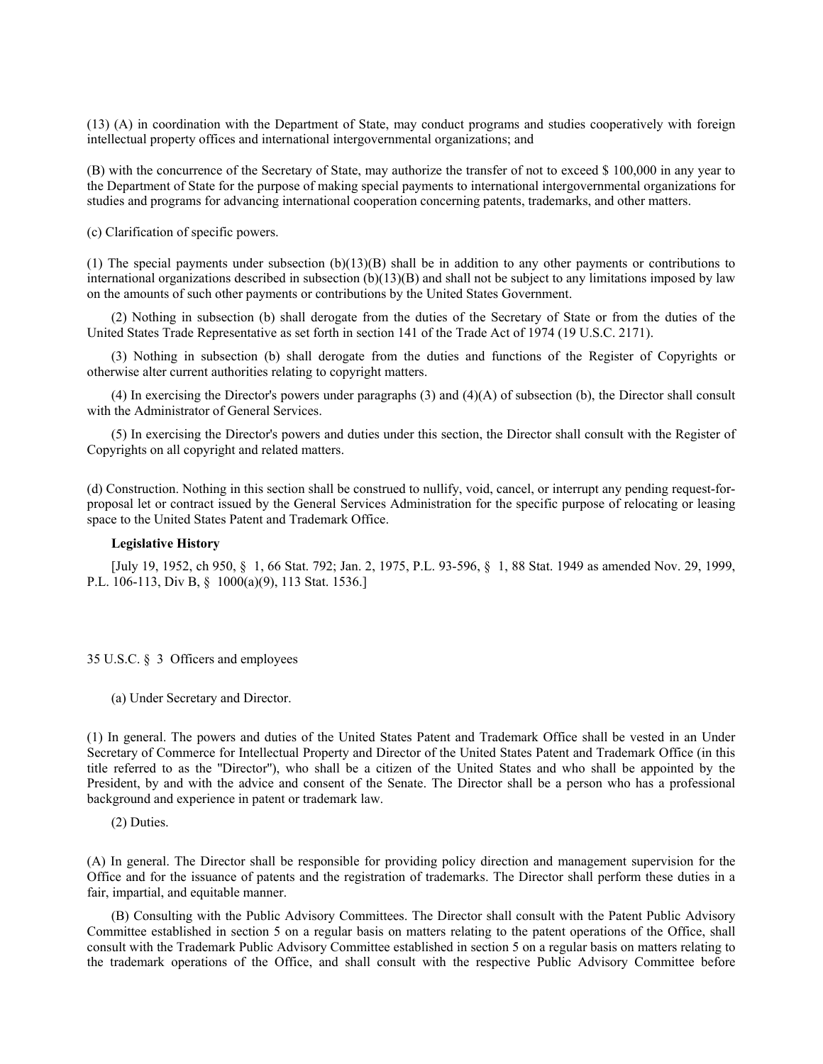(13) (A) in coordination with the Department of State, may conduct programs and studies cooperatively with foreign intellectual property offices and international intergovernmental organizations; and

(B) with the concurrence of the Secretary of State, may authorize the transfer of not to exceed $ 100,000 in any year to the Department of State for the purpose of making special payments to international intergovernmental organizations for studies and programs for advancing international cooperation concerning patents, trademarks, and other matters.

(c) Clarification of specific powers.

(1) The special payments under subsection (b)(13)(B) shall be in addition to any other payments or contributions to international organizations described in subsection (b)(13)(B) and shall not be subject to any limitations imposed by law on the amounts of such other payments or contributions by the United States Government.

(2) Nothing in subsection (b) shall derogate from the duties of the Secretary of State or from the duties of the United States Trade Representative as set forth in section 141 of the Trade Act of 1974 (19 U.S.C. 2171).

(3) Nothing in subsection (b) shall derogate from the duties and functions of the Register of Copyrights or otherwise alter current authorities relating to copyright matters.

(4) In exercising the Director's powers under paragraphs (3) and (4)(A) of subsection (b), the Director shall consult with the Administrator of General Services.

(5) In exercising the Director's powers and duties under this section, the Director shall consult with the Register of Copyrights on all copyright and related matters.

(d) Construction. Nothing in this section shall be construed to nullify, void, cancel, or interrupt any pending request-for-proposal let or contract issued by the General Services Administration for the specific purpose of relocating or leasing space to the United States Patent and Trademark Office.

**Legislative History**

[July 19, 1952, ch 950, § 1, 66 Stat. 792; Jan. 2, 1975, P.L. 93-596, § 1, 88 Stat. 1949 as amended Nov. 29, 1999, P.L. 106-113, Div B, § 1000(a)(9), 113 Stat. 1536.]

35 U.S.C. § 3 Officers and employees

(a) Under Secretary and Director.

(1) In general. The powers and duties of the United States Patent and Trademark Office shall be vested in an Under Secretary of Commerce for Intellectual Property and Director of the United States Patent and Trademark Office (in this title referred to as the "Director"), who shall be a citizen of the United States and who shall be appointed by the President, by and with the advice and consent of the Senate. The Director shall be a person who has a professional background and experience in patent or trademark law.

(2) Duties.

(A) In general. The Director shall be responsible for providing policy direction and management supervision for the Office and for the issuance of patents and the registration of trademarks. The Director shall perform these duties in a fair, impartial, and equitable manner.

(B) Consulting with the Public Advisory Committees. The Director shall consult with the Patent Public Advisory Committee established in section 5 on a regular basis on matters relating to the patent operations of the Office, shall consult with the Trademark Public Advisory Committee established in section 5 on a regular basis on matters relating to the trademark operations of the Office, and shall consult with the respective Public Advisory Committee before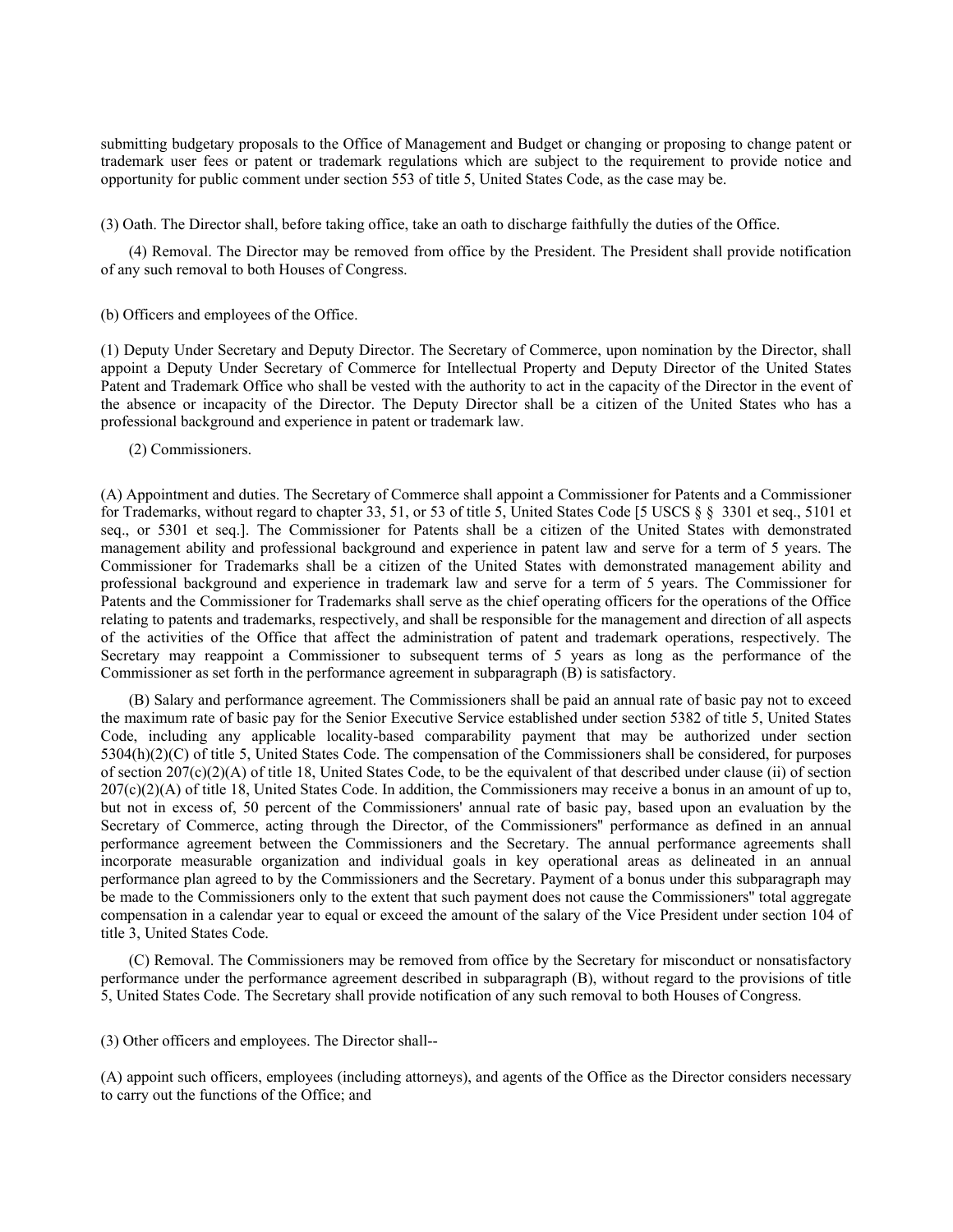submitting budgetary proposals to the Office of Management and Budget or changing or proposing to change patent or trademark user fees or patent or trademark regulations which are subject to the requirement to provide notice and opportunity for public comment under section 553 of title 5, United States Code, as the case may be.

(3) Oath. The Director shall, before taking office, take an oath to discharge faithfully the duties of the Office.

(4) Removal. The Director may be removed from office by the President. The President shall provide notification of any such removal to both Houses of Congress.

(b) Officers and employees of the Office.

(1) Deputy Under Secretary and Deputy Director. The Secretary of Commerce, upon nomination by the Director, shall appoint a Deputy Under Secretary of Commerce for Intellectual Property and Deputy Director of the United States Patent and Trademark Office who shall be vested with the authority to act in the capacity of the Director in the event of the absence or incapacity of the Director. The Deputy Director shall be a citizen of the United States who has a professional background and experience in patent or trademark law.

(2) Commissioners.

(A) Appointment and duties. The Secretary of Commerce shall appoint a Commissioner for Patents and a Commissioner for Trademarks, without regard to chapter 33, 51, or 53 of title 5, United States Code [5 USCS § § 3301 et seq., 5101 et seq., or 5301 et seq.]. The Commissioner for Patents shall be a citizen of the United States with demonstrated management ability and professional background and experience in patent law and serve for a term of 5 years. The Commissioner for Trademarks shall be a citizen of the United States with demonstrated management ability and professional background and experience in trademark law and serve for a term of 5 years. The Commissioner for Patents and the Commissioner for Trademarks shall serve as the chief operating officers for the operations of the Office relating to patents and trademarks, respectively, and shall be responsible for the management and direction of all aspects of the activities of the Office that affect the administration of patent and trademark operations, respectively. The Secretary may reappoint a Commissioner to subsequent terms of 5 years as long as the performance of the Commissioner as set forth in the performance agreement in subparagraph (B) is satisfactory.

(B) Salary and performance agreement. The Commissioners shall be paid an annual rate of basic pay not to exceed the maximum rate of basic pay for the Senior Executive Service established under section 5382 of title 5, United States Code, including any applicable locality-based comparability payment that may be authorized under section 5304(h)(2)(C) of title 5, United States Code. The compensation of the Commissioners shall be considered, for purposes of section 207(c)(2)(A) of title 18, United States Code, to be the equivalent of that described under clause (ii) of section 207(c)(2)(A) of title 18, United States Code. In addition, the Commissioners may receive a bonus in an amount of up to, but not in excess of, 50 percent of the Commissioners' annual rate of basic pay, based upon an evaluation by the Secretary of Commerce, acting through the Director, of the Commissioners'' performance as defined in an annual performance agreement between the Commissioners and the Secretary. The annual performance agreements shall incorporate measurable organization and individual goals in key operational areas as delineated in an annual performance plan agreed to by the Commissioners and the Secretary. Payment of a bonus under this subparagraph may be made to the Commissioners only to the extent that such payment does not cause the Commissioners'' total aggregate compensation in a calendar year to equal or exceed the amount of the salary of the Vice President under section 104 of title 3, United States Code.

(C) Removal. The Commissioners may be removed from office by the Secretary for misconduct or nonsatisfactory performance under the performance agreement described in subparagraph (B), without regard to the provisions of title 5, United States Code. The Secretary shall provide notification of any such removal to both Houses of Congress.

(3) Other officers and employees. The Director shall--

(A) appoint such officers, employees (including attorneys), and agents of the Office as the Director considers necessary to carry out the functions of the Office; and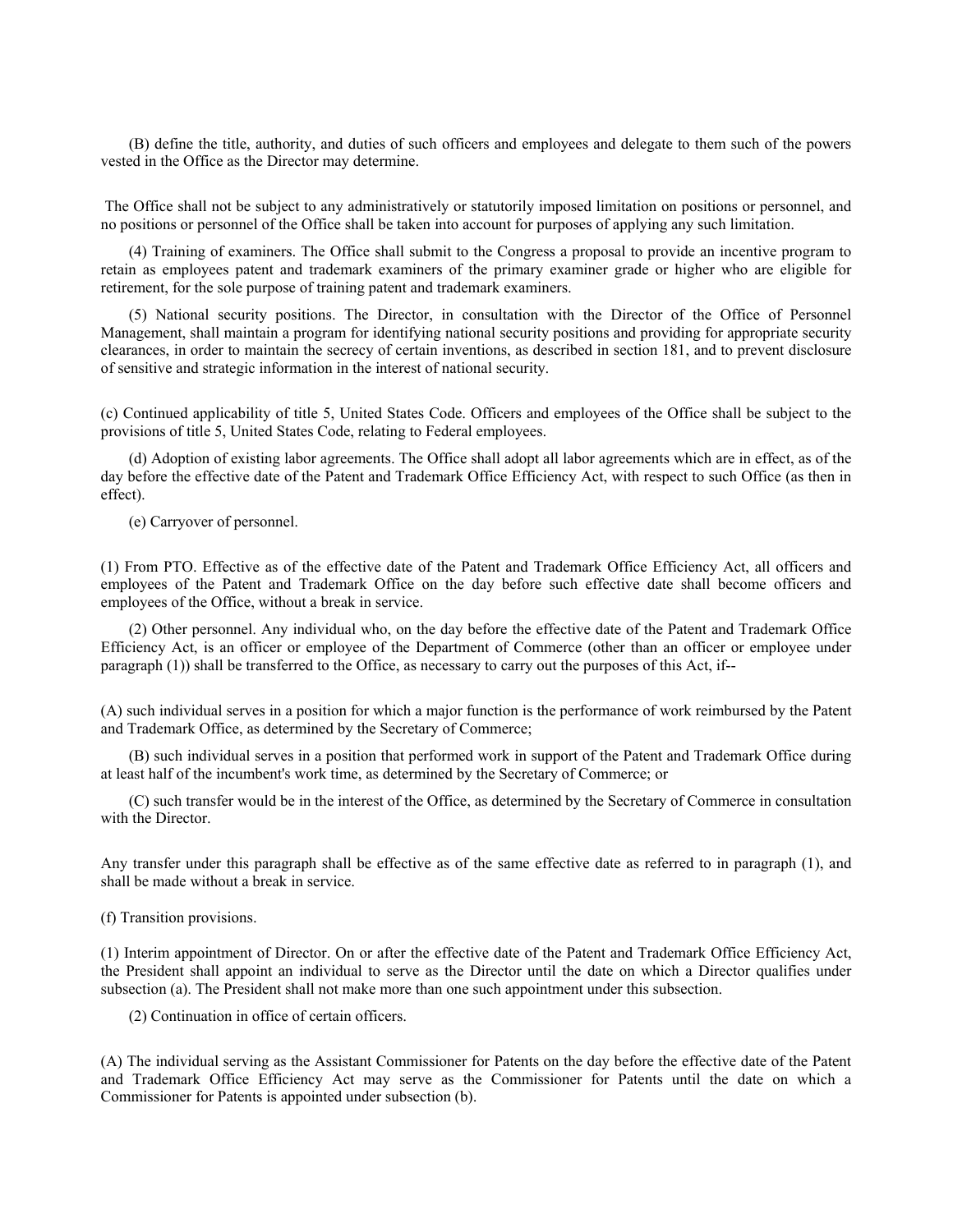(B) define the title, authority, and duties of such officers and employees and delegate to them such of the powers vested in the Office as the Director may determine.

The Office shall not be subject to any administratively or statutorily imposed limitation on positions or personnel, and no positions or personnel of the Office shall be taken into account for purposes of applying any such limitation.

(4) Training of examiners. The Office shall submit to the Congress a proposal to provide an incentive program to retain as employees patent and trademark examiners of the primary examiner grade or higher who are eligible for retirement, for the sole purpose of training patent and trademark examiners.

(5) National security positions. The Director, in consultation with the Director of the Office of Personnel Management, shall maintain a program for identifying national security positions and providing for appropriate security clearances, in order to maintain the secrecy of certain inventions, as described in section 181, and to prevent disclosure of sensitive and strategic information in the interest of national security.

(c) Continued applicability of title 5, United States Code. Officers and employees of the Office shall be subject to the provisions of title 5, United States Code, relating to Federal employees.

(d) Adoption of existing labor agreements. The Office shall adopt all labor agreements which are in effect, as of the day before the effective date of the Patent and Trademark Office Efficiency Act, with respect to such Office (as then in effect).

(e) Carryover of personnel.

(1) From PTO. Effective as of the effective date of the Patent and Trademark Office Efficiency Act, all officers and employees of the Patent and Trademark Office on the day before such effective date shall become officers and employees of the Office, without a break in service.

(2) Other personnel. Any individual who, on the day before the effective date of the Patent and Trademark Office Efficiency Act, is an officer or employee of the Department of Commerce (other than an officer or employee under paragraph (1)) shall be transferred to the Office, as necessary to carry out the purposes of this Act, if--

(A) such individual serves in a position for which a major function is the performance of work reimbursed by the Patent and Trademark Office, as determined by the Secretary of Commerce;

(B) such individual serves in a position that performed work in support of the Patent and Trademark Office during at least half of the incumbent's work time, as determined by the Secretary of Commerce; or

(C) such transfer would be in the interest of the Office, as determined by the Secretary of Commerce in consultation with the Director.

Any transfer under this paragraph shall be effective as of the same effective date as referred to in paragraph (1), and shall be made without a break in service.

(f) Transition provisions.

(1) Interim appointment of Director. On or after the effective date of the Patent and Trademark Office Efficiency Act, the President shall appoint an individual to serve as the Director until the date on which a Director qualifies under subsection (a). The President shall not make more than one such appointment under this subsection.

(2) Continuation in office of certain officers.

(A) The individual serving as the Assistant Commissioner for Patents on the day before the effective date of the Patent and Trademark Office Efficiency Act may serve as the Commissioner for Patents until the date on which a Commissioner for Patents is appointed under subsection (b).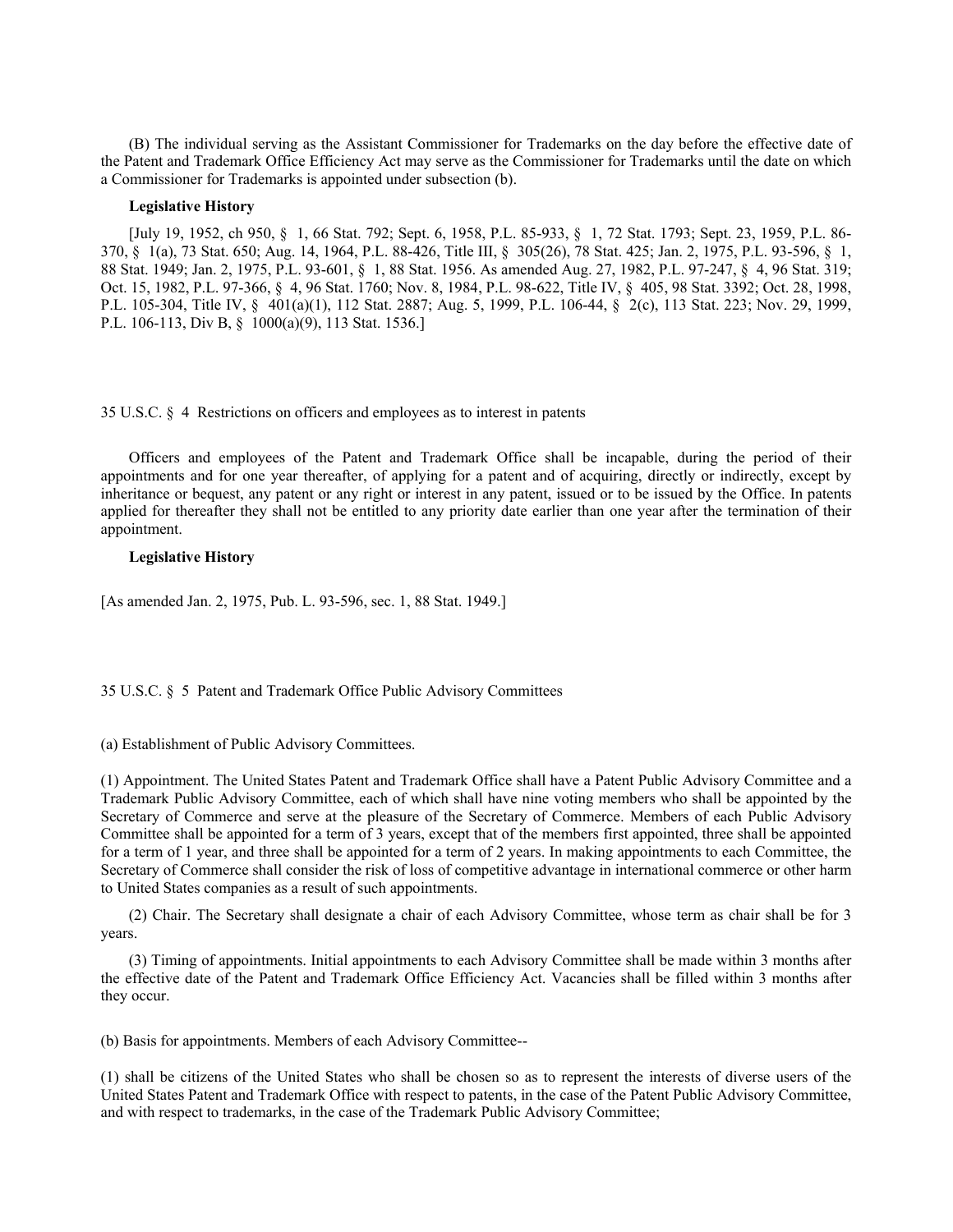(B) The individual serving as the Assistant Commissioner for Trademarks on the day before the effective date of the Patent and Trademark Office Efficiency Act may serve as the Commissioner for Trademarks until the date on which a Commissioner for Trademarks is appointed under subsection (b).

**Legislative History**

[July 19, 1952, ch 950, § 1, 66 Stat. 792; Sept. 6, 1958, P.L. 85-933, § 1, 72 Stat. 1793; Sept. 23, 1959, P.L. 86-370, § 1(a), 73 Stat. 650; Aug. 14, 1964, P.L. 88-426, Title III, § 305(26), 78 Stat. 425; Jan. 2, 1975, P.L. 93-596, § 1, 88 Stat. 1949; Jan. 2, 1975, P.L. 93-601, § 1, 88 Stat. 1956. As amended Aug. 27, 1982, P.L. 97-247, § 4, 96 Stat. 319; Oct. 15, 1982, P.L. 97-366, § 4, 96 Stat. 1760; Nov. 8, 1984, P.L. 98-622, Title IV, § 405, 98 Stat. 3392; Oct. 28, 1998, P.L. 105-304, Title IV, § 401(a)(1), 112 Stat. 2887; Aug. 5, 1999, P.L. 106-44, § 2(c), 113 Stat. 223; Nov. 29, 1999, P.L. 106-113, Div B, § 1000(a)(9), 113 Stat. 1536.]

## 35 U.S.C. § 4 Restrictions on officers and employees as to interest in patents

Officers and employees of the Patent and Trademark Office shall be incapable, during the period of their appointments and for one year thereafter, of applying for a patent and of acquiring, directly or indirectly, except by inheritance or bequest, any patent or any right or interest in any patent, issued or to be issued by the Office. In patents applied for thereafter they shall not be entitled to any priority date earlier than one year after the termination of their appointment.

**Legislative History**

[As amended Jan. 2, 1975, Pub. L. 93-596, sec. 1, 88 Stat. 1949.]

## 35 U.S.C. § 5 Patent and Trademark Office Public Advisory Committees

(a) Establishment of Public Advisory Committees.

(1) Appointment. The United States Patent and Trademark Office shall have a Patent Public Advisory Committee and a Trademark Public Advisory Committee, each of which shall have nine voting members who shall be appointed by the Secretary of Commerce and serve at the pleasure of the Secretary of Commerce. Members of each Public Advisory Committee shall be appointed for a term of 3 years, except that of the members first appointed, three shall be appointed for a term of 1 year, and three shall be appointed for a term of 2 years. In making appointments to each Committee, the Secretary of Commerce shall consider the risk of loss of competitive advantage in international commerce or other harm to United States companies as a result of such appointments.

(2) Chair. The Secretary shall designate a chair of each Advisory Committee, whose term as chair shall be for 3 years.

(3) Timing of appointments. Initial appointments to each Advisory Committee shall be made within 3 months after the effective date of the Patent and Trademark Office Efficiency Act. Vacancies shall be filled within 3 months after they occur.

(b) Basis for appointments. Members of each Advisory Committee--

(1) shall be citizens of the United States who shall be chosen so as to represent the interests of diverse users of the United States Patent and Trademark Office with respect to patents, in the case of the Patent Public Advisory Committee, and with respect to trademarks, in the case of the Trademark Public Advisory Committee;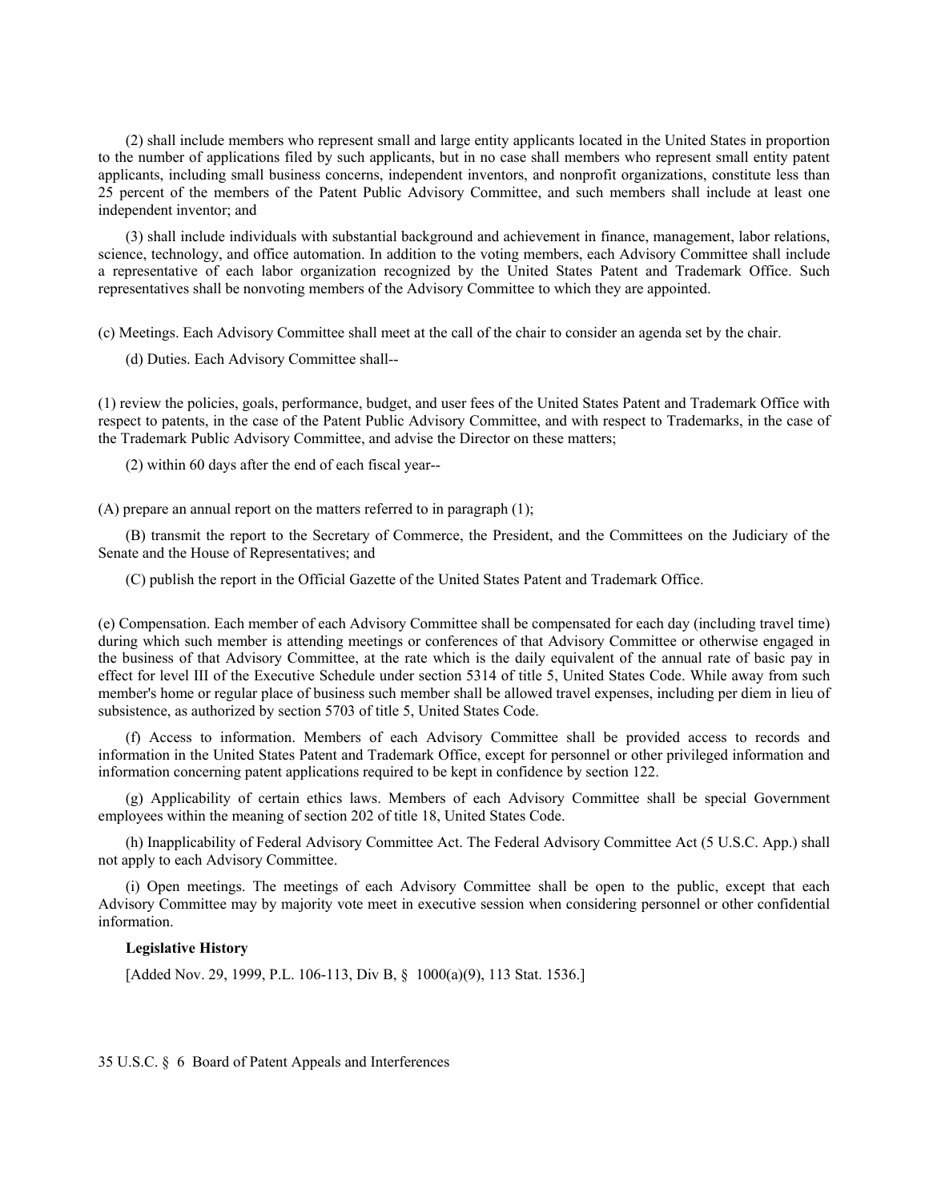(2) shall include members who represent small and large entity applicants located in the United States in proportion to the number of applications filed by such applicants, but in no case shall members who represent small entity patent applicants, including small business concerns, independent inventors, and nonprofit organizations, constitute less than 25 percent of the members of the Patent Public Advisory Committee, and such members shall include at least one independent inventor; and

(3) shall include individuals with substantial background and achievement in finance, management, labor relations, science, technology, and office automation. In addition to the voting members, each Advisory Committee shall include a representative of each labor organization recognized by the United States Patent and Trademark Office. Such representatives shall be nonvoting members of the Advisory Committee to which they are appointed.

(c) Meetings. Each Advisory Committee shall meet at the call of the chair to consider an agenda set by the chair.

(d) Duties. Each Advisory Committee shall--

(1) review the policies, goals, performance, budget, and user fees of the United States Patent and Trademark Office with respect to patents, in the case of the Patent Public Advisory Committee, and with respect to Trademarks, in the case of the Trademark Public Advisory Committee, and advise the Director on these matters;

(2) within 60 days after the end of each fiscal year--

(A) prepare an annual report on the matters referred to in paragraph (1);

(B) transmit the report to the Secretary of Commerce, the President, and the Committees on the Judiciary of the Senate and the House of Representatives; and

(C) publish the report in the Official Gazette of the United States Patent and Trademark Office.

(e) Compensation. Each member of each Advisory Committee shall be compensated for each day (including travel time) during which such member is attending meetings or conferences of that Advisory Committee or otherwise engaged in the business of that Advisory Committee, at the rate which is the daily equivalent of the annual rate of basic pay in effect for level III of the Executive Schedule under section 5314 of title 5, United States Code. While away from such member's home or regular place of business such member shall be allowed travel expenses, including per diem in lieu of subsistence, as authorized by section 5703 of title 5, United States Code.

(f) Access to information. Members of each Advisory Committee shall be provided access to records and information in the United States Patent and Trademark Office, except for personnel or other privileged information and information concerning patent applications required to be kept in confidence by section 122.

(g) Applicability of certain ethics laws. Members of each Advisory Committee shall be special Government employees within the meaning of section 202 of title 18, United States Code.

(h) Inapplicability of Federal Advisory Committee Act. The Federal Advisory Committee Act (5 U.S.C. App.) shall not apply to each Advisory Committee.

(i) Open meetings. The meetings of each Advisory Committee shall be open to the public, except that each Advisory Committee may by majority vote meet in executive session when considering personnel or other confidential information.

**Legislative History**

[Added Nov. 29, 1999, P.L. 106-113, Div B, § 1000(a)(9), 113 Stat. 1536.]

35 U.S.C. § 6 Board of Patent Appeals and Interferences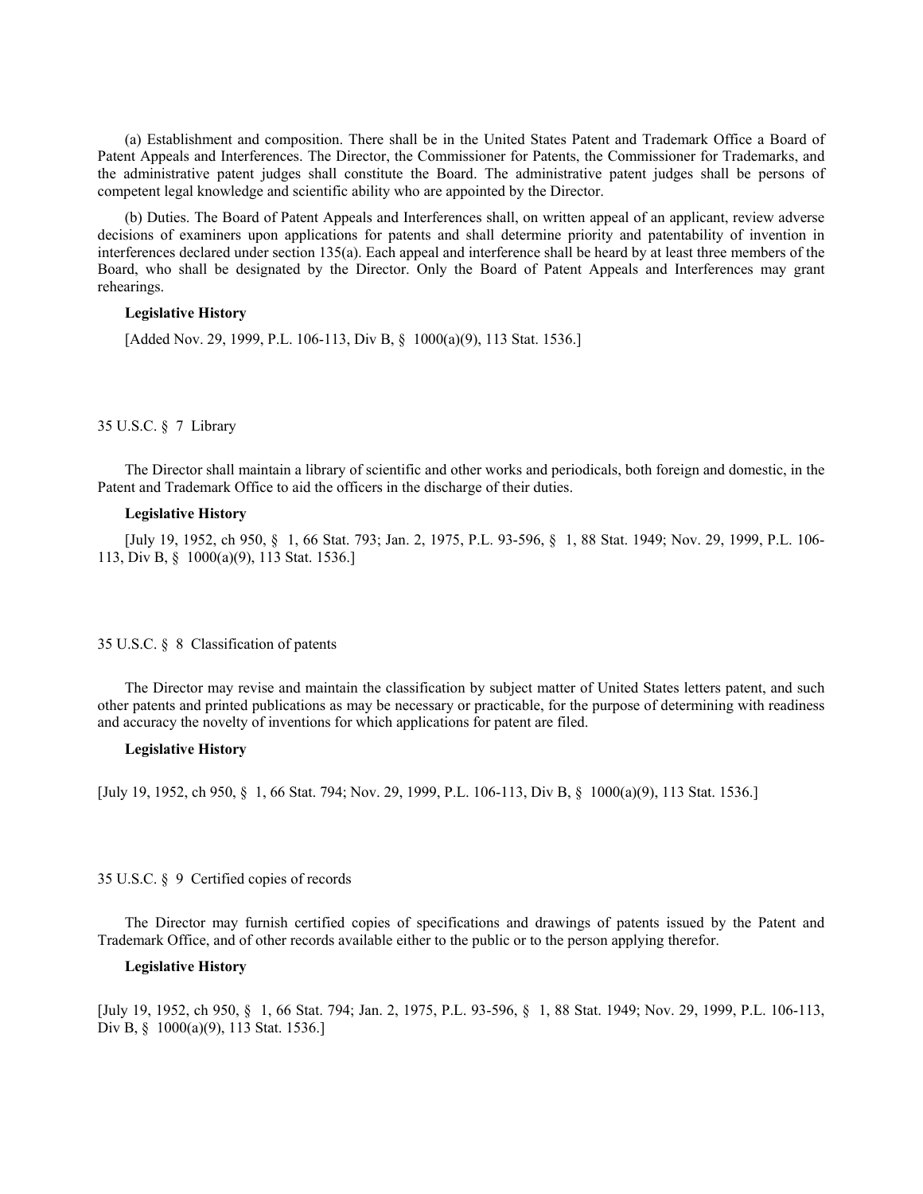(a) Establishment and composition. There shall be in the United States Patent and Trademark Office a Board of Patent Appeals and Interferences. The Director, the Commissioner for Patents, the Commissioner for Trademarks, and the administrative patent judges shall constitute the Board. The administrative patent judges shall be persons of competent legal knowledge and scientific ability who are appointed by the Director.

(b) Duties. The Board of Patent Appeals and Interferences shall, on written appeal of an applicant, review adverse decisions of examiners upon applications for patents and shall determine priority and patentability of invention in interferences declared under section 135(a). Each appeal and interference shall be heard by at least three members of the Board, who shall be designated by the Director. Only the Board of Patent Appeals and Interferences may grant rehearings.

**Legislative History**

[Added Nov. 29, 1999, P.L. 106-113, Div B, § 1000(a)(9), 113 Stat. 1536.]

35 U.S.C. § 7 Library

The Director shall maintain a library of scientific and other works and periodicals, both foreign and domestic, in the Patent and Trademark Office to aid the officers in the discharge of their duties.

**Legislative History**

[July 19, 1952, ch 950, § 1, 66 Stat. 793; Jan. 2, 1975, P.L. 93-596, § 1, 88 Stat. 1949; Nov. 29, 1999, P.L. 106-113, Div B, § 1000(a)(9), 113 Stat. 1536.]

35 U.S.C. § 8 Classification of patents

The Director may revise and maintain the classification by subject matter of United States letters patent, and such other patents and printed publications as may be necessary or practicable, for the purpose of determining with readiness and accuracy the novelty of inventions for which applications for patent are filed.

**Legislative History**

[July 19, 1952, ch 950, § 1, 66 Stat. 794; Nov. 29, 1999, P.L. 106-113, Div B, § 1000(a)(9), 113 Stat. 1536.]

35 U.S.C. § 9 Certified copies of records

The Director may furnish certified copies of specifications and drawings of patents issued by the Patent and Trademark Office, and of other records available either to the public or to the person applying therefor.

**Legislative History**

[July 19, 1952, ch 950, § 1, 66 Stat. 794; Jan. 2, 1975, P.L. 93-596, § 1, 88 Stat. 1949; Nov. 29, 1999, P.L. 106-113, Div B, § 1000(a)(9), 113 Stat. 1536.]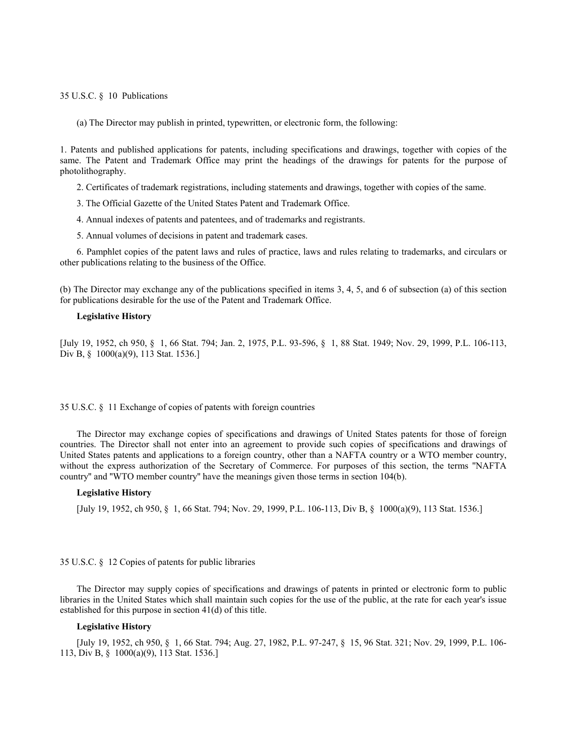## 35 U.S.C. § 10 Publications

(a) The Director may publish in printed, typewritten, or electronic form, the following:

1. Patents and published applications for patents, including specifications and drawings, together with copies of the same. The Patent and Trademark Office may print the headings of the drawings for patents for the purpose of photolithography.

2. Certificates of trademark registrations, including statements and drawings, together with copies of the same.

3. The Official Gazette of the United States Patent and Trademark Office.

4. Annual indexes of patents and patentees, and of trademarks and registrants.

5. Annual volumes of decisions in patent and trademark cases.

6. Pamphlet copies of the patent laws and rules of practice, laws and rules relating to trademarks, and circulars or other publications relating to the business of the Office.

(b) The Director may exchange any of the publications specified in items 3, 4, 5, and 6 of subsection (a) of this section for publications desirable for the use of the Patent and Trademark Office.

**Legislative History**

[July 19, 1952, ch 950, § 1, 66 Stat. 794; Jan. 2, 1975, P.L. 93-596, § 1, 88 Stat. 1949; Nov. 29, 1999, P.L. 106-113, Div B, § 1000(a)(9), 113 Stat. 1536.]

## 35 U.S.C. § 11 Exchange of copies of patents with foreign countries

The Director may exchange copies of specifications and drawings of United States patents for those of foreign countries. The Director shall not enter into an agreement to provide such copies of specifications and drawings of United States patents and applications to a foreign country, other than a NAFTA country or a WTO member country, without the express authorization of the Secretary of Commerce. For purposes of this section, the terms "NAFTA country" and "WTO member country" have the meanings given those terms in section 104(b).

**Legislative History**

[July 19, 1952, ch 950, § 1, 66 Stat. 794; Nov. 29, 1999, P.L. 106-113, Div B, § 1000(a)(9), 113 Stat. 1536.]

## 35 U.S.C. § 12 Copies of patents for public libraries

The Director may supply copies of specifications and drawings of patents in printed or electronic form to public libraries in the United States which shall maintain such copies for the use of the public, at the rate for each year's issue established for this purpose in section 41(d) of this title.

**Legislative History**

[July 19, 1952, ch 950, § 1, 66 Stat. 794; Aug. 27, 1982, P.L. 97-247, § 15, 96 Stat. 321; Nov. 29, 1999, P.L. 106-113, Div B, § 1000(a)(9), 113 Stat. 1536.]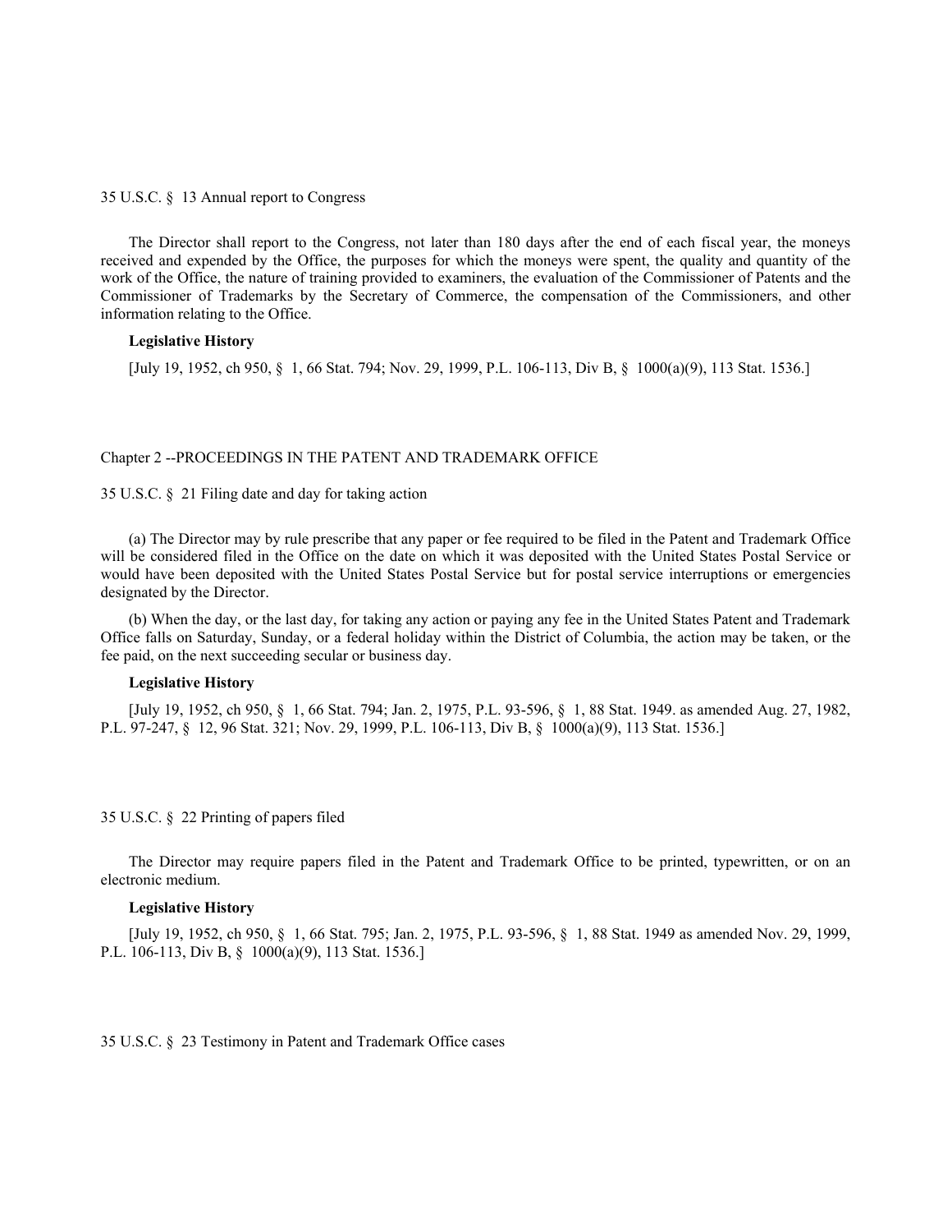### 35 U.S.C. § 13 Annual report to Congress

The Director shall report to the Congress, not later than 180 days after the end of each fiscal year, the moneys received and expended by the Office, the purposes for which the moneys were spent, the quality and quantity of the work of the Office, the nature of training provided to examiners, the evaluation of the Commissioner of Patents and the Commissioner of Trademarks by the Secretary of Commerce, the compensation of the Commissioners, and other information relating to the Office.

**Legislative History**

[July 19, 1952, ch 950, § 1, 66 Stat. 794; Nov. 29, 1999, P.L. 106-113, Div B, § 1000(a)(9), 113 Stat. 1536.]

## Chapter 2 --PROCEEDINGS IN THE PATENT AND TRADEMARK OFFICE

### 35 U.S.C. § 21 Filing date and day for taking action

(a) The Director may by rule prescribe that any paper or fee required to be filed in the Patent and Trademark Office will be considered filed in the Office on the date on which it was deposited with the United States Postal Service or would have been deposited with the United States Postal Service but for postal service interruptions or emergencies designated by the Director.

(b) When the day, or the last day, for taking any action or paying any fee in the United States Patent and Trademark Office falls on Saturday, Sunday, or a federal holiday within the District of Columbia, the action may be taken, or the fee paid, on the next succeeding secular or business day.

**Legislative History**

[July 19, 1952, ch 950, § 1, 66 Stat. 794; Jan. 2, 1975, P.L. 93-596, § 1, 88 Stat. 1949. as amended Aug. 27, 1982, P.L. 97-247, § 12, 96 Stat. 321; Nov. 29, 1999, P.L. 106-113, Div B, § 1000(a)(9), 113 Stat. 1536.]

### 35 U.S.C. § 22 Printing of papers filed

The Director may require papers filed in the Patent and Trademark Office to be printed, typewritten, or on an electronic medium.

**Legislative History**

[July 19, 1952, ch 950, § 1, 66 Stat. 795; Jan. 2, 1975, P.L. 93-596, § 1, 88 Stat. 1949 as amended Nov. 29, 1999, P.L. 106-113, Div B, § 1000(a)(9), 113 Stat. 1536.]

### 35 U.S.C. § 23 Testimony in Patent and Trademark Office cases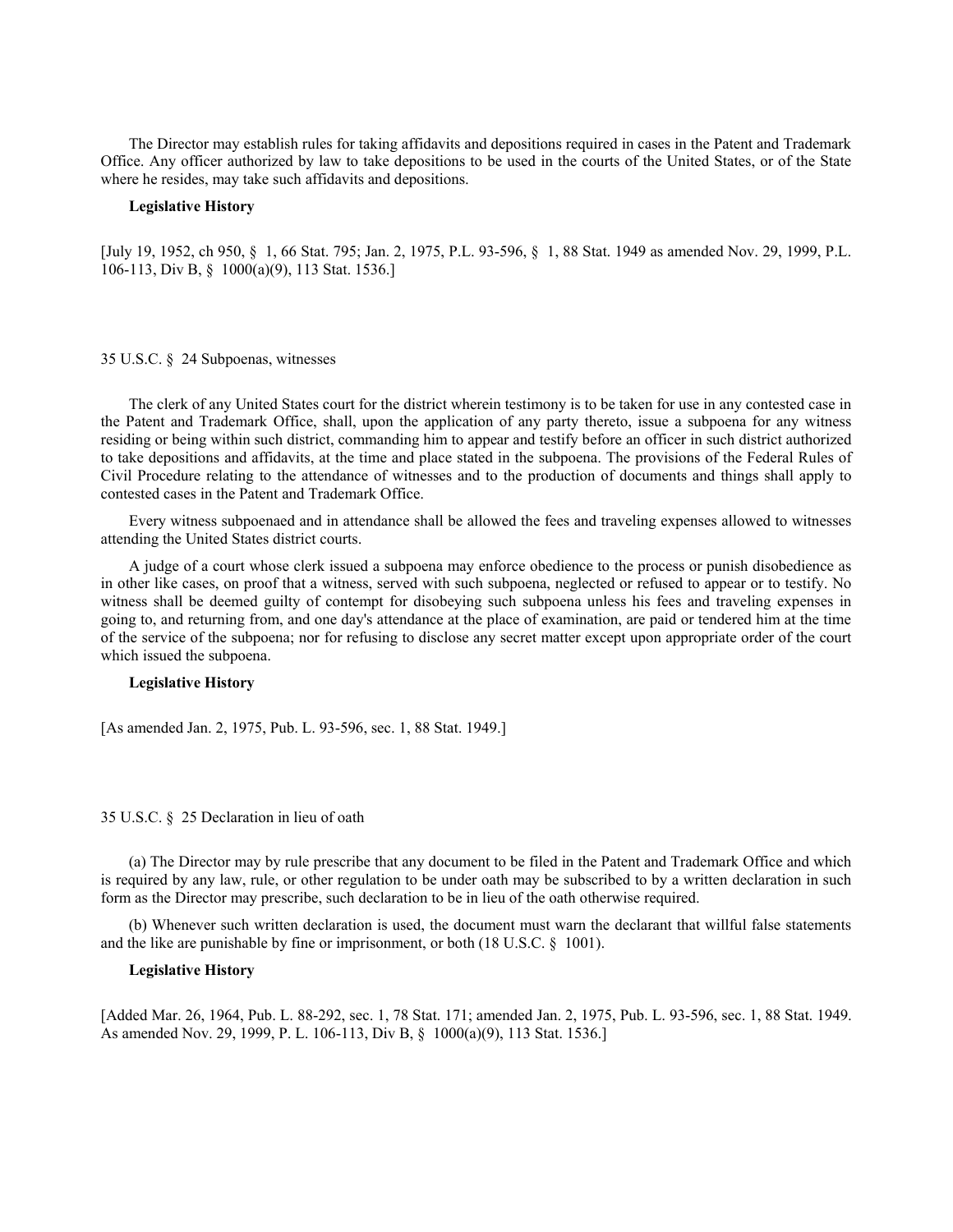The Director may establish rules for taking affidavits and depositions required in cases in the Patent and Trademark Office. Any officer authorized by law to take depositions to be used in the courts of the United States, or of the State where he resides, may take such affidavits and depositions.

**Legislative History**

[July 19, 1952, ch 950, § 1, 66 Stat. 795; Jan. 2, 1975, P.L. 93-596, § 1, 88 Stat. 1949 as amended Nov. 29, 1999, P.L. 106-113, Div B, § 1000(a)(9), 113 Stat. 1536.]

35 U.S.C. § 24 Subpoenas, witnesses

The clerk of any United States court for the district wherein testimony is to be taken for use in any contested case in the Patent and Trademark Office, shall, upon the application of any party thereto, issue a subpoena for any witness residing or being within such district, commanding him to appear and testify before an officer in such district authorized to take depositions and affidavits, at the time and place stated in the subpoena. The provisions of the Federal Rules of Civil Procedure relating to the attendance of witnesses and to the production of documents and things shall apply to contested cases in the Patent and Trademark Office.

Every witness subpoenaed and in attendance shall be allowed the fees and traveling expenses allowed to witnesses attending the United States district courts.

A judge of a court whose clerk issued a subpoena may enforce obedience to the process or punish disobedience as in other like cases, on proof that a witness, served with such subpoena, neglected or refused to appear or to testify. No witness shall be deemed guilty of contempt for disobeying such subpoena unless his fees and traveling expenses in going to, and returning from, and one day's attendance at the place of examination, are paid or tendered him at the time of the service of the subpoena; nor for refusing to disclose any secret matter except upon appropriate order of the court which issued the subpoena.

**Legislative History**

[As amended Jan. 2, 1975, Pub. L. 93-596, sec. 1, 88 Stat. 1949.]

35 U.S.C. § 25 Declaration in lieu of oath

(a) The Director may by rule prescribe that any document to be filed in the Patent and Trademark Office and which is required by any law, rule, or other regulation to be under oath may be subscribed to by a written declaration in such form as the Director may prescribe, such declaration to be in lieu of the oath otherwise required.

(b) Whenever such written declaration is used, the document must warn the declarant that willful false statements and the like are punishable by fine or imprisonment, or both (18 U.S.C. § 1001).

**Legislative History**

[Added Mar. 26, 1964, Pub. L. 88-292, sec. 1, 78 Stat. 171; amended Jan. 2, 1975, Pub. L. 93-596, sec. 1, 88 Stat. 1949. As amended Nov. 29, 1999, P. L. 106-113, Div B, § 1000(a)(9), 113 Stat. 1536.]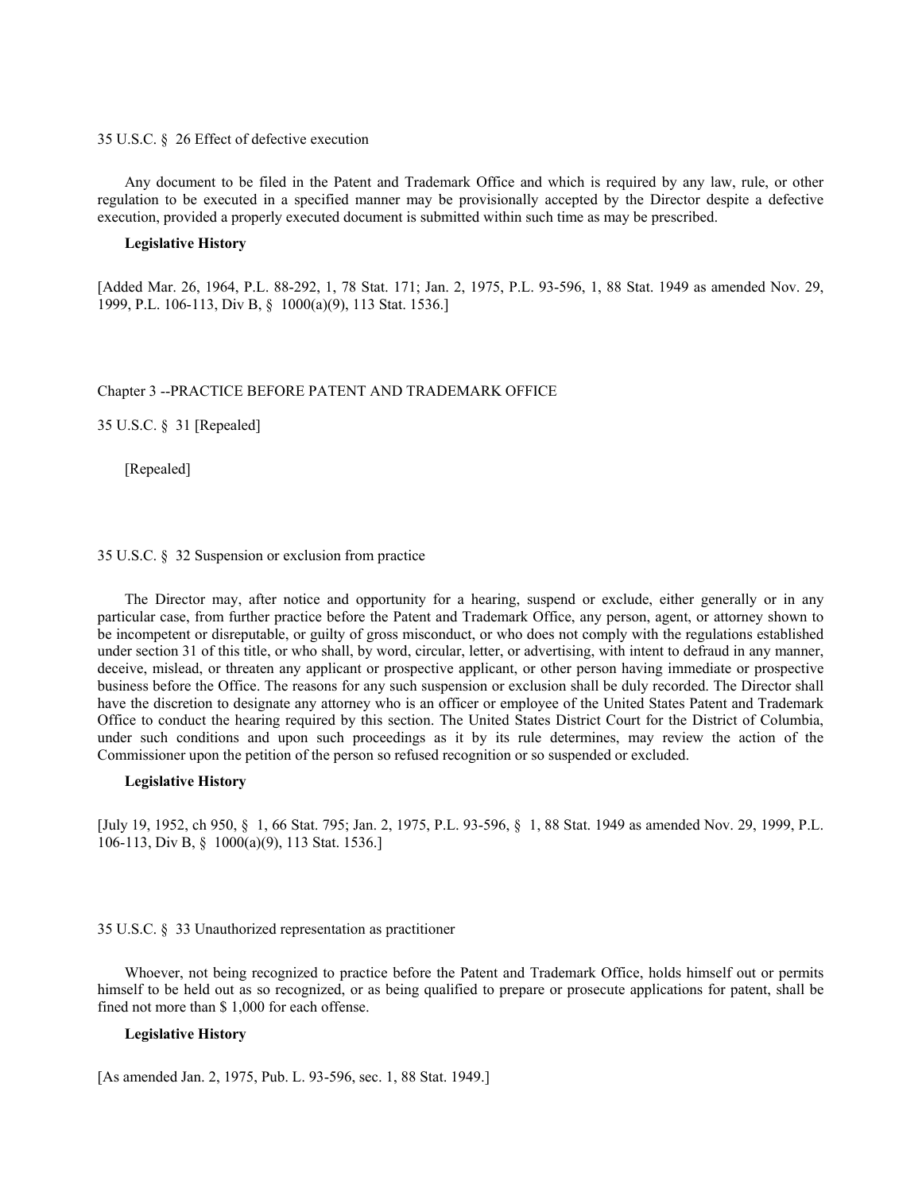35 U.S.C. § 26 Effect of defective execution

Any document to be filed in the Patent and Trademark Office and which is required by any law, rule, or other regulation to be executed in a specified manner may be provisionally accepted by the Director despite a defective execution, provided a properly executed document is submitted within such time as may be prescribed.

**Legislative History**

[Added Mar. 26, 1964, P.L. 88-292, 1, 78 Stat. 171; Jan. 2, 1975, P.L. 93-596, 1, 88 Stat. 1949 as amended Nov. 29, 1999, P.L. 106-113, Div B, § 1000(a)(9), 113 Stat. 1536.]

## Chapter 3 --PRACTICE BEFORE PATENT AND TRADEMARK OFFICE

35 U.S.C. § 31 [Repealed]

[Repealed]

35 U.S.C. § 32 Suspension or exclusion from practice

The Director may, after notice and opportunity for a hearing, suspend or exclude, either generally or in any particular case, from further practice before the Patent and Trademark Office, any person, agent, or attorney shown to be incompetent or disreputable, or guilty of gross misconduct, or who does not comply with the regulations established under section 31 of this title, or who shall, by word, circular, letter, or advertising, with intent to defraud in any manner, deceive, mislead, or threaten any applicant or prospective applicant, or other person having immediate or prospective business before the Office. The reasons for any such suspension or exclusion shall be duly recorded. The Director shall have the discretion to designate any attorney who is an officer or employee of the United States Patent and Trademark Office to conduct the hearing required by this section. The United States District Court for the District of Columbia, under such conditions and upon such proceedings as it by its rule determines, may review the action of the Commissioner upon the petition of the person so refused recognition or so suspended or excluded.

**Legislative History**

[July 19, 1952, ch 950, § 1, 66 Stat. 795; Jan. 2, 1975, P.L. 93-596, § 1, 88 Stat. 1949 as amended Nov. 29, 1999, P.L. 106-113, Div B, § 1000(a)(9), 113 Stat. 1536.]

35 U.S.C. § 33 Unauthorized representation as practitioner

Whoever, not being recognized to practice before the Patent and Trademark Office, holds himself out or permits himself to be held out as so recognized, or as being qualified to prepare or prosecute applications for patent, shall be fined not more than $ 1,000 for each offense.

**Legislative History**

[As amended Jan. 2, 1975, Pub. L. 93-596, sec. 1, 88 Stat. 1949.]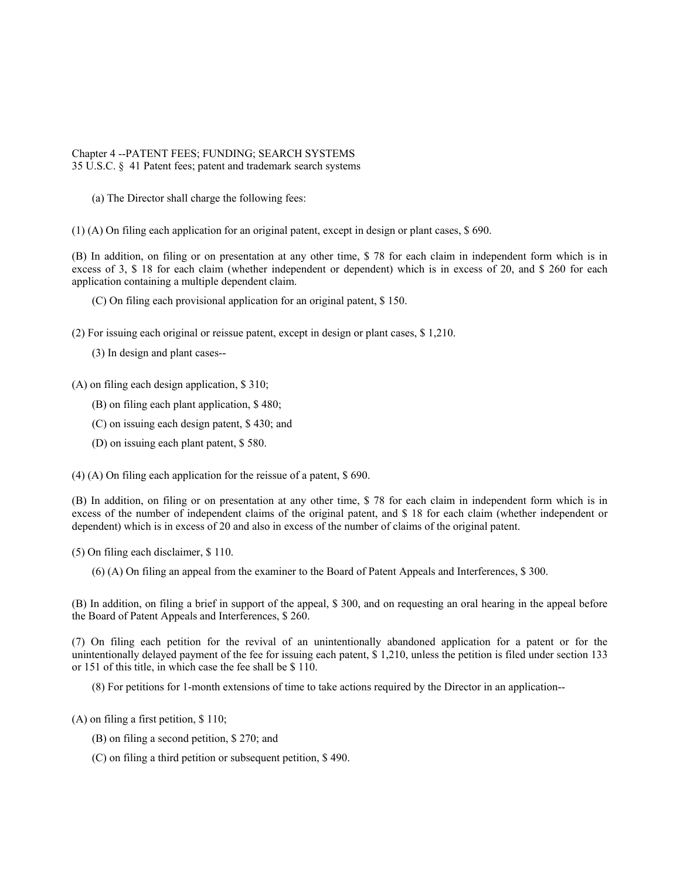Chapter 4 --PATENT FEES; FUNDING; SEARCH SYSTEMS
35 U.S.C. § 41 Patent fees; patent and trademark search systems

(a) The Director shall charge the following fees:

(1) (A) On filing each application for an original patent, except in design or plant cases, $ 690.

(B) In addition, on filing or on presentation at any other time, $ 78 for each claim in independent form which is in excess of 3, $ 18 for each claim (whether independent or dependent) which is in excess of 20, and $ 260 for each application containing a multiple dependent claim.

(C) On filing each provisional application for an original patent, $ 150.

(2) For issuing each original or reissue patent, except in design or plant cases, $ 1,210.

(3) In design and plant cases--

(A) on filing each design application, $ 310;

(B) on filing each plant application, $ 480;

(C) on issuing each design patent, $ 430; and

(D) on issuing each plant patent, $ 580.

(4) (A) On filing each application for the reissue of a patent, $ 690.

(B) In addition, on filing or on presentation at any other time, $ 78 for each claim in independent form which is in excess of the number of independent claims of the original patent, and $ 18 for each claim (whether independent or dependent) which is in excess of 20 and also in excess of the number of claims of the original patent.

(5) On filing each disclaimer, $ 110.

(6) (A) On filing an appeal from the examiner to the Board of Patent Appeals and Interferences, $ 300.

(B) In addition, on filing a brief in support of the appeal, $ 300, and on requesting an oral hearing in the appeal before the Board of Patent Appeals and Interferences, $ 260.

(7) On filing each petition for the revival of an unintentionally abandoned application for a patent or for the unintentionally delayed payment of the fee for issuing each patent, $ 1,210, unless the petition is filed under section 133 or 151 of this title, in which case the fee shall be $ 110.

(8) For petitions for 1-month extensions of time to take actions required by the Director in an application--

(A) on filing a first petition, $ 110;

(B) on filing a second petition, $ 270; and

(C) on filing a third petition or subsequent petition, $ 490.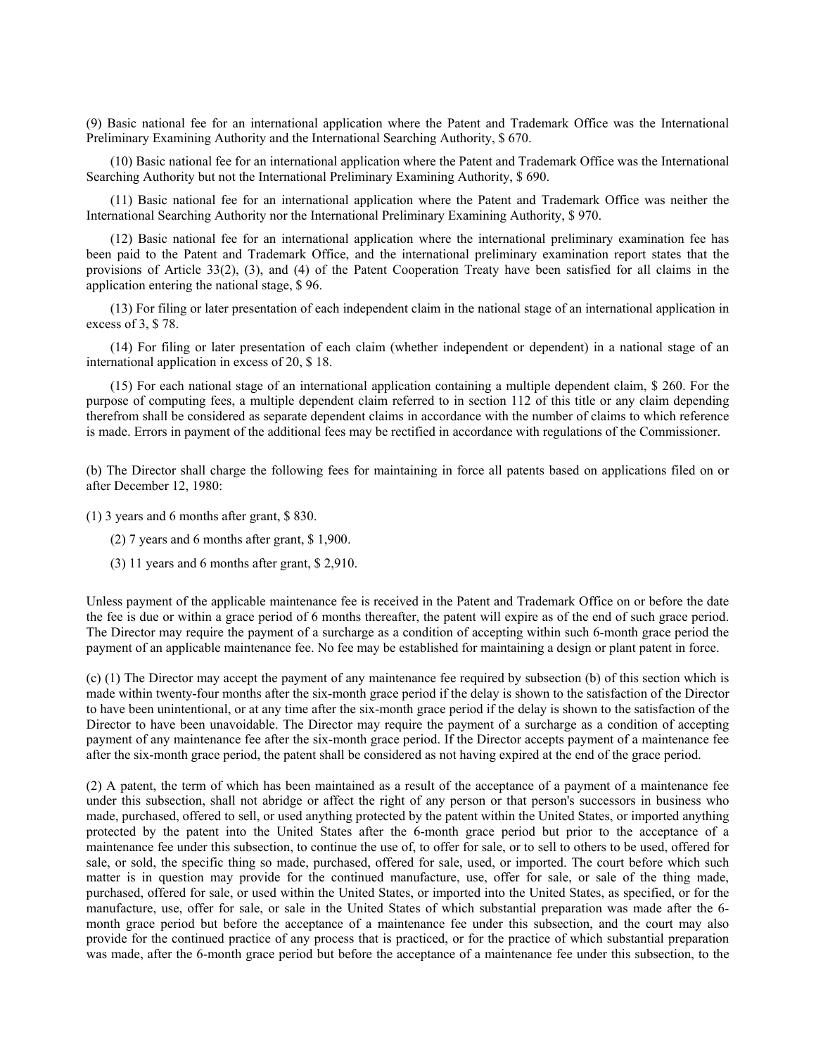(9) Basic national fee for an international application where the Patent and Trademark Office was the International Preliminary Examining Authority and the International Searching Authority, $ 670.

(10) Basic national fee for an international application where the Patent and Trademark Office was the International Searching Authority but not the International Preliminary Examining Authority, $ 690.

(11) Basic national fee for an international application where the Patent and Trademark Office was neither the International Searching Authority nor the International Preliminary Examining Authority, $ 970.

(12) Basic national fee for an international application where the international preliminary examination fee has been paid to the Patent and Trademark Office, and the international preliminary examination report states that the provisions of Article 33(2), (3), and (4) of the Patent Cooperation Treaty have been satisfied for all claims in the application entering the national stage, $ 96.

(13) For filing or later presentation of each independent claim in the national stage of an international application in excess of 3, $ 78.

(14) For filing or later presentation of each claim (whether independent or dependent) in a national stage of an international application in excess of 20, $ 18.

(15) For each national stage of an international application containing a multiple dependent claim, $ 260. For the purpose of computing fees, a multiple dependent claim referred to in section 112 of this title or any claim depending therefrom shall be considered as separate dependent claims in accordance with the number of claims to which reference is made. Errors in payment of the additional fees may be rectified in accordance with regulations of the Commissioner.

(b) The Director shall charge the following fees for maintaining in force all patents based on applications filed on or after December 12, 1980:

(1) 3 years and 6 months after grant, $ 830.

(2) 7 years and 6 months after grant, $ 1,900.

(3) 11 years and 6 months after grant, $ 2,910.

Unless payment of the applicable maintenance fee is received in the Patent and Trademark Office on or before the date the fee is due or within a grace period of 6 months thereafter, the patent will expire as of the end of such grace period. The Director may require the payment of a surcharge as a condition of accepting within such 6-month grace period the payment of an applicable maintenance fee. No fee may be established for maintaining a design or plant patent in force.

(c) (1) The Director may accept the payment of any maintenance fee required by subsection (b) of this section which is made within twenty-four months after the six-month grace period if the delay is shown to the satisfaction of the Director to have been unintentional, or at any time after the six-month grace period if the delay is shown to the satisfaction of the Director to have been unavoidable. The Director may require the payment of a surcharge as a condition of accepting payment of any maintenance fee after the six-month grace period. If the Director accepts payment of a maintenance fee after the six-month grace period, the patent shall be considered as not having expired at the end of the grace period.

(2) A patent, the term of which has been maintained as a result of the acceptance of a payment of a maintenance fee under this subsection, shall not abridge or affect the right of any person or that person's successors in business who made, purchased, offered to sell, or used anything protected by the patent within the United States, or imported anything protected by the patent into the United States after the 6-month grace period but prior to the acceptance of a maintenance fee under this subsection, to continue the use of, to offer for sale, or to sell to others to be used, offered for sale, or sold, the specific thing so made, purchased, offered for sale, used, or imported. The court before which such matter is in question may provide for the continued manufacture, use, offer for sale, or sale of the thing made, purchased, offered for sale, or used within the United States, or imported into the United States, as specified, or for the manufacture, use, offer for sale, or sale in the United States of which substantial preparation was made after the 6-month grace period but before the acceptance of a maintenance fee under this subsection, and the court may also provide for the continued practice of any process that is practiced, or for the practice of which substantial preparation was made, after the 6-month grace period but before the acceptance of a maintenance fee under this subsection, to the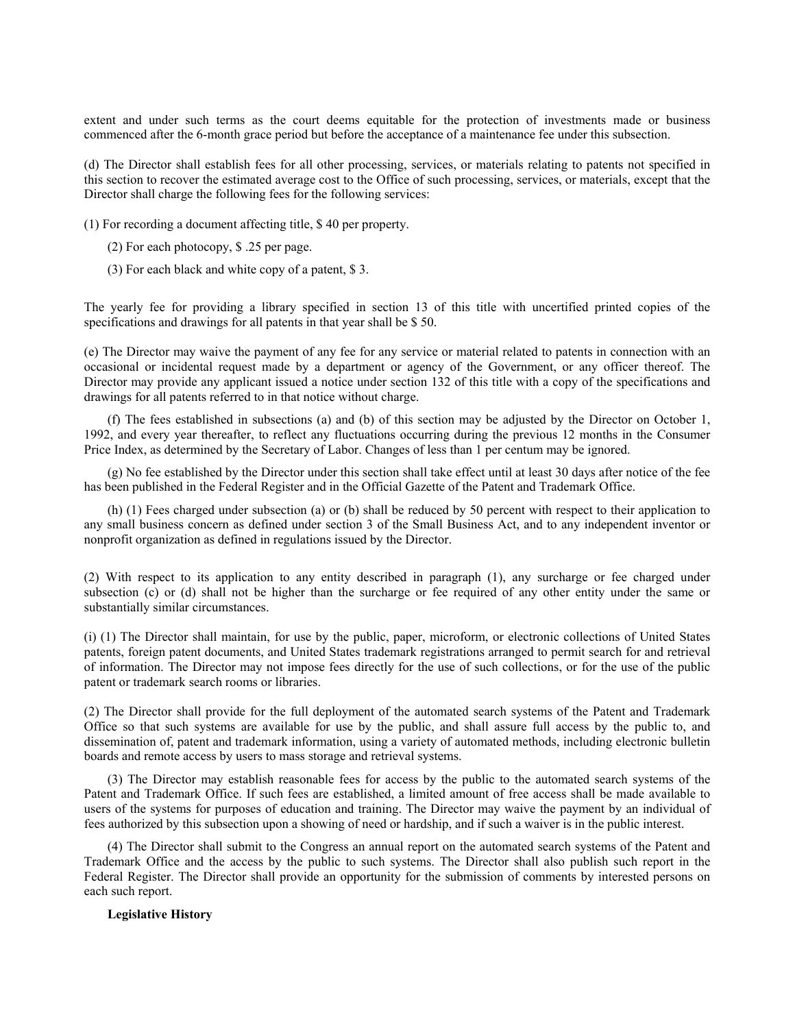extent and under such terms as the court deems equitable for the protection of investments made or business commenced after the 6-month grace period but before the acceptance of a maintenance fee under this subsection.

(d) The Director shall establish fees for all other processing, services, or materials relating to patents not specified in this section to recover the estimated average cost to the Office of such processing, services, or materials, except that the Director shall charge the following fees for the following services:

(1) For recording a document affecting title, $ 40 per property.

(2) For each photocopy, $ .25 per page.

(3) For each black and white copy of a patent, $ 3.

The yearly fee for providing a library specified in section 13 of this title with uncertified printed copies of the specifications and drawings for all patents in that year shall be $ 50.

(e) The Director may waive the payment of any fee for any service or material related to patents in connection with an occasional or incidental request made by a department or agency of the Government, or any officer thereof. The Director may provide any applicant issued a notice under section 132 of this title with a copy of the specifications and drawings for all patents referred to in that notice without charge.

(f) The fees established in subsections (a) and (b) of this section may be adjusted by the Director on October 1, 1992, and every year thereafter, to reflect any fluctuations occurring during the previous 12 months in the Consumer Price Index, as determined by the Secretary of Labor. Changes of less than 1 per centum may be ignored.

(g) No fee established by the Director under this section shall take effect until at least 30 days after notice of the fee has been published in the Federal Register and in the Official Gazette of the Patent and Trademark Office.

(h) (1) Fees charged under subsection (a) or (b) shall be reduced by 50 percent with respect to their application to any small business concern as defined under section 3 of the Small Business Act, and to any independent inventor or nonprofit organization as defined in regulations issued by the Director.

(2) With respect to its application to any entity described in paragraph (1), any surcharge or fee charged under subsection (c) or (d) shall not be higher than the surcharge or fee required of any other entity under the same or substantially similar circumstances.

(i) (1) The Director shall maintain, for use by the public, paper, microform, or electronic collections of United States patents, foreign patent documents, and United States trademark registrations arranged to permit search for and retrieval of information. The Director may not impose fees directly for the use of such collections, or for the use of the public patent or trademark search rooms or libraries.

(2) The Director shall provide for the full deployment of the automated search systems of the Patent and Trademark Office so that such systems are available for use by the public, and shall assure full access by the public to, and dissemination of, patent and trademark information, using a variety of automated methods, including electronic bulletin boards and remote access by users to mass storage and retrieval systems.

(3) The Director may establish reasonable fees for access by the public to the automated search systems of the Patent and Trademark Office. If such fees are established, a limited amount of free access shall be made available to users of the systems for purposes of education and training. The Director may waive the payment by an individual of fees authorized by this subsection upon a showing of need or hardship, and if such a waiver is in the public interest.

(4) The Director shall submit to the Congress an annual report on the automated search systems of the Patent and Trademark Office and the access by the public to such systems. The Director shall also publish such report in the Federal Register. The Director shall provide an opportunity for the submission of comments by interested persons on each such report.

**Legislative History**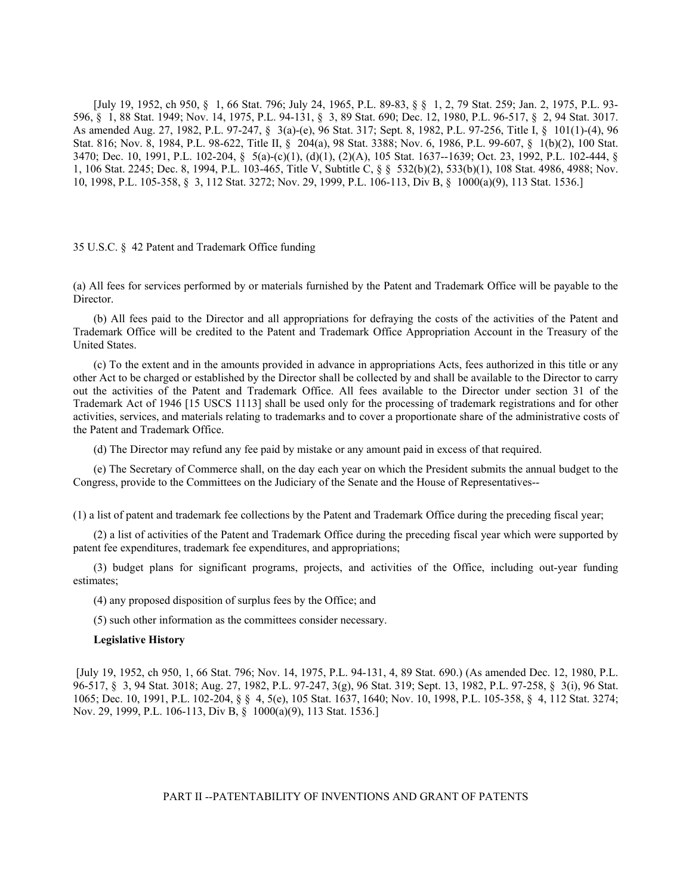[July 19, 1952, ch 950, § 1, 66 Stat. 796; July 24, 1965, P.L. 89-83, § § 1, 2, 79 Stat. 259; Jan. 2, 1975, P.L. 93-596, § 1, 88 Stat. 1949; Nov. 14, 1975, P.L. 94-131, § 3, 89 Stat. 690; Dec. 12, 1980, P.L. 96-517, § 2, 94 Stat. 3017. As amended Aug. 27, 1982, P.L. 97-247, § 3(a)-(e), 96 Stat. 317; Sept. 8, 1982, P.L. 97-256, Title I, § 101(1)-(4), 96 Stat. 816; Nov. 8, 1984, P.L. 98-622, Title II, § 204(a), 98 Stat. 3388; Nov. 6, 1986, P.L. 99-607, § 1(b)(2), 100 Stat. 3470; Dec. 10, 1991, P.L. 102-204, § 5(a)-(c)(1), (d)(1), (2)(A), 105 Stat. 1637--1639; Oct. 23, 1992, P.L. 102-444, § 1, 106 Stat. 2245; Dec. 8, 1994, P.L. 103-465, Title V, Subtitle C, § § 532(b)(2), 533(b)(1), 108 Stat. 4986, 4988; Nov. 10, 1998, P.L. 105-358, § 3, 112 Stat. 3272; Nov. 29, 1999, P.L. 106-113, Div B, § 1000(a)(9), 113 Stat. 1536.]

35 U.S.C. § 42 Patent and Trademark Office funding

(a) All fees for services performed by or materials furnished by the Patent and Trademark Office will be payable to the Director.

(b) All fees paid to the Director and all appropriations for defraying the costs of the activities of the Patent and Trademark Office will be credited to the Patent and Trademark Office Appropriation Account in the Treasury of the United States.

(c) To the extent and in the amounts provided in advance in appropriations Acts, fees authorized in this title or any other Act to be charged or established by the Director shall be collected by and shall be available to the Director to carry out the activities of the Patent and Trademark Office. All fees available to the Director under section 31 of the Trademark Act of 1946 [15 USCS 1113] shall be used only for the processing of trademark registrations and for other activities, services, and materials relating to trademarks and to cover a proportionate share of the administrative costs of the Patent and Trademark Office.

(d) The Director may refund any fee paid by mistake or any amount paid in excess of that required.

(e) The Secretary of Commerce shall, on the day each year on which the President submits the annual budget to the Congress, provide to the Committees on the Judiciary of the Senate and the House of Representatives--

(1) a list of patent and trademark fee collections by the Patent and Trademark Office during the preceding fiscal year;

(2) a list of activities of the Patent and Trademark Office during the preceding fiscal year which were supported by patent fee expenditures, trademark fee expenditures, and appropriations;

(3) budget plans for significant programs, projects, and activities of the Office, including out-year funding estimates;

(4) any proposed disposition of surplus fees by the Office; and

(5) such other information as the committees consider necessary.

**Legislative History**

[July 19, 1952, ch 950, 1, 66 Stat. 796; Nov. 14, 1975, P.L. 94-131, 4, 89 Stat. 690.) (As amended Dec. 12, 1980, P.L. 96-517, § 3, 94 Stat. 3018; Aug. 27, 1982, P.L. 97-247, 3(g), 96 Stat. 319; Sept. 13, 1982, P.L. 97-258, § 3(i), 96 Stat. 1065; Dec. 10, 1991, P.L. 102-204, § § 4, 5(e), 105 Stat. 1637, 1640; Nov. 10, 1998, P.L. 105-358, § 4, 112 Stat. 3274; Nov. 29, 1999, P.L. 106-113, Div B, § 1000(a)(9), 113 Stat. 1536.]

PART II --PATENTABILITY OF INVENTIONS AND GRANT OF PATENTS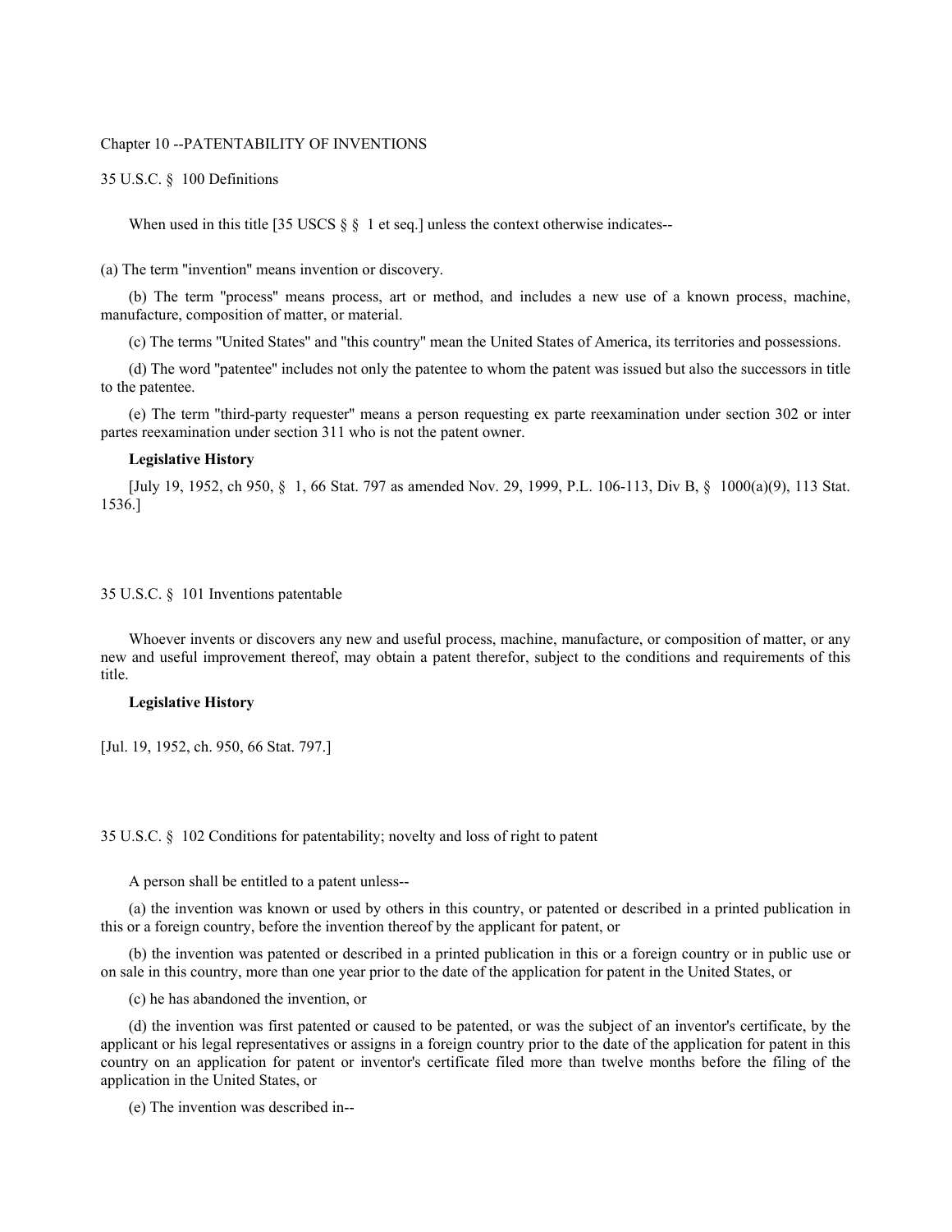## Chapter 10 --PATENTABILITY OF INVENTIONS

### 35 U.S.C. § 100 Definitions

When used in this title [35 USCS § § 1 et seq.] unless the context otherwise indicates--

(a) The term "invention" means invention or discovery.

(b) The term "process" means process, art or method, and includes a new use of a known process, machine, manufacture, composition of matter, or material.

(c) The terms "United States" and "this country" mean the United States of America, its territories and possessions.

(d) The word "patentee" includes not only the patentee to whom the patent was issued but also the successors in title to the patentee.

(e) The term "third-party requester" means a person requesting ex parte reexamination under section 302 or inter partes reexamination under section 311 who is not the patent owner.

**Legislative History**

[July 19, 1952, ch 950, § 1, 66 Stat. 797 as amended Nov. 29, 1999, P.L. 106-113, Div B, § 1000(a)(9), 113 Stat. 1536.]

### 35 U.S.C. § 101 Inventions patentable

Whoever invents or discovers any new and useful process, machine, manufacture, or composition of matter, or any new and useful improvement thereof, may obtain a patent therefor, subject to the conditions and requirements of this title.

**Legislative History**

[Jul. 19, 1952, ch. 950, 66 Stat. 797.]

### 35 U.S.C. § 102 Conditions for patentability; novelty and loss of right to patent

A person shall be entitled to a patent unless--

(a) the invention was known or used by others in this country, or patented or described in a printed publication in this or a foreign country, before the invention thereof by the applicant for patent, or

(b) the invention was patented or described in a printed publication in this or a foreign country or in public use or on sale in this country, more than one year prior to the date of the application for patent in the United States, or

(c) he has abandoned the invention, or

(d) the invention was first patented or caused to be patented, or was the subject of an inventor's certificate, by the applicant or his legal representatives or assigns in a foreign country prior to the date of the application for patent in this country on an application for patent or inventor's certificate filed more than twelve months before the filing of the application in the United States, or

(e) The invention was described in--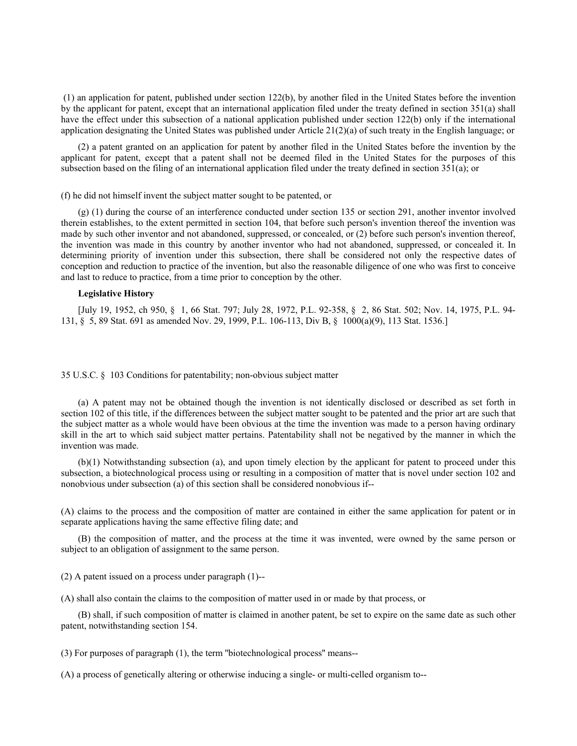(1) an application for patent, published under section 122(b), by another filed in the United States before the invention by the applicant for patent, except that an international application filed under the treaty defined in section 351(a) shall have the effect under this subsection of a national application published under section 122(b) only if the international application designating the United States was published under Article 21(2)(a) of such treaty in the English language; or

(2) a patent granted on an application for patent by another filed in the United States before the invention by the applicant for patent, except that a patent shall not be deemed filed in the United States for the purposes of this subsection based on the filing of an international application filed under the treaty defined in section 351(a); or

(f) he did not himself invent the subject matter sought to be patented, or

(g) (1) during the course of an interference conducted under section 135 or section 291, another inventor involved therein establishes, to the extent permitted in section 104, that before such person's invention thereof the invention was made by such other inventor and not abandoned, suppressed, or concealed, or (2) before such person's invention thereof, the invention was made in this country by another inventor who had not abandoned, suppressed, or concealed it. In determining priority of invention under this subsection, there shall be considered not only the respective dates of conception and reduction to practice of the invention, but also the reasonable diligence of one who was first to conceive and last to reduce to practice, from a time prior to conception by the other.

**Legislative History**

[July 19, 1952, ch 950, § 1, 66 Stat. 797; July 28, 1972, P.L. 92-358, § 2, 86 Stat. 502; Nov. 14, 1975, P.L. 94-131, § 5, 89 Stat. 691 as amended Nov. 29, 1999, P.L. 106-113, Div B, § 1000(a)(9), 113 Stat. 1536.]

35 U.S.C. § 103 Conditions for patentability; non-obvious subject matter

(a) A patent may not be obtained though the invention is not identically disclosed or described as set forth in section 102 of this title, if the differences between the subject matter sought to be patented and the prior art are such that the subject matter as a whole would have been obvious at the time the invention was made to a person having ordinary skill in the art to which said subject matter pertains. Patentability shall not be negatived by the manner in which the invention was made.

(b)(1) Notwithstanding subsection (a), and upon timely election by the applicant for patent to proceed under this subsection, a biotechnological process using or resulting in a composition of matter that is novel under section 102 and nonobvious under subsection (a) of this section shall be considered nonobvious if--

(A) claims to the process and the composition of matter are contained in either the same application for patent or in separate applications having the same effective filing date; and

(B) the composition of matter, and the process at the time it was invented, were owned by the same person or subject to an obligation of assignment to the same person.

(2) A patent issued on a process under paragraph (1)--

(A) shall also contain the claims to the composition of matter used in or made by that process, or

(B) shall, if such composition of matter is claimed in another patent, be set to expire on the same date as such other patent, notwithstanding section 154.

(3) For purposes of paragraph (1), the term "biotechnological process" means--

(A) a process of genetically altering or otherwise inducing a single- or multi-celled organism to--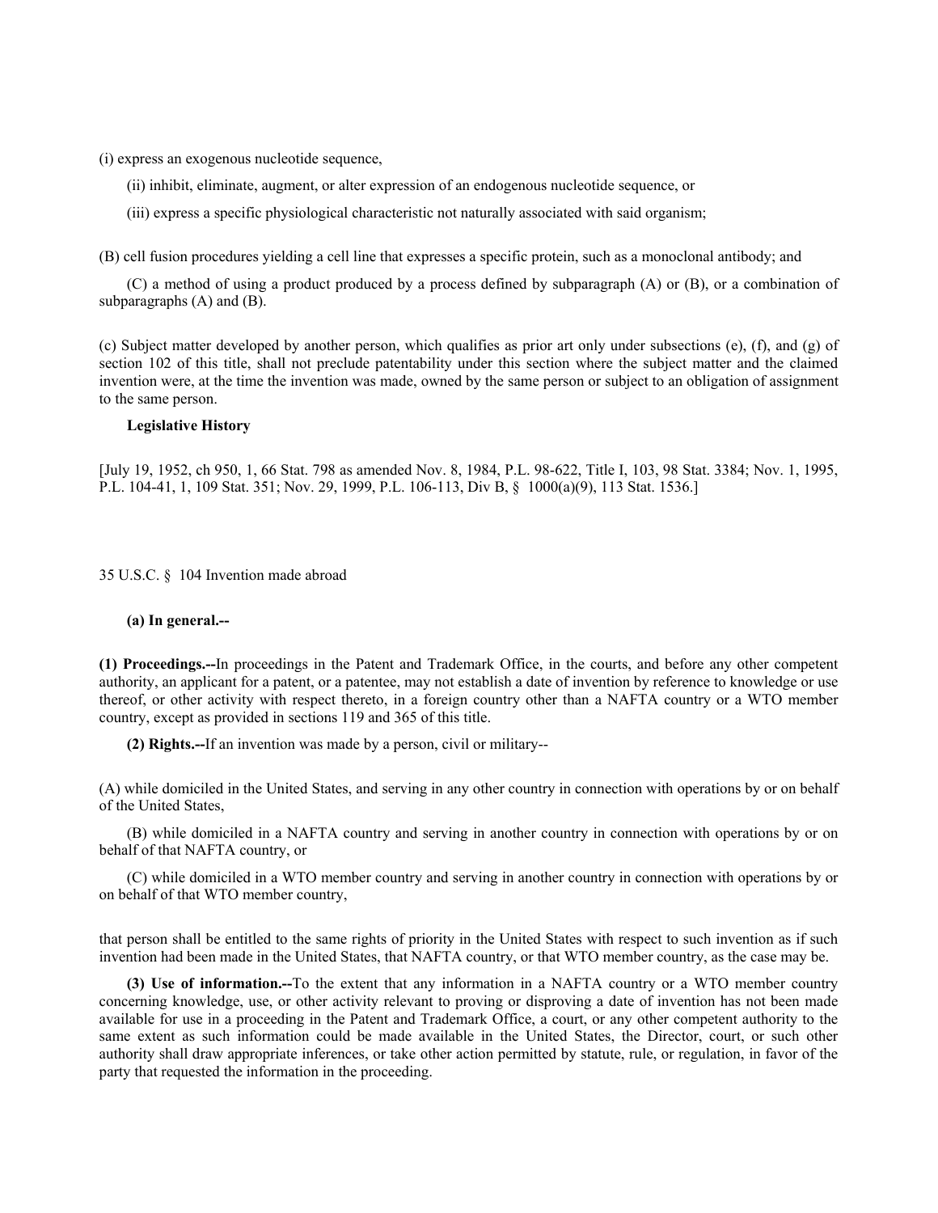(i) express an exogenous nucleotide sequence,

(ii) inhibit, eliminate, augment, or alter expression of an endogenous nucleotide sequence, or

(iii) express a specific physiological characteristic not naturally associated with said organism;

(B) cell fusion procedures yielding a cell line that expresses a specific protein, such as a monoclonal antibody; and

(C) a method of using a product produced by a process defined by subparagraph (A) or (B), or a combination of subparagraphs (A) and (B).

(c) Subject matter developed by another person, which qualifies as prior art only under subsections (e), (f), and (g) of section 102 of this title, shall not preclude patentability under this section where the subject matter and the claimed invention were, at the time the invention was made, owned by the same person or subject to an obligation of assignment to the same person.

**Legislative History**

[July 19, 1952, ch 950, 1, 66 Stat. 798 as amended Nov. 8, 1984, P.L. 98-622, Title I, 103, 98 Stat. 3384; Nov. 1, 1995, P.L. 104-41, 1, 109 Stat. 351; Nov. 29, 1999, P.L. 106-113, Div B, § 1000(a)(9), 113 Stat. 1536.]

35 U.S.C. § 104 Invention made abroad

**(a) In general.--**

**(1) Proceedings.--**In proceedings in the Patent and Trademark Office, in the courts, and before any other competent authority, an applicant for a patent, or a patentee, may not establish a date of invention by reference to knowledge or use thereof, or other activity with respect thereto, in a foreign country other than a NAFTA country or a WTO member country, except as provided in sections 119 and 365 of this title.

**(2) Rights.--**If an invention was made by a person, civil or military--

(A) while domiciled in the United States, and serving in any other country in connection with operations by or on behalf of the United States,

(B) while domiciled in a NAFTA country and serving in another country in connection with operations by or on behalf of that NAFTA country, or

(C) while domiciled in a WTO member country and serving in another country in connection with operations by or on behalf of that WTO member country,

that person shall be entitled to the same rights of priority in the United States with respect to such invention as if such invention had been made in the United States, that NAFTA country, or that WTO member country, as the case may be.

**(3) Use of information.--**To the extent that any information in a NAFTA country or a WTO member country concerning knowledge, use, or other activity relevant to proving or disproving a date of invention has not been made available for use in a proceeding in the Patent and Trademark Office, a court, or any other competent authority to the same extent as such information could be made available in the United States, the Director, court, or such other authority shall draw appropriate inferences, or take other action permitted by statute, rule, or regulation, in favor of the party that requested the information in the proceeding.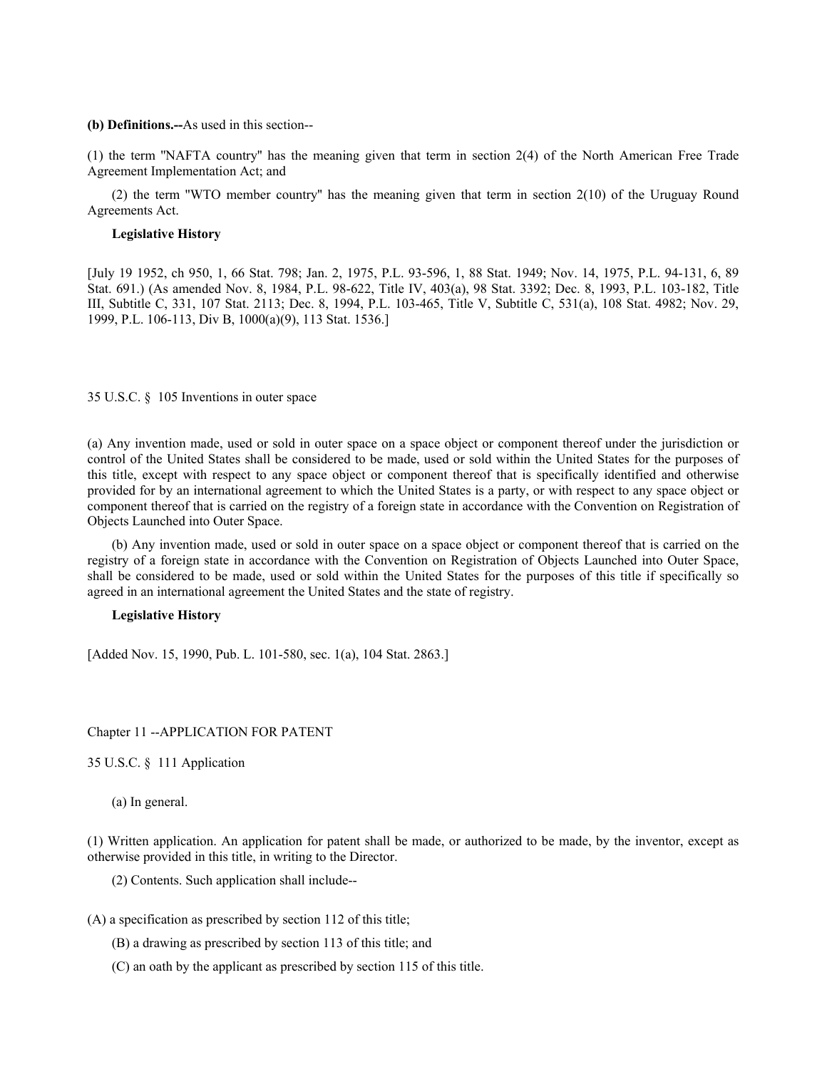**(b) Definitions.--**As used in this section--

(1) the term "NAFTA country" has the meaning given that term in section 2(4) of the North American Free Trade Agreement Implementation Act; and

(2) the term "WTO member country" has the meaning given that term in section 2(10) of the Uruguay Round Agreements Act.

**Legislative History**

[July 19 1952, ch 950, 1, 66 Stat. 798; Jan. 2, 1975, P.L. 93-596, 1, 88 Stat. 1949; Nov. 14, 1975, P.L. 94-131, 6, 89 Stat. 691.) (As amended Nov. 8, 1984, P.L. 98-622, Title IV, 403(a), 98 Stat. 3392; Dec. 8, 1993, P.L. 103-182, Title III, Subtitle C, 331, 107 Stat. 2113; Dec. 8, 1994, P.L. 103-465, Title V, Subtitle C, 531(a), 108 Stat. 4982; Nov. 29, 1999, P.L. 106-113, Div B, 1000(a)(9), 113 Stat. 1536.]

35 U.S.C. § 105 Inventions in outer space

(a) Any invention made, used or sold in outer space on a space object or component thereof under the jurisdiction or control of the United States shall be considered to be made, used or sold within the United States for the purposes of this title, except with respect to any space object or component thereof that is specifically identified and otherwise provided for by an international agreement to which the United States is a party, or with respect to any space object or component thereof that is carried on the registry of a foreign state in accordance with the Convention on Registration of Objects Launched into Outer Space.

(b) Any invention made, used or sold in outer space on a space object or component thereof that is carried on the registry of a foreign state in accordance with the Convention on Registration of Objects Launched into Outer Space, shall be considered to be made, used or sold within the United States for the purposes of this title if specifically so agreed in an international agreement the United States and the state of registry.

**Legislative History**

[Added Nov. 15, 1990, Pub. L. 101-580, sec. 1(a), 104 Stat. 2863.]

Chapter 11 --APPLICATION FOR PATENT

35 U.S.C. § 111 Application

(a) In general.

(1) Written application. An application for patent shall be made, or authorized to be made, by the inventor, except as otherwise provided in this title, in writing to the Director.

(2) Contents. Such application shall include--

(A) a specification as prescribed by section 112 of this title;

(B) a drawing as prescribed by section 113 of this title; and

(C) an oath by the applicant as prescribed by section 115 of this title.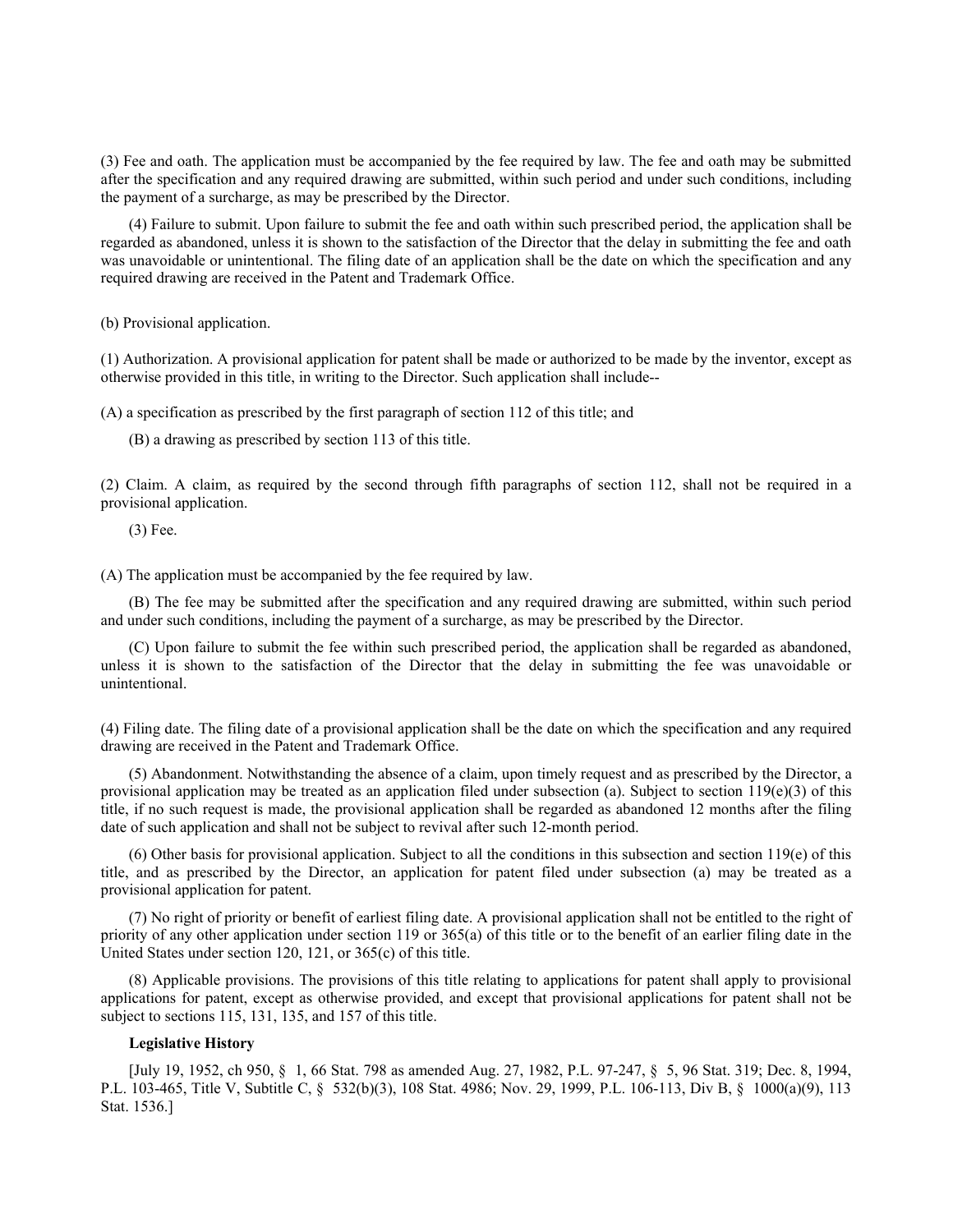(3) Fee and oath. The application must be accompanied by the fee required by law. The fee and oath may be submitted after the specification and any required drawing are submitted, within such period and under such conditions, including the payment of a surcharge, as may be prescribed by the Director.

(4) Failure to submit. Upon failure to submit the fee and oath within such prescribed period, the application shall be regarded as abandoned, unless it is shown to the satisfaction of the Director that the delay in submitting the fee and oath was unavoidable or unintentional. The filing date of an application shall be the date on which the specification and any required drawing are received in the Patent and Trademark Office.

(b) Provisional application.

(1) Authorization. A provisional application for patent shall be made or authorized to be made by the inventor, except as otherwise provided in this title, in writing to the Director. Such application shall include--

(A) a specification as prescribed by the first paragraph of section 112 of this title; and

(B) a drawing as prescribed by section 113 of this title.

(2) Claim. A claim, as required by the second through fifth paragraphs of section 112, shall not be required in a provisional application.

(3) Fee.

(A) The application must be accompanied by the fee required by law.

(B) The fee may be submitted after the specification and any required drawing are submitted, within such period and under such conditions, including the payment of a surcharge, as may be prescribed by the Director.

(C) Upon failure to submit the fee within such prescribed period, the application shall be regarded as abandoned, unless it is shown to the satisfaction of the Director that the delay in submitting the fee was unavoidable or unintentional.

(4) Filing date. The filing date of a provisional application shall be the date on which the specification and any required drawing are received in the Patent and Trademark Office.

(5) Abandonment. Notwithstanding the absence of a claim, upon timely request and as prescribed by the Director, a provisional application may be treated as an application filed under subsection (a). Subject to section 119(e)(3) of this title, if no such request is made, the provisional application shall be regarded as abandoned 12 months after the filing date of such application and shall not be subject to revival after such 12-month period.

(6) Other basis for provisional application. Subject to all the conditions in this subsection and section 119(e) of this title, and as prescribed by the Director, an application for patent filed under subsection (a) may be treated as a provisional application for patent.

(7) No right of priority or benefit of earliest filing date. A provisional application shall not be entitled to the right of priority of any other application under section 119 or 365(a) of this title or to the benefit of an earlier filing date in the United States under section 120, 121, or 365(c) of this title.

(8) Applicable provisions. The provisions of this title relating to applications for patent shall apply to provisional applications for patent, except as otherwise provided, and except that provisional applications for patent shall not be subject to sections 115, 131, 135, and 157 of this title.

**Legislative History**

[July 19, 1952, ch 950, § 1, 66 Stat. 798 as amended Aug. 27, 1982, P.L. 97-247, § 5, 96 Stat. 319; Dec. 8, 1994, P.L. 103-465, Title V, Subtitle C, § 532(b)(3), 108 Stat. 4986; Nov. 29, 1999, P.L. 106-113, Div B, § 1000(a)(9), 113 Stat. 1536.]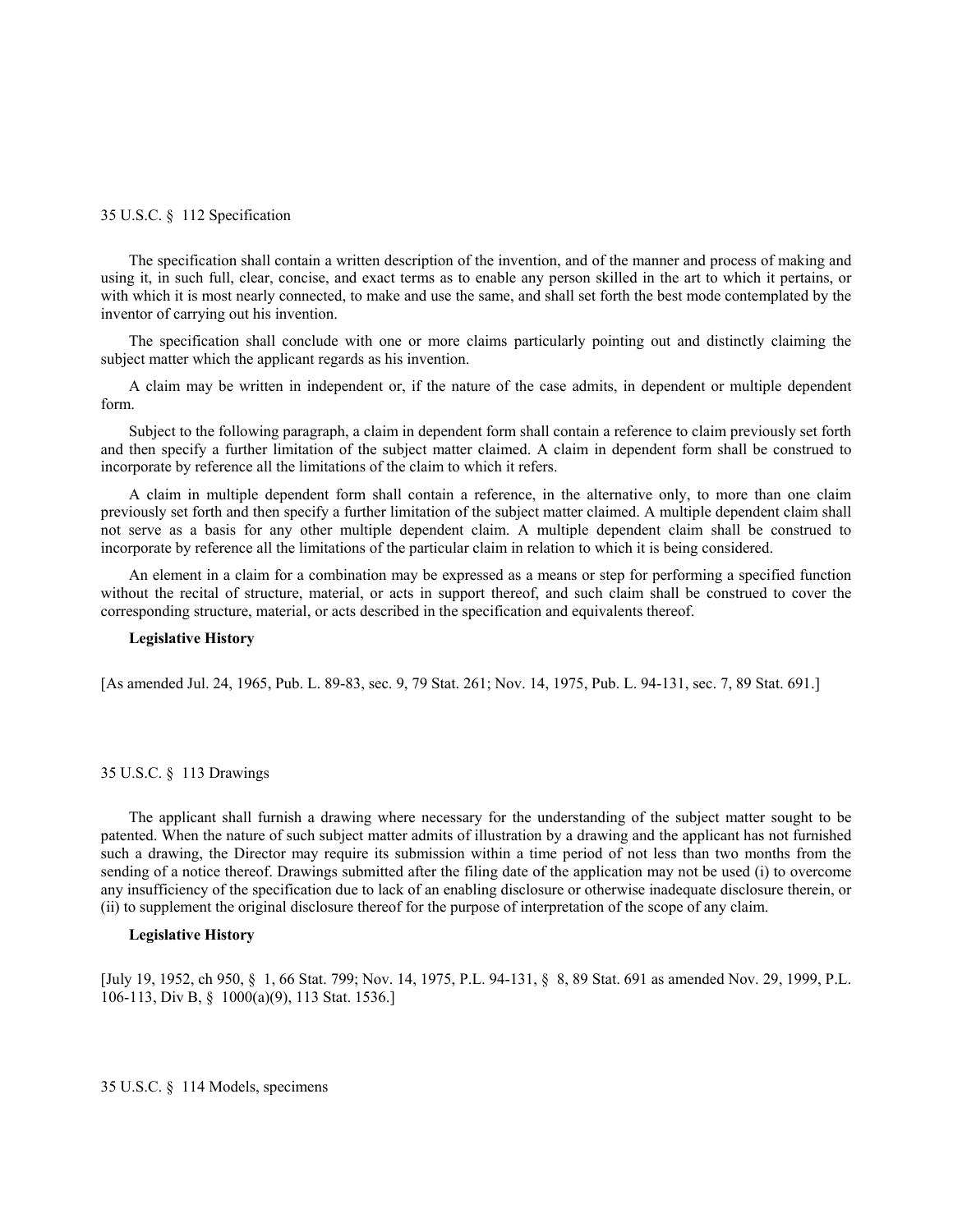## 35 U.S.C. § 112 Specification

The specification shall contain a written description of the invention, and of the manner and process of making and using it, in such full, clear, concise, and exact terms as to enable any person skilled in the art to which it pertains, or with which it is most nearly connected, to make and use the same, and shall set forth the best mode contemplated by the inventor of carrying out his invention.

The specification shall conclude with one or more claims particularly pointing out and distinctly claiming the subject matter which the applicant regards as his invention.

A claim may be written in independent or, if the nature of the case admits, in dependent or multiple dependent form.

Subject to the following paragraph, a claim in dependent form shall contain a reference to claim previously set forth and then specify a further limitation of the subject matter claimed. A claim in dependent form shall be construed to incorporate by reference all the limitations of the claim to which it refers.

A claim in multiple dependent form shall contain a reference, in the alternative only, to more than one claim previously set forth and then specify a further limitation of the subject matter claimed. A multiple dependent claim shall not serve as a basis for any other multiple dependent claim. A multiple dependent claim shall be construed to incorporate by reference all the limitations of the particular claim in relation to which it is being considered.

An element in a claim for a combination may be expressed as a means or step for performing a specified function without the recital of structure, material, or acts in support thereof, and such claim shall be construed to cover the corresponding structure, material, or acts described in the specification and equivalents thereof.

**Legislative History**

[As amended Jul. 24, 1965, Pub. L. 89-83, sec. 9, 79 Stat. 261; Nov. 14, 1975, Pub. L. 94-131, sec. 7, 89 Stat. 691.]

## 35 U.S.C. § 113 Drawings

The applicant shall furnish a drawing where necessary for the understanding of the subject matter sought to be patented. When the nature of such subject matter admits of illustration by a drawing and the applicant has not furnished such a drawing, the Director may require its submission within a time period of not less than two months from the sending of a notice thereof. Drawings submitted after the filing date of the application may not be used (i) to overcome any insufficiency of the specification due to lack of an enabling disclosure or otherwise inadequate disclosure therein, or (ii) to supplement the original disclosure thereof for the purpose of interpretation of the scope of any claim.

**Legislative History**

[July 19, 1952, ch 950, § 1, 66 Stat. 799; Nov. 14, 1975, P.L. 94-131, § 8, 89 Stat. 691 as amended Nov. 29, 1999, P.L. 106-113, Div B, § 1000(a)(9), 113 Stat. 1536.]

## 35 U.S.C. § 114 Models, specimens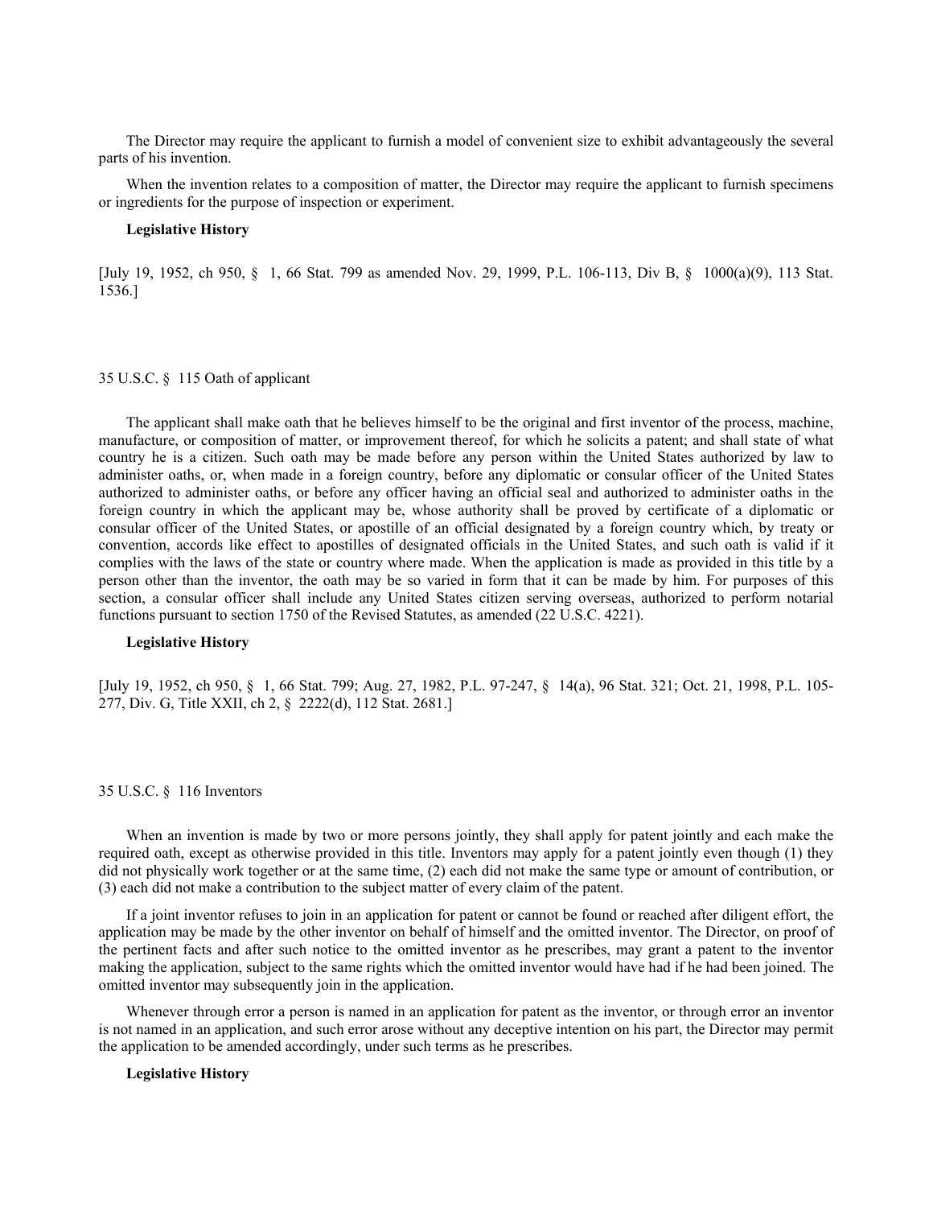The Director may require the applicant to furnish a model of convenient size to exhibit advantageously the several parts of his invention.

When the invention relates to a composition of matter, the Director may require the applicant to furnish specimens or ingredients for the purpose of inspection or experiment.

**Legislative History**

[July 19, 1952, ch 950, § 1, 66 Stat. 799 as amended Nov. 29, 1999, P.L. 106-113, Div B, § 1000(a)(9), 113 Stat. 1536.]

## 35 U.S.C. § 115 Oath of applicant

The applicant shall make oath that he believes himself to be the original and first inventor of the process, machine, manufacture, or composition of matter, or improvement thereof, for which he solicits a patent; and shall state of what country he is a citizen. Such oath may be made before any person within the United States authorized by law to administer oaths, or, when made in a foreign country, before any diplomatic or consular officer of the United States authorized to administer oaths, or before any officer having an official seal and authorized to administer oaths in the foreign country in which the applicant may be, whose authority shall be proved by certificate of a diplomatic or consular officer of the United States, or apostille of an official designated by a foreign country which, by treaty or convention, accords like effect to apostilles of designated officials in the United States, and such oath is valid if it complies with the laws of the state or country where made. When the application is made as provided in this title by a person other than the inventor, the oath may be so varied in form that it can be made by him. For purposes of this section, a consular officer shall include any United States citizen serving overseas, authorized to perform notarial functions pursuant to section 1750 of the Revised Statutes, as amended (22 U.S.C. 4221).

**Legislative History**

[July 19, 1952, ch 950, § 1, 66 Stat. 799; Aug. 27, 1982, P.L. 97-247, § 14(a), 96 Stat. 321; Oct. 21, 1998, P.L. 105-277, Div. G, Title XXII, ch 2, § 2222(d), 112 Stat. 2681.]

## 35 U.S.C. § 116 Inventors

When an invention is made by two or more persons jointly, they shall apply for patent jointly and each make the required oath, except as otherwise provided in this title. Inventors may apply for a patent jointly even though (1) they did not physically work together or at the same time, (2) each did not make the same type or amount of contribution, or (3) each did not make a contribution to the subject matter of every claim of the patent.

If a joint inventor refuses to join in an application for patent or cannot be found or reached after diligent effort, the application may be made by the other inventor on behalf of himself and the omitted inventor. The Director, on proof of the pertinent facts and after such notice to the omitted inventor as he prescribes, may grant a patent to the inventor making the application, subject to the same rights which the omitted inventor would have had if he had been joined. The omitted inventor may subsequently join in the application.

Whenever through error a person is named in an application for patent as the inventor, or through error an inventor is not named in an application, and such error arose without any deceptive intention on his part, the Director may permit the application to be amended accordingly, under such terms as he prescribes.

**Legislative History**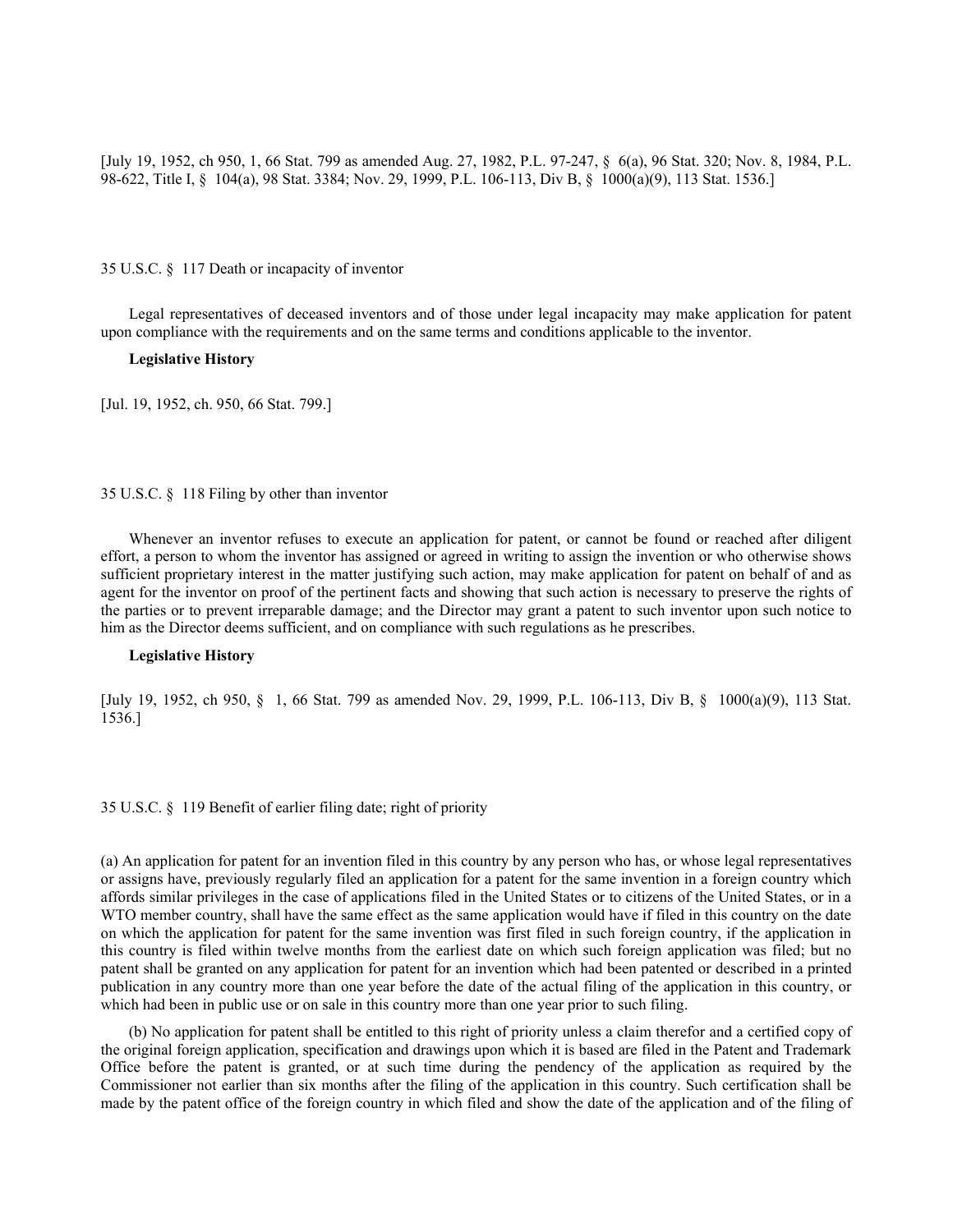[July 19, 1952, ch 950, 1, 66 Stat. 799 as amended Aug. 27, 1982, P.L. 97-247, § 6(a), 96 Stat. 320; Nov. 8, 1984, P.L. 98-622, Title I, § 104(a), 98 Stat. 3384; Nov. 29, 1999, P.L. 106-113, Div B, § 1000(a)(9), 113 Stat. 1536.]

35 U.S.C. § 117 Death or incapacity of inventor

Legal representatives of deceased inventors and of those under legal incapacity may make application for patent upon compliance with the requirements and on the same terms and conditions applicable to the inventor.

**Legislative History**

[Jul. 19, 1952, ch. 950, 66 Stat. 799.]

35 U.S.C. § 118 Filing by other than inventor

Whenever an inventor refuses to execute an application for patent, or cannot be found or reached after diligent effort, a person to whom the inventor has assigned or agreed in writing to assign the invention or who otherwise shows sufficient proprietary interest in the matter justifying such action, may make application for patent on behalf of and as agent for the inventor on proof of the pertinent facts and showing that such action is necessary to preserve the rights of the parties or to prevent irreparable damage; and the Director may grant a patent to such inventor upon such notice to him as the Director deems sufficient, and on compliance with such regulations as he prescribes.

**Legislative History**

[July 19, 1952, ch 950, § 1, 66 Stat. 799 as amended Nov. 29, 1999, P.L. 106-113, Div B, § 1000(a)(9), 113 Stat. 1536.]

35 U.S.C. § 119 Benefit of earlier filing date; right of priority

(a) An application for patent for an invention filed in this country by any person who has, or whose legal representatives or assigns have, previously regularly filed an application for a patent for the same invention in a foreign country which affords similar privileges in the case of applications filed in the United States or to citizens of the United States, or in a WTO member country, shall have the same effect as the same application would have if filed in this country on the date on which the application for patent for the same invention was first filed in such foreign country, if the application in this country is filed within twelve months from the earliest date on which such foreign application was filed; but no patent shall be granted on any application for patent for an invention which had been patented or described in a printed publication in any country more than one year before the date of the actual filing of the application in this country, or which had been in public use or on sale in this country more than one year prior to such filing.

(b) No application for patent shall be entitled to this right of priority unless a claim therefor and a certified copy of the original foreign application, specification and drawings upon which it is based are filed in the Patent and Trademark Office before the patent is granted, or at such time during the pendency of the application as required by the Commissioner not earlier than six months after the filing of the application in this country. Such certification shall be made by the patent office of the foreign country in which filed and show the date of the application and of the filing of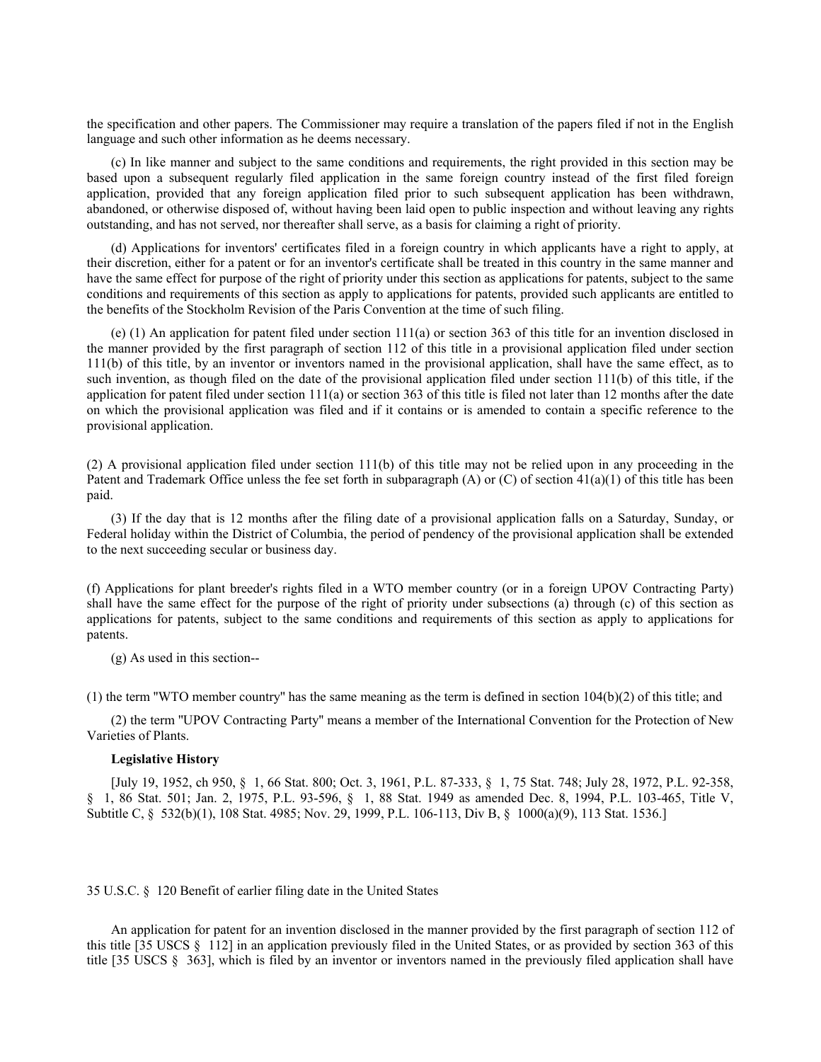the specification and other papers. The Commissioner may require a translation of the papers filed if not in the English language and such other information as he deems necessary.

(c) In like manner and subject to the same conditions and requirements, the right provided in this section may be based upon a subsequent regularly filed application in the same foreign country instead of the first filed foreign application, provided that any foreign application filed prior to such subsequent application has been withdrawn, abandoned, or otherwise disposed of, without having been laid open to public inspection and without leaving any rights outstanding, and has not served, nor thereafter shall serve, as a basis for claiming a right of priority.

(d) Applications for inventors' certificates filed in a foreign country in which applicants have a right to apply, at their discretion, either for a patent or for an inventor's certificate shall be treated in this country in the same manner and have the same effect for purpose of the right of priority under this section as applications for patents, subject to the same conditions and requirements of this section as apply to applications for patents, provided such applicants are entitled to the benefits of the Stockholm Revision of the Paris Convention at the time of such filing.

(e) (1) An application for patent filed under section 111(a) or section 363 of this title for an invention disclosed in the manner provided by the first paragraph of section 112 of this title in a provisional application filed under section 111(b) of this title, by an inventor or inventors named in the provisional application, shall have the same effect, as to such invention, as though filed on the date of the provisional application filed under section 111(b) of this title, if the application for patent filed under section 111(a) or section 363 of this title is filed not later than 12 months after the date on which the provisional application was filed and if it contains or is amended to contain a specific reference to the provisional application.

(2) A provisional application filed under section 111(b) of this title may not be relied upon in any proceeding in the Patent and Trademark Office unless the fee set forth in subparagraph (A) or (C) of section 41(a)(1) of this title has been paid.

(3) If the day that is 12 months after the filing date of a provisional application falls on a Saturday, Sunday, or Federal holiday within the District of Columbia, the period of pendency of the provisional application shall be extended to the next succeeding secular or business day.

(f) Applications for plant breeder's rights filed in a WTO member country (or in a foreign UPOV Contracting Party) shall have the same effect for the purpose of the right of priority under subsections (a) through (c) of this section as applications for patents, subject to the same conditions and requirements of this section as apply to applications for patents.

(g) As used in this section--

(1) the term "WTO member country" has the same meaning as the term is defined in section 104(b)(2) of this title; and

(2) the term "UPOV Contracting Party" means a member of the International Convention for the Protection of New Varieties of Plants.

**Legislative History**

[July 19, 1952, ch 950, § 1, 66 Stat. 800; Oct. 3, 1961, P.L. 87-333, § 1, 75 Stat. 748; July 28, 1972, P.L. 92-358, § 1, 86 Stat. 501; Jan. 2, 1975, P.L. 93-596, § 1, 88 Stat. 1949 as amended Dec. 8, 1994, P.L. 103-465, Title V, Subtitle C, § 532(b)(1), 108 Stat. 4985; Nov. 29, 1999, P.L. 106-113, Div B, § 1000(a)(9), 113 Stat. 1536.]

35 U.S.C. § 120 Benefit of earlier filing date in the United States

An application for patent for an invention disclosed in the manner provided by the first paragraph of section 112 of this title [35 USCS § 112] in an application previously filed in the United States, or as provided by section 363 of this title [35 USCS § 363], which is filed by an inventor or inventors named in the previously filed application shall have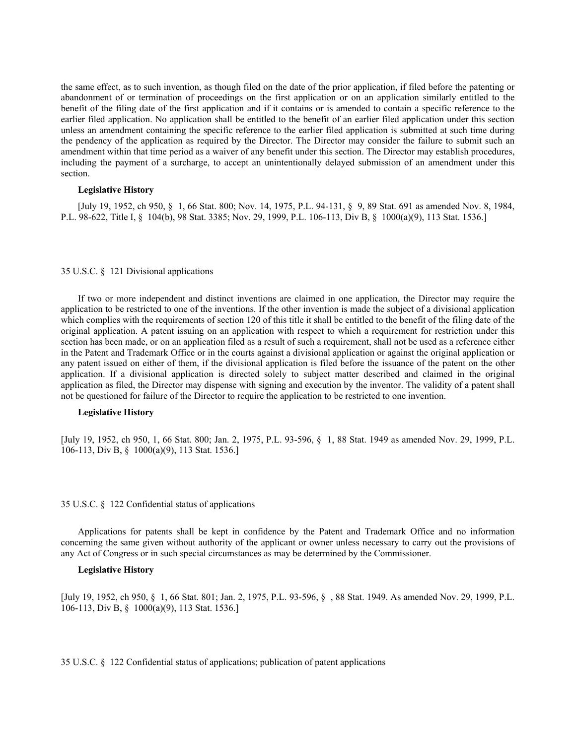the same effect, as to such invention, as though filed on the date of the prior application, if filed before the patenting or abandonment of or termination of proceedings on the first application or on an application similarly entitled to the benefit of the filing date of the first application and if it contains or is amended to contain a specific reference to the earlier filed application. No application shall be entitled to the benefit of an earlier filed application under this section unless an amendment containing the specific reference to the earlier filed application is submitted at such time during the pendency of the application as required by the Director. The Director may consider the failure to submit such an amendment within that time period as a waiver of any benefit under this section. The Director may establish procedures, including the payment of a surcharge, to accept an unintentionally delayed submission of an amendment under this section.

**Legislative History**

[July 19, 1952, ch 950, § 1, 66 Stat. 800; Nov. 14, 1975, P.L. 94-131, § 9, 89 Stat. 691 as amended Nov. 8, 1984, P.L. 98-622, Title I, § 104(b), 98 Stat. 3385; Nov. 29, 1999, P.L. 106-113, Div B, § 1000(a)(9), 113 Stat. 1536.]

35 U.S.C. § 121 Divisional applications

If two or more independent and distinct inventions are claimed in one application, the Director may require the application to be restricted to one of the inventions. If the other invention is made the subject of a divisional application which complies with the requirements of section 120 of this title it shall be entitled to the benefit of the filing date of the original application. A patent issuing on an application with respect to which a requirement for restriction under this section has been made, or on an application filed as a result of such a requirement, shall not be used as a reference either in the Patent and Trademark Office or in the courts against a divisional application or against the original application or any patent issued on either of them, if the divisional application is filed before the issuance of the patent on the other application. If a divisional application is directed solely to subject matter described and claimed in the original application as filed, the Director may dispense with signing and execution by the inventor. The validity of a patent shall not be questioned for failure of the Director to require the application to be restricted to one invention.

**Legislative History**

[July 19, 1952, ch 950, 1, 66 Stat. 800; Jan. 2, 1975, P.L. 93-596, § 1, 88 Stat. 1949 as amended Nov. 29, 1999, P.L. 106-113, Div B, § 1000(a)(9), 113 Stat. 1536.]

35 U.S.C. § 122 Confidential status of applications

Applications for patents shall be kept in confidence by the Patent and Trademark Office and no information concerning the same given without authority of the applicant or owner unless necessary to carry out the provisions of any Act of Congress or in such special circumstances as may be determined by the Commissioner.

**Legislative History**

[July 19, 1952, ch 950, § 1, 66 Stat. 801; Jan. 2, 1975, P.L. 93-596, § , 88 Stat. 1949. As amended Nov. 29, 1999, P.L. 106-113, Div B, § 1000(a)(9), 113 Stat. 1536.]

35 U.S.C. § 122 Confidential status of applications; publication of patent applications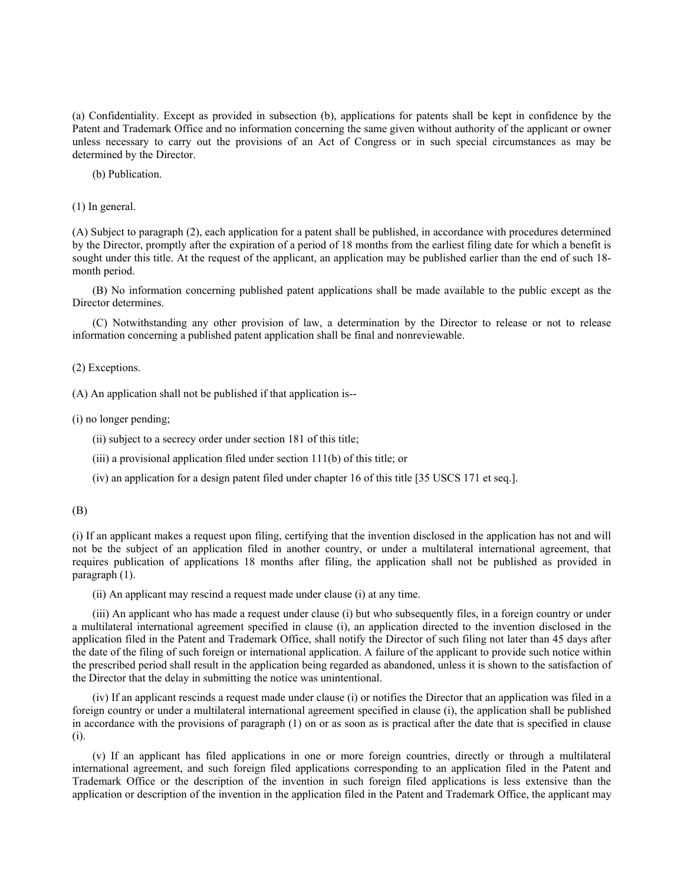(a) Confidentiality. Except as provided in subsection (b), applications for patents shall be kept in confidence by the Patent and Trademark Office and no information concerning the same given without authority of the applicant or owner unless necessary to carry out the provisions of an Act of Congress or in such special circumstances as may be determined by the Director.

(b) Publication.

(1) In general.

(A) Subject to paragraph (2), each application for a patent shall be published, in accordance with procedures determined by the Director, promptly after the expiration of a period of 18 months from the earliest filing date for which a benefit is sought under this title. At the request of the applicant, an application may be published earlier than the end of such 18-month period.

(B) No information concerning published patent applications shall be made available to the public except as the Director determines.

(C) Notwithstanding any other provision of law, a determination by the Director to release or not to release information concerning a published patent application shall be final and nonreviewable.

(2) Exceptions.

(A) An application shall not be published if that application is--

(i) no longer pending;

(ii) subject to a secrecy order under section 181 of this title;

(iii) a provisional application filed under section 111(b) of this title; or

(iv) an application for a design patent filed under chapter 16 of this title [35 USCS 171 et seq.].

(B)

(i) If an applicant makes a request upon filing, certifying that the invention disclosed in the application has not and will not be the subject of an application filed in another country, or under a multilateral international agreement, that requires publication of applications 18 months after filing, the application shall not be published as provided in paragraph (1).

(ii) An applicant may rescind a request made under clause (i) at any time.

(iii) An applicant who has made a request under clause (i) but who subsequently files, in a foreign country or under a multilateral international agreement specified in clause (i), an application directed to the invention disclosed in the application filed in the Patent and Trademark Office, shall notify the Director of such filing not later than 45 days after the date of the filing of such foreign or international application. A failure of the applicant to provide such notice within the prescribed period shall result in the application being regarded as abandoned, unless it is shown to the satisfaction of the Director that the delay in submitting the notice was unintentional.

(iv) If an applicant rescinds a request made under clause (i) or notifies the Director that an application was filed in a foreign country or under a multilateral international agreement specified in clause (i), the application shall be published in accordance with the provisions of paragraph (1) on or as soon as is practical after the date that is specified in clause (i).

(v) If an applicant has filed applications in one or more foreign countries, directly or through a multilateral international agreement, and such foreign filed applications corresponding to an application filed in the Patent and Trademark Office or the description of the invention in such foreign filed applications is less extensive than the application or description of the invention in the application filed in the Patent and Trademark Office, the applicant may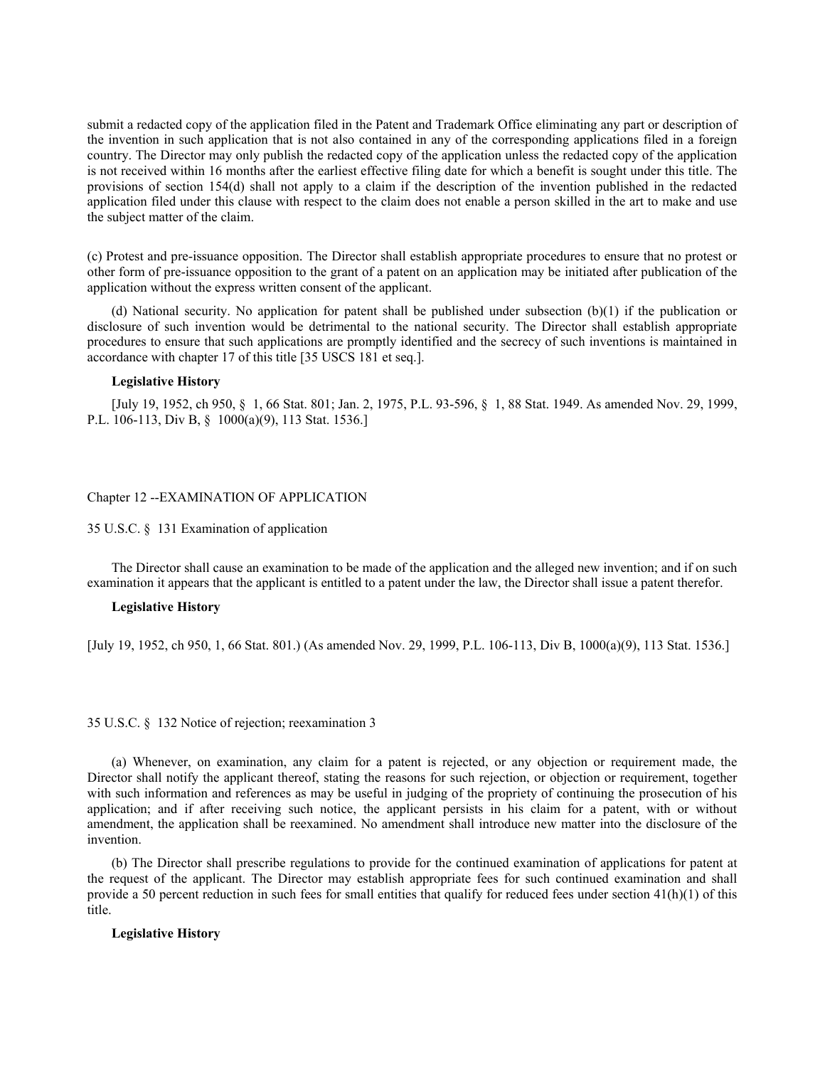submit a redacted copy of the application filed in the Patent and Trademark Office eliminating any part or description of the invention in such application that is not also contained in any of the corresponding applications filed in a foreign country. The Director may only publish the redacted copy of the application unless the redacted copy of the application is not received within 16 months after the earliest effective filing date for which a benefit is sought under this title. The provisions of section 154(d) shall not apply to a claim if the description of the invention published in the redacted application filed under this clause with respect to the claim does not enable a person skilled in the art to make and use the subject matter of the claim.

(c) Protest and pre-issuance opposition. The Director shall establish appropriate procedures to ensure that no protest or other form of pre-issuance opposition to the grant of a patent on an application may be initiated after publication of the application without the express written consent of the applicant.

(d) National security. No application for patent shall be published under subsection (b)(1) if the publication or disclosure of such invention would be detrimental to the national security. The Director shall establish appropriate procedures to ensure that such applications are promptly identified and the secrecy of such inventions is maintained in accordance with chapter 17 of this title [35 USCS 181 et seq.].

**Legislative History**

[July 19, 1952, ch 950, § 1, 66 Stat. 801; Jan. 2, 1975, P.L. 93-596, § 1, 88 Stat. 1949. As amended Nov. 29, 1999, P.L. 106-113, Div B, § 1000(a)(9), 113 Stat. 1536.]

## Chapter 12 --EXAMINATION OF APPLICATION

### 35 U.S.C. § 131 Examination of application

The Director shall cause an examination to be made of the application and the alleged new invention; and if on such examination it appears that the applicant is entitled to a patent under the law, the Director shall issue a patent therefor.

**Legislative History**

[July 19, 1952, ch 950, 1, 66 Stat. 801.) (As amended Nov. 29, 1999, P.L. 106-113, Div B, 1000(a)(9), 113 Stat. 1536.]

### 35 U.S.C. § 132 Notice of rejection; reexamination 3

(a) Whenever, on examination, any claim for a patent is rejected, or any objection or requirement made, the Director shall notify the applicant thereof, stating the reasons for such rejection, or objection or requirement, together with such information and references as may be useful in judging of the propriety of continuing the prosecution of his application; and if after receiving such notice, the applicant persists in his claim for a patent, with or without amendment, the application shall be reexamined. No amendment shall introduce new matter into the disclosure of the invention.

(b) The Director shall prescribe regulations to provide for the continued examination of applications for patent at the request of the applicant. The Director may establish appropriate fees for such continued examination and shall provide a 50 percent reduction in such fees for small entities that qualify for reduced fees under section 41(h)(1) of this title.

**Legislative History**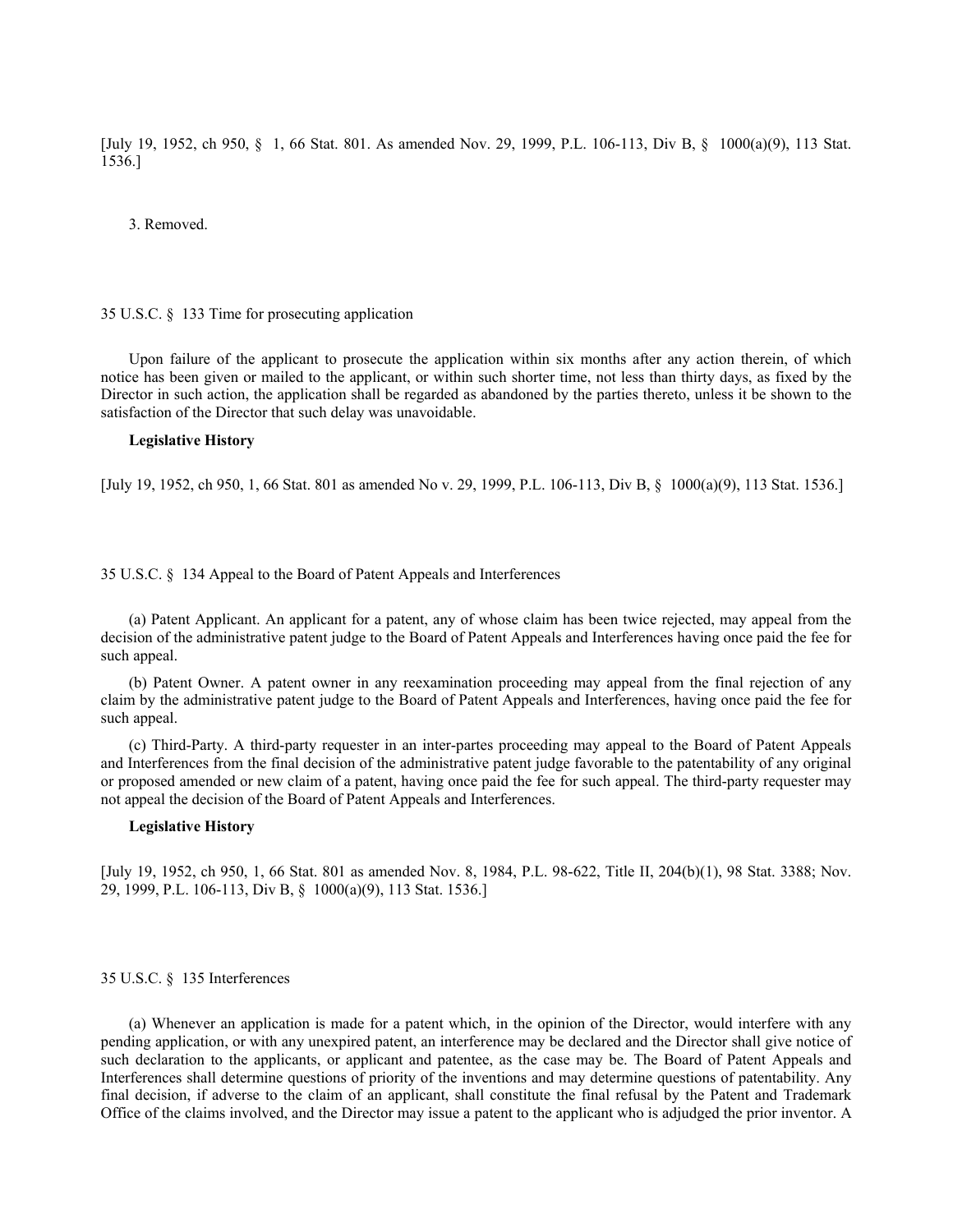[July 19, 1952, ch 950, § 1, 66 Stat. 801. As amended Nov. 29, 1999, P.L. 106-113, Div B, § 1000(a)(9), 113 Stat. 1536.]

3. Removed.

35 U.S.C. § 133 Time for prosecuting application

Upon failure of the applicant to prosecute the application within six months after any action therein, of which notice has been given or mailed to the applicant, or within such shorter time, not less than thirty days, as fixed by the Director in such action, the application shall be regarded as abandoned by the parties thereto, unless it be shown to the satisfaction of the Director that such delay was unavoidable.

**Legislative History**

[July 19, 1952, ch 950, 1, 66 Stat. 801 as amended No v. 29, 1999, P.L. 106-113, Div B, § 1000(a)(9), 113 Stat. 1536.]

35 U.S.C. § 134 Appeal to the Board of Patent Appeals and Interferences

(a) Patent Applicant. An applicant for a patent, any of whose claim has been twice rejected, may appeal from the decision of the administrative patent judge to the Board of Patent Appeals and Interferences having once paid the fee for such appeal.

(b) Patent Owner. A patent owner in any reexamination proceeding may appeal from the final rejection of any claim by the administrative patent judge to the Board of Patent Appeals and Interferences, having once paid the fee for such appeal.

(c) Third-Party. A third-party requester in an inter-partes proceeding may appeal to the Board of Patent Appeals and Interferences from the final decision of the administrative patent judge favorable to the patentability of any original or proposed amended or new claim of a patent, having once paid the fee for such appeal. The third-party requester may not appeal the decision of the Board of Patent Appeals and Interferences.

**Legislative History**

[July 19, 1952, ch 950, 1, 66 Stat. 801 as amended Nov. 8, 1984, P.L. 98-622, Title II, 204(b)(1), 98 Stat. 3388; Nov. 29, 1999, P.L. 106-113, Div B, § 1000(a)(9), 113 Stat. 1536.]

35 U.S.C. § 135 Interferences

(a) Whenever an application is made for a patent which, in the opinion of the Director, would interfere with any pending application, or with any unexpired patent, an interference may be declared and the Director shall give notice of such declaration to the applicants, or applicant and patentee, as the case may be. The Board of Patent Appeals and Interferences shall determine questions of priority of the inventions and may determine questions of patentability. Any final decision, if adverse to the claim of an applicant, shall constitute the final refusal by the Patent and Trademark Office of the claims involved, and the Director may issue a patent to the applicant who is adjudged the prior inventor. A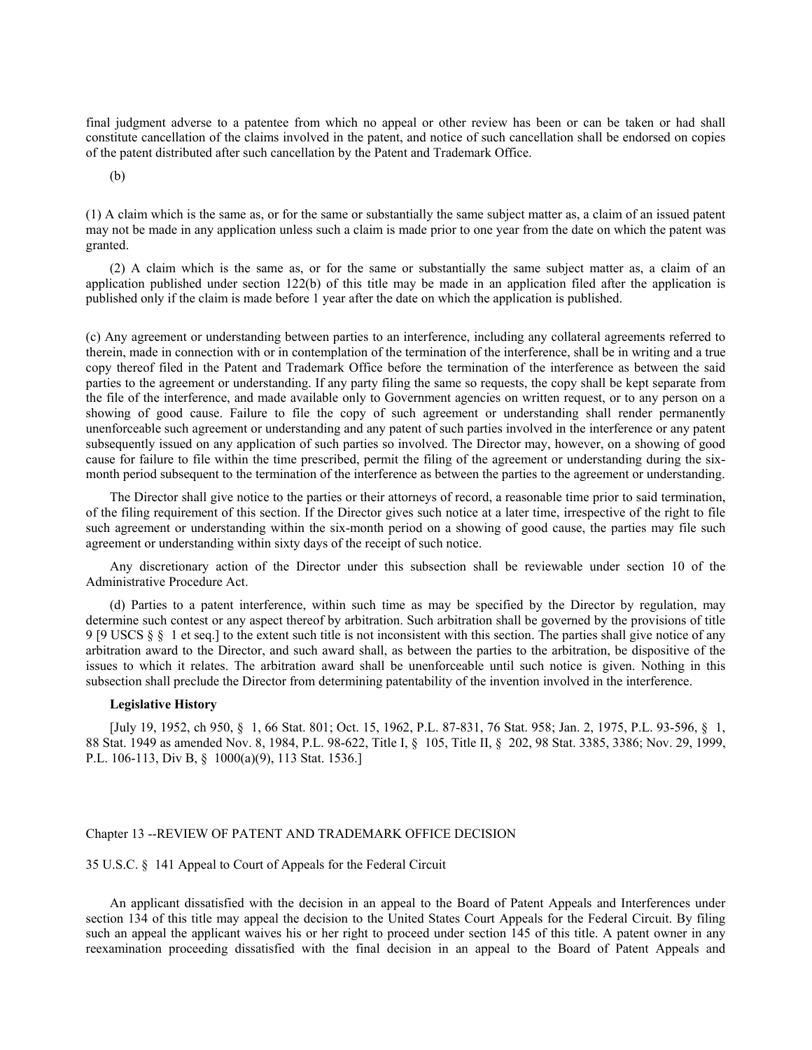final judgment adverse to a patentee from which no appeal or other review has been or can be taken or had shall constitute cancellation of the claims involved in the patent, and notice of such cancellation shall be endorsed on copies of the patent distributed after such cancellation by the Patent and Trademark Office.

(b)

(1) A claim which is the same as, or for the same or substantially the same subject matter as, a claim of an issued patent may not be made in any application unless such a claim is made prior to one year from the date on which the patent was granted.

(2) A claim which is the same as, or for the same or substantially the same subject matter as, a claim of an application published under section 122(b) of this title may be made in an application filed after the application is published only if the claim is made before 1 year after the date on which the application is published.

(c) Any agreement or understanding between parties to an interference, including any collateral agreements referred to therein, made in connection with or in contemplation of the termination of the interference, shall be in writing and a true copy thereof filed in the Patent and Trademark Office before the termination of the interference as between the said parties to the agreement or understanding. If any party filing the same so requests, the copy shall be kept separate from the file of the interference, and made available only to Government agencies on written request, or to any person on a showing of good cause. Failure to file the copy of such agreement or understanding shall render permanently unenforceable such agreement or understanding and any patent of such parties involved in the interference or any patent subsequently issued on any application of such parties so involved. The Director may, however, on a showing of good cause for failure to file within the time prescribed, permit the filing of the agreement or understanding during the six-month period subsequent to the termination of the interference as between the parties to the agreement or understanding.

The Director shall give notice to the parties or their attorneys of record, a reasonable time prior to said termination, of the filing requirement of this section. If the Director gives such notice at a later time, irrespective of the right to file such agreement or understanding within the six-month period on a showing of good cause, the parties may file such agreement or understanding within sixty days of the receipt of such notice.

Any discretionary action of the Director under this subsection shall be reviewable under section 10 of the Administrative Procedure Act.

(d) Parties to a patent interference, within such time as may be specified by the Director by regulation, may determine such contest or any aspect thereof by arbitration. Such arbitration shall be governed by the provisions of title 9 [9 USCS § § 1 et seq.] to the extent such title is not inconsistent with this section. The parties shall give notice of any arbitration award to the Director, and such award shall, as between the parties to the arbitration, be dispositive of the issues to which it relates. The arbitration award shall be unenforceable until such notice is given. Nothing in this subsection shall preclude the Director from determining patentability of the invention involved in the interference.

**Legislative History**

[July 19, 1952, ch 950, § 1, 66 Stat. 801; Oct. 15, 1962, P.L. 87-831, 76 Stat. 958; Jan. 2, 1975, P.L. 93-596, § 1, 88 Stat. 1949 as amended Nov. 8, 1984, P.L. 98-622, Title I, § 105, Title II, § 202, 98 Stat. 3385, 3386; Nov. 29, 1999, P.L. 106-113, Div B, § 1000(a)(9), 113 Stat. 1536.]

Chapter 13 --REVIEW OF PATENT AND TRADEMARK OFFICE DECISION

35 U.S.C. § 141 Appeal to Court of Appeals for the Federal Circuit

An applicant dissatisfied with the decision in an appeal to the Board of Patent Appeals and Interferences under section 134 of this title may appeal the decision to the United States Court Appeals for the Federal Circuit. By filing such an appeal the applicant waives his or her right to proceed under section 145 of this title. A patent owner in any reexamination proceeding dissatisfied with the final decision in an appeal to the Board of Patent Appeals and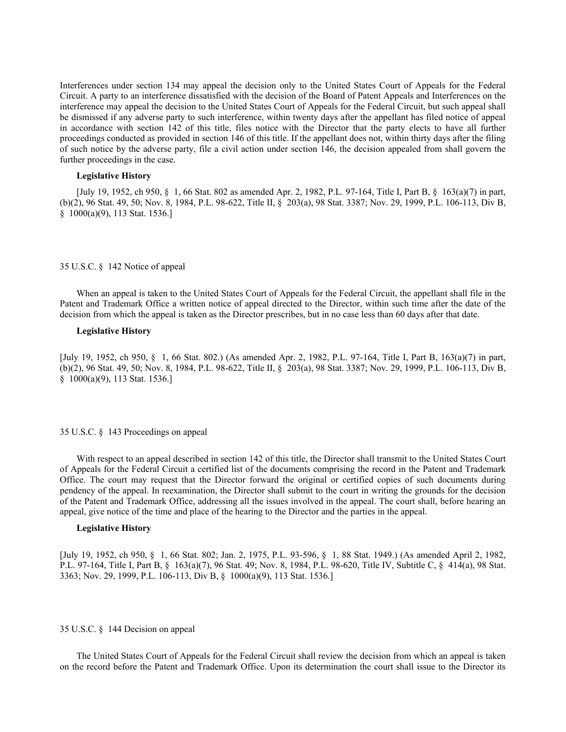Interferences under section 134 may appeal the decision only to the United States Court of Appeals for the Federal Circuit. A party to an interference dissatisfied with the decision of the Board of Patent Appeals and Interferences on the interference may appeal the decision to the United States Court of Appeals for the Federal Circuit, but such appeal shall be dismissed if any adverse party to such interference, within twenty days after the appellant has filed notice of appeal in accordance with section 142 of this title, files notice with the Director that the party elects to have all further proceedings conducted as provided in section 146 of this title. If the appellant does not, within thirty days after the filing of such notice by the adverse party, file a civil action under section 146, the decision appealed from shall govern the further proceedings in the case.

**Legislative History**

[July 19, 1952, ch 950, § 1, 66 Stat. 802 as amended Apr. 2, 1982, P.L. 97-164, Title I, Part B, § 163(a)(7) in part, (b)(2), 96 Stat. 49, 50; Nov. 8, 1984, P.L. 98-622, Title II, § 203(a), 98 Stat. 3387; Nov. 29, 1999, P.L. 106-113, Div B, § 1000(a)(9), 113 Stat. 1536.]

35 U.S.C. § 142 Notice of appeal

When an appeal is taken to the United States Court of Appeals for the Federal Circuit, the appellant shall file in the Patent and Trademark Office a written notice of appeal directed to the Director, within such time after the date of the decision from which the appeal is taken as the Director prescribes, but in no case less than 60 days after that date.

**Legislative History**

[July 19, 1952, ch 950, § 1, 66 Stat. 802.) (As amended Apr. 2, 1982, P.L. 97-164, Title I, Part B, 163(a)(7) in part, (b)(2), 96 Stat. 49, 50; Nov. 8, 1984, P.L. 98-622, Title II, § 203(a), 98 Stat. 3387; Nov. 29, 1999, P.L. 106-113, Div B, § 1000(a)(9), 113 Stat. 1536.]

35 U.S.C. § 143 Proceedings on appeal

With respect to an appeal described in section 142 of this title, the Director shall transmit to the United States Court of Appeals for the Federal Circuit a certified list of the documents comprising the record in the Patent and Trademark Office. The court may request that the Director forward the original or certified copies of such documents during pendency of the appeal. In reexamination, the Director shall submit to the court in writing the grounds for the decision of the Patent and Trademark Office, addressing all the issues involved in the appeal. The court shall, before hearing an appeal, give notice of the time and place of the hearing to the Director and the parties in the appeal.

**Legislative History**

[July 19, 1952, ch 950, § 1, 66 Stat. 802; Jan. 2, 1975, P.L. 93-596, § 1, 88 Stat. 1949.) (As amended April 2, 1982, P.L. 97-164, Title I, Part B, § 163(a)(7), 96 Stat. 49; Nov. 8, 1984, P.L. 98-620, Title IV, Subtitle C, § 414(a), 98 Stat. 3363; Nov. 29, 1999, P.L. 106-113, Div B, § 1000(a)(9), 113 Stat. 1536.]

35 U.S.C. § 144 Decision on appeal

The United States Court of Appeals for the Federal Circuit shall review the decision from which an appeal is taken on the record before the Patent and Trademark Office. Upon its determination the court shall issue to the Director its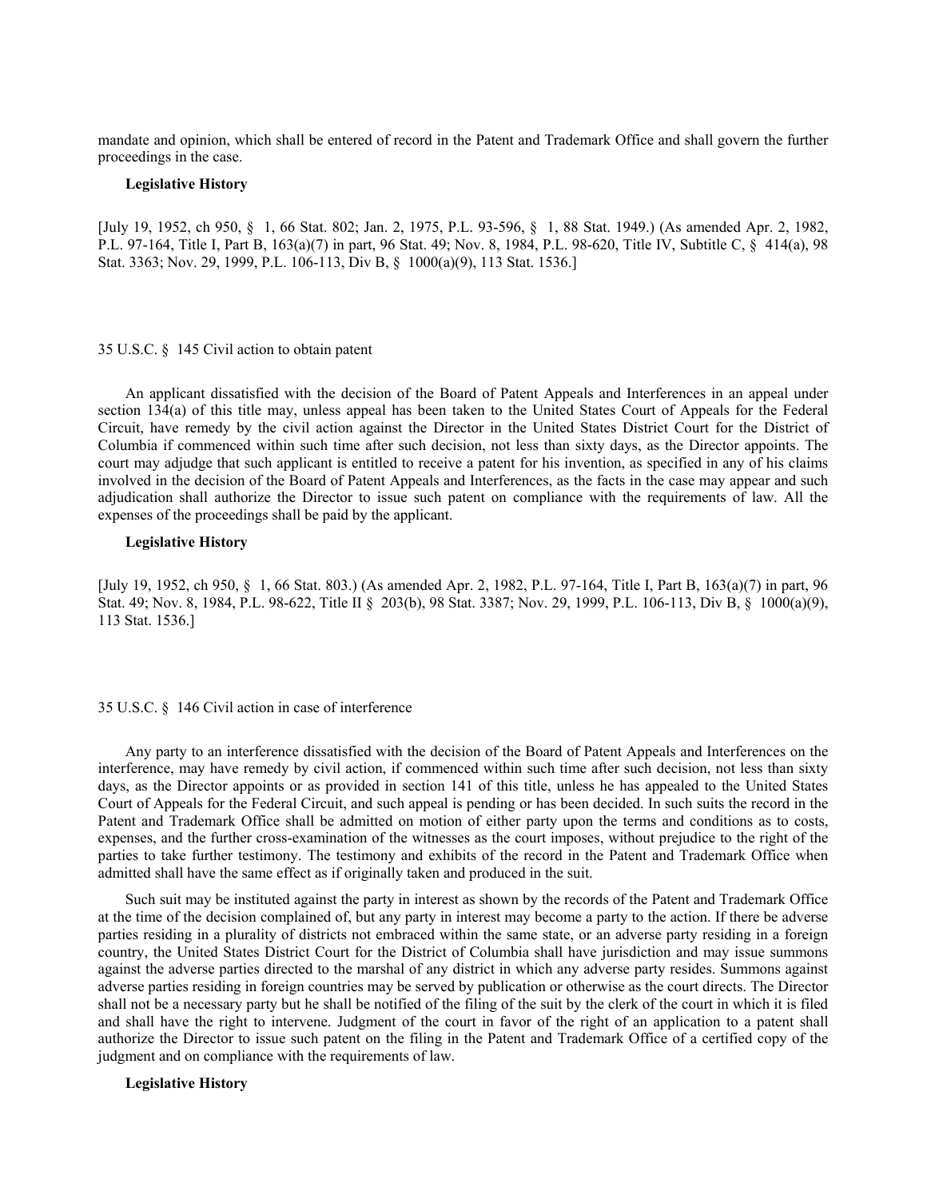mandate and opinion, which shall be entered of record in the Patent and Trademark Office and shall govern the further proceedings in the case.

**Legislative History**

[July 19, 1952, ch 950, § 1, 66 Stat. 802; Jan. 2, 1975, P.L. 93-596, § 1, 88 Stat. 1949.) (As amended Apr. 2, 1982, P.L. 97-164, Title I, Part B, 163(a)(7) in part, 96 Stat. 49; Nov. 8, 1984, P.L. 98-620, Title IV, Subtitle C, § 414(a), 98 Stat. 3363; Nov. 29, 1999, P.L. 106-113, Div B, § 1000(a)(9), 113 Stat. 1536.]

35 U.S.C. § 145 Civil action to obtain patent

An applicant dissatisfied with the decision of the Board of Patent Appeals and Interferences in an appeal under section 134(a) of this title may, unless appeal has been taken to the United States Court of Appeals for the Federal Circuit, have remedy by civil action against the Director in the United States District Court for the District of Columbia if commenced within such time after such decision, not less than sixty days, as the Director appoints. The court may adjudge that such applicant is entitled to receive a patent for his invention, as specified in any of his claims involved in the decision of the Board of Patent Appeals and Interferences, as the facts in the case may appear and such adjudication shall authorize the Director to issue such patent on compliance with the requirements of law. All the expenses of the proceedings shall be paid by the applicant.

**Legislative History**

[July 19, 1952, ch 950, § 1, 66 Stat. 803.) (As amended Apr. 2, 1982, P.L. 97-164, Title I, Part B, 163(a)(7) in part, 96 Stat. 49; Nov. 8, 1984, P.L. 98-622, Title II § 203(b), 98 Stat. 3387; Nov. 29, 1999, P.L. 106-113, Div B, § 1000(a)(9), 113 Stat. 1536.]

35 U.S.C. § 146 Civil action in case of interference

Any party to an interference dissatisfied with the decision of the Board of Patent Appeals and Interferences on the interference, may have remedy by civil action, if commenced within such time after such decision, not less than sixty days, as the Director appoints or as provided in section 141 of this title, unless he has appealed to the United States Court of Appeals for the Federal Circuit, and such appeal is pending or has been decided. In such suits the record in the Patent and Trademark Office shall be admitted on motion of either party upon the terms and conditions as to costs, expenses, and the further cross-examination of the witnesses as the court imposes, without prejudice to the right of the parties to take further testimony. The testimony and exhibits of the record in the Patent and Trademark Office when admitted shall have the same effect as if originally taken and produced in the suit.

Such suit may be instituted against the party in interest as shown by the records of the Patent and Trademark Office at the time of the decision complained of, but any party in interest may become a party to the action. If there be adverse parties residing in a plurality of districts not embraced within the same state, or an adverse party residing in a foreign country, the United States District Court for the District of Columbia shall have jurisdiction and may issue summons against the adverse parties directed to the marshal of any district in which any adverse party resides. Summons against adverse parties residing in foreign countries may be served by publication or otherwise as the court directs. The Director shall not be a necessary party but he shall be notified of the filing of the suit by the clerk of the court in which it is filed and shall have the right to intervene. Judgment of the court in favor of the right of an application to a patent shall authorize the Director to issue such patent on the filing in the Patent and Trademark Office of a certified copy of the judgment and on compliance with the requirements of law.

**Legislative History**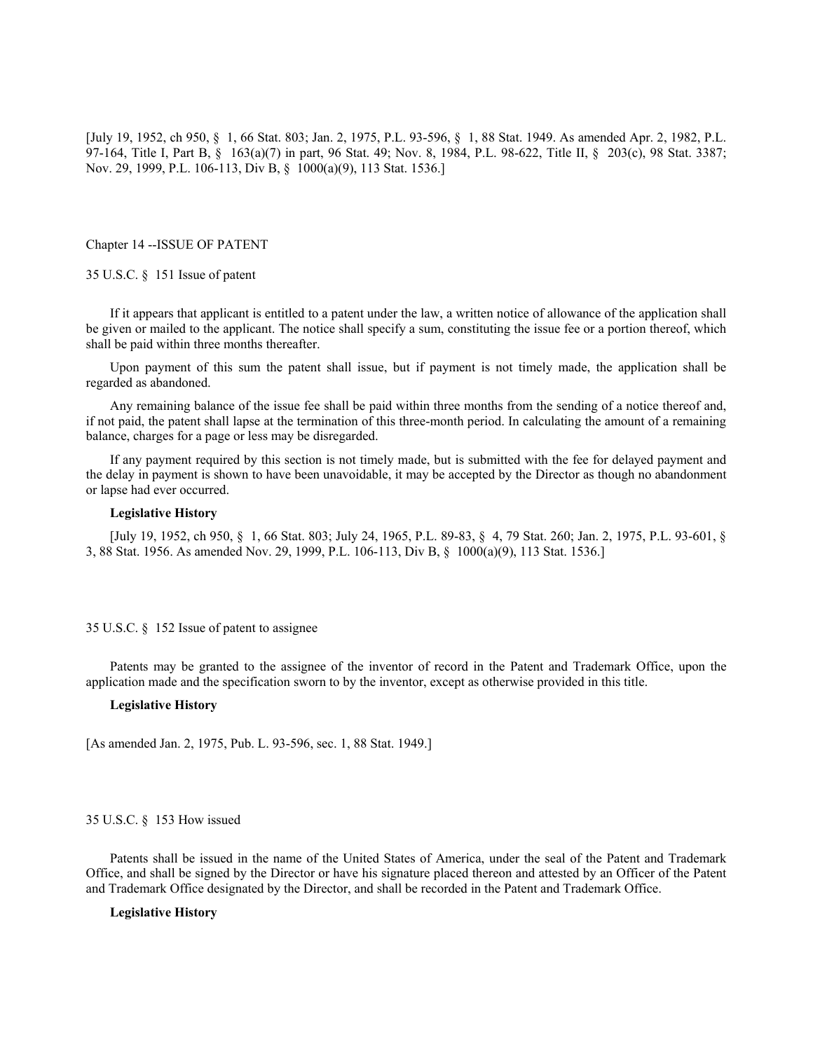[July 19, 1952, ch 950, § 1, 66 Stat. 803; Jan. 2, 1975, P.L. 93-596, § 1, 88 Stat. 1949. As amended Apr. 2, 1982, P.L. 97-164, Title I, Part B, § 163(a)(7) in part, 96 Stat. 49; Nov. 8, 1984, P.L. 98-622, Title II, § 203(c), 98 Stat. 3387; Nov. 29, 1999, P.L. 106-113, Div B, § 1000(a)(9), 113 Stat. 1536.]

## Chapter 14 --ISSUE OF PATENT

### 35 U.S.C. § 151 Issue of patent

If it appears that applicant is entitled to a patent under the law, a written notice of allowance of the application shall be given or mailed to the applicant. The notice shall specify a sum, constituting the issue fee or a portion thereof, which shall be paid within three months thereafter.

Upon payment of this sum the patent shall issue, but if payment is not timely made, the application shall be regarded as abandoned.

Any remaining balance of the issue fee shall be paid within three months from the sending of a notice thereof and, if not paid, the patent shall lapse at the termination of this three-month period. In calculating the amount of a remaining balance, charges for a page or less may be disregarded.

If any payment required by this section is not timely made, but is submitted with the fee for delayed payment and the delay in payment is shown to have been unavoidable, it may be accepted by the Director as though no abandonment or lapse had ever occurred.

**Legislative History**

[July 19, 1952, ch 950, § 1, 66 Stat. 803; July 24, 1965, P.L. 89-83, § 4, 79 Stat. 260; Jan. 2, 1975, P.L. 93-601, § 3, 88 Stat. 1956. As amended Nov. 29, 1999, P.L. 106-113, Div B, § 1000(a)(9), 113 Stat. 1536.]

### 35 U.S.C. § 152 Issue of patent to assignee

Patents may be granted to the assignee of the inventor of record in the Patent and Trademark Office, upon the application made and the specification sworn to by the inventor, except as otherwise provided in this title.

**Legislative History**

[As amended Jan. 2, 1975, Pub. L. 93-596, sec. 1, 88 Stat. 1949.]

### 35 U.S.C. § 153 How issued

Patents shall be issued in the name of the United States of America, under the seal of the Patent and Trademark Office, and shall be signed by the Director or have his signature placed thereon and attested by an Officer of the Patent and Trademark Office designated by the Director, and shall be recorded in the Patent and Trademark Office.

**Legislative History**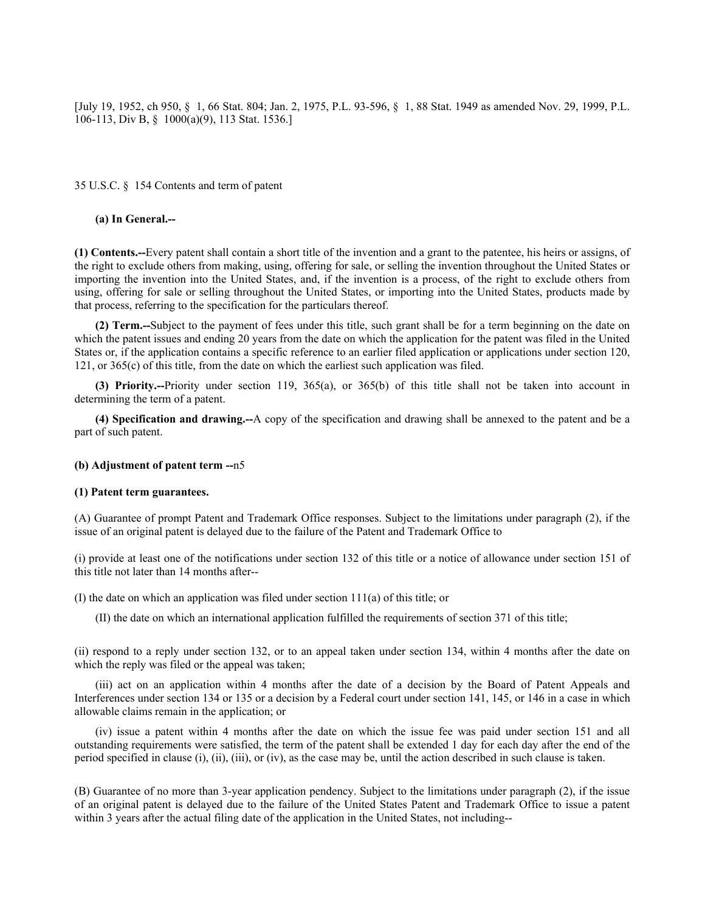[July 19, 1952, ch 950, § 1, 66 Stat. 804; Jan. 2, 1975, P.L. 93-596, § 1, 88 Stat. 1949 as amended Nov. 29, 1999, P.L. 106-113, Div B, § 1000(a)(9), 113 Stat. 1536.]

35 U.S.C. § 154 Contents and term of patent

**(a) In General.--**

**(1) Contents.--**Every patent shall contain a short title of the invention and a grant to the patentee, his heirs or assigns, of the right to exclude others from making, using, offering for sale, or selling the invention throughout the United States or importing the invention into the United States, and, if the invention is a process, of the right to exclude others from using, offering for sale or selling throughout the United States, or importing into the United States, products made by that process, referring to the specification for the particulars thereof.

**(2) Term.--**Subject to the payment of fees under this title, such grant shall be for a term beginning on the date on which the patent issues and ending 20 years from the date on which the application for the patent was filed in the United States or, if the application contains a specific reference to an earlier filed application or applications under section 120, 121, or 365(c) of this title, from the date on which the earliest such application was filed.

**(3) Priority.--**Priority under section 119, 365(a), or 365(b) of this title shall not be taken into account in determining the term of a patent.

**(4) Specification and drawing.--**A copy of the specification and drawing shall be annexed to the patent and be a part of such patent.

**(b) Adjustment of patent term --**n5

**(1) Patent term guarantees.**

(A) Guarantee of prompt Patent and Trademark Office responses. Subject to the limitations under paragraph (2), if the issue of an original patent is delayed due to the failure of the Patent and Trademark Office to

(i) provide at least one of the notifications under section 132 of this title or a notice of allowance under section 151 of this title not later than 14 months after--

(I) the date on which an application was filed under section 111(a) of this title; or

(II) the date on which an international application fulfilled the requirements of section 371 of this title;

(ii) respond to a reply under section 132, or to an appeal taken under section 134, within 4 months after the date on which the reply was filed or the appeal was taken;

(iii) act on an application within 4 months after the date of a decision by the Board of Patent Appeals and Interferences under section 134 or 135 or a decision by a Federal court under section 141, 145, or 146 in a case in which allowable claims remain in the application; or

(iv) issue a patent within 4 months after the date on which the issue fee was paid under section 151 and all outstanding requirements were satisfied, the term of the patent shall be extended 1 day for each day after the end of the period specified in clause (i), (ii), (iii), or (iv), as the case may be, until the action described in such clause is taken.

(B) Guarantee of no more than 3-year application pendency. Subject to the limitations under paragraph (2), if the issue of an original patent is delayed due to the failure of the United States Patent and Trademark Office to issue a patent within 3 years after the actual filing date of the application in the United States, not including--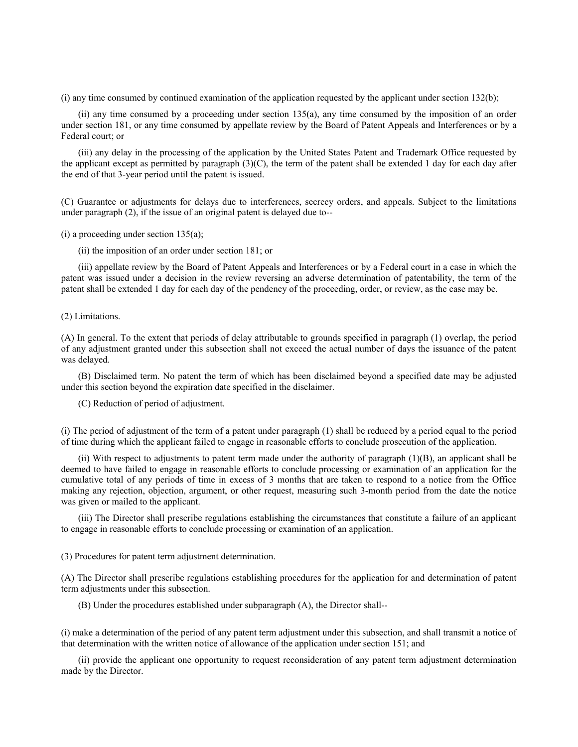(i) any time consumed by continued examination of the application requested by the applicant under section 132(b);

(ii) any time consumed by a proceeding under section 135(a), any time consumed by the imposition of an order under section 181, or any time consumed by appellate review by the Board of Patent Appeals and Interferences or by a Federal court; or

(iii) any delay in the processing of the application by the United States Patent and Trademark Office requested by the applicant except as permitted by paragraph (3)(C), the term of the patent shall be extended 1 day for each day after the end of that 3-year period until the patent is issued.

(C) Guarantee or adjustments for delays due to interferences, secrecy orders, and appeals. Subject to the limitations under paragraph (2), if the issue of an original patent is delayed due to--

(i) a proceeding under section 135(a);

(ii) the imposition of an order under section 181; or

(iii) appellate review by the Board of Patent Appeals and Interferences or by a Federal court in a case in which the patent was issued under a decision in the review reversing an adverse determination of patentability, the term of the patent shall be extended 1 day for each day of the pendency of the proceeding, order, or review, as the case may be.

(2) Limitations.

(A) In general. To the extent that periods of delay attributable to grounds specified in paragraph (1) overlap, the period of any adjustment granted under this subsection shall not exceed the actual number of days the issuance of the patent was delayed.

(B) Disclaimed term. No patent the term of which has been disclaimed beyond a specified date may be adjusted under this section beyond the expiration date specified in the disclaimer.

(C) Reduction of period of adjustment.

(i) The period of adjustment of the term of a patent under paragraph (1) shall be reduced by a period equal to the period of time during which the applicant failed to engage in reasonable efforts to conclude prosecution of the application.

(ii) With respect to adjustments to patent term made under the authority of paragraph (1)(B), an applicant shall be deemed to have failed to engage in reasonable efforts to conclude processing or examination of an application for the cumulative total of any periods of time in excess of 3 months that are taken to respond to a notice from the Office making any rejection, objection, argument, or other request, measuring such 3-month period from the date the notice was given or mailed to the applicant.

(iii) The Director shall prescribe regulations establishing the circumstances that constitute a failure of an applicant to engage in reasonable efforts to conclude processing or examination of an application.

(3) Procedures for patent term adjustment determination.

(A) The Director shall prescribe regulations establishing procedures for the application for and determination of patent term adjustments under this subsection.

(B) Under the procedures established under subparagraph (A), the Director shall--

(i) make a determination of the period of any patent term adjustment under this subsection, and shall transmit a notice of that determination with the written notice of allowance of the application under section 151; and

(ii) provide the applicant one opportunity to request reconsideration of any patent term adjustment determination made by the Director.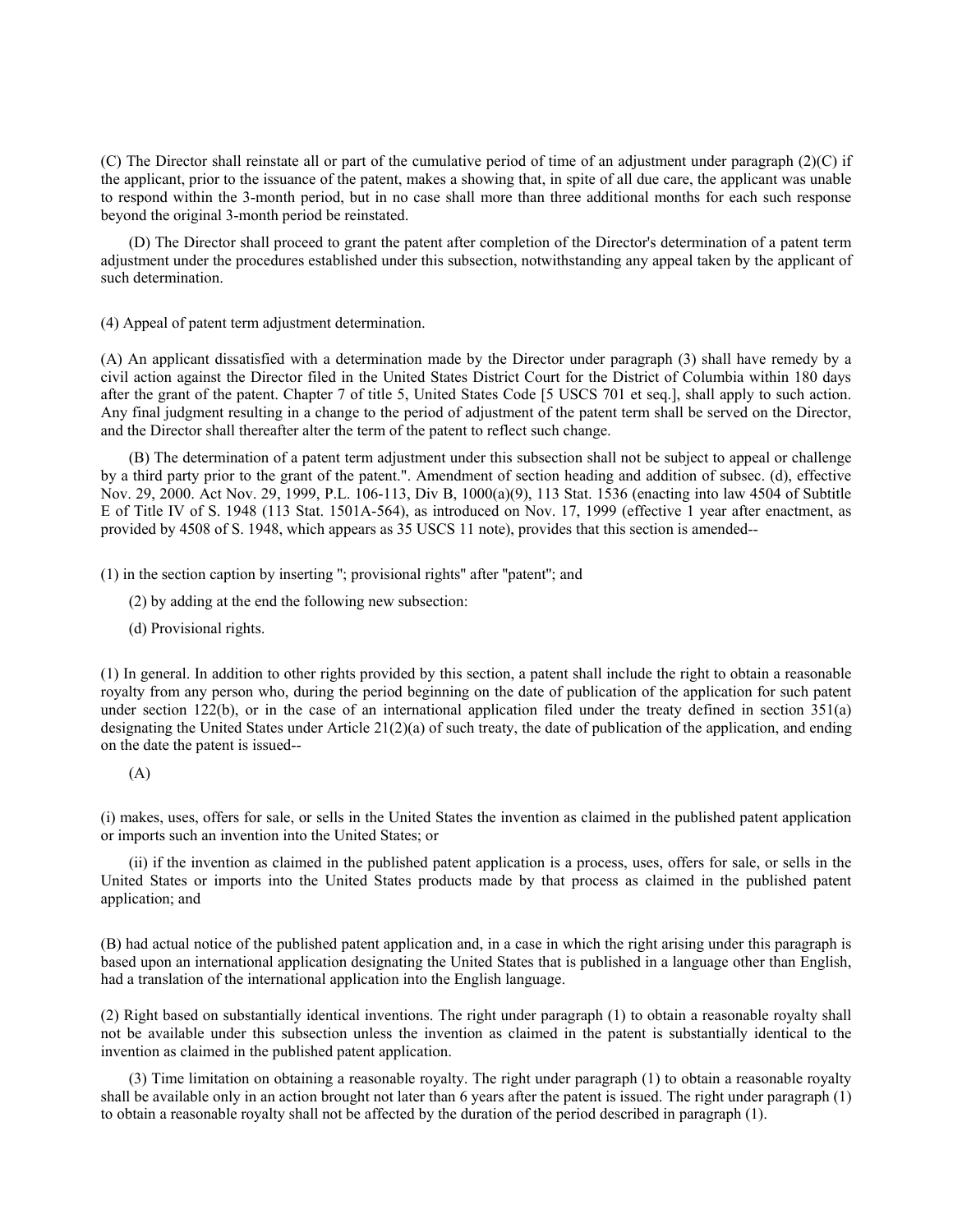(C) The Director shall reinstate all or part of the cumulative period of time of an adjustment under paragraph (2)(C) if the applicant, prior to the issuance of the patent, makes a showing that, in spite of all due care, the applicant was unable to respond within the 3-month period, but in no case shall more than three additional months for each such response beyond the original 3-month period be reinstated.

(D) The Director shall proceed to grant the patent after completion of the Director's determination of a patent term adjustment under the procedures established under this subsection, notwithstanding any appeal taken by the applicant of such determination.

(4) Appeal of patent term adjustment determination.

(A) An applicant dissatisfied with a determination made by the Director under paragraph (3) shall have remedy by a civil action against the Director filed in the United States District Court for the District of Columbia within 180 days after the grant of the patent. Chapter 7 of title 5, United States Code [5 USCS 701 et seq.], shall apply to such action. Any final judgment resulting in a change to the period of adjustment of the patent term shall be served on the Director, and the Director shall thereafter alter the term of the patent to reflect such change.

(B) The determination of a patent term adjustment under this subsection shall not be subject to appeal or challenge by a third party prior to the grant of the patent.". Amendment of section heading and addition of subsec. (d), effective Nov. 29, 2000. Act Nov. 29, 1999, P.L. 106-113, Div B, 1000(a)(9), 113 Stat. 1536 (enacting into law 4504 of Subtitle E of Title IV of S. 1948 (113 Stat. 1501A-564), as introduced on Nov. 17, 1999 (effective 1 year after enactment, as provided by 4508 of S. 1948, which appears as 35 USCS 11 note), provides that this section is amended--

(1) in the section caption by inserting "; provisional rights" after "patent"; and

(2) by adding at the end the following new subsection:

(d) Provisional rights.

(1) In general. In addition to other rights provided by this section, a patent shall include the right to obtain a reasonable royalty from any person who, during the period beginning on the date of publication of the application for such patent under section 122(b), or in the case of an international application filed under the treaty defined in section 351(a) designating the United States under Article 21(2)(a) of such treaty, the date of publication of the application, and ending on the date the patent is issued--

(A)

(i) makes, uses, offers for sale, or sells in the United States the invention as claimed in the published patent application or imports such an invention into the United States; or

(ii) if the invention as claimed in the published patent application is a process, uses, offers for sale, or sells in the United States or imports into the United States products made by that process as claimed in the published patent application; and

(B) had actual notice of the published patent application and, in a case in which the right arising under this paragraph is based upon an international application designating the United States that is published in a language other than English, had a translation of the international application into the English language.

(2) Right based on substantially identical inventions. The right under paragraph (1) to obtain a reasonable royalty shall not be available under this subsection unless the invention as claimed in the patent is substantially identical to the invention as claimed in the published patent application.

(3) Time limitation on obtaining a reasonable royalty. The right under paragraph (1) to obtain a reasonable royalty shall be available only in an action brought not later than 6 years after the patent is issued. The right under paragraph (1) to obtain a reasonable royalty shall not be affected by the duration of the period described in paragraph (1).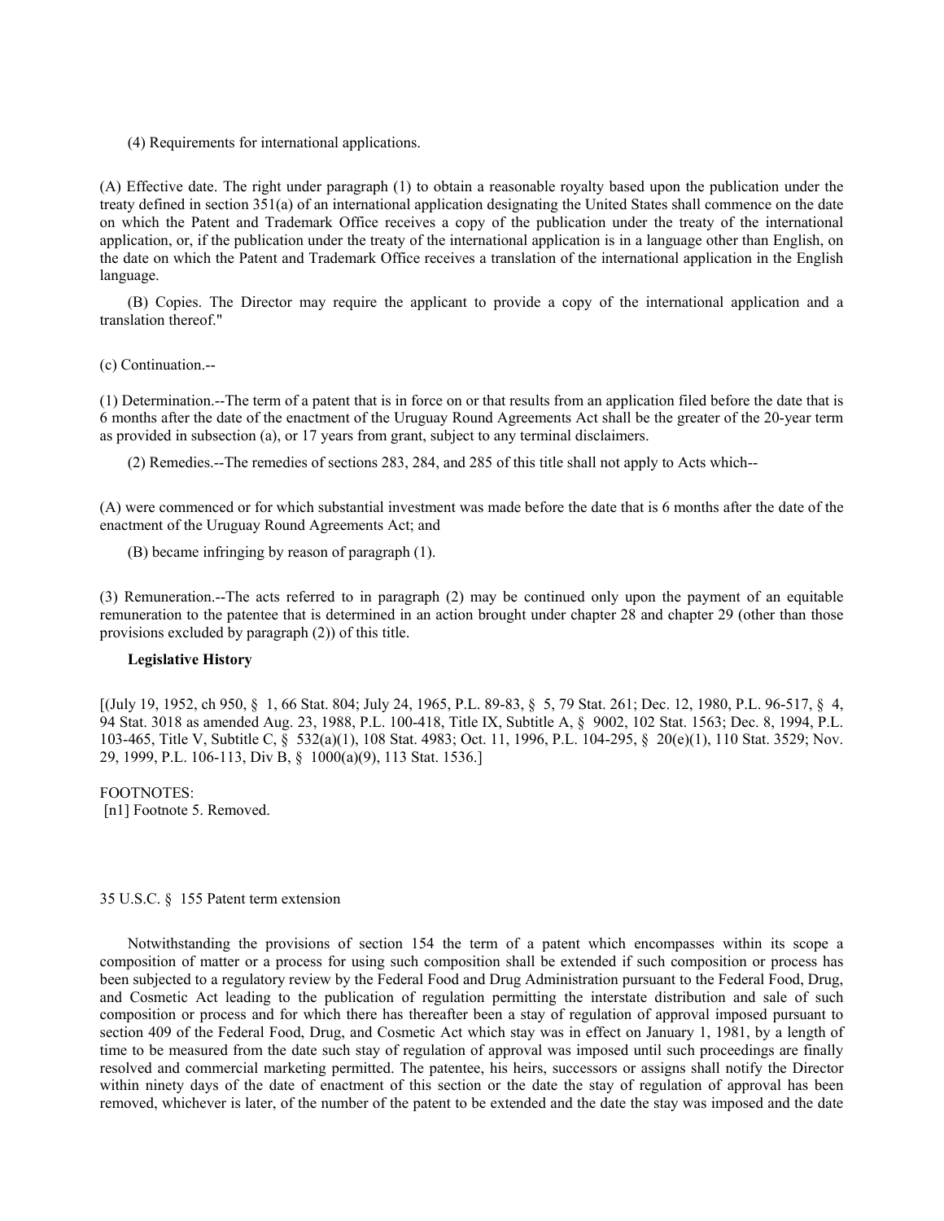(4) Requirements for international applications.

(A) Effective date. The right under paragraph (1) to obtain a reasonable royalty based upon the publication under the treaty defined in section 351(a) of an international application designating the United States shall commence on the date on which the Patent and Trademark Office receives a copy of the publication under the treaty of the international application, or, if the publication under the treaty of the international application is in a language other than English, on the date on which the Patent and Trademark Office receives a translation of the international application in the English language.

(B) Copies. The Director may require the applicant to provide a copy of the international application and a translation thereof."

(c) Continuation.--

(1) Determination.--The term of a patent that is in force on or that results from an application filed before the date that is 6 months after the date of the enactment of the Uruguay Round Agreements Act shall be the greater of the 20-year term as provided in subsection (a), or 17 years from grant, subject to any terminal disclaimers.

(2) Remedies.--The remedies of sections 283, 284, and 285 of this title shall not apply to Acts which--

(A) were commenced or for which substantial investment was made before the date that is 6 months after the date of the enactment of the Uruguay Round Agreements Act; and

(B) became infringing by reason of paragraph (1).

(3) Remuneration.--The acts referred to in paragraph (2) may be continued only upon the payment of an equitable remuneration to the patentee that is determined in an action brought under chapter 28 and chapter 29 (other than those provisions excluded by paragraph (2)) of this title.

**Legislative History**

[(July 19, 1952, ch 950, § 1, 66 Stat. 804; July 24, 1965, P.L. 89-83, § 5, 79 Stat. 261; Dec. 12, 1980, P.L. 96-517, § 4, 94 Stat. 3018 as amended Aug. 23, 1988, P.L. 100-418, Title IX, Subtitle A, § 9002, 102 Stat. 1563; Dec. 8, 1994, P.L. 103-465, Title V, Subtitle C, § 532(a)(1), 108 Stat. 4983; Oct. 11, 1996, P.L. 104-295, § 20(e)(1), 110 Stat. 3529; Nov. 29, 1999, P.L. 106-113, Div B, § 1000(a)(9), 113 Stat. 1536.]

FOOTNOTES:
[n1] Footnote 5. Removed.

35 U.S.C. § 155 Patent term extension

Notwithstanding the provisions of section 154 the term of a patent which encompasses within its scope a composition of matter or a process for using such composition shall be extended if such composition or process has been subjected to a regulatory review by the Federal Food and Drug Administration pursuant to the Federal Food, Drug, and Cosmetic Act leading to the publication of regulation permitting the interstate distribution and sale of such composition or process and for which there has thereafter been a stay of regulation of approval imposed pursuant to section 409 of the Federal Food, Drug, and Cosmetic Act which stay was in effect on January 1, 1981, by a length of time to be measured from the date such stay of regulation of approval was imposed until such proceedings are finally resolved and commercial marketing permitted. The patentee, his heirs, successors or assigns shall notify the Director within ninety days of the date of enactment of this section or the date the stay of regulation of approval has been removed, whichever is later, of the number of the patent to be extended and the date the stay was imposed and the date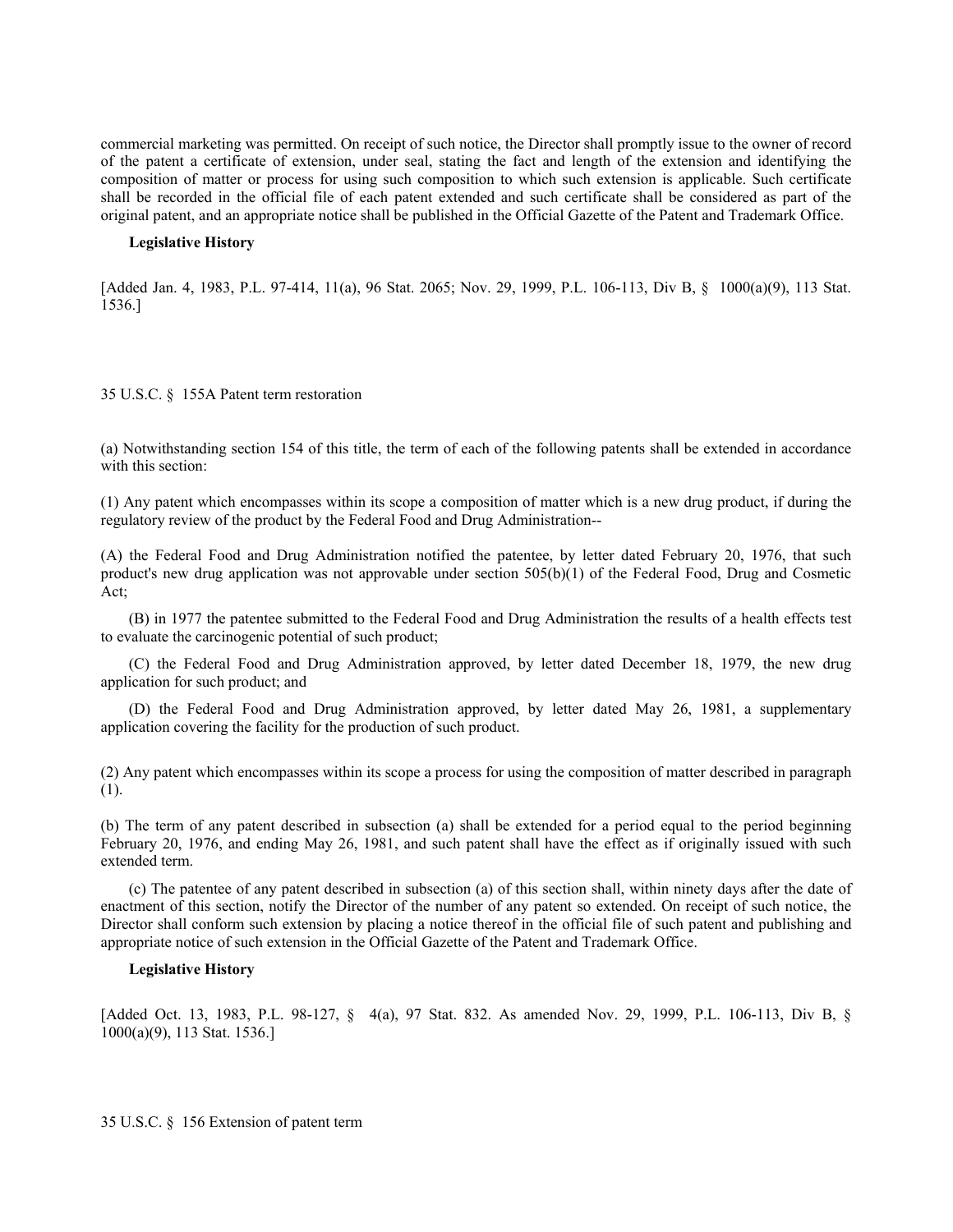commercial marketing was permitted. On receipt of such notice, the Director shall promptly issue to the owner of record of the patent a certificate of extension, under seal, stating the fact and length of the extension and identifying the composition of matter or process for using such composition to which such extension is applicable. Such certificate shall be recorded in the official file of each patent extended and such certificate shall be considered as part of the original patent, and an appropriate notice shall be published in the Official Gazette of the Patent and Trademark Office.

**Legislative History**

[Added Jan. 4, 1983, P.L. 97-414, 11(a), 96 Stat. 2065; Nov. 29, 1999, P.L. 106-113, Div B, § 1000(a)(9), 113 Stat. 1536.]

## 35 U.S.C. § 155A Patent term restoration

(a) Notwithstanding section 154 of this title, the term of each of the following patents shall be extended in accordance with this section:

(1) Any patent which encompasses within its scope a composition of matter which is a new drug product, if during the regulatory review of the product by the Federal Food and Drug Administration--

(A) the Federal Food and Drug Administration notified the patentee, by letter dated February 20, 1976, that such product's new drug application was not approvable under section 505(b)(1) of the Federal Food, Drug and Cosmetic Act;

(B) in 1977 the patentee submitted to the Federal Food and Drug Administration the results of a health effects test to evaluate the carcinogenic potential of such product;

(C) the Federal Food and Drug Administration approved, by letter dated December 18, 1979, the new drug application for such product; and

(D) the Federal Food and Drug Administration approved, by letter dated May 26, 1981, a supplementary application covering the facility for the production of such product.

(2) Any patent which encompasses within its scope a process for using the composition of matter described in paragraph (1).

(b) The term of any patent described in subsection (a) shall be extended for a period equal to the period beginning February 20, 1976, and ending May 26, 1981, and such patent shall have the effect as if originally issued with such extended term.

(c) The patentee of any patent described in subsection (a) of this section shall, within ninety days after the date of enactment of this section, notify the Director of the number of any patent so extended. On receipt of such notice, the Director shall conform such extension by placing a notice thereof in the official file of such patent and publishing and appropriate notice of such extension in the Official Gazette of the Patent and Trademark Office.

**Legislative History**

[Added Oct. 13, 1983, P.L. 98-127, § 4(a), 97 Stat. 832. As amended Nov. 29, 1999, P.L. 106-113, Div B, § 1000(a)(9), 113 Stat. 1536.]

## 35 U.S.C. § 156 Extension of patent term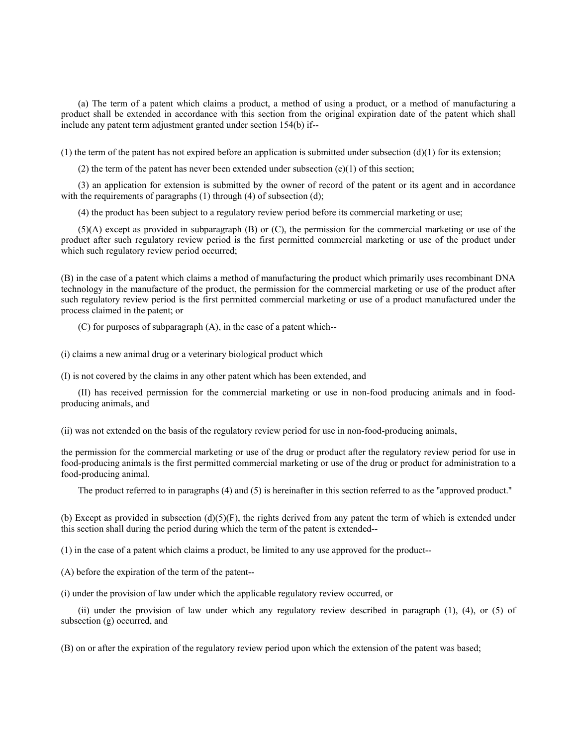(a) The term of a patent which claims a product, a method of using a product, or a method of manufacturing a product shall be extended in accordance with this section from the original expiration date of the patent which shall include any patent term adjustment granted under section 154(b) if--

(1) the term of the patent has not expired before an application is submitted under subsection (d)(1) for its extension;

(2) the term of the patent has never been extended under subsection (e)(1) of this section;

(3) an application for extension is submitted by the owner of record of the patent or its agent and in accordance with the requirements of paragraphs (1) through (4) of subsection (d);

(4) the product has been subject to a regulatory review period before its commercial marketing or use;

(5)(A) except as provided in subparagraph (B) or (C), the permission for the commercial marketing or use of the product after such regulatory review period is the first permitted commercial marketing or use of the product under which such regulatory review period occurred;

(B) in the case of a patent which claims a method of manufacturing the product which primarily uses recombinant DNA technology in the manufacture of the product, the permission for the commercial marketing or use of the product after such regulatory review period is the first permitted commercial marketing or use of a product manufactured under the process claimed in the patent; or

(C) for purposes of subparagraph (A), in the case of a patent which--

(i) claims a new animal drug or a veterinary biological product which

(I) is not covered by the claims in any other patent which has been extended, and

(II) has received permission for the commercial marketing or use in non-food producing animals and in food-producing animals, and

(ii) was not extended on the basis of the regulatory review period for use in non-food-producing animals,

the permission for the commercial marketing or use of the drug or product after the regulatory review period for use in food-producing animals is the first permitted commercial marketing or use of the drug or product for administration to a food-producing animal.

The product referred to in paragraphs (4) and (5) is hereinafter in this section referred to as the "approved product."

(b) Except as provided in subsection (d)(5)(F), the rights derived from any patent the term of which is extended under this section shall during the period during which the term of the patent is extended--

(1) in the case of a patent which claims a product, be limited to any use approved for the product--

(A) before the expiration of the term of the patent--

(i) under the provision of law under which the applicable regulatory review occurred, or

(ii) under the provision of law under which any regulatory review described in paragraph (1), (4), or (5) of subsection (g) occurred, and

(B) on or after the expiration of the regulatory review period upon which the extension of the patent was based;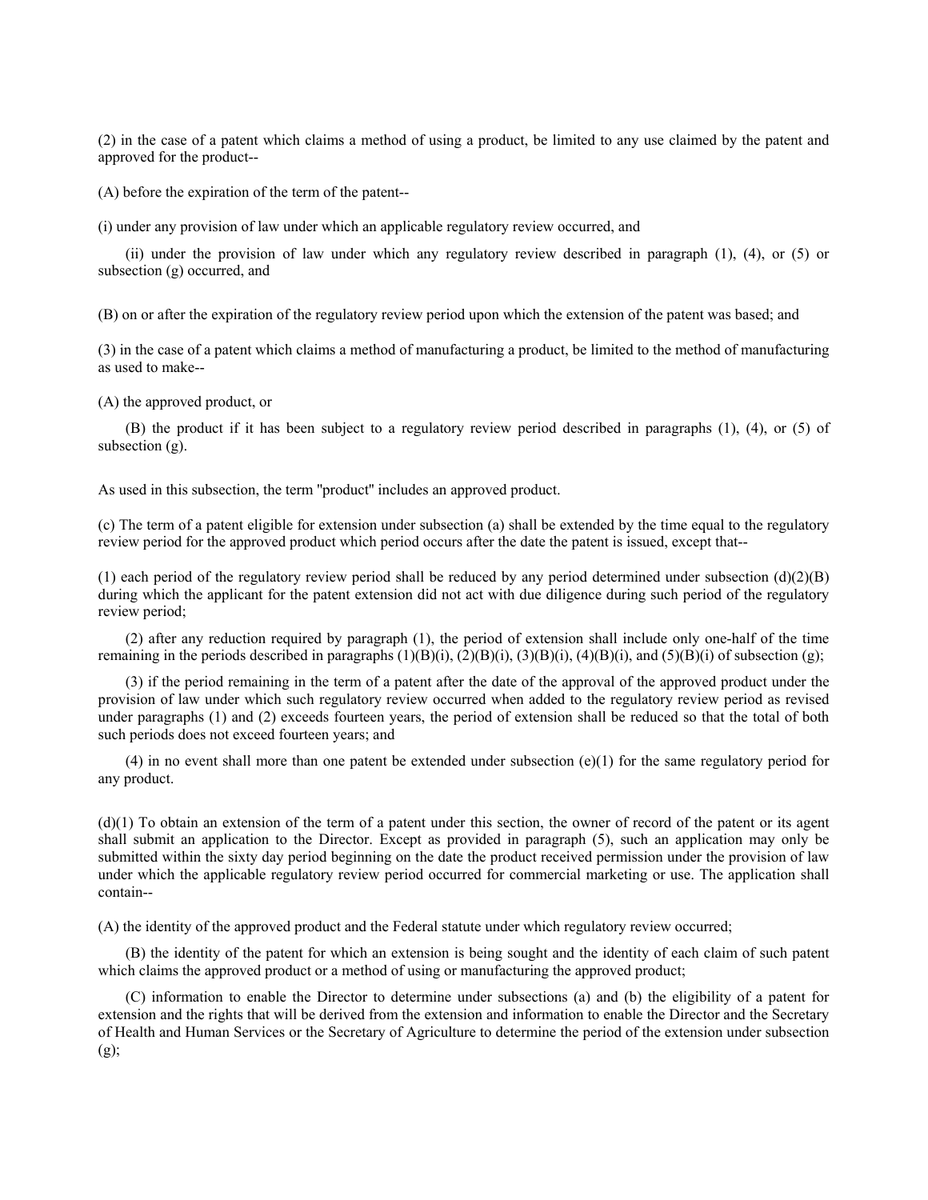(2) in the case of a patent which claims a method of using a product, be limited to any use claimed by the patent and approved for the product--

(A) before the expiration of the term of the patent--

(i) under any provision of law under which an applicable regulatory review occurred, and

(ii) under the provision of law under which any regulatory review described in paragraph (1), (4), or (5) or subsection (g) occurred, and

(B) on or after the expiration of the regulatory review period upon which the extension of the patent was based; and

(3) in the case of a patent which claims a method of manufacturing a product, be limited to the method of manufacturing as used to make--

(A) the approved product, or

(B) the product if it has been subject to a regulatory review period described in paragraphs (1), (4), or (5) of subsection (g).

As used in this subsection, the term "product" includes an approved product.

(c) The term of a patent eligible for extension under subsection (a) shall be extended by the time equal to the regulatory review period for the approved product which period occurs after the date the patent is issued, except that--

(1) each period of the regulatory review period shall be reduced by any period determined under subsection (d)(2)(B) during which the applicant for the patent extension did not act with due diligence during such period of the regulatory review period;

(2) after any reduction required by paragraph (1), the period of extension shall include only one-half of the time remaining in the periods described in paragraphs (1)(B)(i), (2)(B)(i), (3)(B)(i), (4)(B)(i), and (5)(B)(i) of subsection (g);

(3) if the period remaining in the term of a patent after the date of the approval of the approved product under the provision of law under which such regulatory review occurred when added to the regulatory review period as revised under paragraphs (1) and (2) exceeds fourteen years, the period of extension shall be reduced so that the total of both such periods does not exceed fourteen years; and

(4) in no event shall more than one patent be extended under subsection (e)(1) for the same regulatory period for any product.

(d)(1) To obtain an extension of the term of a patent under this section, the owner of record of the patent or its agent shall submit an application to the Director. Except as provided in paragraph (5), such an application may only be submitted within the sixty day period beginning on the date the product received permission under the provision of law under which the applicable regulatory review period occurred for commercial marketing or use. The application shall contain--

(A) the identity of the approved product and the Federal statute under which regulatory review occurred;

(B) the identity of the patent for which an extension is being sought and the identity of each claim of such patent which claims the approved product or a method of using or manufacturing the approved product;

(C) information to enable the Director to determine under subsections (a) and (b) the eligibility of a patent for extension and the rights that will be derived from the extension and information to enable the Director and the Secretary of Health and Human Services or the Secretary of Agriculture to determine the period of the extension under subsection (g);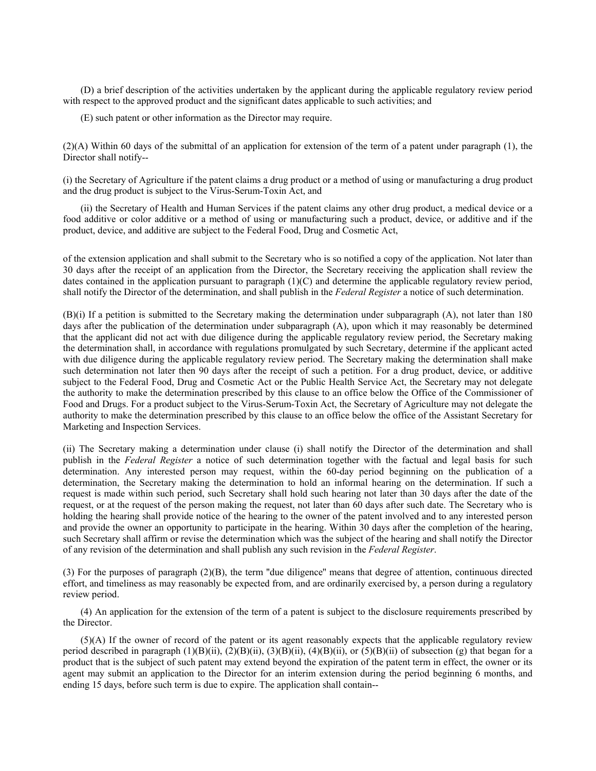(D) a brief description of the activities undertaken by the applicant during the applicable regulatory review period with respect to the approved product and the significant dates applicable to such activities; and

(E) such patent or other information as the Director may require.

(2)(A) Within 60 days of the submittal of an application for extension of the term of a patent under paragraph (1), the Director shall notify--

(i) the Secretary of Agriculture if the patent claims a drug product or a method of using or manufacturing a drug product and the drug product is subject to the Virus-Serum-Toxin Act, and

(ii) the Secretary of Health and Human Services if the patent claims any other drug product, a medical device or a food additive or color additive or a method of using or manufacturing such a product, device, or additive and if the product, device, and additive are subject to the Federal Food, Drug and Cosmetic Act,

of the extension application and shall submit to the Secretary who is so notified a copy of the application. Not later than 30 days after the receipt of an application from the Director, the Secretary receiving the application shall review the dates contained in the application pursuant to paragraph (1)(C) and determine the applicable regulatory review period, shall notify the Director of the determination, and shall publish in the *Federal Register* a notice of such determination.

(B)(i) If a petition is submitted to the Secretary making the determination under subparagraph (A), not later than 180 days after the publication of the determination under subparagraph (A), upon which it may reasonably be determined that the applicant did not act with due diligence during the applicable regulatory review period, the Secretary making the determination shall, in accordance with regulations promulgated by such Secretary, determine if the applicant acted with due diligence during the applicable regulatory review period. The Secretary making the determination shall make such determination not later then 90 days after the receipt of such a petition. For a drug product, device, or additive subject to the Federal Food, Drug and Cosmetic Act or the Public Health Service Act, the Secretary may not delegate the authority to make the determination prescribed by this clause to an office below the Office of the Commissioner of Food and Drugs. For a product subject to the Virus-Serum-Toxin Act, the Secretary of Agriculture may not delegate the authority to make the determination prescribed by this clause to an office below the office of the Assistant Secretary for Marketing and Inspection Services.

(ii) The Secretary making a determination under clause (i) shall notify the Director of the determination and shall publish in the *Federal Register* a notice of such determination together with the factual and legal basis for such determination. Any interested person may request, within the 60-day period beginning on the publication of a determination, the Secretary making the determination to hold an informal hearing on the determination. If such a request is made within such period, such Secretary shall hold such hearing not later than 30 days after the date of the request, or at the request of the person making the request, not later than 60 days after such date. The Secretary who is holding the hearing shall provide notice of the hearing to the owner of the patent involved and to any interested person and provide the owner an opportunity to participate in the hearing. Within 30 days after the completion of the hearing, such Secretary shall affirm or revise the determination which was the subject of the hearing and shall notify the Director of any revision of the determination and shall publish any such revision in the *Federal Register*.

(3) For the purposes of paragraph (2)(B), the term "due diligence" means that degree of attention, continuous directed effort, and timeliness as may reasonably be expected from, and are ordinarily exercised by, a person during a regulatory review period.

(4) An application for the extension of the term of a patent is subject to the disclosure requirements prescribed by the Director.

(5)(A) If the owner of record of the patent or its agent reasonably expects that the applicable regulatory review period described in paragraph (1)(B)(ii), (2)(B)(ii), (3)(B)(ii), (4)(B)(ii), or (5)(B)(ii) of subsection (g) that began for a product that is the subject of such patent may extend beyond the expiration of the patent term in effect, the owner or its agent may submit an application to the Director for an interim extension during the period beginning 6 months, and ending 15 days, before such term is due to expire. The application shall contain--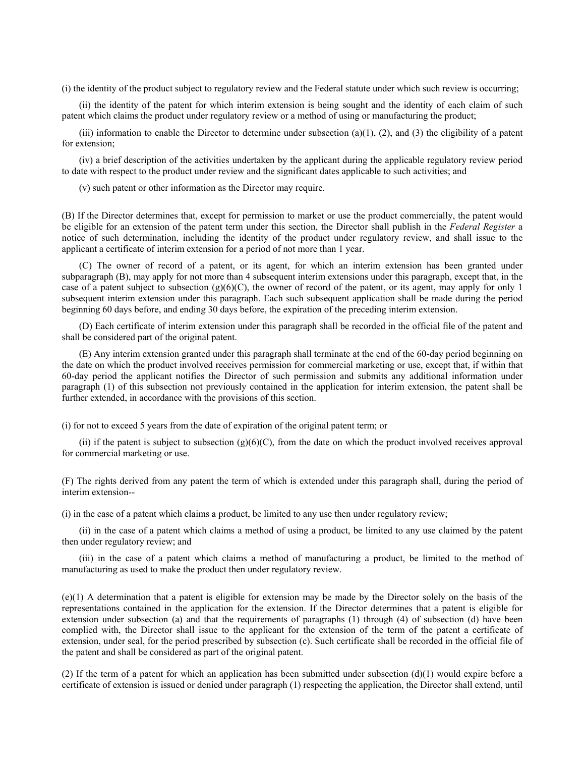(i) the identity of the product subject to regulatory review and the Federal statute under which such review is occurring;

(ii) the identity of the patent for which interim extension is being sought and the identity of each claim of such patent which claims the product under regulatory review or a method of using or manufacturing the product;

(iii) information to enable the Director to determine under subsection (a)(1), (2), and (3) the eligibility of a patent for extension;

(iv) a brief description of the activities undertaken by the applicant during the applicable regulatory review period to date with respect to the product under review and the significant dates applicable to such activities; and

(v) such patent or other information as the Director may require.

(B) If the Director determines that, except for permission to market or use the product commercially, the patent would be eligible for an extension of the patent term under this section, the Director shall publish in the *Federal Register* a notice of such determination, including the identity of the product under regulatory review, and shall issue to the applicant a certificate of interim extension for a period of not more than 1 year.

(C) The owner of record of a patent, or its agent, for which an interim extension has been granted under subparagraph (B), may apply for not more than 4 subsequent interim extensions under this paragraph, except that, in the case of a patent subject to subsection (g)(6)(C), the owner of record of the patent, or its agent, may apply for only 1 subsequent interim extension under this paragraph. Each such subsequent application shall be made during the period beginning 60 days before, and ending 30 days before, the expiration of the preceding interim extension.

(D) Each certificate of interim extension under this paragraph shall be recorded in the official file of the patent and shall be considered part of the original patent.

(E) Any interim extension granted under this paragraph shall terminate at the end of the 60-day period beginning on the date on which the product involved receives permission for commercial marketing or use, except that, if within that 60-day period the applicant notifies the Director of such permission and submits any additional information under paragraph (1) of this subsection not previously contained in the application for interim extension, the patent shall be further extended, in accordance with the provisions of this section.

(i) for not to exceed 5 years from the date of expiration of the original patent term; or

(ii) if the patent is subject to subsection (g)(6)(C), from the date on which the product involved receives approval for commercial marketing or use.

(F) The rights derived from any patent the term of which is extended under this paragraph shall, during the period of interim extension--

(i) in the case of a patent which claims a product, be limited to any use then under regulatory review;

(ii) in the case of a patent which claims a method of using a product, be limited to any use claimed by the patent then under regulatory review; and

(iii) in the case of a patent which claims a method of manufacturing a product, be limited to the method of manufacturing as used to make the product then under regulatory review.

(e)(1) A determination that a patent is eligible for extension may be made by the Director solely on the basis of the representations contained in the application for the extension. If the Director determines that a patent is eligible for extension under subsection (a) and that the requirements of paragraphs (1) through (4) of subsection (d) have been complied with, the Director shall issue to the applicant for the extension of the term of the patent a certificate of extension, under seal, for the period prescribed by subsection (c). Such certificate shall be recorded in the official file of the patent and shall be considered as part of the original patent.

(2) If the term of a patent for which an application has been submitted under subsection (d)(1) would expire before a certificate of extension is issued or denied under paragraph (1) respecting the application, the Director shall extend, until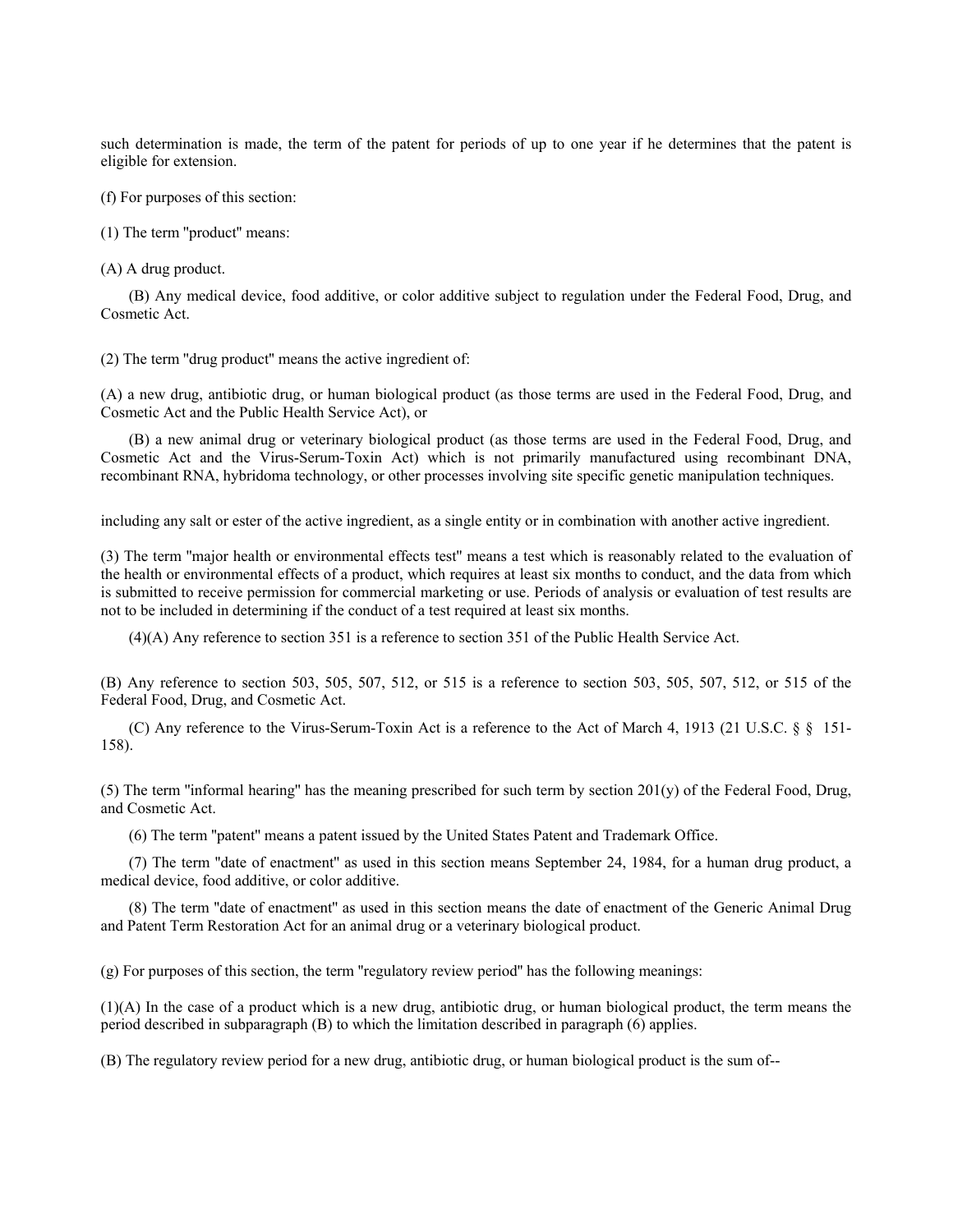such determination is made, the term of the patent for periods of up to one year if he determines that the patent is eligible for extension.

(f) For purposes of this section:

(1) The term "product" means:

(A) A drug product.

(B) Any medical device, food additive, or color additive subject to regulation under the Federal Food, Drug, and Cosmetic Act.

(2) The term "drug product" means the active ingredient of:

(A) a new drug, antibiotic drug, or human biological product (as those terms are used in the Federal Food, Drug, and Cosmetic Act and the Public Health Service Act), or

(B) a new animal drug or veterinary biological product (as those terms are used in the Federal Food, Drug, and Cosmetic Act and the Virus-Serum-Toxin Act) which is not primarily manufactured using recombinant DNA, recombinant RNA, hybridoma technology, or other processes involving site specific genetic manipulation techniques.

including any salt or ester of the active ingredient, as a single entity or in combination with another active ingredient.

(3) The term "major health or environmental effects test" means a test which is reasonably related to the evaluation of the health or environmental effects of a product, which requires at least six months to conduct, and the data from which is submitted to receive permission for commercial marketing or use. Periods of analysis or evaluation of test results are not to be included in determining if the conduct of a test required at least six months.

(4)(A) Any reference to section 351 is a reference to section 351 of the Public Health Service Act.

(B) Any reference to section 503, 505, 507, 512, or 515 is a reference to section 503, 505, 507, 512, or 515 of the Federal Food, Drug, and Cosmetic Act.

(C) Any reference to the Virus-Serum-Toxin Act is a reference to the Act of March 4, 1913 (21 U.S.C. § § 151-158).

(5) The term "informal hearing" has the meaning prescribed for such term by section 201(y) of the Federal Food, Drug, and Cosmetic Act.

(6) The term "patent" means a patent issued by the United States Patent and Trademark Office.

(7) The term "date of enactment" as used in this section means September 24, 1984, for a human drug product, a medical device, food additive, or color additive.

(8) The term "date of enactment" as used in this section means the date of enactment of the Generic Animal Drug and Patent Term Restoration Act for an animal drug or a veterinary biological product.

(g) For purposes of this section, the term "regulatory review period" has the following meanings:

(1)(A) In the case of a product which is a new drug, antibiotic drug, or human biological product, the term means the period described in subparagraph (B) to which the limitation described in paragraph (6) applies.

(B) The regulatory review period for a new drug, antibiotic drug, or human biological product is the sum of--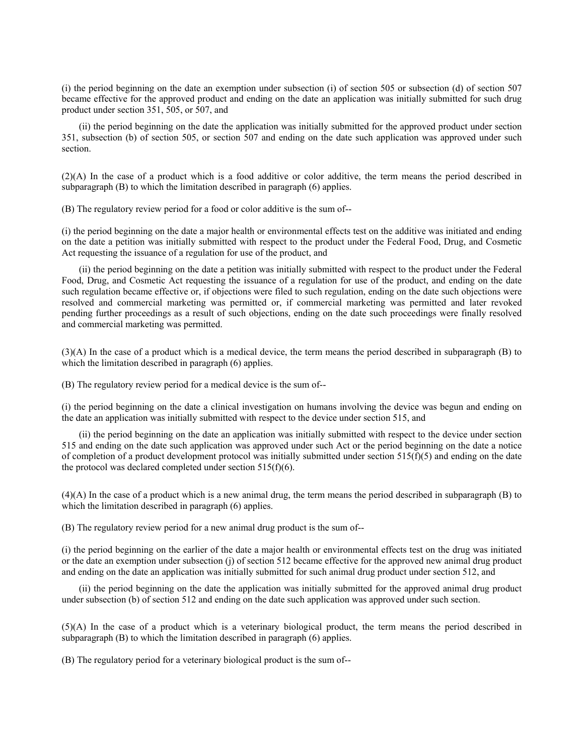(i) the period beginning on the date an exemption under subsection (i) of section 505 or subsection (d) of section 507 became effective for the approved product and ending on the date an application was initially submitted for such drug product under section 351, 505, or 507, and

(ii) the period beginning on the date the application was initially submitted for the approved product under section 351, subsection (b) of section 505, or section 507 and ending on the date such application was approved under such section.

(2)(A) In the case of a product which is a food additive or color additive, the term means the period described in subparagraph (B) to which the limitation described in paragraph (6) applies.

(B) The regulatory review period for a food or color additive is the sum of--

(i) the period beginning on the date a major health or environmental effects test on the additive was initiated and ending on the date a petition was initially submitted with respect to the product under the Federal Food, Drug, and Cosmetic Act requesting the issuance of a regulation for use of the product, and

(ii) the period beginning on the date a petition was initially submitted with respect to the product under the Federal Food, Drug, and Cosmetic Act requesting the issuance of a regulation for use of the product, and ending on the date such regulation became effective or, if objections were filed to such regulation, ending on the date such objections were resolved and commercial marketing was permitted or, if commercial marketing was permitted and later revoked pending further proceedings as a result of such objections, ending on the date such proceedings were finally resolved and commercial marketing was permitted.

(3)(A) In the case of a product which is a medical device, the term means the period described in subparagraph (B) to which the limitation described in paragraph (6) applies.

(B) The regulatory review period for a medical device is the sum of--

(i) the period beginning on the date a clinical investigation on humans involving the device was begun and ending on the date an application was initially submitted with respect to the device under section 515, and

(ii) the period beginning on the date an application was initially submitted with respect to the device under section 515 and ending on the date such application was approved under such Act or the period beginning on the date a notice of completion of a product development protocol was initially submitted under section 515(f)(5) and ending on the date the protocol was declared completed under section 515(f)(6).

(4)(A) In the case of a product which is a new animal drug, the term means the period described in subparagraph (B) to which the limitation described in paragraph (6) applies.

(B) The regulatory review period for a new animal drug product is the sum of--

(i) the period beginning on the earlier of the date a major health or environmental effects test on the drug was initiated or the date an exemption under subsection (j) of section 512 became effective for the approved new animal drug product and ending on the date an application was initially submitted for such animal drug product under section 512, and

(ii) the period beginning on the date the application was initially submitted for the approved animal drug product under subsection (b) of section 512 and ending on the date such application was approved under such section.

(5)(A) In the case of a product which is a veterinary biological product, the term means the period described in subparagraph (B) to which the limitation described in paragraph (6) applies.

(B) The regulatory period for a veterinary biological product is the sum of--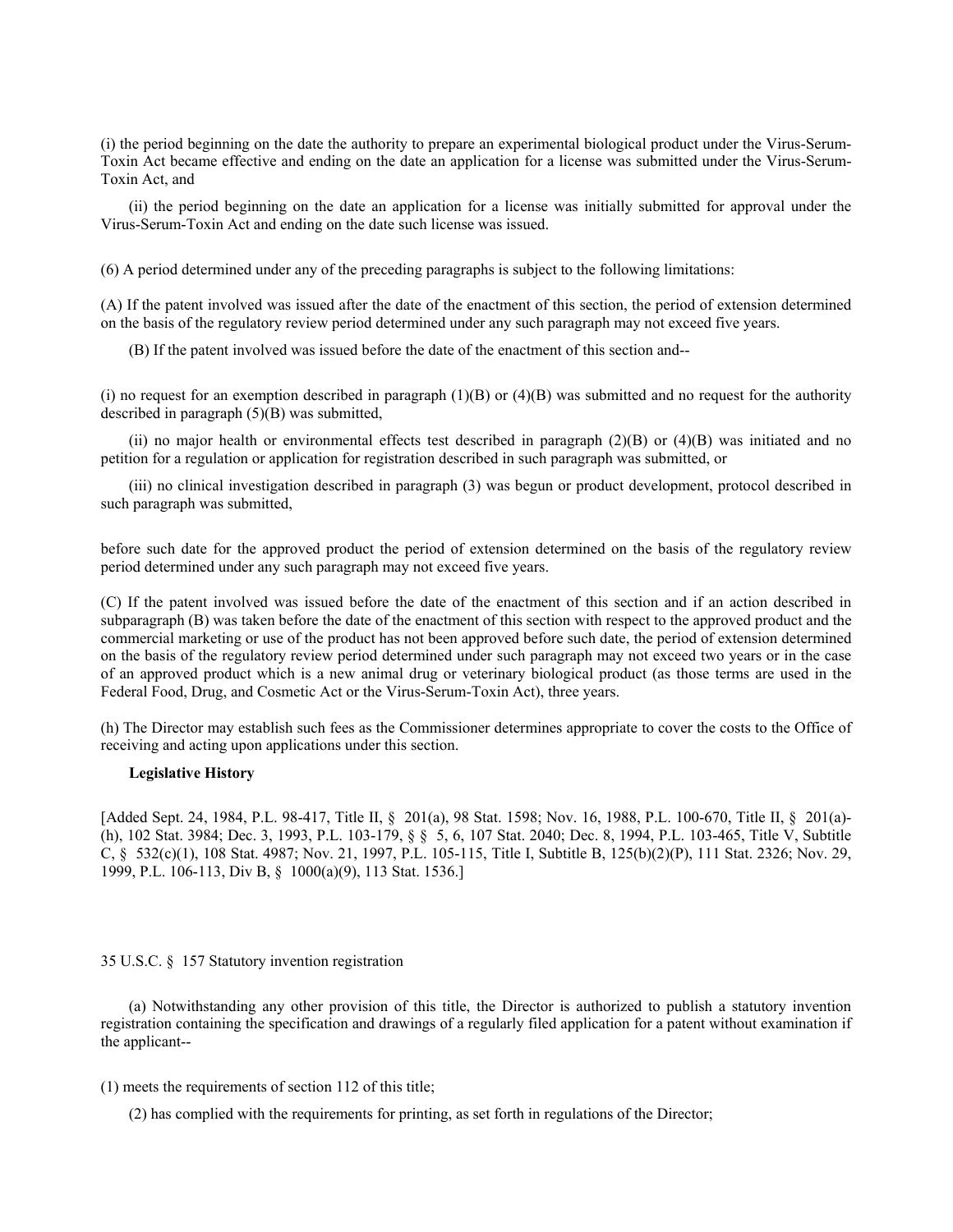(i) the period beginning on the date the authority to prepare an experimental biological product under the Virus-Serum-Toxin Act became effective and ending on the date an application for a license was submitted under the Virus-Serum-Toxin Act, and

(ii) the period beginning on the date an application for a license was initially submitted for approval under the Virus-Serum-Toxin Act and ending on the date such license was issued.

(6) A period determined under any of the preceding paragraphs is subject to the following limitations:

(A) If the patent involved was issued after the date of the enactment of this section, the period of extension determined on the basis of the regulatory review period determined under any such paragraph may not exceed five years.

(B) If the patent involved was issued before the date of the enactment of this section and--

(i) no request for an exemption described in paragraph (1)(B) or (4)(B) was submitted and no request for the authority described in paragraph (5)(B) was submitted,

(ii) no major health or environmental effects test described in paragraph (2)(B) or (4)(B) was initiated and no petition for a regulation or application for registration described in such paragraph was submitted, or

(iii) no clinical investigation described in paragraph (3) was begun or product development, protocol described in such paragraph was submitted,

before such date for the approved product the period of extension determined on the basis of the regulatory review period determined under any such paragraph may not exceed five years.

(C) If the patent involved was issued before the date of the enactment of this section and if an action described in subparagraph (B) was taken before the date of the enactment of this section with respect to the approved product and the commercial marketing or use of the product has not been approved before such date, the period of extension determined on the basis of the regulatory review period determined under such paragraph may not exceed two years or in the case of an approved product which is a new animal drug or veterinary biological product (as those terms are used in the Federal Food, Drug, and Cosmetic Act or the Virus-Serum-Toxin Act), three years.

(h) The Director may establish such fees as the Commissioner determines appropriate to cover the costs to the Office of receiving and acting upon applications under this section.

**Legislative History**

[Added Sept. 24, 1984, P.L. 98-417, Title II, § 201(a), 98 Stat. 1598; Nov. 16, 1988, P.L. 100-670, Title II, § 201(a)-(h), 102 Stat. 3984; Dec. 3, 1993, P.L. 103-179, § § 5, 6, 107 Stat. 2040; Dec. 8, 1994, P.L. 103-465, Title V, Subtitle C, § 532(c)(1), 108 Stat. 4987; Nov. 21, 1997, P.L. 105-115, Title I, Subtitle B, 125(b)(2)(P), 111 Stat. 2326; Nov. 29, 1999, P.L. 106-113, Div B, § 1000(a)(9), 113 Stat. 1536.]

35 U.S.C. § 157 Statutory invention registration

(a) Notwithstanding any other provision of this title, the Director is authorized to publish a statutory invention registration containing the specification and drawings of a regularly filed application for a patent without examination if the applicant--

(1) meets the requirements of section 112 of this title;

(2) has complied with the requirements for printing, as set forth in regulations of the Director;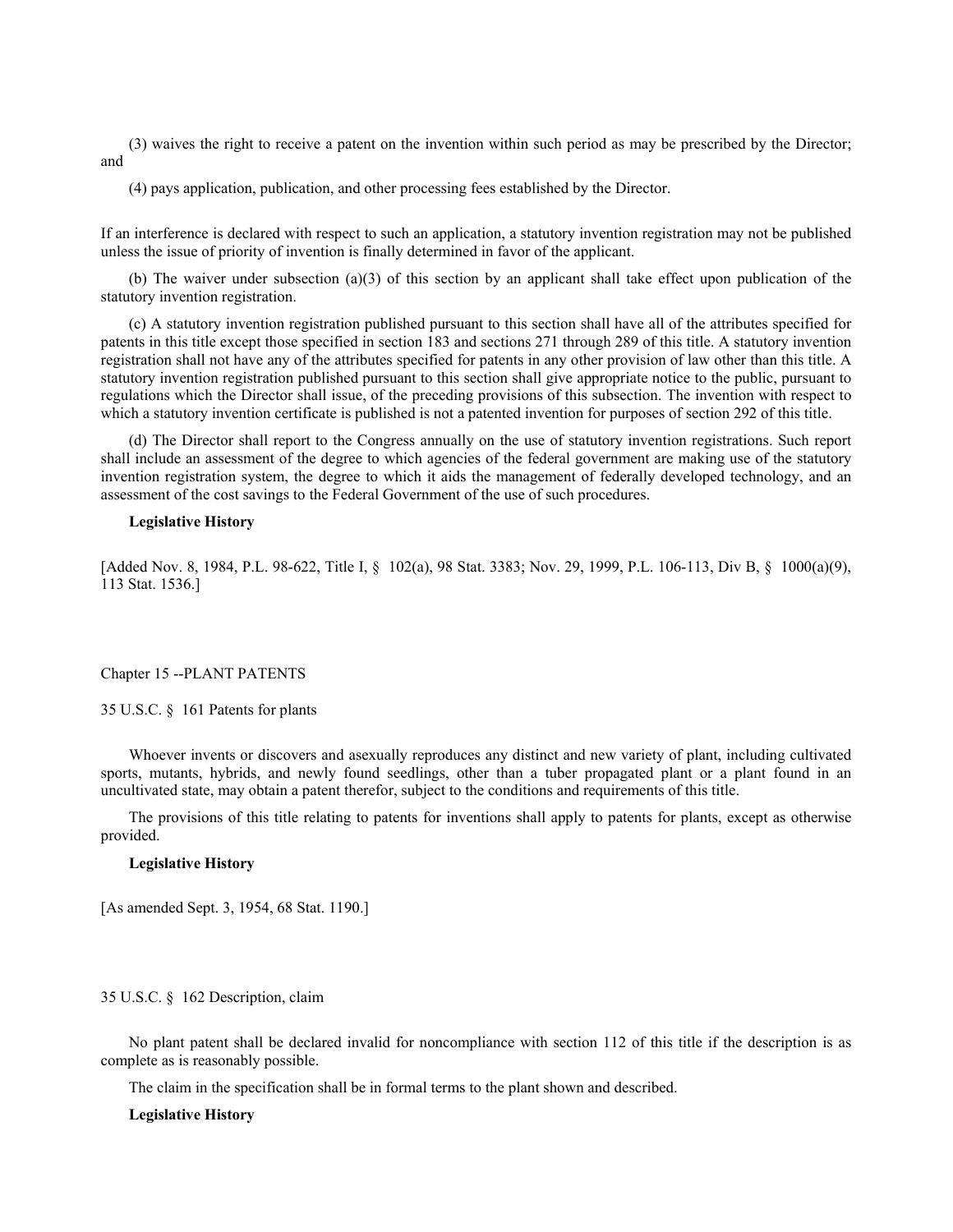(3) waives the right to receive a patent on the invention within such period as may be prescribed by the Director; and

(4) pays application, publication, and other processing fees established by the Director.

If an interference is declared with respect to such an application, a statutory invention registration may not be published unless the issue of priority of invention is finally determined in favor of the applicant.

(b) The waiver under subsection (a)(3) of this section by an applicant shall take effect upon publication of the statutory invention registration.

(c) A statutory invention registration published pursuant to this section shall have all of the attributes specified for patents in this title except those specified in section 183 and sections 271 through 289 of this title. A statutory invention registration shall not have any of the attributes specified for patents in any other provision of law other than this title. A statutory invention registration published pursuant to this section shall give appropriate notice to the public, pursuant to regulations which the Director shall issue, of the preceding provisions of this subsection. The invention with respect to which a statutory invention certificate is published is not a patented invention for purposes of section 292 of this title.

(d) The Director shall report to the Congress annually on the use of statutory invention registrations. Such report shall include an assessment of the degree to which agencies of the federal government are making use of the statutory invention registration system, the degree to which it aids the management of federally developed technology, and an assessment of the cost savings to the Federal Government of the use of such procedures.

**Legislative History**

[Added Nov. 8, 1984, P.L. 98-622, Title I, § 102(a), 98 Stat. 3383; Nov. 29, 1999, P.L. 106-113, Div B, § 1000(a)(9), 113 Stat. 1536.]

## Chapter 15 --PLANT PATENTS

### 35 U.S.C. § 161 Patents for plants

Whoever invents or discovers and asexually reproduces any distinct and new variety of plant, including cultivated sports, mutants, hybrids, and newly found seedlings, other than a tuber propagated plant or a plant found in an uncultivated state, may obtain a patent therefor, subject to the conditions and requirements of this title.

The provisions of this title relating to patents for inventions shall apply to patents for plants, except as otherwise provided.

**Legislative History**

[As amended Sept. 3, 1954, 68 Stat. 1190.]

### 35 U.S.C. § 162 Description, claim

No plant patent shall be declared invalid for noncompliance with section 112 of this title if the description is as complete as is reasonably possible.

The claim in the specification shall be in formal terms to the plant shown and described.

**Legislative History**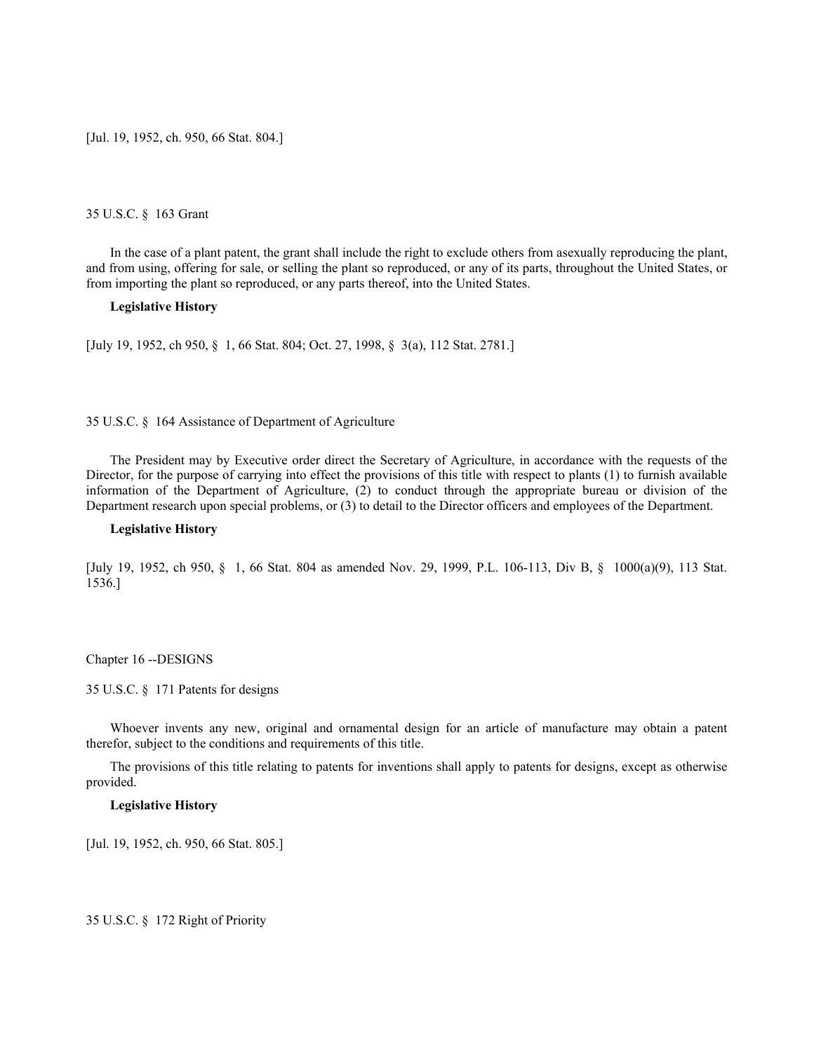[Jul. 19, 1952, ch. 950, 66 Stat. 804.]

35 U.S.C. § 163 Grant

In the case of a plant patent, the grant shall include the right to exclude others from asexually reproducing the plant, and from using, offering for sale, or selling the plant so reproduced, or any of its parts, throughout the United States, or from importing the plant so reproduced, or any parts thereof, into the United States.

**Legislative History**

[July 19, 1952, ch 950, § 1, 66 Stat. 804; Oct. 27, 1998, § 3(a), 112 Stat. 2781.]

35 U.S.C. § 164 Assistance of Department of Agriculture

The President may by Executive order direct the Secretary of Agriculture, in accordance with the requests of the Director, for the purpose of carrying into effect the provisions of this title with respect to plants (1) to furnish available information of the Department of Agriculture, (2) to conduct through the appropriate bureau or division of the Department research upon special problems, or (3) to detail to the Director officers and employees of the Department.

**Legislative History**

[July 19, 1952, ch 950, § 1, 66 Stat. 804 as amended Nov. 29, 1999, P.L. 106-113, Div B, § 1000(a)(9), 113 Stat. 1536.]

Chapter 16 --DESIGNS

35 U.S.C. § 171 Patents for designs

Whoever invents any new, original and ornamental design for an article of manufacture may obtain a patent therefor, subject to the conditions and requirements of this title.

The provisions of this title relating to patents for inventions shall apply to patents for designs, except as otherwise provided.

**Legislative History**

[Jul. 19, 1952, ch. 950, 66 Stat. 805.]

35 U.S.C. § 172 Right of Priority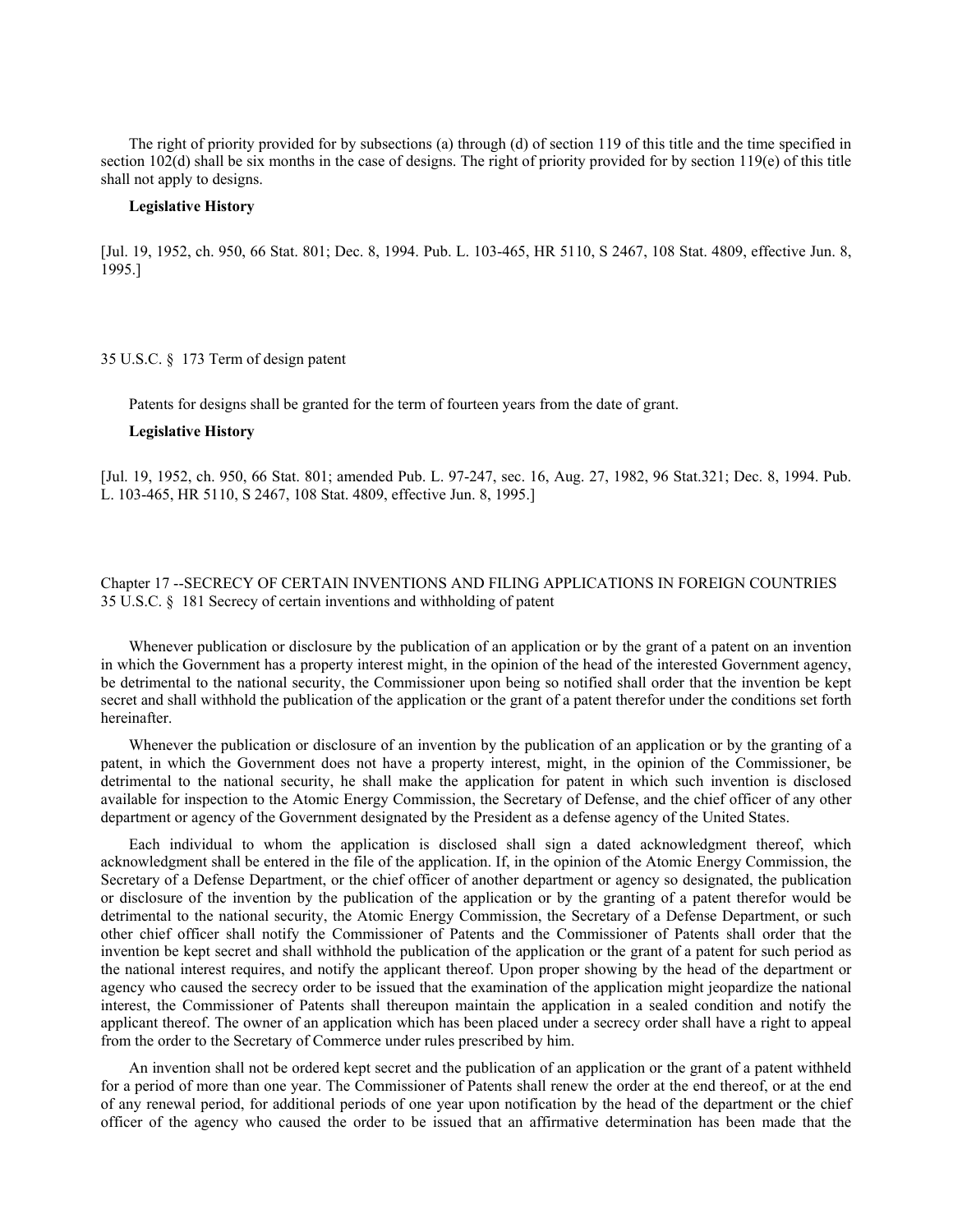The right of priority provided for by subsections (a) through (d) of section 119 of this title and the time specified in section 102(d) shall be six months in the case of designs. The right of priority provided for by section 119(e) of this title shall not apply to designs.

**Legislative History**

[Jul. 19, 1952, ch. 950, 66 Stat. 801; Dec. 8, 1994. Pub. L. 103-465, HR 5110, S 2467, 108 Stat. 4809, effective Jun. 8, 1995.]

35 U.S.C. § 173 Term of design patent

Patents for designs shall be granted for the term of fourteen years from the date of grant.

**Legislative History**

[Jul. 19, 1952, ch. 950, 66 Stat. 801; amended Pub. L. 97-247, sec. 16, Aug. 27, 1982, 96 Stat.321; Dec. 8, 1994. Pub. L. 103-465, HR 5110, S 2467, 108 Stat. 4809, effective Jun. 8, 1995.]

Chapter 17 --SECRECY OF CERTAIN INVENTIONS AND FILING APPLICATIONS IN FOREIGN COUNTRIES
35 U.S.C. § 181 Secrecy of certain inventions and withholding of patent

Whenever publication or disclosure by the publication of an application or by the grant of a patent on an invention in which the Government has a property interest might, in the opinion of the head of the interested Government agency, be detrimental to the national security, the Commissioner upon being so notified shall order that the invention be kept secret and shall withhold the publication of the application or the grant of a patent therefor under the conditions set forth hereinafter.

Whenever the publication or disclosure of an invention by the publication of an application or by the granting of a patent, in which the Government does not have a property interest, might, in the opinion of the Commissioner, be detrimental to the national security, he shall make the application for patent in which such invention is disclosed available for inspection to the Atomic Energy Commission, the Secretary of Defense, and the chief officer of any other department or agency of the Government designated by the President as a defense agency of the United States.

Each individual to whom the application is disclosed shall sign a dated acknowledgment thereof, which acknowledgment shall be entered in the file of the application. If, in the opinion of the Atomic Energy Commission, the Secretary of a Defense Department, or the chief officer of another department or agency so designated, the publication or disclosure of the invention by the publication of the application or by the granting of a patent therefor would be detrimental to the national security, the Atomic Energy Commission, the Secretary of a Defense Department, or such other chief officer shall notify the Commissioner of Patents and the Commissioner of Patents shall order that the invention be kept secret and shall withhold the publication of the application or the grant of a patent for such period as the national interest requires, and notify the applicant thereof. Upon proper showing by the head of the department or agency who caused the secrecy order to be issued that the examination of the application might jeopardize the national interest, the Commissioner of Patents shall thereupon maintain the application in a sealed condition and notify the applicant thereof. The owner of an application which has been placed under a secrecy order shall have a right to appeal from the order to the Secretary of Commerce under rules prescribed by him.

An invention shall not be ordered kept secret and the publication of an application or the grant of a patent withheld for a period of more than one year. The Commissioner of Patents shall renew the order at the end thereof, or at the end of any renewal period, for additional periods of one year upon notification by the head of the department or the chief officer of the agency who caused the order to be issued that an affirmative determination has been made that the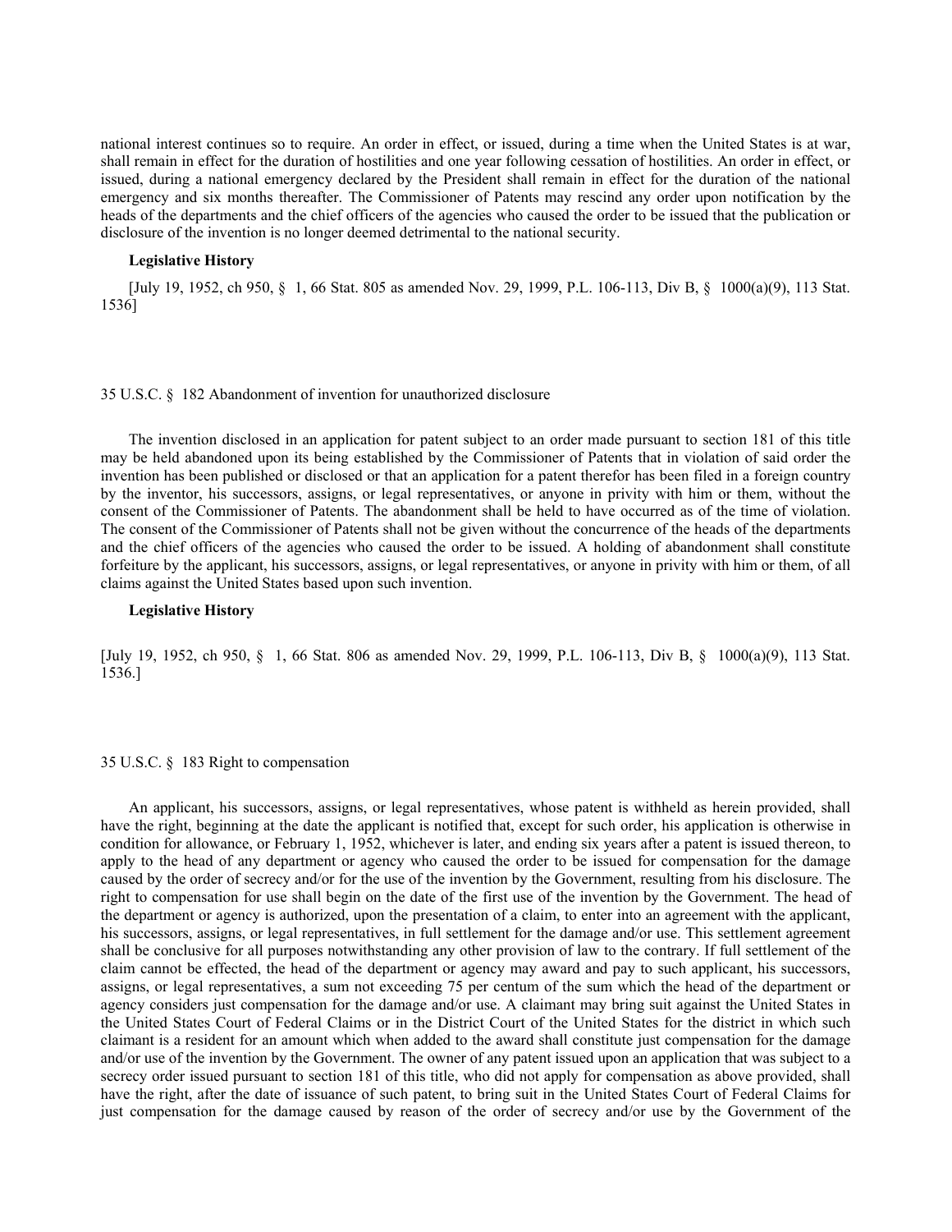national interest continues so to require. An order in effect, or issued, during a time when the United States is at war, shall remain in effect for the duration of hostilities and one year following cessation of hostilities. An order in effect, or issued, during a national emergency declared by the President shall remain in effect for the duration of the national emergency and six months thereafter. The Commissioner of Patents may rescind any order upon notification by the heads of the departments and the chief officers of the agencies who caused the order to be issued that the publication or disclosure of the invention is no longer deemed detrimental to the national security.

**Legislative History**

[July 19, 1952, ch 950, § 1, 66 Stat. 805 as amended Nov. 29, 1999, P.L. 106-113, Div B, § 1000(a)(9), 113 Stat. 1536]

35 U.S.C. § 182 Abandonment of invention for unauthorized disclosure

The invention disclosed in an application for patent subject to an order made pursuant to section 181 of this title may be held abandoned upon its being established by the Commissioner of Patents that in violation of said order the invention has been published or disclosed or that an application for a patent therefor has been filed in a foreign country by the inventor, his successors, assigns, or legal representatives, or anyone in privity with him or them, without the consent of the Commissioner of Patents. The abandonment shall be held to have occurred as of the time of violation. The consent of the Commissioner of Patents shall not be given without the concurrence of the heads of the departments and the chief officers of the agencies who caused the order to be issued. A holding of abandonment shall constitute forfeiture by the applicant, his successors, assigns, or legal representatives, or anyone in privity with him or them, of all claims against the United States based upon such invention.

**Legislative History**

[July 19, 1952, ch 950, § 1, 66 Stat. 806 as amended Nov. 29, 1999, P.L. 106-113, Div B, § 1000(a)(9), 113 Stat. 1536.]

35 U.S.C. § 183 Right to compensation

An applicant, his successors, assigns, or legal representatives, whose patent is withheld as herein provided, shall have the right, beginning at the date the applicant is notified that, except for such order, his application is otherwise in condition for allowance, or February 1, 1952, whichever is later, and ending six years after a patent is issued thereon, to apply to the head of any department or agency who caused the order to be issued for compensation for the damage caused by the order of secrecy and/or for the use of the invention by the Government, resulting from his disclosure. The right to compensation for use shall begin on the date of the first use of the invention by the Government. The head of the department or agency is authorized, upon the presentation of a claim, to enter into an agreement with the applicant, his successors, assigns, or legal representatives, in full settlement for the damage and/or use. This settlement agreement shall be conclusive for all purposes notwithstanding any other provision of law to the contrary. If full settlement of the claim cannot be effected, the head of the department or agency may award and pay to such applicant, his successors, assigns, or legal representatives, a sum not exceeding 75 per centum of the sum which the head of the department or agency considers just compensation for the damage and/or use. A claimant may bring suit against the United States in the United States Court of Federal Claims or in the District Court of the United States for the district in which such claimant is a resident for an amount which when added to the award shall constitute just compensation for the damage and/or use of the invention by the Government. The owner of any patent issued upon an application that was subject to a secrecy order issued pursuant to section 181 of this title, who did not apply for compensation as above provided, shall have the right, after the date of issuance of such patent, to bring suit in the United States Court of Federal Claims for just compensation for the damage caused by reason of the order of secrecy and/or use by the Government of the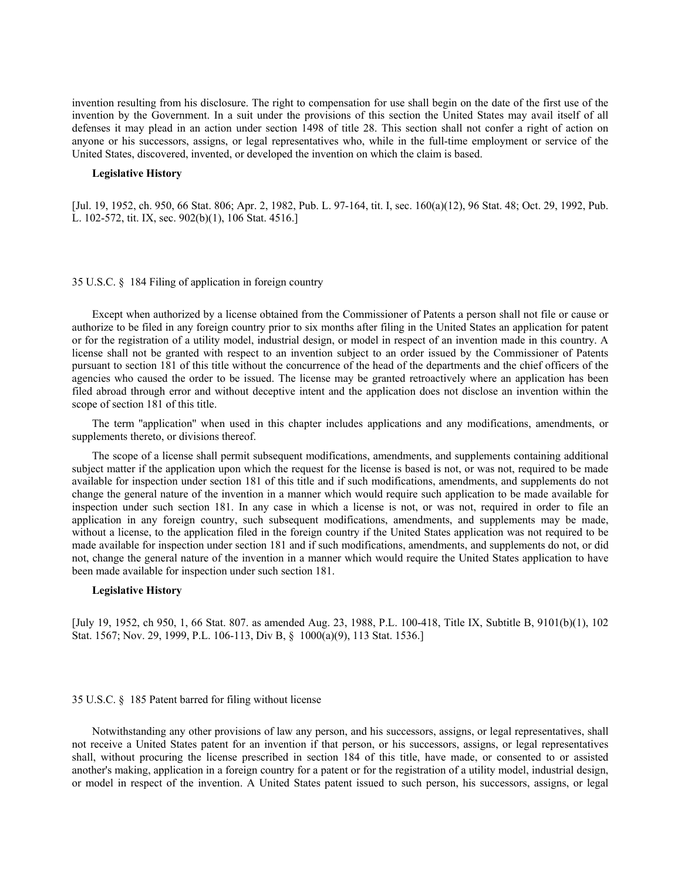invention resulting from his disclosure. The right to compensation for use shall begin on the date of the first use of the invention by the Government. In a suit under the provisions of this section the United States may avail itself of all defenses it may plead in an action under section 1498 of title 28. This section shall not confer a right of action on anyone or his successors, assigns, or legal representatives who, while in the full-time employment or service of the United States, discovered, invented, or developed the invention on which the claim is based.

**Legislative History**

[Jul. 19, 1952, ch. 950, 66 Stat. 806; Apr. 2, 1982, Pub. L. 97-164, tit. I, sec. 160(a)(12), 96 Stat. 48; Oct. 29, 1992, Pub. L. 102-572, tit. IX, sec. 902(b)(1), 106 Stat. 4516.]

35 U.S.C. § 184 Filing of application in foreign country

Except when authorized by a license obtained from the Commissioner of Patents a person shall not file or cause or authorize to be filed in any foreign country prior to six months after filing in the United States an application for patent or for the registration of a utility model, industrial design, or model in respect of an invention made in this country. A license shall not be granted with respect to an invention subject to an order issued by the Commissioner of Patents pursuant to section 181 of this title without the concurrence of the head of the departments and the chief officers of the agencies who caused the order to be issued. The license may be granted retroactively where an application has been filed abroad through error and without deceptive intent and the application does not disclose an invention within the scope of section 181 of this title.

The term "application" when used in this chapter includes applications and any modifications, amendments, or supplements thereto, or divisions thereof.

The scope of a license shall permit subsequent modifications, amendments, and supplements containing additional subject matter if the application upon which the request for the license is based is not, or was not, required to be made available for inspection under section 181 of this title and if such modifications, amendments, and supplements do not change the general nature of the invention in a manner which would require such application to be made available for inspection under such section 181. In any case in which a license is not, or was not, required in order to file an application in any foreign country, such subsequent modifications, amendments, and supplements may be made, without a license, to the application filed in the foreign country if the United States application was not required to be made available for inspection under section 181 and if such modifications, amendments, and supplements do not, or did not, change the general nature of the invention in a manner which would require the United States application to have been made available for inspection under such section 181.

**Legislative History**

[July 19, 1952, ch 950, 1, 66 Stat. 807. as amended Aug. 23, 1988, P.L. 100-418, Title IX, Subtitle B, 9101(b)(1), 102 Stat. 1567; Nov. 29, 1999, P.L. 106-113, Div B, § 1000(a)(9), 113 Stat. 1536.]

35 U.S.C. § 185 Patent barred for filing without license

Notwithstanding any other provisions of law any person, and his successors, assigns, or legal representatives, shall not receive a United States patent for an invention if that person, or his successors, assigns, or legal representatives shall, without procuring the license prescribed in section 184 of this title, have made, or consented to or assisted another's making, application in a foreign country for a patent or for the registration of a utility model, industrial design, or model in respect of the invention. A United States patent issued to such person, his successors, assigns, or legal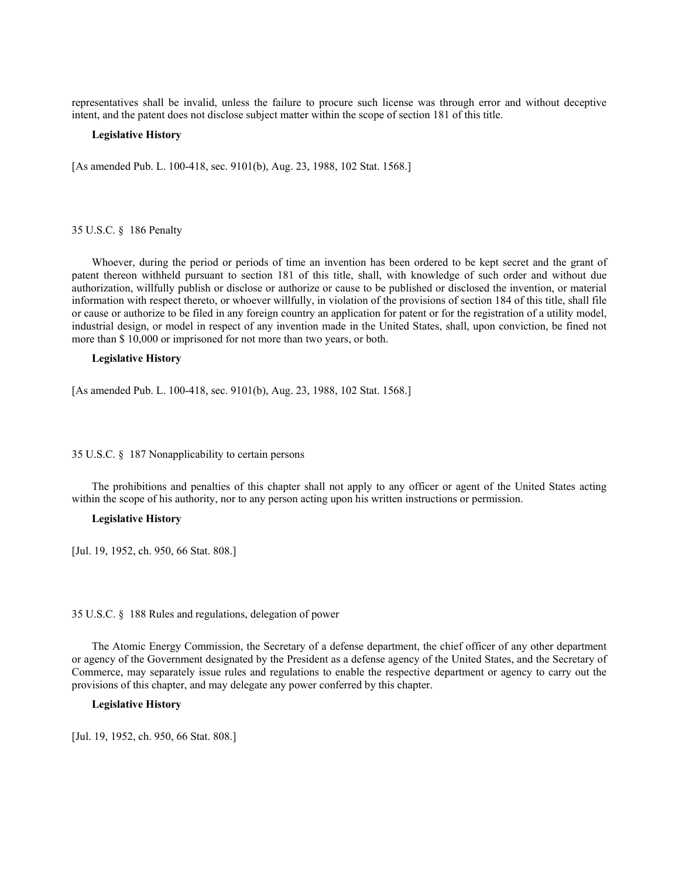representatives shall be invalid, unless the failure to procure such license was through error and without deceptive intent, and the patent does not disclose subject matter within the scope of section 181 of this title.

**Legislative History**

[As amended Pub. L. 100-418, sec. 9101(b), Aug. 23, 1988, 102 Stat. 1568.]

35 U.S.C. § 186 Penalty

Whoever, during the period or periods of time an invention has been ordered to be kept secret and the grant of patent thereon withheld pursuant to section 181 of this title, shall, with knowledge of such order and without due authorization, willfully publish or disclose or authorize or cause to be published or disclosed the invention, or material information with respect thereto, or whoever willfully, in violation of the provisions of section 184 of this title, shall file or cause or authorize to be filed in any foreign country an application for patent or for the registration of a utility model, industrial design, or model in respect of any invention made in the United States, shall, upon conviction, be fined not more than $ 10,000 or imprisoned for not more than two years, or both.

**Legislative History**

[As amended Pub. L. 100-418, sec. 9101(b), Aug. 23, 1988, 102 Stat. 1568.]

35 U.S.C. § 187 Nonapplicability to certain persons

The prohibitions and penalties of this chapter shall not apply to any officer or agent of the United States acting within the scope of his authority, nor to any person acting upon his written instructions or permission.

**Legislative History**

[Jul. 19, 1952, ch. 950, 66 Stat. 808.]

35 U.S.C. § 188 Rules and regulations, delegation of power

The Atomic Energy Commission, the Secretary of a defense department, the chief officer of any other department or agency of the Government designated by the President as a defense agency of the United States, and the Secretary of Commerce, may separately issue rules and regulations to enable the respective department or agency to carry out the provisions of this chapter, and may delegate any power conferred by this chapter.

**Legislative History**

[Jul. 19, 1952, ch. 950, 66 Stat. 808.]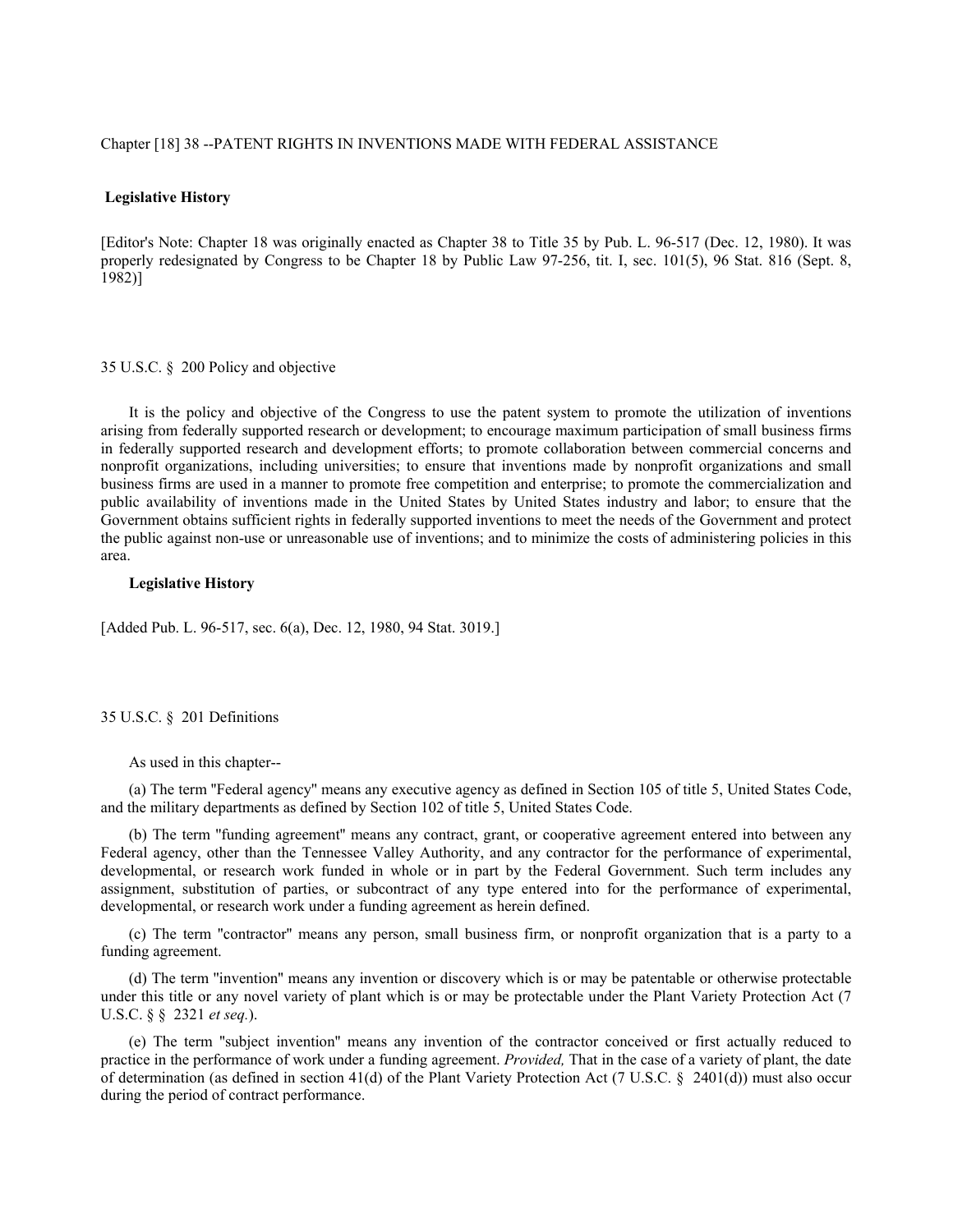Chapter [18] 38 --PATENT RIGHTS IN INVENTIONS MADE WITH FEDERAL ASSISTANCE

**Legislative History**

[Editor's Note: Chapter 18 was originally enacted as Chapter 38 to Title 35 by Pub. L. 96-517 (Dec. 12, 1980). It was properly redesignated by Congress to be Chapter 18 by Public Law 97-256, tit. I, sec. 101(5), 96 Stat. 816 (Sept. 8, 1982)]

35 U.S.C. § 200 Policy and objective

It is the policy and objective of the Congress to use the patent system to promote the utilization of inventions arising from federally supported research or development; to encourage maximum participation of small business firms in federally supported research and development efforts; to promote collaboration between commercial concerns and nonprofit organizations, including universities; to ensure that inventions made by nonprofit organizations and small business firms are used in a manner to promote free competition and enterprise; to promote the commercialization and public availability of inventions made in the United States by United States industry and labor; to ensure that the Government obtains sufficient rights in federally supported inventions to meet the needs of the Government and protect the public against non-use or unreasonable use of inventions; and to minimize the costs of administering policies in this area.

**Legislative History**

[Added Pub. L. 96-517, sec. 6(a), Dec. 12, 1980, 94 Stat. 3019.]

35 U.S.C. § 201 Definitions

As used in this chapter--

(a) The term "Federal agency" means any executive agency as defined in Section 105 of title 5, United States Code, and the military departments as defined by Section 102 of title 5, United States Code.

(b) The term "funding agreement" means any contract, grant, or cooperative agreement entered into between any Federal agency, other than the Tennessee Valley Authority, and any contractor for the performance of experimental, developmental, or research work funded in whole or in part by the Federal Government. Such term includes any assignment, substitution of parties, or subcontract of any type entered into for the performance of experimental, developmental, or research work under a funding agreement as herein defined.

(c) The term "contractor" means any person, small business firm, or nonprofit organization that is a party to a funding agreement.

(d) The term "invention" means any invention or discovery which is or may be patentable or otherwise protectable under this title or any novel variety of plant which is or may be protectable under the Plant Variety Protection Act (7 U.S.C. § § 2321 *et seq.*).

(e) The term "subject invention" means any invention of the contractor conceived or first actually reduced to practice in the performance of work under a funding agreement. *Provided,* That in the case of a variety of plant, the date of determination (as defined in section 41(d) of the Plant Variety Protection Act (7 U.S.C. § 2401(d)) must also occur during the period of contract performance.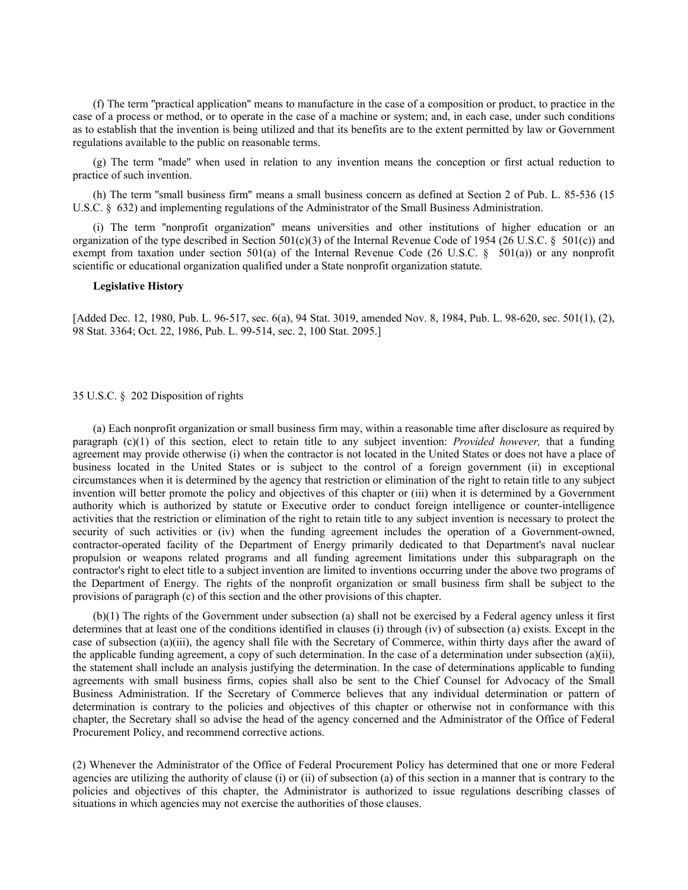(f) The term "practical application" means to manufacture in the case of a composition or product, to practice in the case of a process or method, or to operate in the case of a machine or system; and, in each case, under such conditions as to establish that the invention is being utilized and that its benefits are to the extent permitted by law or Government regulations available to the public on reasonable terms.

(g) The term "made" when used in relation to any invention means the conception or first actual reduction to practice of such invention.

(h) The term "small business firm" means a small business concern as defined at Section 2 of Pub. L. 85-536 (15 U.S.C. § 632) and implementing regulations of the Administrator of the Small Business Administration.

(i) The term "nonprofit organization" means universities and other institutions of higher education or an organization of the type described in Section 501(c)(3) of the Internal Revenue Code of 1954 (26 U.S.C. § 501(c)) and exempt from taxation under section 501(a) of the Internal Revenue Code (26 U.S.C. § 501(a)) or any nonprofit scientific or educational organization qualified under a State nonprofit organization statute.

**Legislative History**

[Added Dec. 12, 1980, Pub. L. 96-517, sec. 6(a), 94 Stat. 3019, amended Nov. 8, 1984, Pub. L. 98-620, sec. 501(1), (2), 98 Stat. 3364; Oct. 22, 1986, Pub. L. 99-514, sec. 2, 100 Stat. 2095.]

35 U.S.C. § 202 Disposition of rights

(a) Each nonprofit organization or small business firm may, within a reasonable time after disclosure as required by paragraph (c)(1) of this section, elect to retain title to any subject invention: *Provided however,* that a funding agreement may provide otherwise (i) when the contractor is not located in the United States or does not have a place of business located in the United States or is subject to the control of a foreign government (ii) in exceptional circumstances when it is determined by the agency that restriction or elimination of the right to retain title to any subject invention will better promote the policy and objectives of this chapter or (iii) when it is determined by a Government authority which is authorized by statute or Executive order to conduct foreign intelligence or counter-intelligence activities that the restriction or elimination of the right to retain title to any subject invention is necessary to protect the security of such activities or (iv) when the funding agreement includes the operation of a Government-owned, contractor-operated facility of the Department of Energy primarily dedicated to that Department's naval nuclear propulsion or weapons related programs and all funding agreement limitations under this subparagraph on the contractor's right to elect title to a subject invention are limited to inventions occurring under the above two programs of the Department of Energy. The rights of the nonprofit organization or small business firm shall be subject to the provisions of paragraph (c) of this section and the other provisions of this chapter.

(b)(1) The rights of the Government under subsection (a) shall not be exercised by a Federal agency unless it first determines that at least one of the conditions identified in clauses (i) through (iv) of subsection (a) exists. Except in the case of subsection (a)(iii), the agency shall file with the Secretary of Commerce, within thirty days after the award of the applicable funding agreement, a copy of such determination. In the case of a determination under subsection (a)(ii), the statement shall include an analysis justifying the determination. In the case of determinations applicable to funding agreements with small business firms, copies shall also be sent to the Chief Counsel for Advocacy of the Small Business Administration. If the Secretary of Commerce believes that any individual determination or pattern of determination is contrary to the policies and objectives of this chapter or otherwise not in conformance with this chapter, the Secretary shall so advise the head of the agency concerned and the Administrator of the Office of Federal Procurement Policy, and recommend corrective actions.

(2) Whenever the Administrator of the Office of Federal Procurement Policy has determined that one or more Federal agencies are utilizing the authority of clause (i) or (ii) of subsection (a) of this section in a manner that is contrary to the policies and objectives of this chapter, the Administrator is authorized to issue regulations describing classes of situations in which agencies may not exercise the authorities of those clauses.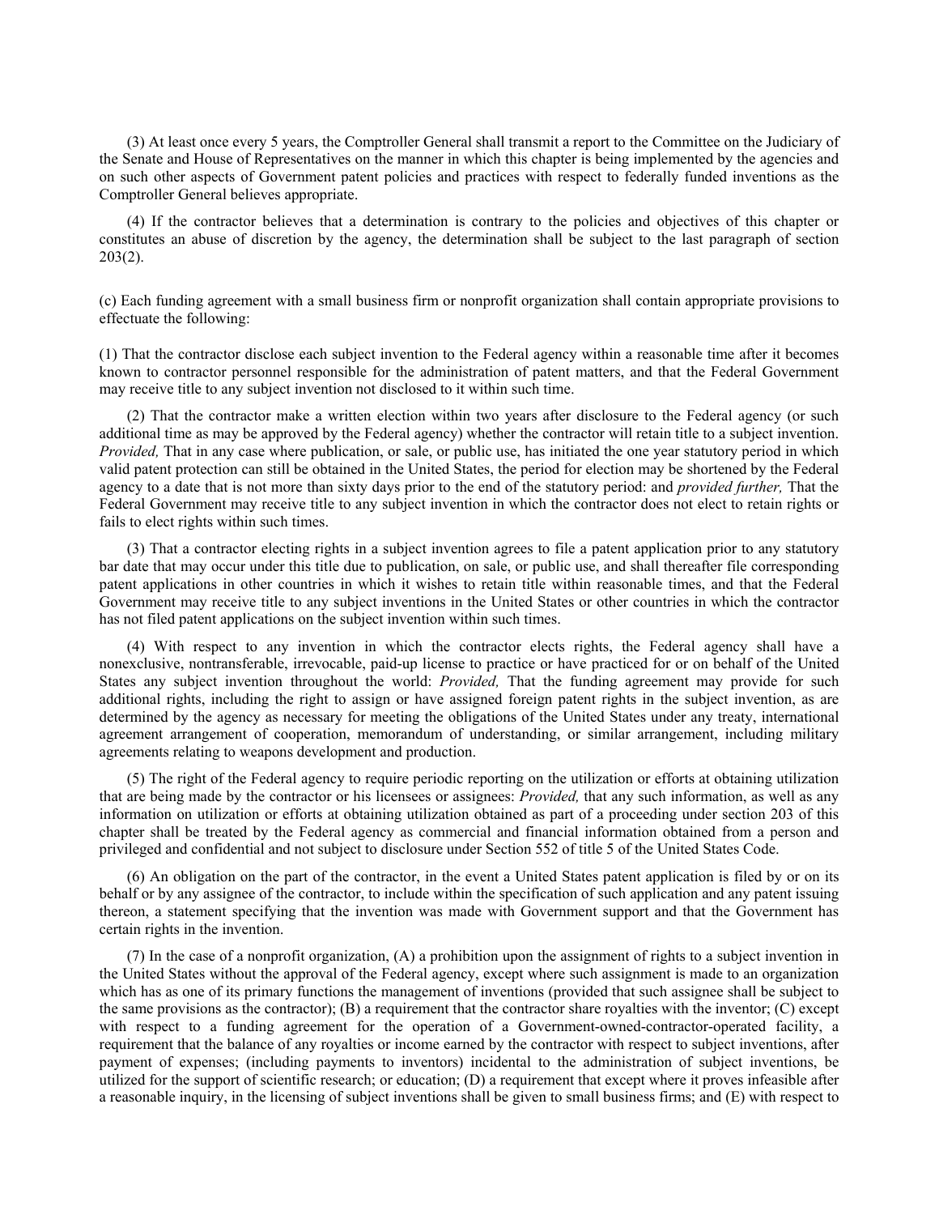(3) At least once every 5 years, the Comptroller General shall transmit a report to the Committee on the Judiciary of the Senate and House of Representatives on the manner in which this chapter is being implemented by the agencies and on such other aspects of Government patent policies and practices with respect to federally funded inventions as the Comptroller General believes appropriate.

(4) If the contractor believes that a determination is contrary to the policies and objectives of this chapter or constitutes an abuse of discretion by the agency, the determination shall be subject to the last paragraph of section 203(2).

(c) Each funding agreement with a small business firm or nonprofit organization shall contain appropriate provisions to effectuate the following:

(1) That the contractor disclose each subject invention to the Federal agency within a reasonable time after it becomes known to contractor personnel responsible for the administration of patent matters, and that the Federal Government may receive title to any subject invention not disclosed to it within such time.

(2) That the contractor make a written election within two years after disclosure to the Federal agency (or such additional time as may be approved by the Federal agency) whether the contractor will retain title to a subject invention. *Provided,* That in any case where publication, or sale, or public use, has initiated the one year statutory period in which valid patent protection can still be obtained in the United States, the period for election may be shortened by the Federal agency to a date that is not more than sixty days prior to the end of the statutory period: and *provided further,* That the Federal Government may receive title to any subject invention in which the contractor does not elect to retain rights or fails to elect rights within such times.

(3) That a contractor electing rights in a subject invention agrees to file a patent application prior to any statutory bar date that may occur under this title due to publication, on sale, or public use, and shall thereafter file corresponding patent applications in other countries in which it wishes to retain title within reasonable times, and that the Federal Government may receive title to any subject inventions in the United States or other countries in which the contractor has not filed patent applications on the subject invention within such times.

(4) With respect to any invention in which the contractor elects rights, the Federal agency shall have a nonexclusive, nontransferable, irrevocable, paid-up license to practice or have practiced for or on behalf of the United States any subject invention throughout the world: *Provided,* That the funding agreement may provide for such additional rights, including the right to assign or have assigned foreign patent rights in the subject invention, as are determined by the agency as necessary for meeting the obligations of the United States under any treaty, international agreement arrangement of cooperation, memorandum of understanding, or similar arrangement, including military agreements relating to weapons development and production.

(5) The right of the Federal agency to require periodic reporting on the utilization or efforts at obtaining utilization that are being made by the contractor or his licensees or assignees: *Provided,* that any such information, as well as any information on utilization or efforts at obtaining utilization obtained as part of a proceeding under section 203 of this chapter shall be treated by the Federal agency as commercial and financial information obtained from a person and privileged and confidential and not subject to disclosure under Section 552 of title 5 of the United States Code.

(6) An obligation on the part of the contractor, in the event a United States patent application is filed by or on its behalf or by any assignee of the contractor, to include within the specification of such application and any patent issuing thereon, a statement specifying that the invention was made with Government support and that the Government has certain rights in the invention.

(7) In the case of a nonprofit organization, (A) a prohibition upon the assignment of rights to a subject invention in the United States without the approval of the Federal agency, except where such assignment is made to an organization which has as one of its primary functions the management of inventions (provided that such assignee shall be subject to the same provisions as the contractor); (B) a requirement that the contractor share royalties with the inventor; (C) except with respect to a funding agreement for the operation of a Government-owned-contractor-operated facility, a requirement that the balance of any royalties or income earned by the contractor with respect to subject inventions, after payment of expenses; (including payments to inventors) incidental to the administration of subject inventions, be utilized for the support of scientific research; or education; (D) a requirement that except where it proves infeasible after a reasonable inquiry, in the licensing of subject inventions shall be given to small business firms; and (E) with respect to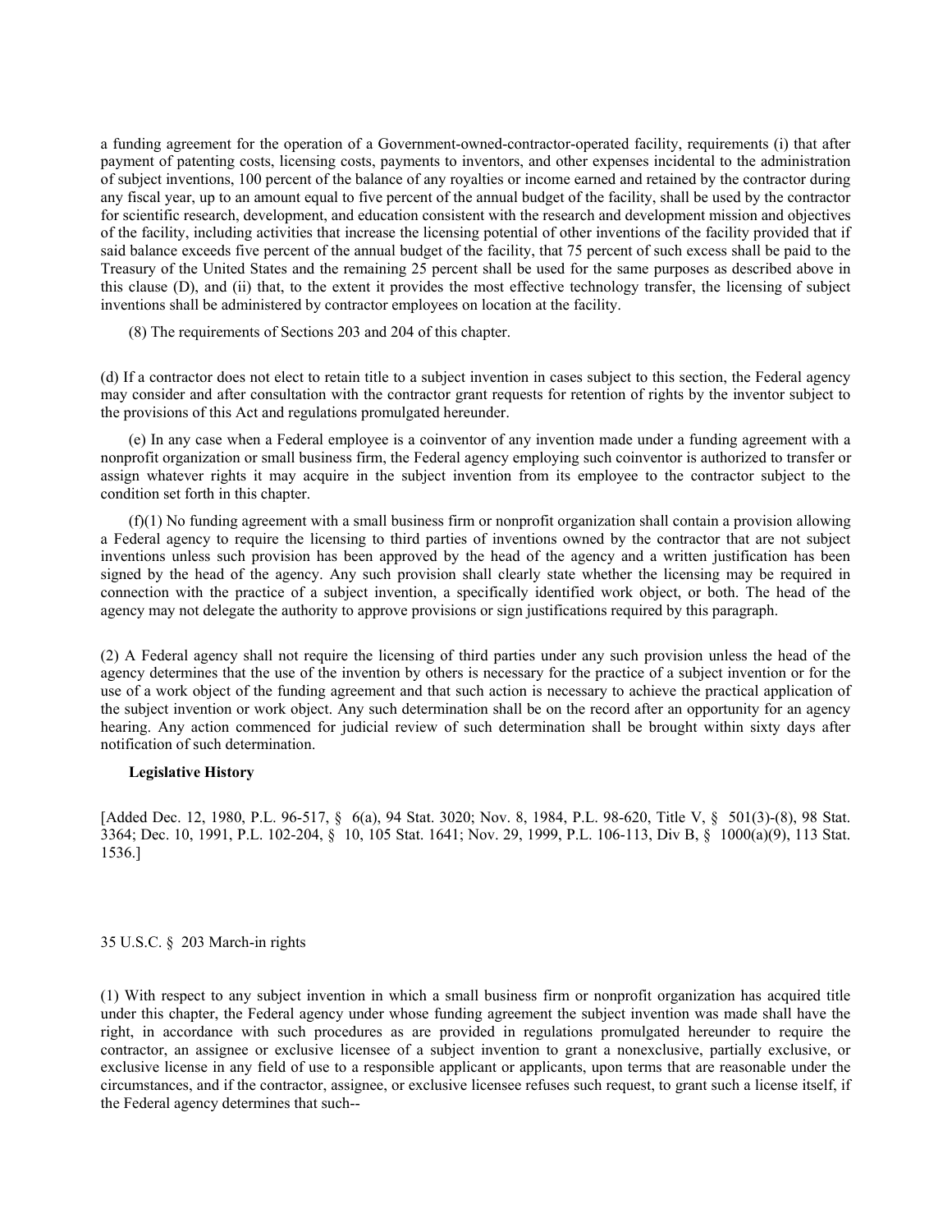a funding agreement for the operation of a Government-owned-contractor-operated facility, requirements (i) that after payment of patenting costs, licensing costs, payments to inventors, and other expenses incidental to the administration of subject inventions, 100 percent of the balance of any royalties or income earned and retained by the contractor during any fiscal year, up to an amount equal to five percent of the annual budget of the facility, shall be used by the contractor for scientific research, development, and education consistent with the research and development mission and objectives of the facility, including activities that increase the licensing potential of other inventions of the facility provided that if said balance exceeds five percent of the annual budget of the facility, that 75 percent of such excess shall be paid to the Treasury of the United States and the remaining 25 percent shall be used for the same purposes as described above in this clause (D), and (ii) that, to the extent it provides the most effective technology transfer, the licensing of subject inventions shall be administered by contractor employees on location at the facility.

(8) The requirements of Sections 203 and 204 of this chapter.

(d) If a contractor does not elect to retain title to a subject invention in cases subject to this section, the Federal agency may consider and after consultation with the contractor grant requests for retention of rights by the inventor subject to the provisions of this Act and regulations promulgated hereunder.

(e) In any case when a Federal employee is a coinventor of any invention made under a funding agreement with a nonprofit organization or small business firm, the Federal agency employing such coinventor is authorized to transfer or assign whatever rights it may acquire in the subject invention from its employee to the contractor subject to the condition set forth in this chapter.

(f)(1) No funding agreement with a small business firm or nonprofit organization shall contain a provision allowing a Federal agency to require the licensing to third parties of inventions owned by the contractor that are not subject inventions unless such provision has been approved by the head of the agency and a written justification has been signed by the head of the agency. Any such provision shall clearly state whether the licensing may be required in connection with the practice of a subject invention, a specifically identified work object, or both. The head of the agency may not delegate the authority to approve provisions or sign justifications required by this paragraph.

(2) A Federal agency shall not require the licensing of third parties under any such provision unless the head of the agency determines that the use of the invention by others is necessary for the practice of a subject invention or for the use of a work object of the funding agreement and that such action is necessary to achieve the practical application of the subject invention or work object. Any such determination shall be on the record after an opportunity for an agency hearing. Any action commenced for judicial review of such determination shall be brought within sixty days after notification of such determination.

**Legislative History**

[Added Dec. 12, 1980, P.L. 96-517, § 6(a), 94 Stat. 3020; Nov. 8, 1984, P.L. 98-620, Title V, § 501(3)-(8), 98 Stat. 3364; Dec. 10, 1991, P.L. 102-204, § 10, 105 Stat. 1641; Nov. 29, 1999, P.L. 106-113, Div B, § 1000(a)(9), 113 Stat. 1536.]

35 U.S.C. § 203 March-in rights

(1) With respect to any subject invention in which a small business firm or nonprofit organization has acquired title under this chapter, the Federal agency under whose funding agreement the subject invention was made shall have the right, in accordance with such procedures as are provided in regulations promulgated hereunder to require the contractor, an assignee or exclusive licensee of a subject invention to grant a nonexclusive, partially exclusive, or exclusive license in any field of use to a responsible applicant or applicants, upon terms that are reasonable under the circumstances, and if the contractor, assignee, or exclusive licensee refuses such request, to grant such a license itself, if the Federal agency determines that such--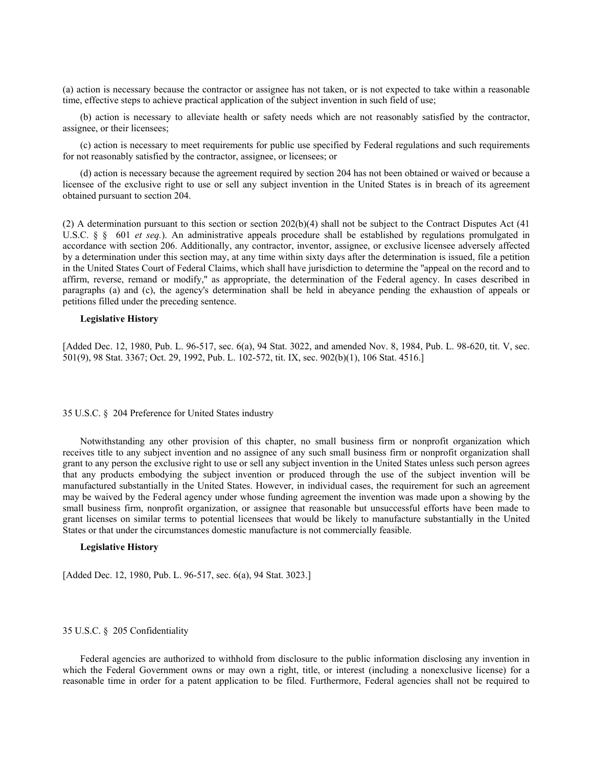(a) action is necessary because the contractor or assignee has not taken, or is not expected to take within a reasonable time, effective steps to achieve practical application of the subject invention in such field of use;

(b) action is necessary to alleviate health or safety needs which are not reasonably satisfied by the contractor, assignee, or their licensees;

(c) action is necessary to meet requirements for public use specified by Federal regulations and such requirements for not reasonably satisfied by the contractor, assignee, or licensees; or

(d) action is necessary because the agreement required by section 204 has not been obtained or waived or because a licensee of the exclusive right to use or sell any subject invention in the United States is in breach of its agreement obtained pursuant to section 204.

(2) A determination pursuant to this section or section 202(b)(4) shall not be subject to the Contract Disputes Act (41 U.S.C. § § 601 *et seq.*). An administrative appeals procedure shall be established by regulations promulgated in accordance with section 206. Additionally, any contractor, inventor, assignee, or exclusive licensee adversely affected by a determination under this section may, at any time within sixty days after the determination is issued, file a petition in the United States Court of Federal Claims, which shall have jurisdiction to determine the "appeal on the record and to affirm, reverse, remand or modify," as appropriate, the determination of the Federal agency. In cases described in paragraphs (a) and (c), the agency's determination shall be held in abeyance pending the exhaustion of appeals or petitions filled under the preceding sentence.

**Legislative History**

[Added Dec. 12, 1980, Pub. L. 96-517, sec. 6(a), 94 Stat. 3022, and amended Nov. 8, 1984, Pub. L. 98-620, tit. V, sec. 501(9), 98 Stat. 3367; Oct. 29, 1992, Pub. L. 102-572, tit. IX, sec. 902(b)(1), 106 Stat. 4516.]

35 U.S.C. § 204 Preference for United States industry

Notwithstanding any other provision of this chapter, no small business firm or nonprofit organization which receives title to any subject invention and no assignee of any such small business firm or nonprofit organization shall grant to any person the exclusive right to use or sell any subject invention in the United States unless such person agrees that any products embodying the subject invention or produced through the use of the subject invention will be manufactured substantially in the United States. However, in individual cases, the requirement for such an agreement may be waived by the Federal agency under whose funding agreement the invention was made upon a showing by the small business firm, nonprofit organization, or assignee that reasonable but unsuccessful efforts have been made to grant licenses on similar terms to potential licensees that would be likely to manufacture substantially in the United States or that under the circumstances domestic manufacture is not commercially feasible.

**Legislative History**

[Added Dec. 12, 1980, Pub. L. 96-517, sec. 6(a), 94 Stat. 3023.]

35 U.S.C. § 205 Confidentiality

Federal agencies are authorized to withhold from disclosure to the public information disclosing any invention in which the Federal Government owns or may own a right, title, or interest (including a nonexclusive license) for a reasonable time in order for a patent application to be filed. Furthermore, Federal agencies shall not be required to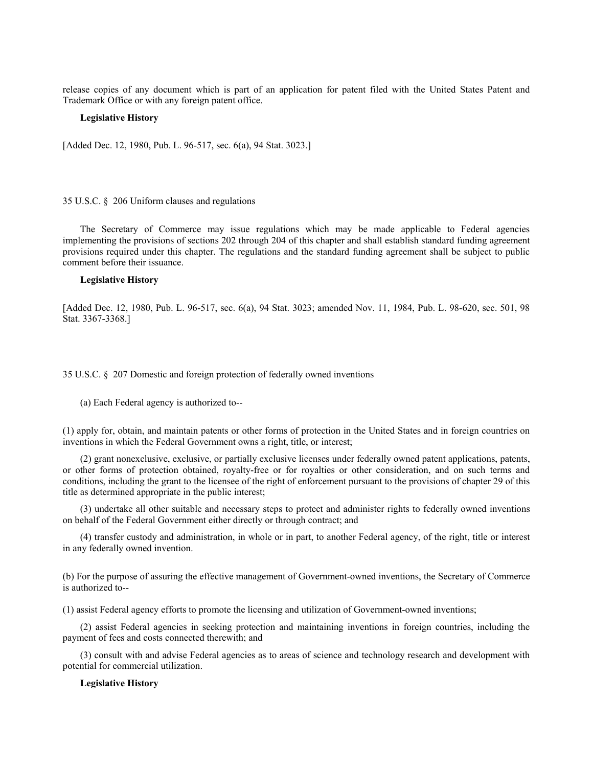release copies of any document which is part of an application for patent filed with the United States Patent and Trademark Office or with any foreign patent office.

**Legislative History**

[Added Dec. 12, 1980, Pub. L. 96-517, sec. 6(a), 94 Stat. 3023.]

## 35 U.S.C. § 206 Uniform clauses and regulations

The Secretary of Commerce may issue regulations which may be made applicable to Federal agencies implementing the provisions of sections 202 through 204 of this chapter and shall establish standard funding agreement provisions required under this chapter. The regulations and the standard funding agreement shall be subject to public comment before their issuance.

**Legislative History**

[Added Dec. 12, 1980, Pub. L. 96-517, sec. 6(a), 94 Stat. 3023; amended Nov. 11, 1984, Pub. L. 98-620, sec. 501, 98 Stat. 3367-3368.]

## 35 U.S.C. § 207 Domestic and foreign protection of federally owned inventions

(a) Each Federal agency is authorized to--

(1) apply for, obtain, and maintain patents or other forms of protection in the United States and in foreign countries on inventions in which the Federal Government owns a right, title, or interest;

(2) grant nonexclusive, exclusive, or partially exclusive licenses under federally owned patent applications, patents, or other forms of protection obtained, royalty-free or for royalties or other consideration, and on such terms and conditions, including the grant to the licensee of the right of enforcement pursuant to the provisions of chapter 29 of this title as determined appropriate in the public interest;

(3) undertake all other suitable and necessary steps to protect and administer rights to federally owned inventions on behalf of the Federal Government either directly or through contract; and

(4) transfer custody and administration, in whole or in part, to another Federal agency, of the right, title or interest in any federally owned invention.

(b) For the purpose of assuring the effective management of Government-owned inventions, the Secretary of Commerce is authorized to--

(1) assist Federal agency efforts to promote the licensing and utilization of Government-owned inventions;

(2) assist Federal agencies in seeking protection and maintaining inventions in foreign countries, including the payment of fees and costs connected therewith; and

(3) consult with and advise Federal agencies as to areas of science and technology research and development with potential for commercial utilization.

**Legislative History**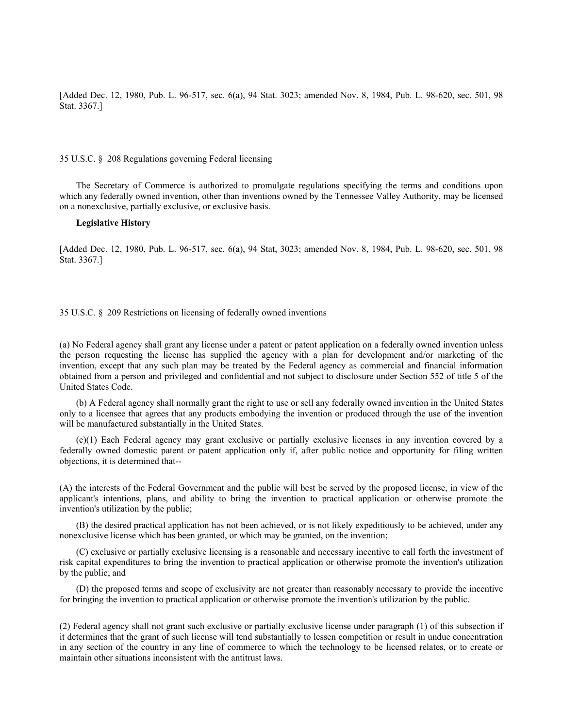[Added Dec. 12, 1980, Pub. L. 96-517, sec. 6(a), 94 Stat. 3023; amended Nov. 8, 1984, Pub. L. 98-620, sec. 501, 98 Stat. 3367.]

35 U.S.C. § 208 Regulations governing Federal licensing

The Secretary of Commerce is authorized to promulgate regulations specifying the terms and conditions upon which any federally owned invention, other than inventions owned by the Tennessee Valley Authority, may be licensed on a nonexclusive, partially exclusive, or exclusive basis.

**Legislative History**

[Added Dec. 12, 1980, Pub. L. 96-517, sec. 6(a), 94 Stat, 3023; amended Nov. 8, 1984, Pub. L. 98-620, sec. 501, 98 Stat. 3367.]

35 U.S.C. § 209 Restrictions on licensing of federally owned inventions

(a) No Federal agency shall grant any license under a patent or patent application on a federally owned invention unless the person requesting the license has supplied the agency with a plan for development and/or marketing of the invention, except that any such plan may be treated by the Federal agency as commercial and financial information obtained from a person and privileged and confidential and not subject to disclosure under Section 552 of title 5 of the United States Code.

(b) A Federal agency shall normally grant the right to use or sell any federally owned invention in the United States only to a licensee that agrees that any products embodying the invention or produced through the use of the invention will be manufactured substantially in the United States.

(c)(1) Each Federal agency may grant exclusive or partially exclusive licenses in any invention covered by a federally owned domestic patent or patent application only if, after public notice and opportunity for filing written objections, it is determined that--

(A) the interests of the Federal Government and the public will best be served by the proposed license, in view of the applicant's intentions, plans, and ability to bring the invention to practical application or otherwise promote the invention's utilization by the public;

(B) the desired practical application has not been achieved, or is not likely expeditiously to be achieved, under any nonexclusive license which has been granted, or which may be granted, on the invention;

(C) exclusive or partially exclusive licensing is a reasonable and necessary incentive to call forth the investment of risk capital expenditures to bring the invention to practical application or otherwise promote the invention's utilization by the public; and

(D) the proposed terms and scope of exclusivity are not greater than reasonably necessary to provide the incentive for bringing the invention to practical application or otherwise promote the invention's utilization by the public.

(2) Federal agency shall not grant such exclusive or partially exclusive license under paragraph (1) of this subsection if it determines that the grant of such license will tend substantially to lessen competition or result in undue concentration in any section of the country in any line of commerce to which the technology to be licensed relates, or to create or maintain other situations inconsistent with the antitrust laws.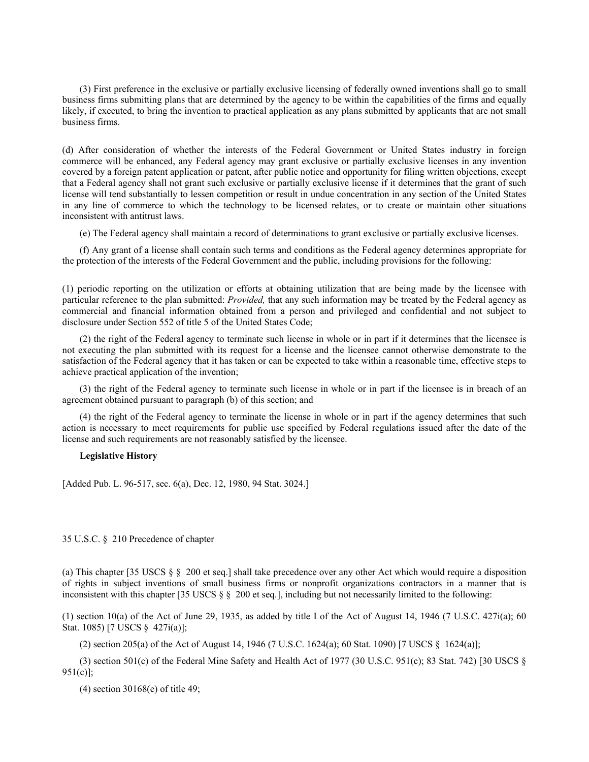(3) First preference in the exclusive or partially exclusive licensing of federally owned inventions shall go to small business firms submitting plans that are determined by the agency to be within the capabilities of the firms and equally likely, if executed, to bring the invention to practical application as any plans submitted by applicants that are not small business firms.

(d) After consideration of whether the interests of the Federal Government or United States industry in foreign commerce will be enhanced, any Federal agency may grant exclusive or partially exclusive licenses in any invention covered by a foreign patent application or patent, after public notice and opportunity for filing written objections, except that a Federal agency shall not grant such exclusive or partially exclusive license if it determines that the grant of such license will tend substantially to lessen competition or result in undue concentration in any section of the United States in any line of commerce to which the technology to be licensed relates, or to create or maintain other situations inconsistent with antitrust laws.

(e) The Federal agency shall maintain a record of determinations to grant exclusive or partially exclusive licenses.

(f) Any grant of a license shall contain such terms and conditions as the Federal agency determines appropriate for the protection of the interests of the Federal Government and the public, including provisions for the following:

(1) periodic reporting on the utilization or efforts at obtaining utilization that are being made by the licensee with particular reference to the plan submitted: *Provided,* that any such information may be treated by the Federal agency as commercial and financial information obtained from a person and privileged and confidential and not subject to disclosure under Section 552 of title 5 of the United States Code;

(2) the right of the Federal agency to terminate such license in whole or in part if it determines that the licensee is not executing the plan submitted with its request for a license and the licensee cannot otherwise demonstrate to the satisfaction of the Federal agency that it has taken or can be expected to take within a reasonable time, effective steps to achieve practical application of the invention;

(3) the right of the Federal agency to terminate such license in whole or in part if the licensee is in breach of an agreement obtained pursuant to paragraph (b) of this section; and

(4) the right of the Federal agency to terminate the license in whole or in part if the agency determines that such action is necessary to meet requirements for public use specified by Federal regulations issued after the date of the license and such requirements are not reasonably satisfied by the licensee.

**Legislative History**

[Added Pub. L. 96-517, sec. 6(a), Dec. 12, 1980, 94 Stat. 3024.]

35 U.S.C. § 210 Precedence of chapter

(a) This chapter [35 USCS § § 200 et seq.] shall take precedence over any other Act which would require a disposition of rights in subject inventions of small business firms or nonprofit organizations contractors in a manner that is inconsistent with this chapter [35 USCS § § 200 et seq.], including but not necessarily limited to the following:

(1) section 10(a) of the Act of June 29, 1935, as added by title I of the Act of August 14, 1946 (7 U.S.C. 427i(a); 60 Stat. 1085) [7 USCS § 427i(a)];

(2) section 205(a) of the Act of August 14, 1946 (7 U.S.C. 1624(a); 60 Stat. 1090) [7 USCS § 1624(a)];

(3) section 501(c) of the Federal Mine Safety and Health Act of 1977 (30 U.S.C. 951(c); 83 Stat. 742) [30 USCS § 951(c)];

(4) section 30168(e) of title 49;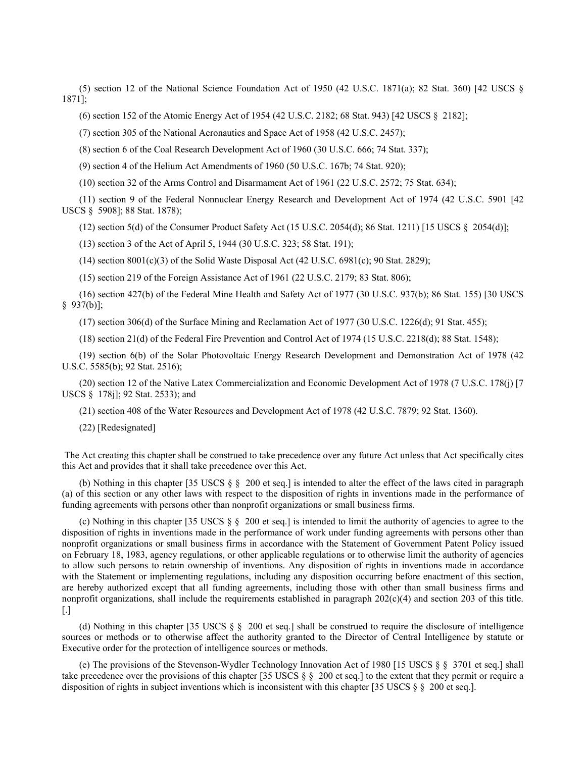(5) section 12 of the National Science Foundation Act of 1950 (42 U.S.C. 1871(a); 82 Stat. 360) [42 USCS § 1871];

(6) section 152 of the Atomic Energy Act of 1954 (42 U.S.C. 2182; 68 Stat. 943) [42 USCS § 2182];

(7) section 305 of the National Aeronautics and Space Act of 1958 (42 U.S.C. 2457);

(8) section 6 of the Coal Research Development Act of 1960 (30 U.S.C. 666; 74 Stat. 337);

(9) section 4 of the Helium Act Amendments of 1960 (50 U.S.C. 167b; 74 Stat. 920);

(10) section 32 of the Arms Control and Disarmament Act of 1961 (22 U.S.C. 2572; 75 Stat. 634);

(11) section 9 of the Federal Nonnuclear Energy Research and Development Act of 1974 (42 U.S.C. 5901 [42 USCS § 5908]; 88 Stat. 1878);

(12) section 5(d) of the Consumer Product Safety Act (15 U.S.C. 2054(d); 86 Stat. 1211) [15 USCS § 2054(d)];

(13) section 3 of the Act of April 5, 1944 (30 U.S.C. 323; 58 Stat. 191);

(14) section 8001(c)(3) of the Solid Waste Disposal Act (42 U.S.C. 6981(c); 90 Stat. 2829);

(15) section 219 of the Foreign Assistance Act of 1961 (22 U.S.C. 2179; 83 Stat. 806);

(16) section 427(b) of the Federal Mine Health and Safety Act of 1977 (30 U.S.C. 937(b); 86 Stat. 155) [30 USCS § 937(b)];

(17) section 306(d) of the Surface Mining and Reclamation Act of 1977 (30 U.S.C. 1226(d); 91 Stat. 455);

(18) section 21(d) of the Federal Fire Prevention and Control Act of 1974 (15 U.S.C. 2218(d); 88 Stat. 1548);

(19) section 6(b) of the Solar Photovoltaic Energy Research Development and Demonstration Act of 1978 (42 U.S.C. 5585(b); 92 Stat. 2516);

(20) section 12 of the Native Latex Commercialization and Economic Development Act of 1978 (7 U.S.C. 178(j) [7 USCS § 178j]; 92 Stat. 2533); and

(21) section 408 of the Water Resources and Development Act of 1978 (42 U.S.C. 7879; 92 Stat. 1360).

(22) [Redesignated]

The Act creating this chapter shall be construed to take precedence over any future Act unless that Act specifically cites this Act and provides that it shall take precedence over this Act.

(b) Nothing in this chapter [35 USCS § § 200 et seq.] is intended to alter the effect of the laws cited in paragraph (a) of this section or any other laws with respect to the disposition of rights in inventions made in the performance of funding agreements with persons other than nonprofit organizations or small business firms.

(c) Nothing in this chapter [35 USCS § § 200 et seq.] is intended to limit the authority of agencies to agree to the disposition of rights in inventions made in the performance of work under funding agreements with persons other than nonprofit organizations or small business firms in accordance with the Statement of Government Patent Policy issued on February 18, 1983, agency regulations, or other applicable regulations or to otherwise limit the authority of agencies to allow such persons to retain ownership of inventions. Any disposition of rights in inventions made in accordance with the Statement or implementing regulations, including any disposition occurring before enactment of this section, are hereby authorized except that all funding agreements, including those with other than small business firms and nonprofit organizations, shall include the requirements established in paragraph 202(c)(4) and section 203 of this title. [.]

(d) Nothing in this chapter [35 USCS § § 200 et seq.] shall be construed to require the disclosure of intelligence sources or methods or to otherwise affect the authority granted to the Director of Central Intelligence by statute or Executive order for the protection of intelligence sources or methods.

(e) The provisions of the Stevenson-Wydler Technology Innovation Act of 1980 [15 USCS § § 3701 et seq.] shall take precedence over the provisions of this chapter [35 USCS § § 200 et seq.] to the extent that they permit or require a disposition of rights in subject inventions which is inconsistent with this chapter [35 USCS § § 200 et seq.].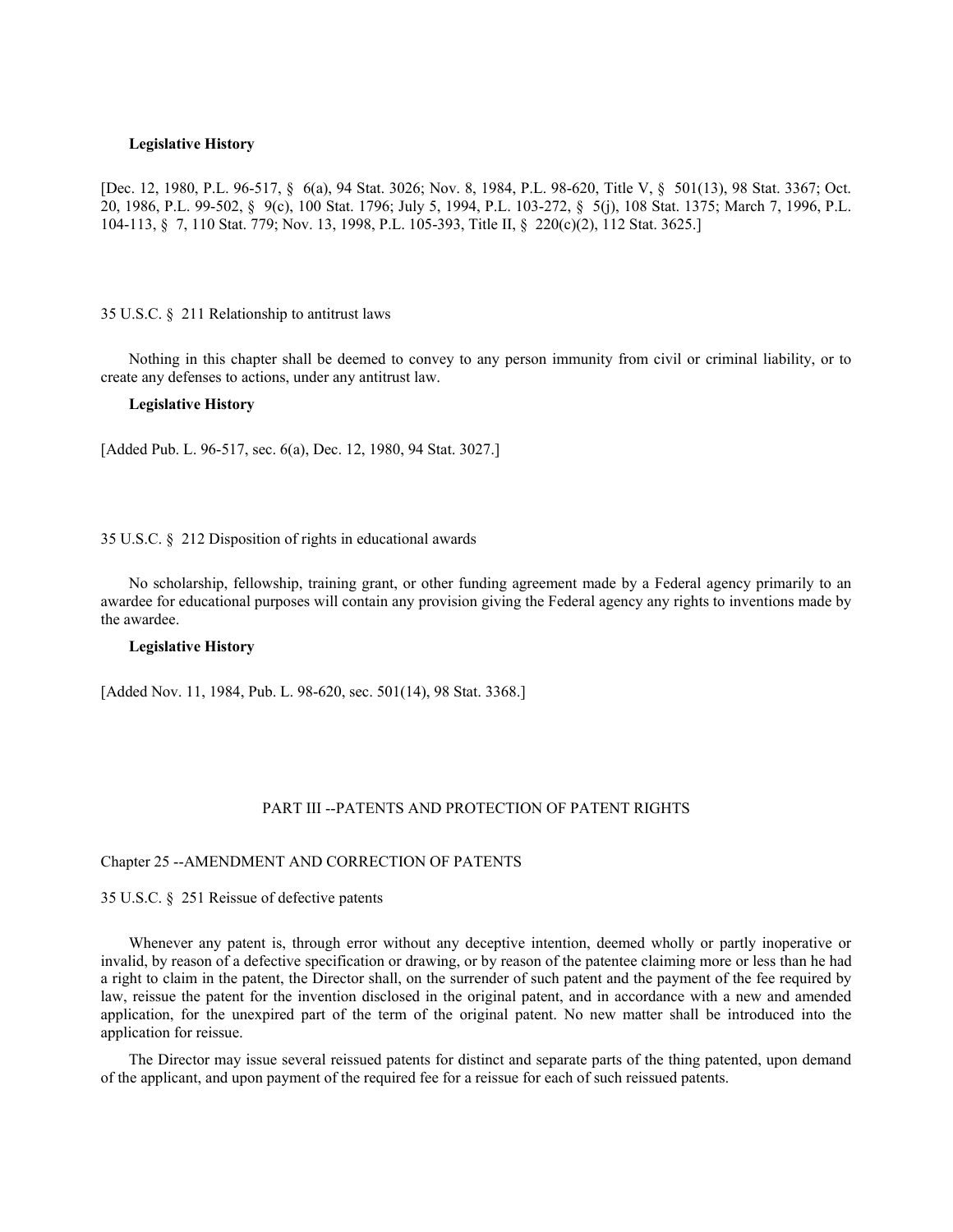**Legislative History**

[Dec. 12, 1980, P.L. 96-517, § 6(a), 94 Stat. 3026; Nov. 8, 1984, P.L. 98-620, Title V, § 501(13), 98 Stat. 3367; Oct. 20, 1986, P.L. 99-502, § 9(c), 100 Stat. 1796; July 5, 1994, P.L. 103-272, § 5(j), 108 Stat. 1375; March 7, 1996, P.L. 104-113, § 7, 110 Stat. 779; Nov. 13, 1998, P.L. 105-393, Title II, § 220(c)(2), 112 Stat. 3625.]

35 U.S.C. § 211 Relationship to antitrust laws

Nothing in this chapter shall be deemed to convey to any person immunity from civil or criminal liability, or to create any defenses to actions, under any antitrust law.

**Legislative History**

[Added Pub. L. 96-517, sec. 6(a), Dec. 12, 1980, 94 Stat. 3027.]

35 U.S.C. § 212 Disposition of rights in educational awards

No scholarship, fellowship, training grant, or other funding agreement made by a Federal agency primarily to an awardee for educational purposes will contain any provision giving the Federal agency any rights to inventions made by the awardee.

**Legislative History**

[Added Nov. 11, 1984, Pub. L. 98-620, sec. 501(14), 98 Stat. 3368.]

PART III --PATENTS AND PROTECTION OF PATENT RIGHTS

Chapter 25 --AMENDMENT AND CORRECTION OF PATENTS

35 U.S.C. § 251 Reissue of defective patents

Whenever any patent is, through error without any deceptive intention, deemed wholly or partly inoperative or invalid, by reason of a defective specification or drawing, or by reason of the patentee claiming more or less than he had a right to claim in the patent, the Director shall, on the surrender of such patent and the payment of the fee required by law, reissue the patent for the invention disclosed in the original patent, and in accordance with a new and amended application, for the unexpired part of the term of the original patent. No new matter shall be introduced into the application for reissue.

The Director may issue several reissued patents for distinct and separate parts of the thing patented, upon demand of the applicant, and upon payment of the required fee for a reissue for each of such reissued patents.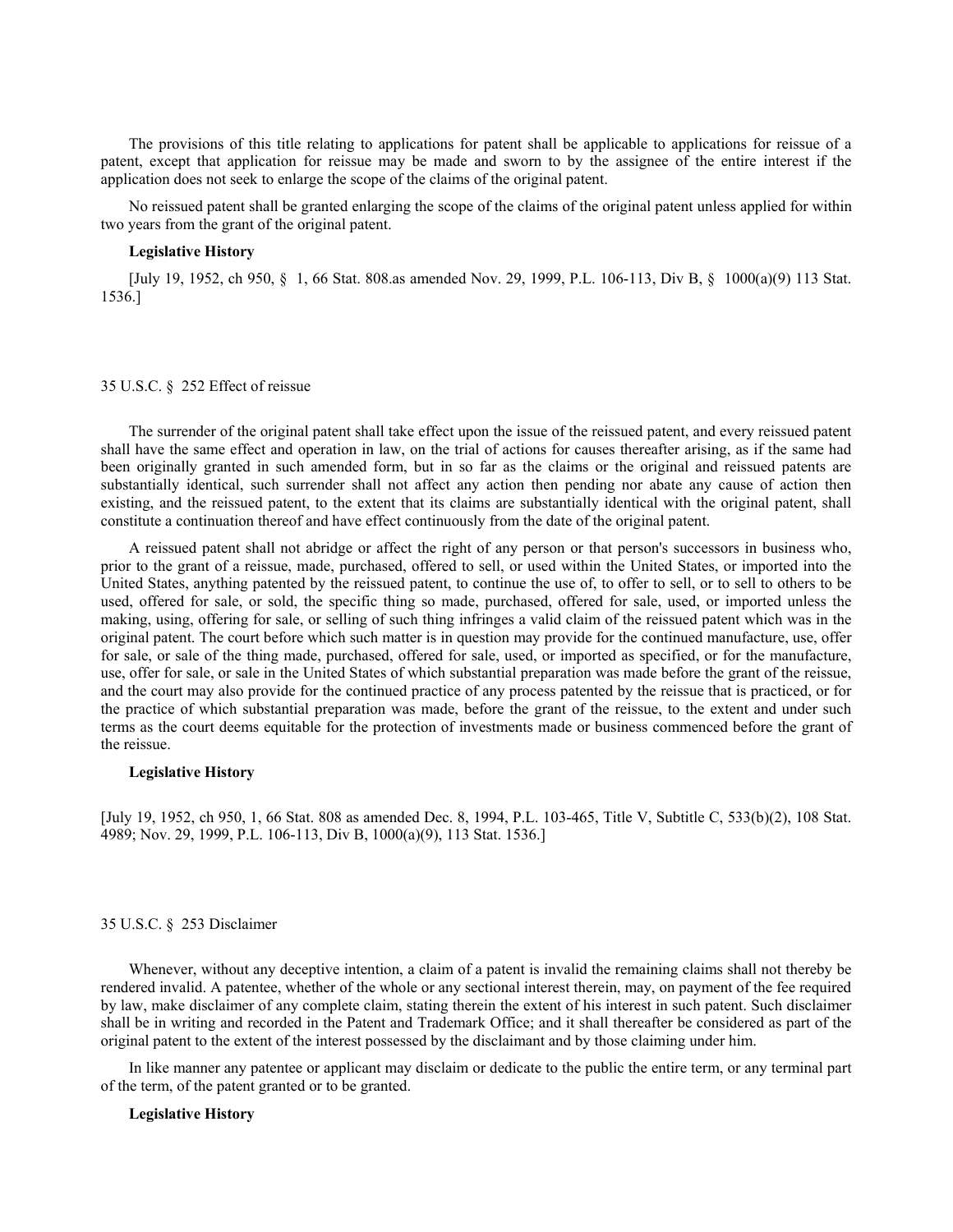The provisions of this title relating to applications for patent shall be applicable to applications for reissue of a patent, except that application for reissue may be made and sworn to by the assignee of the entire interest if the application does not seek to enlarge the scope of the claims of the original patent.

No reissued patent shall be granted enlarging the scope of the claims of the original patent unless applied for within two years from the grant of the original patent.

**Legislative History**

[July 19, 1952, ch 950, § 1, 66 Stat. 808.as amended Nov. 29, 1999, P.L. 106-113, Div B, § 1000(a)(9) 113 Stat. 1536.]

35 U.S.C. § 252 Effect of reissue

The surrender of the original patent shall take effect upon the issue of the reissued patent, and every reissued patent shall have the same effect and operation in law, on the trial of actions for causes thereafter arising, as if the same had been originally granted in such amended form, but in so far as the claims or the original and reissued patents are substantially identical, such surrender shall not affect any action then pending nor abate any cause of action then existing, and the reissued patent, to the extent that its claims are substantially identical with the original patent, shall constitute a continuation thereof and have effect continuously from the date of the original patent.

A reissued patent shall not abridge or affect the right of any person or that person's successors in business who, prior to the grant of a reissue, made, purchased, offered to sell, or used within the United States, or imported into the United States, anything patented by the reissued patent, to continue the use of, to offer to sell, or to sell to others to be used, offered for sale, or sold, the specific thing so made, purchased, offered for sale, used, or imported unless the making, using, offering for sale, or selling of such thing infringes a valid claim of the reissued patent which was in the original patent. The court before which such matter is in question may provide for the continued manufacture, use, offer for sale, or sale of the thing made, purchased, offered for sale, used, or imported as specified, or for the manufacture, use, offer for sale, or sale in the United States of which substantial preparation was made before the grant of the reissue, and the court may also provide for the continued practice of any process patented by the reissue that is practiced, or for the practice of which substantial preparation was made, before the grant of the reissue, to the extent and under such terms as the court deems equitable for the protection of investments made or business commenced before the grant of the reissue.

**Legislative History**

[July 19, 1952, ch 950, 1, 66 Stat. 808 as amended Dec. 8, 1994, P.L. 103-465, Title V, Subtitle C, 533(b)(2), 108 Stat. 4989; Nov. 29, 1999, P.L. 106-113, Div B, 1000(a)(9), 113 Stat. 1536.]

35 U.S.C. § 253 Disclaimer

Whenever, without any deceptive intention, a claim of a patent is invalid the remaining claims shall not thereby be rendered invalid. A patentee, whether of the whole or any sectional interest therein, may, on payment of the fee required by law, make disclaimer of any complete claim, stating therein the extent of his interest in such patent. Such disclaimer shall be in writing and recorded in the Patent and Trademark Office; and it shall thereafter be considered as part of the original patent to the extent of the interest possessed by the disclaimant and by those claiming under him.

In like manner any patentee or applicant may disclaim or dedicate to the public the entire term, or any terminal part of the term, of the patent granted or to be granted.

**Legislative History**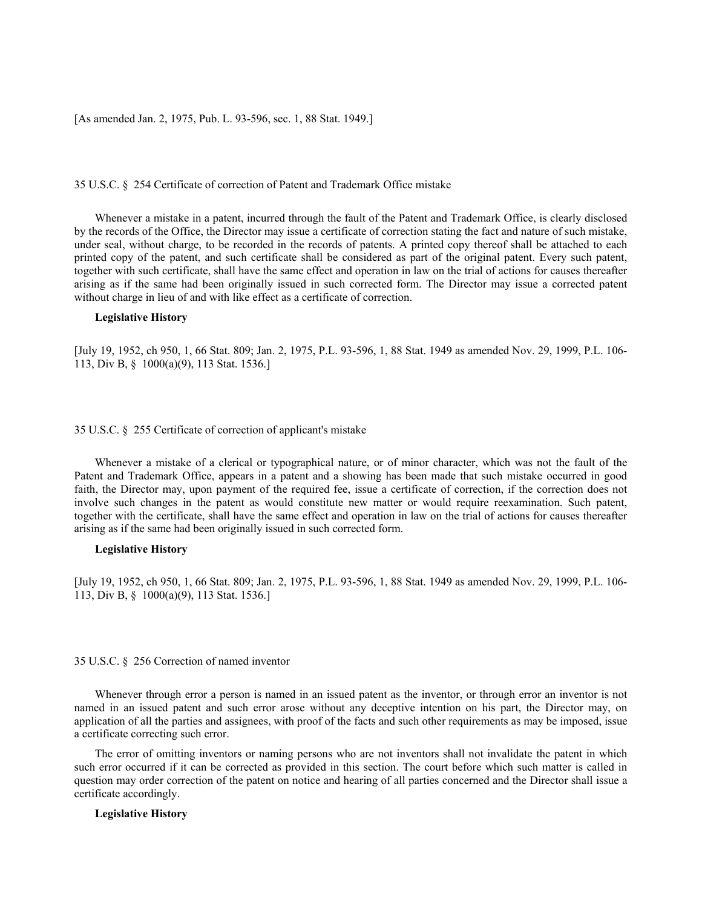[As amended Jan. 2, 1975, Pub. L. 93-596, sec. 1, 88 Stat. 1949.]

### 35 U.S.C. § 254 Certificate of correction of Patent and Trademark Office mistake

Whenever a mistake in a patent, incurred through the fault of the Patent and Trademark Office, is clearly disclosed by the records of the Office, the Director may issue a certificate of correction stating the fact and nature of such mistake, under seal, without charge, to be recorded in the records of patents. A printed copy thereof shall be attached to each printed copy of the patent, and such certificate shall be considered as part of the original patent. Every such patent, together with such certificate, shall have the same effect and operation in law on the trial of actions for causes thereafter arising as if the same had been originally issued in such corrected form. The Director may issue a corrected patent without charge in lieu of and with like effect as a certificate of correction.

**Legislative History**

[July 19, 1952, ch 950, 1, 66 Stat. 809; Jan. 2, 1975, P.L. 93-596, 1, 88 Stat. 1949 as amended Nov. 29, 1999, P.L. 106-113, Div B, § 1000(a)(9), 113 Stat. 1536.]

### 35 U.S.C. § 255 Certificate of correction of applicant's mistake

Whenever a mistake of a clerical or typographical nature, or of minor character, which was not the fault of the Patent and Trademark Office, appears in a patent and a showing has been made that such mistake occurred in good faith, the Director may, upon payment of the required fee, issue a certificate of correction, if the correction does not involve such changes in the patent as would constitute new matter or would require reexamination. Such patent, together with the certificate, shall have the same effect and operation in law on the trial of actions for causes thereafter arising as if the same had been originally issued in such corrected form.

**Legislative History**

[July 19, 1952, ch 950, 1, 66 Stat. 809; Jan. 2, 1975, P.L. 93-596, 1, 88 Stat. 1949 as amended Nov. 29, 1999, P.L. 106-113, Div B, § 1000(a)(9), 113 Stat. 1536.]

### 35 U.S.C. § 256 Correction of named inventor

Whenever through error a person is named in an issued patent as the inventor, or through error an inventor is not named in an issued patent and such error arose without any deceptive intention on his part, the Director may, on application of all the parties and assignees, with proof of the facts and such other requirements as may be imposed, issue a certificate correcting such error.

The error of omitting inventors or naming persons who are not inventors shall not invalidate the patent in which such error occurred if it can be corrected as provided in this section. The court before which such matter is called in question may order correction of the patent on notice and hearing of all parties concerned and the Director shall issue a certificate accordingly.

**Legislative History**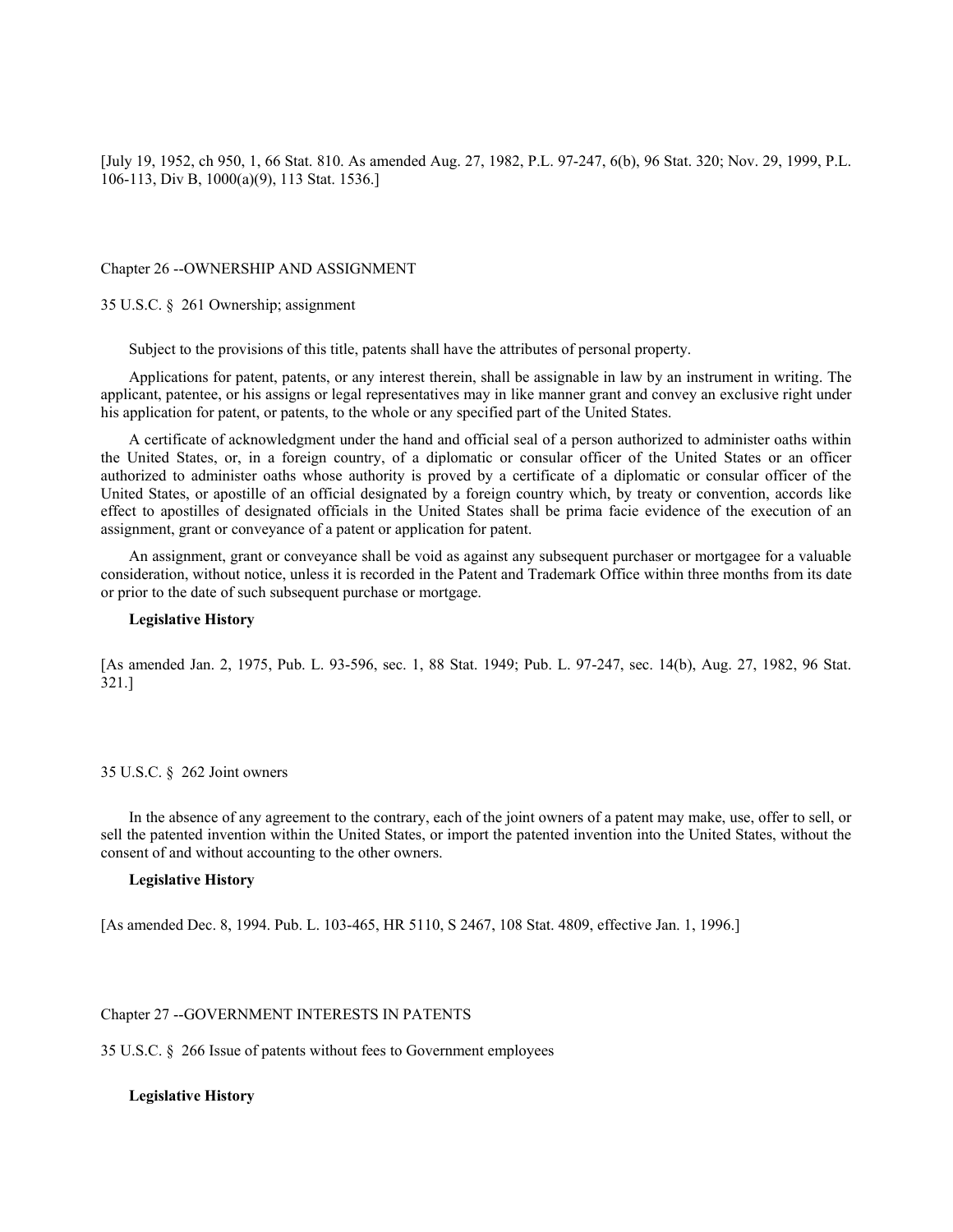[July 19, 1952, ch 950, 1, 66 Stat. 810. As amended Aug. 27, 1982, P.L. 97-247, 6(b), 96 Stat. 320; Nov. 29, 1999, P.L. 106-113, Div B, 1000(a)(9), 113 Stat. 1536.]

## Chapter 26 --OWNERSHIP AND ASSIGNMENT

### 35 U.S.C. § 261 Ownership; assignment

Subject to the provisions of this title, patents shall have the attributes of personal property.

Applications for patent, patents, or any interest therein, shall be assignable in law by an instrument in writing. The applicant, patentee, or his assigns or legal representatives may in like manner grant and convey an exclusive right under his application for patent, or patents, to the whole or any specified part of the United States.

A certificate of acknowledgment under the hand and official seal of a person authorized to administer oaths within the United States, or, in a foreign country, of a diplomatic or consular officer of the United States or an officer authorized to administer oaths whose authority is proved by a certificate of a diplomatic or consular officer of the United States, or apostille of an official designated by a foreign country which, by treaty or convention, accords like effect to apostilles of designated officials in the United States shall be prima facie evidence of the execution of an assignment, grant or conveyance of a patent or application for patent.

An assignment, grant or conveyance shall be void as against any subsequent purchaser or mortgagee for a valuable consideration, without notice, unless it is recorded in the Patent and Trademark Office within three months from its date or prior to the date of such subsequent purchase or mortgage.

**Legislative History**

[As amended Jan. 2, 1975, Pub. L. 93-596, sec. 1, 88 Stat. 1949; Pub. L. 97-247, sec. 14(b), Aug. 27, 1982, 96 Stat. 321.]

### 35 U.S.C. § 262 Joint owners

In the absence of any agreement to the contrary, each of the joint owners of a patent may make, use, offer to sell, or sell the patented invention within the United States, or import the patented invention into the United States, without the consent of and without accounting to the other owners.

**Legislative History**

[As amended Dec. 8, 1994. Pub. L. 103-465, HR 5110, S 2467, 108 Stat. 4809, effective Jan. 1, 1996.]

## Chapter 27 --GOVERNMENT INTERESTS IN PATENTS

### 35 U.S.C. § 266 Issue of patents without fees to Government employees

**Legislative History**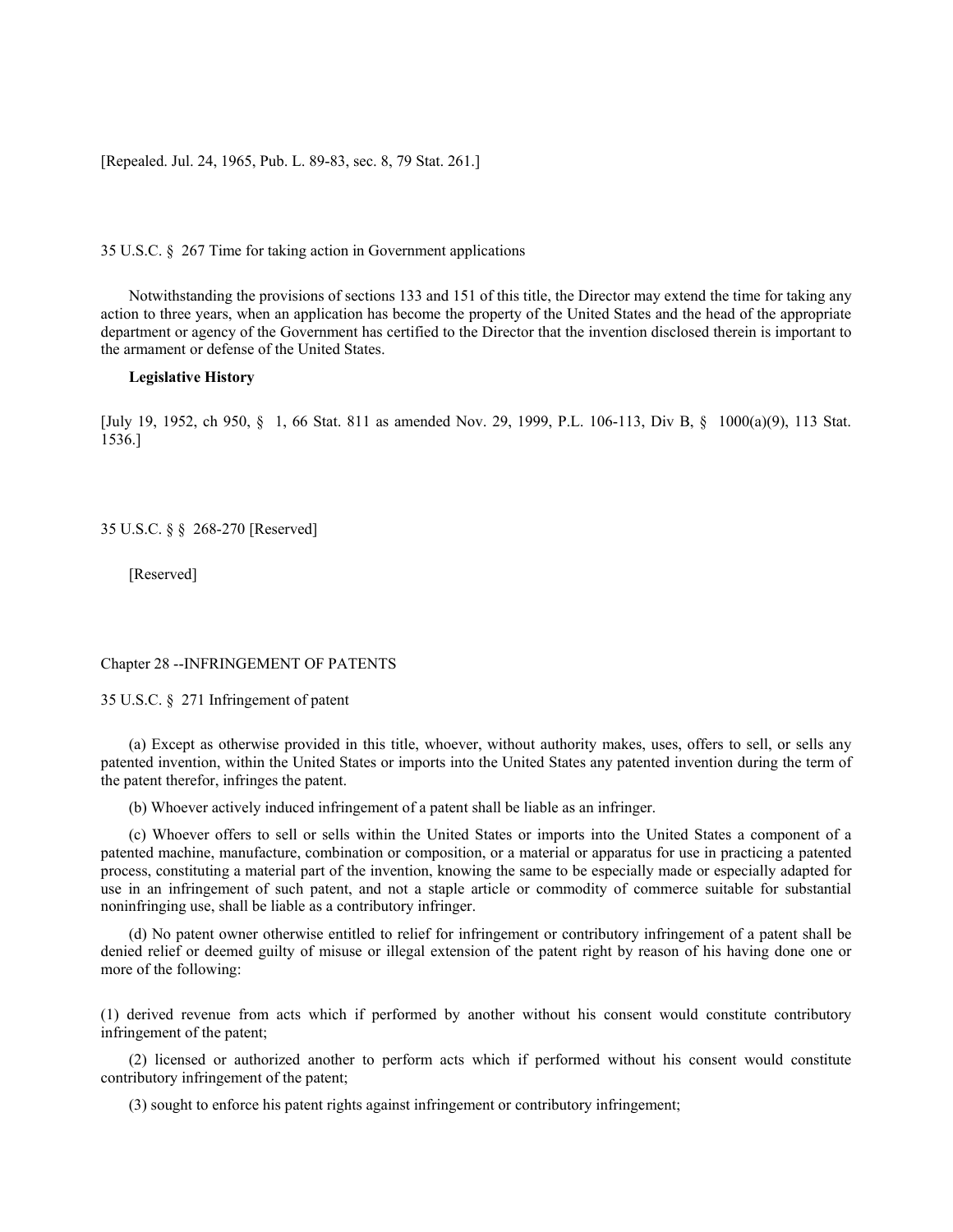[Repealed. Jul. 24, 1965, Pub. L. 89-83, sec. 8, 79 Stat. 261.]

## 35 U.S.C. § 267 Time for taking action in Government applications

Notwithstanding the provisions of sections 133 and 151 of this title, the Director may extend the time for taking any action to three years, when an application has become the property of the United States and the head of the appropriate department or agency of the Government has certified to the Director that the invention disclosed therein is important to the armament or defense of the United States.

**Legislative History**

[July 19, 1952, ch 950, § 1, 66 Stat. 811 as amended Nov. 29, 1999, P.L. 106-113, Div B, § 1000(a)(9), 113 Stat. 1536.]

## 35 U.S.C. § § 268-270 [Reserved]

[Reserved]

# Chapter 28 --INFRINGEMENT OF PATENTS

## 35 U.S.C. § 271 Infringement of patent

(a) Except as otherwise provided in this title, whoever, without authority makes, uses, offers to sell, or sells any patented invention, within the United States or imports into the United States any patented invention during the term of the patent therefor, infringes the patent.

(b) Whoever actively induced infringement of a patent shall be liable as an infringer.

(c) Whoever offers to sell or sells within the United States or imports into the United States a component of a patented machine, manufacture, combination or composition, or a material or apparatus for use in practicing a patented process, constituting a material part of the invention, knowing the same to be especially made or especially adapted for use in an infringement of such patent, and not a staple article or commodity of commerce suitable for substantial noninfringing use, shall be liable as a contributory infringer.

(d) No patent owner otherwise entitled to relief for infringement or contributory infringement of a patent shall be denied relief or deemed guilty of misuse or illegal extension of the patent right by reason of his having done one or more of the following:

(1) derived revenue from acts which if performed by another without his consent would constitute contributory infringement of the patent;

(2) licensed or authorized another to perform acts which if performed without his consent would constitute contributory infringement of the patent;

(3) sought to enforce his patent rights against infringement or contributory infringement;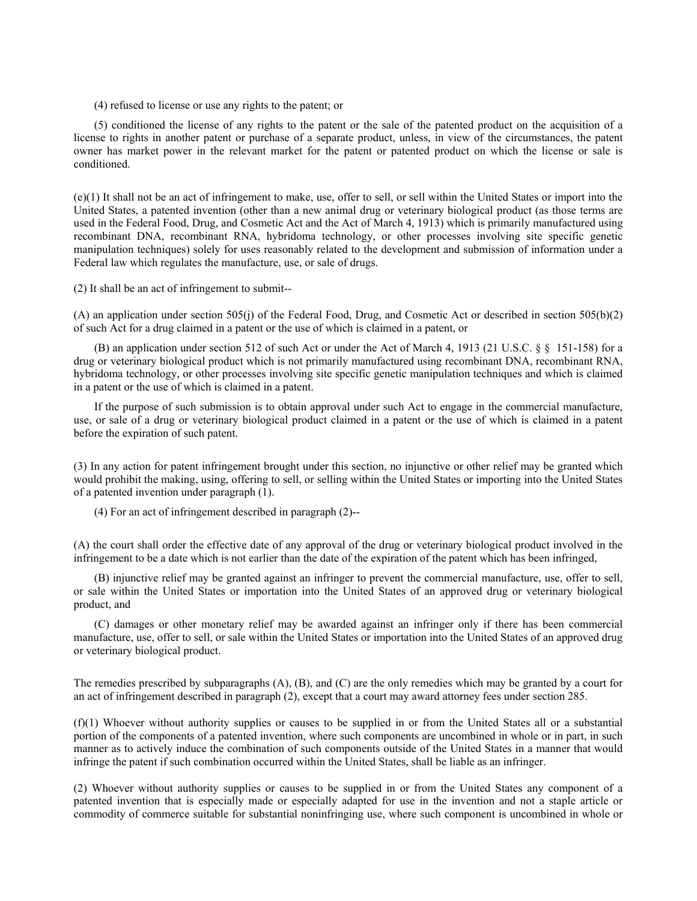(4) refused to license or use any rights to the patent; or

(5) conditioned the license of any rights to the patent or the sale of the patented product on the acquisition of a license to rights in another patent or purchase of a separate product, unless, in view of the circumstances, the patent owner has market power in the relevant market for the patent or patented product on which the license or sale is conditioned.

(e)(1) It shall not be an act of infringement to make, use, offer to sell, or sell within the United States or import into the United States, a patented invention (other than a new animal drug or veterinary biological product (as those terms are used in the Federal Food, Drug, and Cosmetic Act and the Act of March 4, 1913) which is primarily manufactured using recombinant DNA, recombinant RNA, hybridoma technology, or other processes involving site specific genetic manipulation techniques) solely for uses reasonably related to the development and submission of information under a Federal law which regulates the manufacture, use, or sale of drugs.

(2) It shall be an act of infringement to submit--

(A) an application under section 505(j) of the Federal Food, Drug, and Cosmetic Act or described in section 505(b)(2) of such Act for a drug claimed in a patent or the use of which is claimed in a patent, or

(B) an application under section 512 of such Act or under the Act of March 4, 1913 (21 U.S.C. § § 151-158) for a drug or veterinary biological product which is not primarily manufactured using recombinant DNA, recombinant RNA, hybridoma technology, or other processes involving site specific genetic manipulation techniques and which is claimed in a patent or the use of which is claimed in a patent.

If the purpose of such submission is to obtain approval under such Act to engage in the commercial manufacture, use, or sale of a drug or veterinary biological product claimed in a patent or the use of which is claimed in a patent before the expiration of such patent.

(3) In any action for patent infringement brought under this section, no injunctive or other relief may be granted which would prohibit the making, using, offering to sell, or selling within the United States or importing into the United States of a patented invention under paragraph (1).

(4) For an act of infringement described in paragraph (2)--

(A) the court shall order the effective date of any approval of the drug or veterinary biological product involved in the infringement to be a date which is not earlier than the date of the expiration of the patent which has been infringed,

(B) injunctive relief may be granted against an infringer to prevent the commercial manufacture, use, offer to sell, or sale within the United States or importation into the United States of an approved drug or veterinary biological product, and

(C) damages or other monetary relief may be awarded against an infringer only if there has been commercial manufacture, use, offer to sell, or sale within the United States or importation into the United States of an approved drug or veterinary biological product.

The remedies prescribed by subparagraphs (A), (B), and (C) are the only remedies which may be granted by a court for an act of infringement described in paragraph (2), except that a court may award attorney fees under section 285.

(f)(1) Whoever without authority supplies or causes to be supplied in or from the United States all or a substantial portion of the components of a patented invention, where such components are uncombined in whole or in part, in such manner as to actively induce the combination of such components outside of the United States in a manner that would infringe the patent if such combination occurred within the United States, shall be liable as an infringer.

(2) Whoever without authority supplies or causes to be supplied in or from the United States any component of a patented invention that is especially made or especially adapted for use in the invention and not a staple article or commodity of commerce suitable for substantial noninfringing use, where such component is uncombined in whole or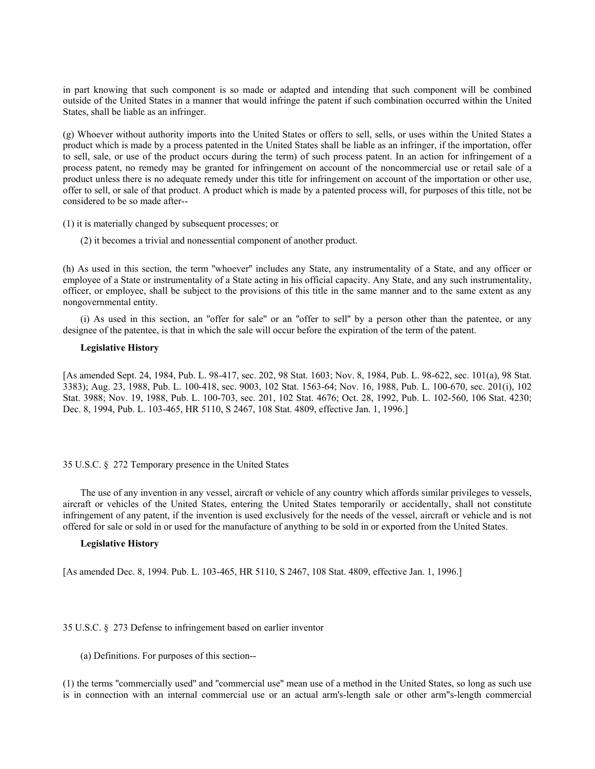in part knowing that such component is so made or adapted and intending that such component will be combined outside of the United States in a manner that would infringe the patent if such combination occurred within the United States, shall be liable as an infringer.

(g) Whoever without authority imports into the United States or offers to sell, sells, or uses within the United States a product which is made by a process patented in the United States shall be liable as an infringer, if the importation, offer to sell, sale, or use of the product occurs during the term) of such process patent. In an action for infringement of a process patent, no remedy may be granted for infringement on account of the noncommercial use or retail sale of a product unless there is no adequate remedy under this title for infringement on account of the importation or other use, offer to sell, or sale of that product. A product which is made by a patented process will, for purposes of this title, not be considered to be so made after--

(1) it is materially changed by subsequent processes; or

(2) it becomes a trivial and nonessential component of another product.

(h) As used in this section, the term "whoever" includes any State, any instrumentality of a State, and any officer or employee of a State or instrumentality of a State acting in his official capacity. Any State, and any such instrumentality, officer, or employee, shall be subject to the provisions of this title in the same manner and to the same extent as any nongovernmental entity.

(i) As used in this section, an "offer for sale" or an "offer to sell" by a person other than the patentee, or any designee of the patentee, is that in which the sale will occur before the expiration of the term of the patent.

**Legislative History**

[As amended Sept. 24, 1984, Pub. L. 98-417, sec. 202, 98 Stat. 1603; Nov. 8, 1984, Pub. L. 98-622, sec. 101(a), 98 Stat. 3383); Aug. 23, 1988, Pub. L. 100-418, sec. 9003, 102 Stat. 1563-64; Nov. 16, 1988, Pub. L. 100-670, sec. 201(i), 102 Stat. 3988; Nov. 19, 1988, Pub. L. 100-703, sec. 201, 102 Stat. 4676; Oct. 28, 1992, Pub. L. 102-560, 106 Stat. 4230; Dec. 8, 1994, Pub. L. 103-465, HR 5110, S 2467, 108 Stat. 4809, effective Jan. 1, 1996.]

35 U.S.C. § 272 Temporary presence in the United States

The use of any invention in any vessel, aircraft or vehicle of any country which affords similar privileges to vessels, aircraft or vehicles of the United States, entering the United States temporarily or accidentally, shall not constitute infringement of any patent, if the invention is used exclusively for the needs of the vessel, aircraft or vehicle and is not offered for sale or sold in or used for the manufacture of anything to be sold in or exported from the United States.

**Legislative History**

[As amended Dec. 8, 1994. Pub. L. 103-465, HR 5110, S 2467, 108 Stat. 4809, effective Jan. 1, 1996.]

35 U.S.C. § 273 Defense to infringement based on earlier inventor

(a) Definitions. For purposes of this section--

(1) the terms "commercially used" and "commercial use" mean use of a method in the United States, so long as such use is in connection with an internal commercial use or an actual arm's-length sale or other arm''s-length commercial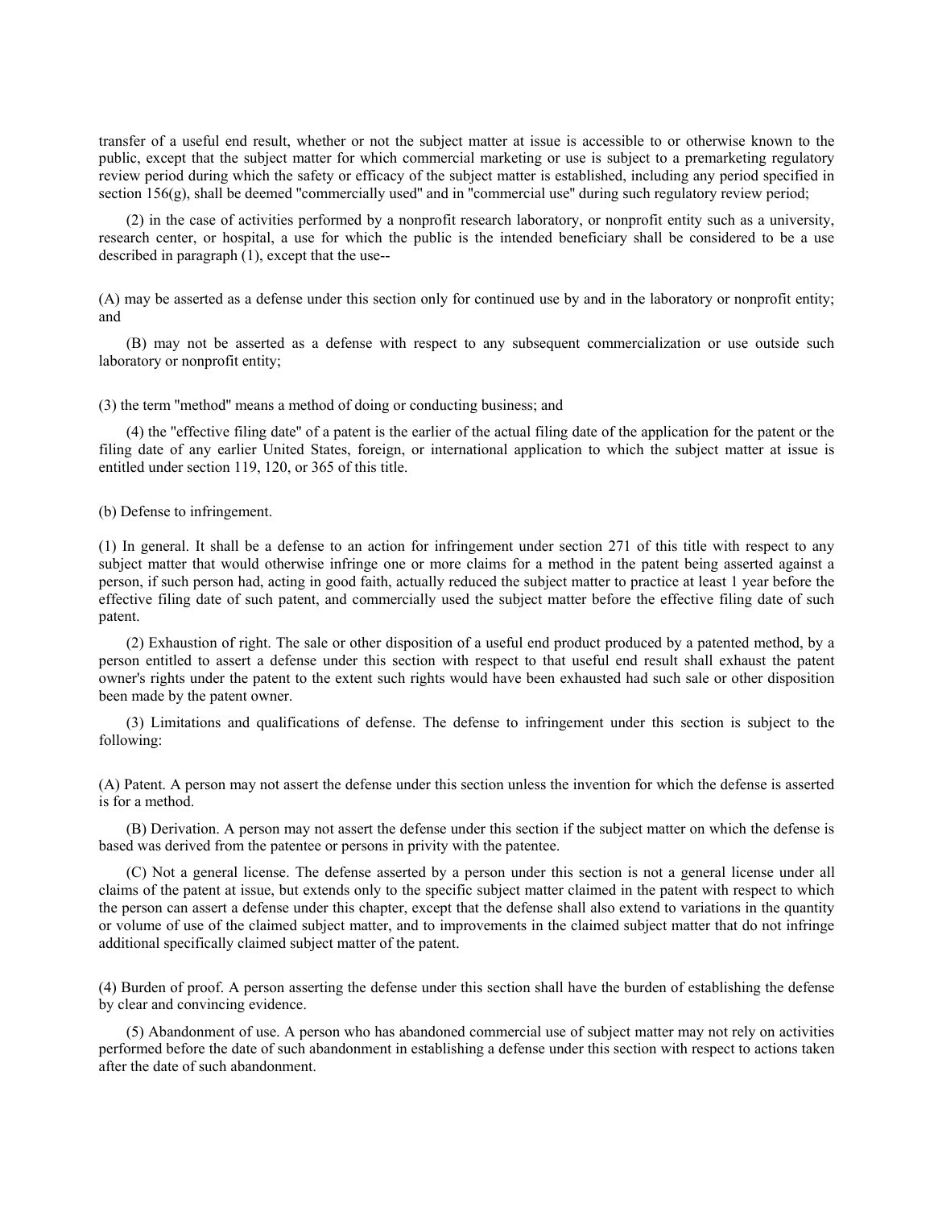transfer of a useful end result, whether or not the subject matter at issue is accessible to or otherwise known to the public, except that the subject matter for which commercial marketing or use is subject to a premarketing regulatory review period during which the safety or efficacy of the subject matter is established, including any period specified in section 156(g), shall be deemed "commercially used" and in "commercial use" during such regulatory review period;

(2) in the case of activities performed by a nonprofit research laboratory, or nonprofit entity such as a university, research center, or hospital, a use for which the public is the intended beneficiary shall be considered to be a use described in paragraph (1), except that the use--

(A) may be asserted as a defense under this section only for continued use by and in the laboratory or nonprofit entity; and

(B) may not be asserted as a defense with respect to any subsequent commercialization or use outside such laboratory or nonprofit entity;

(3) the term "method" means a method of doing or conducting business; and

(4) the "effective filing date" of a patent is the earlier of the actual filing date of the application for the patent or the filing date of any earlier United States, foreign, or international application to which the subject matter at issue is entitled under section 119, 120, or 365 of this title.

(b) Defense to infringement.

(1) In general. It shall be a defense to an action for infringement under section 271 of this title with respect to any subject matter that would otherwise infringe one or more claims for a method in the patent being asserted against a person, if such person had, acting in good faith, actually reduced the subject matter to practice at least 1 year before the effective filing date of such patent, and commercially used the subject matter before the effective filing date of such patent.

(2) Exhaustion of right. The sale or other disposition of a useful end product produced by a patented method, by a person entitled to assert a defense under this section with respect to that useful end result shall exhaust the patent owner's rights under the patent to the extent such rights would have been exhausted had such sale or other disposition been made by the patent owner.

(3) Limitations and qualifications of defense. The defense to infringement under this section is subject to the following:

(A) Patent. A person may not assert the defense under this section unless the invention for which the defense is asserted is for a method.

(B) Derivation. A person may not assert the defense under this section if the subject matter on which the defense is based was derived from the patentee or persons in privity with the patentee.

(C) Not a general license. The defense asserted by a person under this section is not a general license under all claims of the patent at issue, but extends only to the specific subject matter claimed in the patent with respect to which the person can assert a defense under this chapter, except that the defense shall also extend to variations in the quantity or volume of use of the claimed subject matter, and to improvements in the claimed subject matter that do not infringe additional specifically claimed subject matter of the patent.

(4) Burden of proof. A person asserting the defense under this section shall have the burden of establishing the defense by clear and convincing evidence.

(5) Abandonment of use. A person who has abandoned commercial use of subject matter may not rely on activities performed before the date of such abandonment in establishing a defense under this section with respect to actions taken after the date of such abandonment.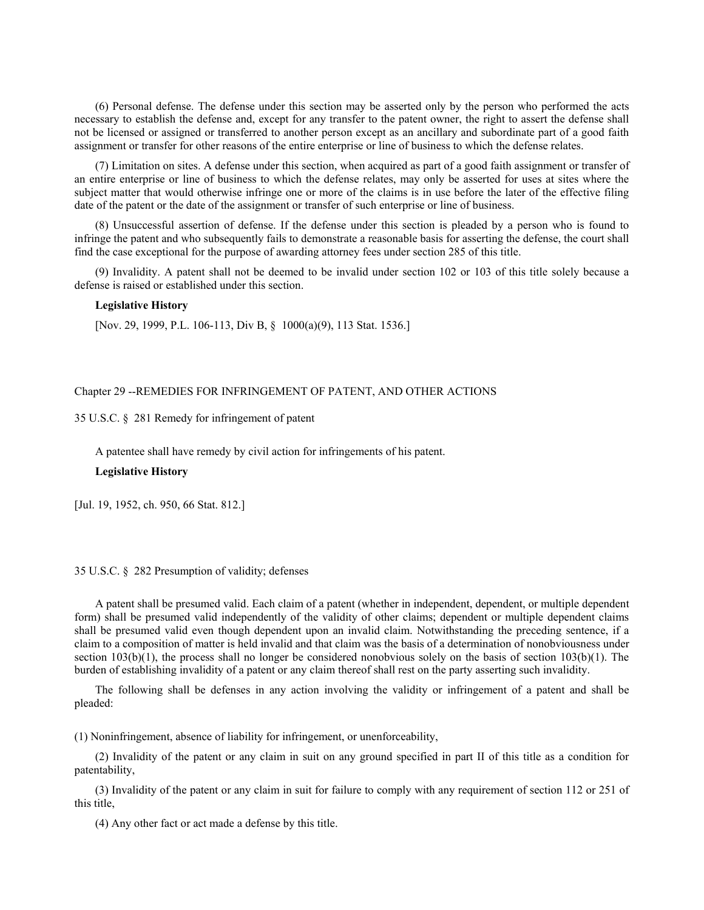(6) Personal defense. The defense under this section may be asserted only by the person who performed the acts necessary to establish the defense and, except for any transfer to the patent owner, the right to assert the defense shall not be licensed or assigned or transferred to another person except as an ancillary and subordinate part of a good faith assignment or transfer for other reasons of the entire enterprise or line of business to which the defense relates.

(7) Limitation on sites. A defense under this section, when acquired as part of a good faith assignment or transfer of an entire enterprise or line of business to which the defense relates, may only be asserted for uses at sites where the subject matter that would otherwise infringe one or more of the claims is in use before the later of the effective filing date of the patent or the date of the assignment or transfer of such enterprise or line of business.

(8) Unsuccessful assertion of defense. If the defense under this section is pleaded by a person who is found to infringe the patent and who subsequently fails to demonstrate a reasonable basis for asserting the defense, the court shall find the case exceptional for the purpose of awarding attorney fees under section 285 of this title.

(9) Invalidity. A patent shall not be deemed to be invalid under section 102 or 103 of this title solely because a defense is raised or established under this section.

**Legislative History**

[Nov. 29, 1999, P.L. 106-113, Div B, § 1000(a)(9), 113 Stat. 1536.]

## Chapter 29 --REMEDIES FOR INFRINGEMENT OF PATENT, AND OTHER ACTIONS

### 35 U.S.C. § 281 Remedy for infringement of patent

A patentee shall have remedy by civil action for infringements of his patent.

**Legislative History**

[Jul. 19, 1952, ch. 950, 66 Stat. 812.]

### 35 U.S.C. § 282 Presumption of validity; defenses

A patent shall be presumed valid. Each claim of a patent (whether in independent, dependent, or multiple dependent form) shall be presumed valid independently of the validity of other claims; dependent or multiple dependent claims shall be presumed valid even though dependent upon an invalid claim. Notwithstanding the preceding sentence, if a claim to a composition of matter is held invalid and that claim was the basis of a determination of nonobviousness under section 103(b)(1), the process shall no longer be considered nonobvious solely on the basis of section 103(b)(1). The burden of establishing invalidity of a patent or any claim thereof shall rest on the party asserting such invalidity.

The following shall be defenses in any action involving the validity or infringement of a patent and shall be pleaded:

(1) Noninfringement, absence of liability for infringement, or unenforceability,

(2) Invalidity of the patent or any claim in suit on any ground specified in part II of this title as a condition for patentability,

(3) Invalidity of the patent or any claim in suit for failure to comply with any requirement of section 112 or 251 of this title,

(4) Any other fact or act made a defense by this title.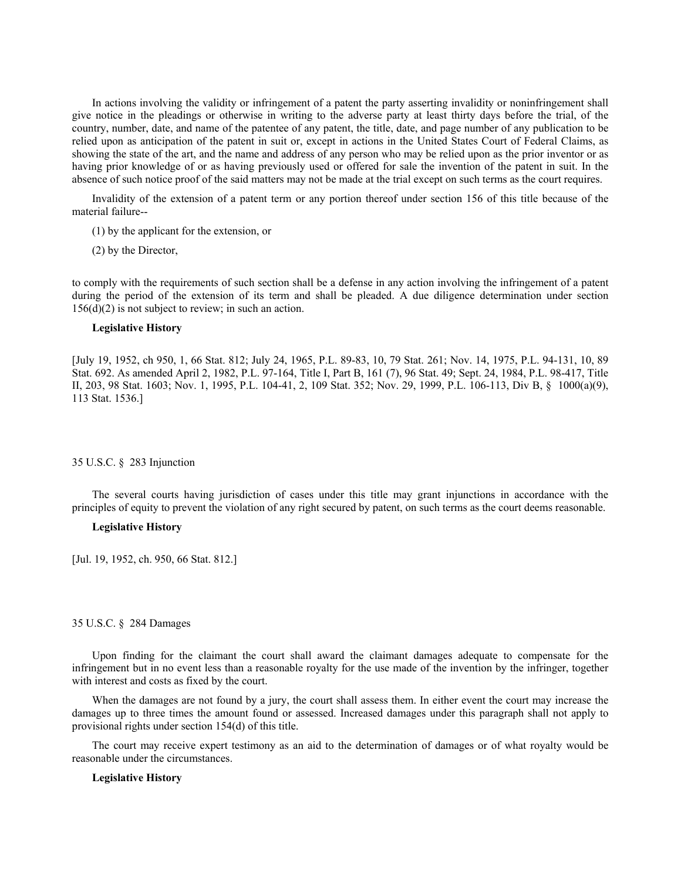In actions involving the validity or infringement of a patent the party asserting invalidity or noninfringement shall give notice in the pleadings or otherwise in writing to the adverse party at least thirty days before the trial, of the country, number, date, and name of the patentee of any patent, the title, date, and page number of any publication to be relied upon as anticipation of the patent in suit or, except in actions in the United States Court of Federal Claims, as showing the state of the art, and the name and address of any person who may be relied upon as the prior inventor or as having prior knowledge of or as having previously used or offered for sale the invention of the patent in suit. In the absence of such notice proof of the said matters may not be made at the trial except on such terms as the court requires.

Invalidity of the extension of a patent term or any portion thereof under section 156 of this title because of the material failure--

(1) by the applicant for the extension, or

(2) by the Director,

to comply with the requirements of such section shall be a defense in any action involving the infringement of a patent during the period of the extension of its term and shall be pleaded. A due diligence determination under section 156(d)(2) is not subject to review; in such an action.

**Legislative History**

[July 19, 1952, ch 950, 1, 66 Stat. 812; July 24, 1965, P.L. 89-83, 10, 79 Stat. 261; Nov. 14, 1975, P.L. 94-131, 10, 89 Stat. 692. As amended April 2, 1982, P.L. 97-164, Title I, Part B, 161 (7), 96 Stat. 49; Sept. 24, 1984, P.L. 98-417, Title II, 203, 98 Stat. 1603; Nov. 1, 1995, P.L. 104-41, 2, 109 Stat. 352; Nov. 29, 1999, P.L. 106-113, Div B, § 1000(a)(9), 113 Stat. 1536.]

35 U.S.C. § 283 Injunction

The several courts having jurisdiction of cases under this title may grant injunctions in accordance with the principles of equity to prevent the violation of any right secured by patent, on such terms as the court deems reasonable.

**Legislative History**

[Jul. 19, 1952, ch. 950, 66 Stat. 812.]

35 U.S.C. § 284 Damages

Upon finding for the claimant the court shall award the claimant damages adequate to compensate for the infringement but in no event less than a reasonable royalty for the use made of the invention by the infringer, together with interest and costs as fixed by the court.

When the damages are not found by a jury, the court shall assess them. In either event the court may increase the damages up to three times the amount found or assessed. Increased damages under this paragraph shall not apply to provisional rights under section 154(d) of this title.

The court may receive expert testimony as an aid to the determination of damages or of what royalty would be reasonable under the circumstances.

**Legislative History**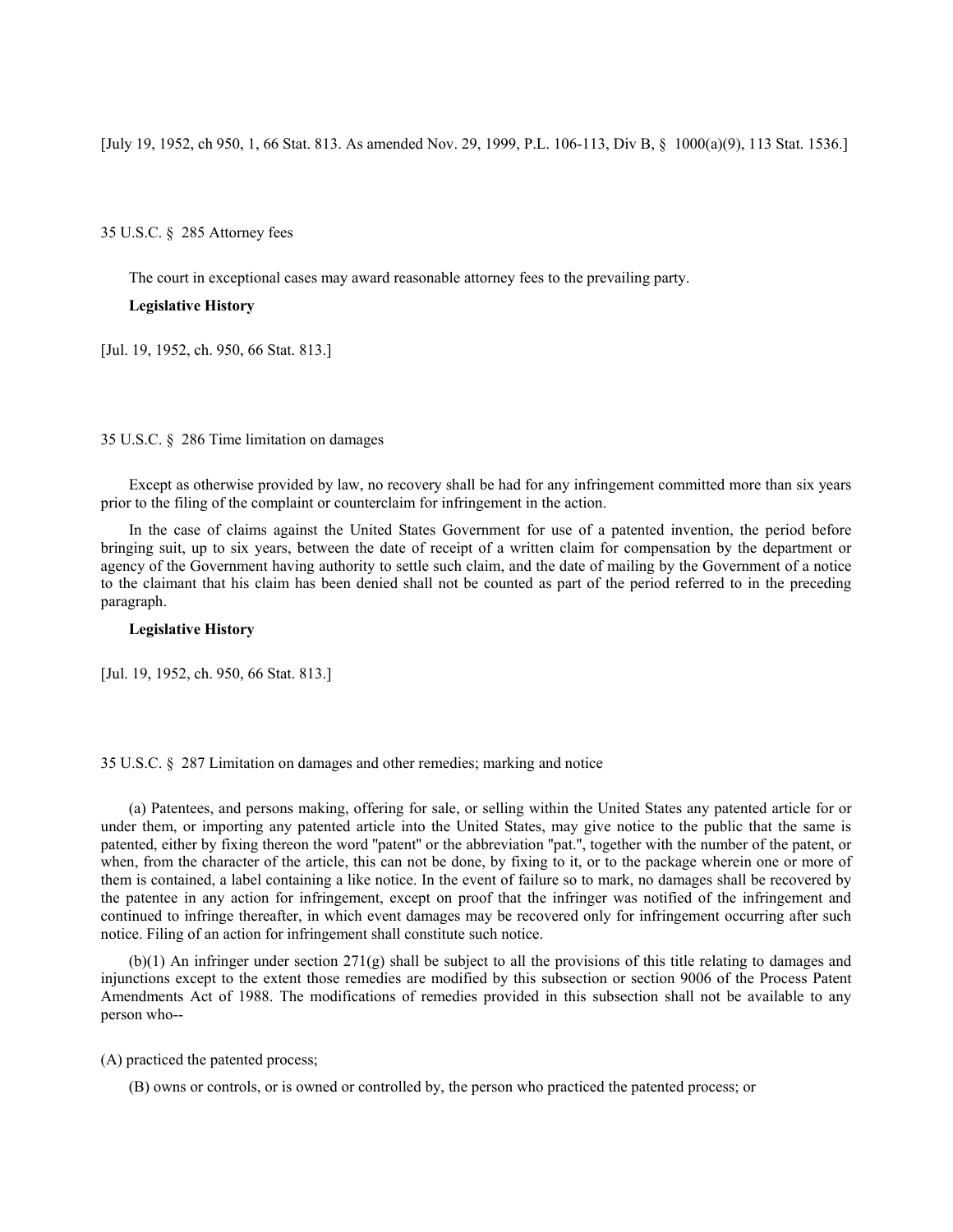[July 19, 1952, ch 950, 1, 66 Stat. 813. As amended Nov. 29, 1999, P.L. 106-113, Div B, § 1000(a)(9), 113 Stat. 1536.]

35 U.S.C. § 285 Attorney fees

The court in exceptional cases may award reasonable attorney fees to the prevailing party.

**Legislative History**

[Jul. 19, 1952, ch. 950, 66 Stat. 813.]

35 U.S.C. § 286 Time limitation on damages

Except as otherwise provided by law, no recovery shall be had for any infringement committed more than six years prior to the filing of the complaint or counterclaim for infringement in the action.

In the case of claims against the United States Government for use of a patented invention, the period before bringing suit, up to six years, between the date of receipt of a written claim for compensation by the department or agency of the Government having authority to settle such claim, and the date of mailing by the Government of a notice to the claimant that his claim has been denied shall not be counted as part of the period referred to in the preceding paragraph.

**Legislative History**

[Jul. 19, 1952, ch. 950, 66 Stat. 813.]

35 U.S.C. § 287 Limitation on damages and other remedies; marking and notice

(a) Patentees, and persons making, offering for sale, or selling within the United States any patented article for or under them, or importing any patented article into the United States, may give notice to the public that the same is patented, either by fixing thereon the word "patent" or the abbreviation "pat.", together with the number of the patent, or when, from the character of the article, this can not be done, by fixing to it, or to the package wherein one or more of them is contained, a label containing a like notice. In the event of failure so to mark, no damages shall be recovered by the patentee in any action for infringement, except on proof that the infringer was notified of the infringement and continued to infringe thereafter, in which event damages may be recovered only for infringement occurring after such notice. Filing of an action for infringement shall constitute such notice.

(b)(1) An infringer under section 271(g) shall be subject to all the provisions of this title relating to damages and injunctions except to the extent those remedies are modified by this subsection or section 9006 of the Process Patent Amendments Act of 1988. The modifications of remedies provided in this subsection shall not be available to any person who--

(A) practiced the patented process;

(B) owns or controls, or is owned or controlled by, the person who practiced the patented process; or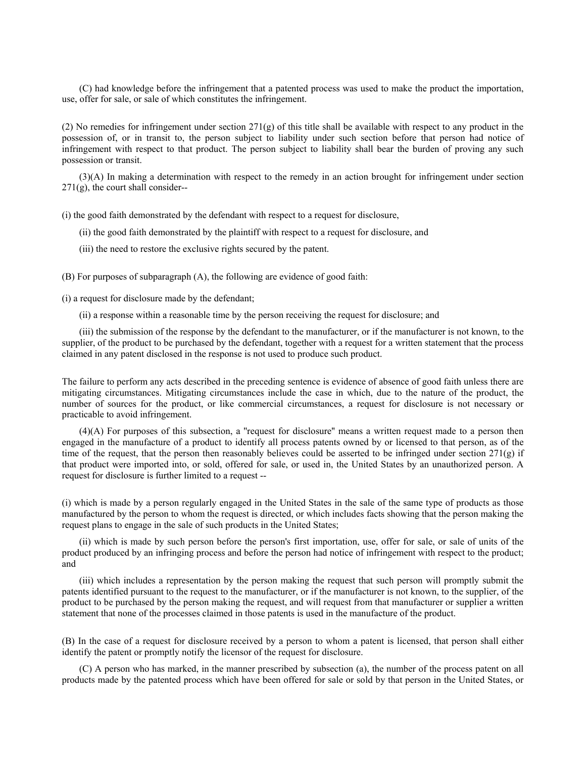(C) had knowledge before the infringement that a patented process was used to make the product the importation, use, offer for sale, or sale of which constitutes the infringement.

(2) No remedies for infringement under section 271(g) of this title shall be available with respect to any product in the possession of, or in transit to, the person subject to liability under such section before that person had notice of infringement with respect to that product. The person subject to liability shall bear the burden of proving any such possession or transit.

(3)(A) In making a determination with respect to the remedy in an action brought for infringement under section 271(g), the court shall consider--

(i) the good faith demonstrated by the defendant with respect to a request for disclosure,

(ii) the good faith demonstrated by the plaintiff with respect to a request for disclosure, and

(iii) the need to restore the exclusive rights secured by the patent.

(B) For purposes of subparagraph (A), the following are evidence of good faith:

(i) a request for disclosure made by the defendant;

(ii) a response within a reasonable time by the person receiving the request for disclosure; and

(iii) the submission of the response by the defendant to the manufacturer, or if the manufacturer is not known, to the supplier, of the product to be purchased by the defendant, together with a request for a written statement that the process claimed in any patent disclosed in the response is not used to produce such product.

The failure to perform any acts described in the preceding sentence is evidence of absence of good faith unless there are mitigating circumstances. Mitigating circumstances include the case in which, due to the nature of the product, the number of sources for the product, or like commercial circumstances, a request for disclosure is not necessary or practicable to avoid infringement.

(4)(A) For purposes of this subsection, a "request for disclosure" means a written request made to a person then engaged in the manufacture of a product to identify all process patents owned by or licensed to that person, as of the time of the request, that the person then reasonably believes could be asserted to be infringed under section 271(g) if that product were imported into, or sold, offered for sale, or used in, the United States by an unauthorized person. A request for disclosure is further limited to a request --

(i) which is made by a person regularly engaged in the United States in the sale of the same type of products as those manufactured by the person to whom the request is directed, or which includes facts showing that the person making the request plans to engage in the sale of such products in the United States;

(ii) which is made by such person before the person's first importation, use, offer for sale, or sale of units of the product produced by an infringing process and before the person had notice of infringement with respect to the product; and

(iii) which includes a representation by the person making the request that such person will promptly submit the patents identified pursuant to the request to the manufacturer, or if the manufacturer is not known, to the supplier, of the product to be purchased by the person making the request, and will request from that manufacturer or supplier a written statement that none of the processes claimed in those patents is used in the manufacture of the product.

(B) In the case of a request for disclosure received by a person to whom a patent is licensed, that person shall either identify the patent or promptly notify the licensor of the request for disclosure.

(C) A person who has marked, in the manner prescribed by subsection (a), the number of the process patent on all products made by the patented process which have been offered for sale or sold by that person in the United States, or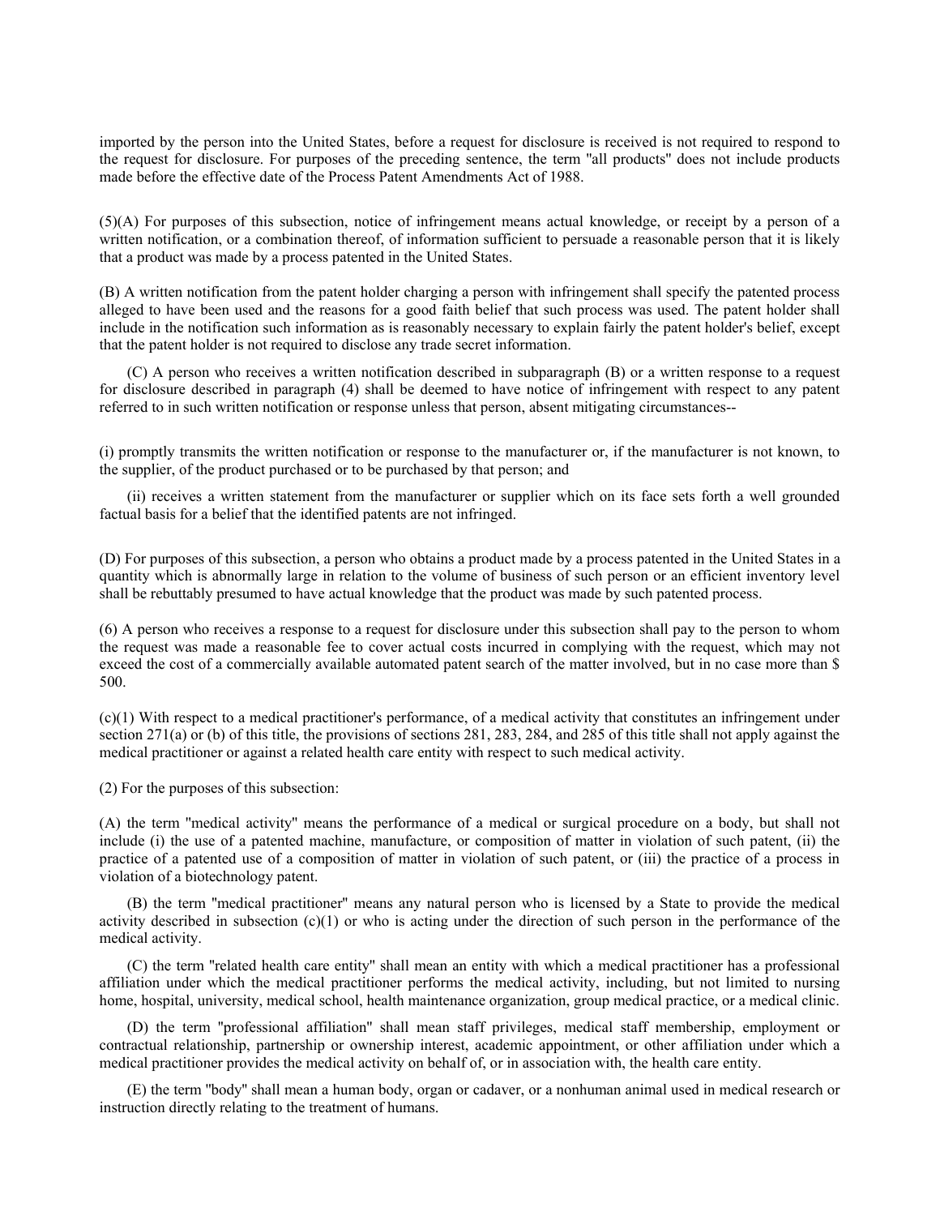imported by the person into the United States, before a request for disclosure is received is not required to respond to the request for disclosure. For purposes of the preceding sentence, the term "all products" does not include products made before the effective date of the Process Patent Amendments Act of 1988.

(5)(A) For purposes of this subsection, notice of infringement means actual knowledge, or receipt by a person of a written notification, or a combination thereof, of information sufficient to persuade a reasonable person that it is likely that a product was made by a process patented in the United States.

(B) A written notification from the patent holder charging a person with infringement shall specify the patented process alleged to have been used and the reasons for a good faith belief that such process was used. The patent holder shall include in the notification such information as is reasonably necessary to explain fairly the patent holder's belief, except that the patent holder is not required to disclose any trade secret information.

(C) A person who receives a written notification described in subparagraph (B) or a written response to a request for disclosure described in paragraph (4) shall be deemed to have notice of infringement with respect to any patent referred to in such written notification or response unless that person, absent mitigating circumstances--

(i) promptly transmits the written notification or response to the manufacturer or, if the manufacturer is not known, to the supplier, of the product purchased or to be purchased by that person; and

(ii) receives a written statement from the manufacturer or supplier which on its face sets forth a well grounded factual basis for a belief that the identified patents are not infringed.

(D) For purposes of this subsection, a person who obtains a product made by a process patented in the United States in a quantity which is abnormally large in relation to the volume of business of such person or an efficient inventory level shall be rebuttably presumed to have actual knowledge that the product was made by such patented process.

(6) A person who receives a response to a request for disclosure under this subsection shall pay to the person to whom the request was made a reasonable fee to cover actual costs incurred in complying with the request, which may not exceed the cost of a commercially available automated patent search of the matter involved, but in no case more than $ 500.

(c)(1) With respect to a medical practitioner's performance, of a medical activity that constitutes an infringement under section 271(a) or (b) of this title, the provisions of sections 281, 283, 284, and 285 of this title shall not apply against the medical practitioner or against a related health care entity with respect to such medical activity.

(2) For the purposes of this subsection:

(A) the term "medical activity" means the performance of a medical or surgical procedure on a body, but shall not include (i) the use of a patented machine, manufacture, or composition of matter in violation of such patent, (ii) the practice of a patented use of a composition of matter in violation of such patent, or (iii) the practice of a process in violation of a biotechnology patent.

(B) the term "medical practitioner" means any natural person who is licensed by a State to provide the medical activity described in subsection (c)(1) or who is acting under the direction of such person in the performance of the medical activity.

(C) the term "related health care entity" shall mean an entity with which a medical practitioner has a professional affiliation under which the medical practitioner performs the medical activity, including, but not limited to nursing home, hospital, university, medical school, health maintenance organization, group medical practice, or a medical clinic.

(D) the term "professional affiliation" shall mean staff privileges, medical staff membership, employment or contractual relationship, partnership or ownership interest, academic appointment, or other affiliation under which a medical practitioner provides the medical activity on behalf of, or in association with, the health care entity.

(E) the term "body" shall mean a human body, organ or cadaver, or a nonhuman animal used in medical research or instruction directly relating to the treatment of humans.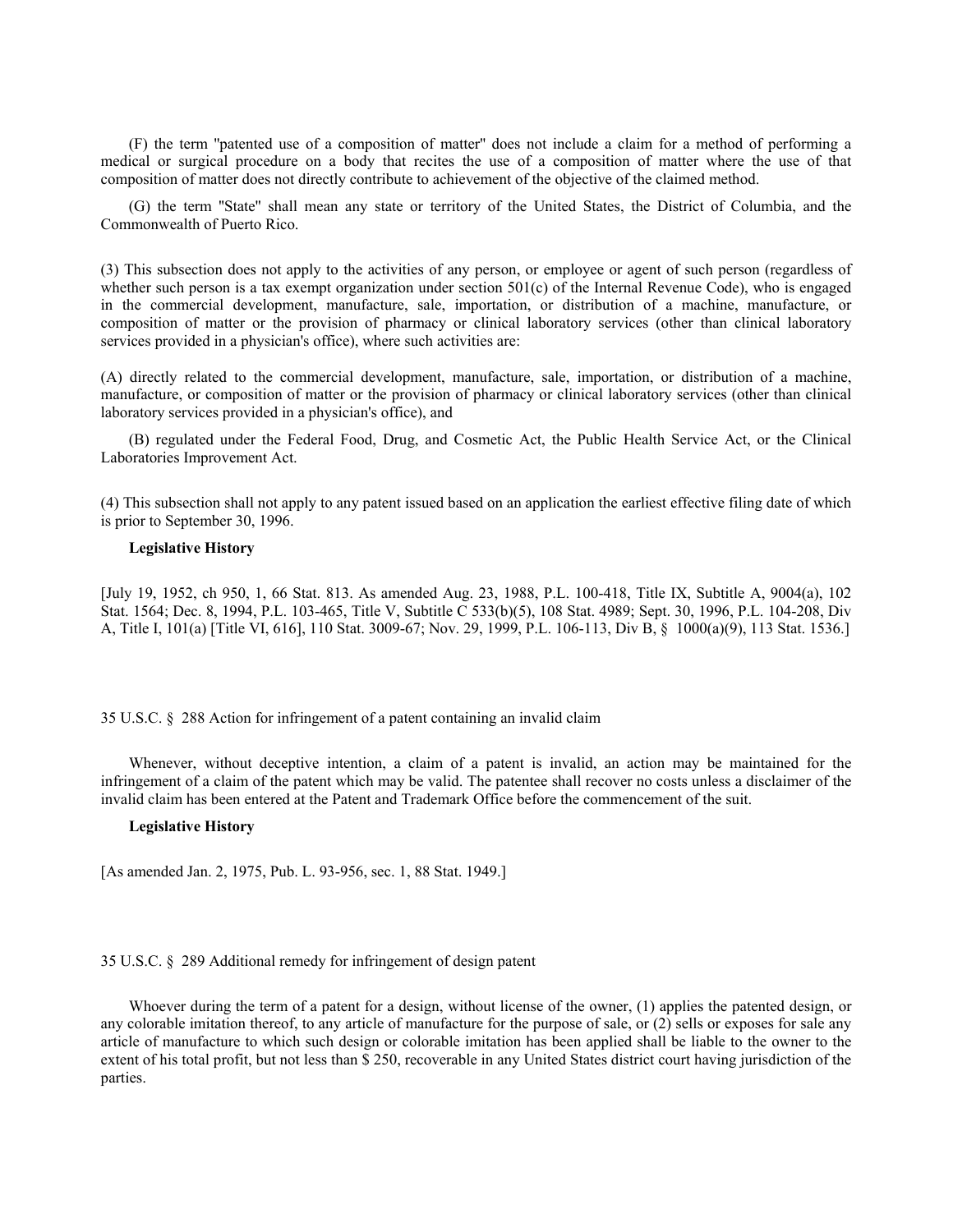(F) the term "patented use of a composition of matter" does not include a claim for a method of performing a medical or surgical procedure on a body that recites the use of a composition of matter where the use of that composition of matter does not directly contribute to achievement of the objective of the claimed method.

(G) the term "State" shall mean any state or territory of the United States, the District of Columbia, and the Commonwealth of Puerto Rico.

(3) This subsection does not apply to the activities of any person, or employee or agent of such person (regardless of whether such person is a tax exempt organization under section 501(c) of the Internal Revenue Code), who is engaged in the commercial development, manufacture, sale, importation, or distribution of a machine, manufacture, or composition of matter or the provision of pharmacy or clinical laboratory services (other than clinical laboratory services provided in a physician's office), where such activities are:

(A) directly related to the commercial development, manufacture, sale, importation, or distribution of a machine, manufacture, or composition of matter or the provision of pharmacy or clinical laboratory services (other than clinical laboratory services provided in a physician's office), and

(B) regulated under the Federal Food, Drug, and Cosmetic Act, the Public Health Service Act, or the Clinical Laboratories Improvement Act.

(4) This subsection shall not apply to any patent issued based on an application the earliest effective filing date of which is prior to September 30, 1996.

**Legislative History**

[July 19, 1952, ch 950, 1, 66 Stat. 813. As amended Aug. 23, 1988, P.L. 100-418, Title IX, Subtitle A, 9004(a), 102 Stat. 1564; Dec. 8, 1994, P.L. 103-465, Title V, Subtitle C 533(b)(5), 108 Stat. 4989; Sept. 30, 1996, P.L. 104-208, Div A, Title I, 101(a) [Title VI, 616], 110 Stat. 3009-67; Nov. 29, 1999, P.L. 106-113, Div B, § 1000(a)(9), 113 Stat. 1536.]

35 U.S.C. § 288 Action for infringement of a patent containing an invalid claim

Whenever, without deceptive intention, a claim of a patent is invalid, an action may be maintained for the infringement of a claim of the patent which may be valid. The patentee shall recover no costs unless a disclaimer of the invalid claim has been entered at the Patent and Trademark Office before the commencement of the suit.

**Legislative History**

[As amended Jan. 2, 1975, Pub. L. 93-956, sec. 1, 88 Stat. 1949.]

35 U.S.C. § 289 Additional remedy for infringement of design patent

Whoever during the term of a patent for a design, without license of the owner, (1) applies the patented design, or any colorable imitation thereof, to any article of manufacture for the purpose of sale, or (2) sells or exposes for sale any article of manufacture to which such design or colorable imitation has been applied shall be liable to the owner to the extent of his total profit, but not less than $ 250, recoverable in any United States district court having jurisdiction of the parties.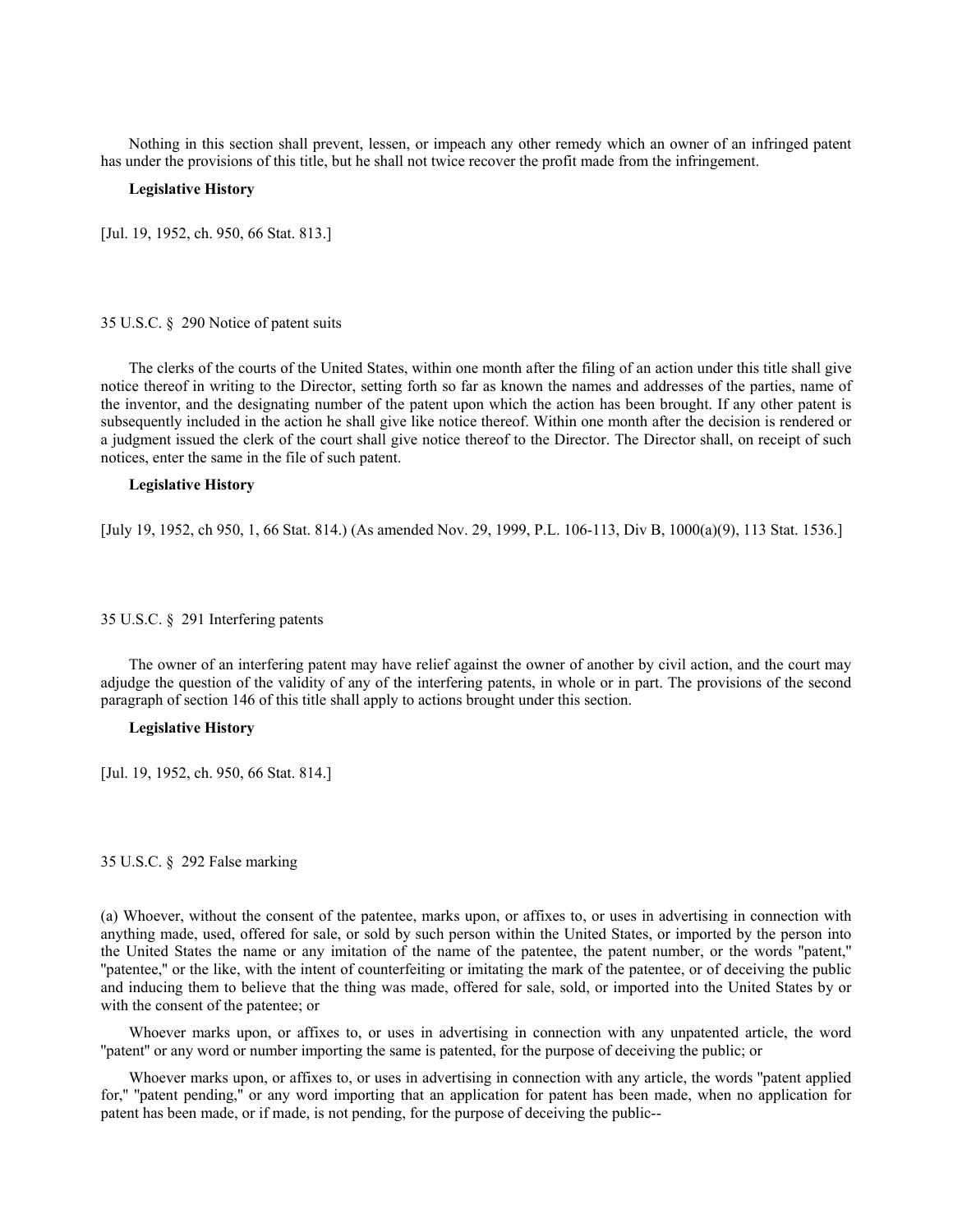Nothing in this section shall prevent, lessen, or impeach any other remedy which an owner of an infringed patent has under the provisions of this title, but he shall not twice recover the profit made from the infringement.

**Legislative History**

[Jul. 19, 1952, ch. 950, 66 Stat. 813.]

35 U.S.C. § 290 Notice of patent suits

The clerks of the courts of the United States, within one month after the filing of an action under this title shall give notice thereof in writing to the Director, setting forth so far as known the names and addresses of the parties, name of the inventor, and the designating number of the patent upon which the action has been brought. If any other patent is subsequently included in the action he shall give like notice thereof. Within one month after the decision is rendered or a judgment issued the clerk of the court shall give notice thereof to the Director. The Director shall, on receipt of such notices, enter the same in the file of such patent.

**Legislative History**

[July 19, 1952, ch 950, 1, 66 Stat. 814.) (As amended Nov. 29, 1999, P.L. 106-113, Div B, 1000(a)(9), 113 Stat. 1536.]

35 U.S.C. § 291 Interfering patents

The owner of an interfering patent may have relief against the owner of another by civil action, and the court may adjudge the question of the validity of any of the interfering patents, in whole or in part. The provisions of the second paragraph of section 146 of this title shall apply to actions brought under this section.

**Legislative History**

[Jul. 19, 1952, ch. 950, 66 Stat. 814.]

35 U.S.C. § 292 False marking

(a) Whoever, without the consent of the patentee, marks upon, or affixes to, or uses in advertising in connection with anything made, used, offered for sale, or sold by such person within the United States, or imported by the person into the United States the name or any imitation of the name of the patentee, the patent number, or the words "patent," "patentee," or the like, with the intent of counterfeiting or imitating the mark of the patentee, or of deceiving the public and inducing them to believe that the thing was made, offered for sale, sold, or imported into the United States by or with the consent of the patentee; or

Whoever marks upon, or affixes to, or uses in advertising in connection with any unpatented article, the word "patent" or any word or number importing the same is patented, for the purpose of deceiving the public; or

Whoever marks upon, or affixes to, or uses in advertising in connection with any article, the words "patent applied for," "patent pending," or any word importing that an application for patent has been made, when no application for patent has been made, or if made, is not pending, for the purpose of deceiving the public--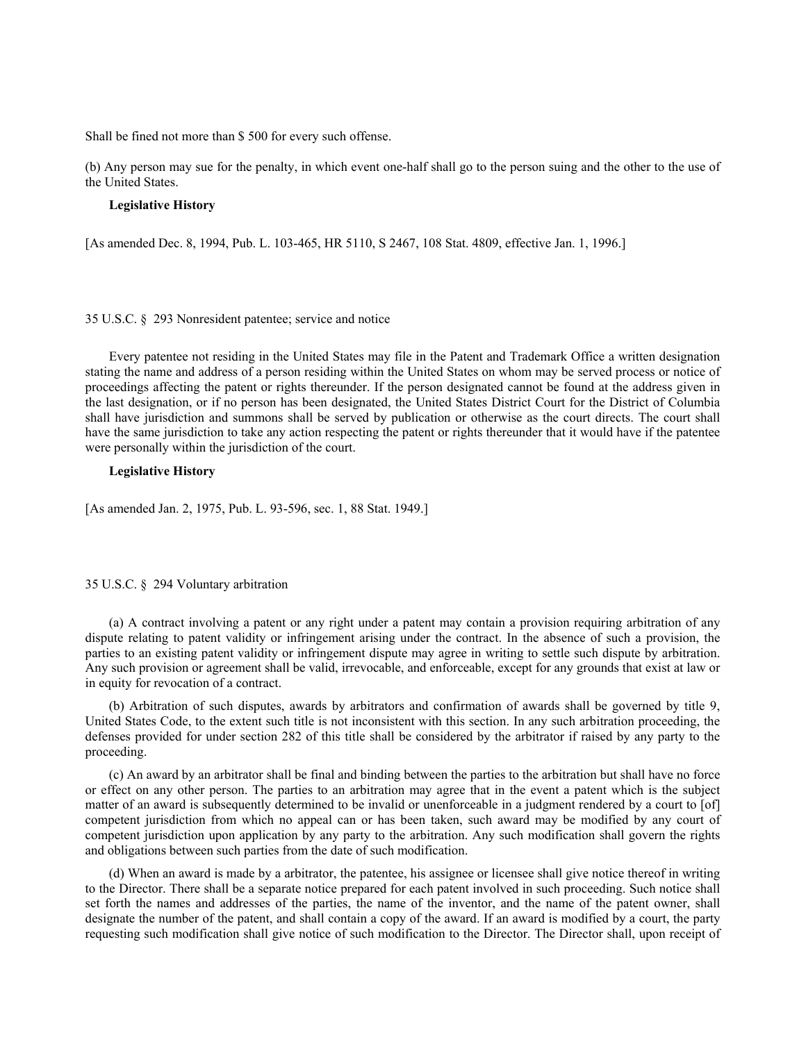Shall be fined not more than $ 500 for every such offense.

(b) Any person may sue for the penalty, in which event one-half shall go to the person suing and the other to the use of the United States.

**Legislative History**

[As amended Dec. 8, 1994, Pub. L. 103-465, HR 5110, S 2467, 108 Stat. 4809, effective Jan. 1, 1996.]

35 U.S.C. § 293 Nonresident patentee; service and notice

Every patentee not residing in the United States may file in the Patent and Trademark Office a written designation stating the name and address of a person residing within the United States on whom may be served process or notice of proceedings affecting the patent or rights thereunder. If the person designated cannot be found at the address given in the last designation, or if no person has been designated, the United States District Court for the District of Columbia shall have jurisdiction and summons shall be served by publication or otherwise as the court directs. The court shall have the same jurisdiction to take any action respecting the patent or rights thereunder that it would have if the patentee were personally within the jurisdiction of the court.

**Legislative History**

[As amended Jan. 2, 1975, Pub. L. 93-596, sec. 1, 88 Stat. 1949.]

35 U.S.C. § 294 Voluntary arbitration

(a) A contract involving a patent or any right under a patent may contain a provision requiring arbitration of any dispute relating to patent validity or infringement arising under the contract. In the absence of such a provision, the parties to an existing patent validity or infringement dispute may agree in writing to settle such dispute by arbitration. Any such provision or agreement shall be valid, irrevocable, and enforceable, except for any grounds that exist at law or in equity for revocation of a contract.

(b) Arbitration of such disputes, awards by arbitrators and confirmation of awards shall be governed by title 9, United States Code, to the extent such title is not inconsistent with this section. In any such arbitration proceeding, the defenses provided for under section 282 of this title shall be considered by the arbitrator if raised by any party to the proceeding.

(c) An award by an arbitrator shall be final and binding between the parties to the arbitration but shall have no force or effect on any other person. The parties to an arbitration may agree that in the event a patent which is the subject matter of an award is subsequently determined to be invalid or unenforceable in a judgment rendered by a court to [of] competent jurisdiction from which no appeal can or has been taken, such award may be modified by any court of competent jurisdiction upon application by any party to the arbitration. Any such modification shall govern the rights and obligations between such parties from the date of such modification.

(d) When an award is made by a arbitrator, the patentee, his assignee or licensee shall give notice thereof in writing to the Director. There shall be a separate notice prepared for each patent involved in such proceeding. Such notice shall set forth the names and addresses of the parties, the name of the inventor, and the name of the patent owner, shall designate the number of the patent, and shall contain a copy of the award. If an award is modified by a court, the party requesting such modification shall give notice of such modification to the Director. The Director shall, upon receipt of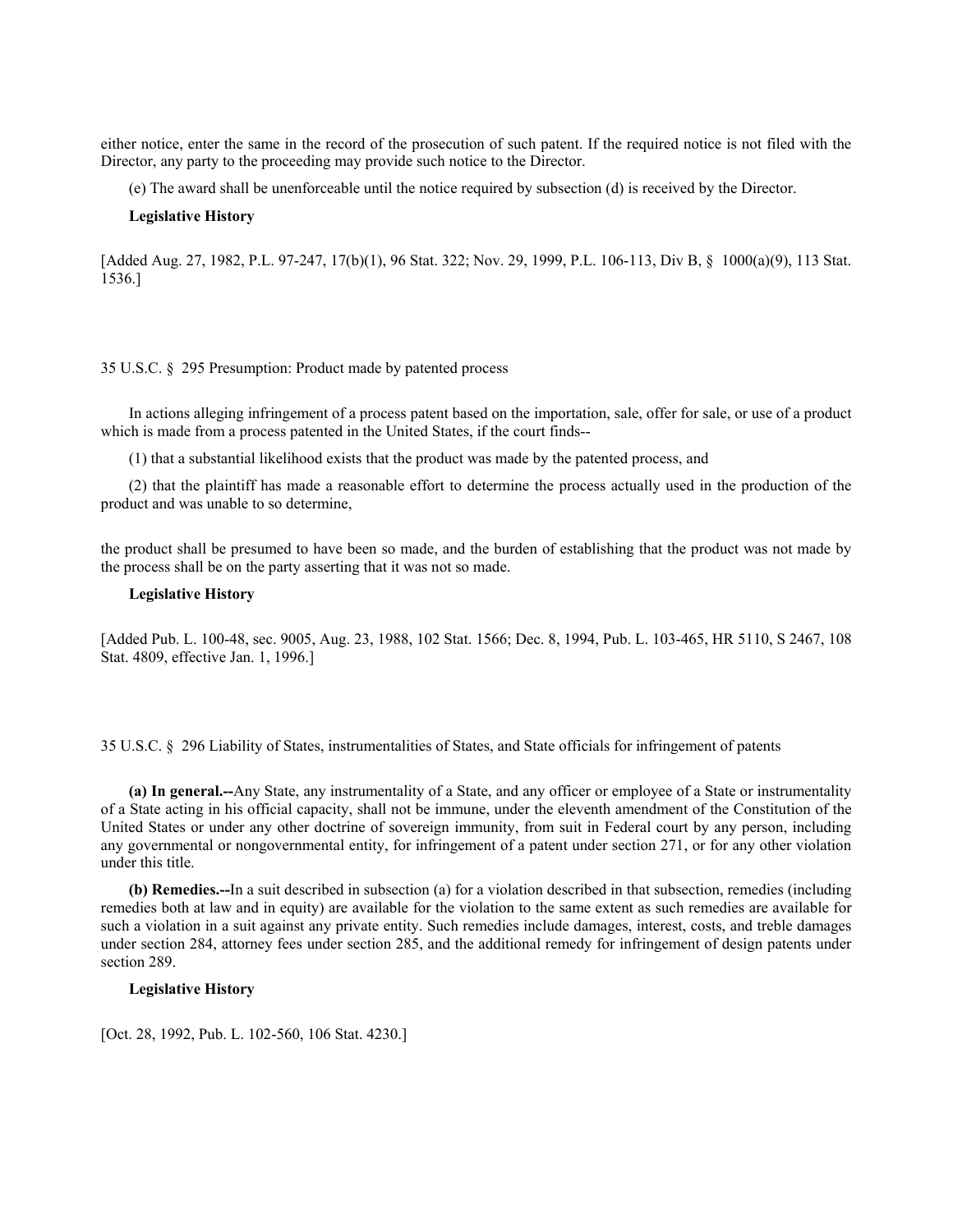either notice, enter the same in the record of the prosecution of such patent. If the required notice is not filed with the Director, any party to the proceeding may provide such notice to the Director.

(e) The award shall be unenforceable until the notice required by subsection (d) is received by the Director.

**Legislative History**

[Added Aug. 27, 1982, P.L. 97-247, 17(b)(1), 96 Stat. 322; Nov. 29, 1999, P.L. 106-113, Div B, § 1000(a)(9), 113 Stat. 1536.]

## 35 U.S.C. § 295 Presumption: Product made by patented process

In actions alleging infringement of a process patent based on the importation, sale, offer for sale, or use of a product which is made from a process patented in the United States, if the court finds--

(1) that a substantial likelihood exists that the product was made by the patented process, and

(2) that the plaintiff has made a reasonable effort to determine the process actually used in the production of the product and was unable to so determine,

the product shall be presumed to have been so made, and the burden of establishing that the product was not made by the process shall be on the party asserting that it was not so made.

**Legislative History**

[Added Pub. L. 100-48, sec. 9005, Aug. 23, 1988, 102 Stat. 1566; Dec. 8, 1994, Pub. L. 103-465, HR 5110, S 2467, 108 Stat. 4809, effective Jan. 1, 1996.]

## 35 U.S.C. § 296 Liability of States, instrumentalities of States, and State officials for infringement of patents

**(a) In general.--**Any State, any instrumentality of a State, and any officer or employee of a State or instrumentality of a State acting in his official capacity, shall not be immune, under the eleventh amendment of the Constitution of the United States or under any other doctrine of sovereign immunity, from suit in Federal court by any person, including any governmental or nongovernmental entity, for infringement of a patent under section 271, or for any other violation under this title.

**(b) Remedies.--**In a suit described in subsection (a) for a violation described in that subsection, remedies (including remedies both at law and in equity) are available for the violation to the same extent as such remedies are available for such a violation in a suit against any private entity. Such remedies include damages, interest, costs, and treble damages under section 284, attorney fees under section 285, and the additional remedy for infringement of design patents under section 289.

**Legislative History**

[Oct. 28, 1992, Pub. L. 102-560, 106 Stat. 4230.]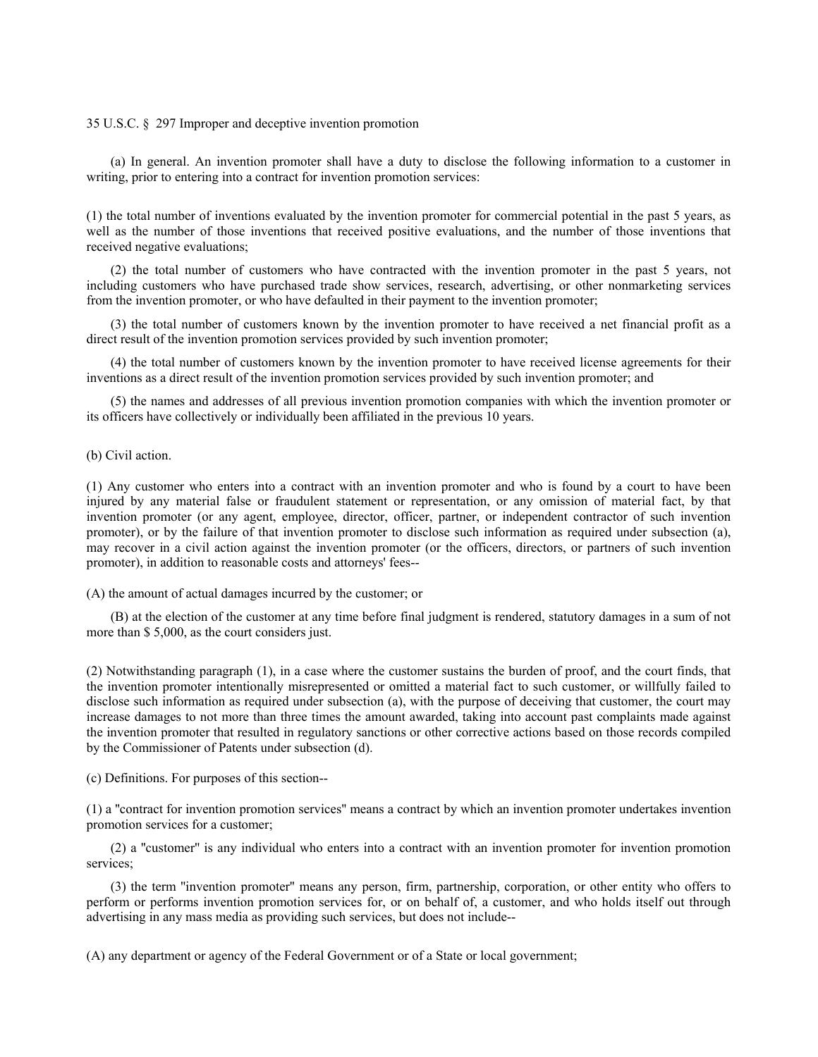35 U.S.C. § 297 Improper and deceptive invention promotion

(a) In general. An invention promoter shall have a duty to disclose the following information to a customer in writing, prior to entering into a contract for invention promotion services:

(1) the total number of inventions evaluated by the invention promoter for commercial potential in the past 5 years, as well as the number of those inventions that received positive evaluations, and the number of those inventions that received negative evaluations;

(2) the total number of customers who have contracted with the invention promoter in the past 5 years, not including customers who have purchased trade show services, research, advertising, or other nonmarketing services from the invention promoter, or who have defaulted in their payment to the invention promoter;

(3) the total number of customers known by the invention promoter to have received a net financial profit as a direct result of the invention promotion services provided by such invention promoter;

(4) the total number of customers known by the invention promoter to have received license agreements for their inventions as a direct result of the invention promotion services provided by such invention promoter; and

(5) the names and addresses of all previous invention promotion companies with which the invention promoter or its officers have collectively or individually been affiliated in the previous 10 years.

(b) Civil action.

(1) Any customer who enters into a contract with an invention promoter and who is found by a court to have been injured by any material false or fraudulent statement or representation, or any omission of material fact, by that invention promoter (or any agent, employee, director, officer, partner, or independent contractor of such invention promoter), or by the failure of that invention promoter to disclose such information as required under subsection (a), may recover in a civil action against the invention promoter (or the officers, directors, or partners of such invention promoter), in addition to reasonable costs and attorneys' fees--

(A) the amount of actual damages incurred by the customer; or

(B) at the election of the customer at any time before final judgment is rendered, statutory damages in a sum of not more than $ 5,000, as the court considers just.

(2) Notwithstanding paragraph (1), in a case where the customer sustains the burden of proof, and the court finds, that the invention promoter intentionally misrepresented or omitted a material fact to such customer, or willfully failed to disclose such information as required under subsection (a), with the purpose of deceiving that customer, the court may increase damages to not more than three times the amount awarded, taking into account past complaints made against the invention promoter that resulted in regulatory sanctions or other corrective actions based on those records compiled by the Commissioner of Patents under subsection (d).

(c) Definitions. For purposes of this section--

(1) a "contract for invention promotion services" means a contract by which an invention promoter undertakes invention promotion services for a customer;

(2) a "customer" is any individual who enters into a contract with an invention promoter for invention promotion services;

(3) the term "invention promoter" means any person, firm, partnership, corporation, or other entity who offers to perform or performs invention promotion services for, or on behalf of, a customer, and who holds itself out through advertising in any mass media as providing such services, but does not include--

(A) any department or agency of the Federal Government or of a State or local government;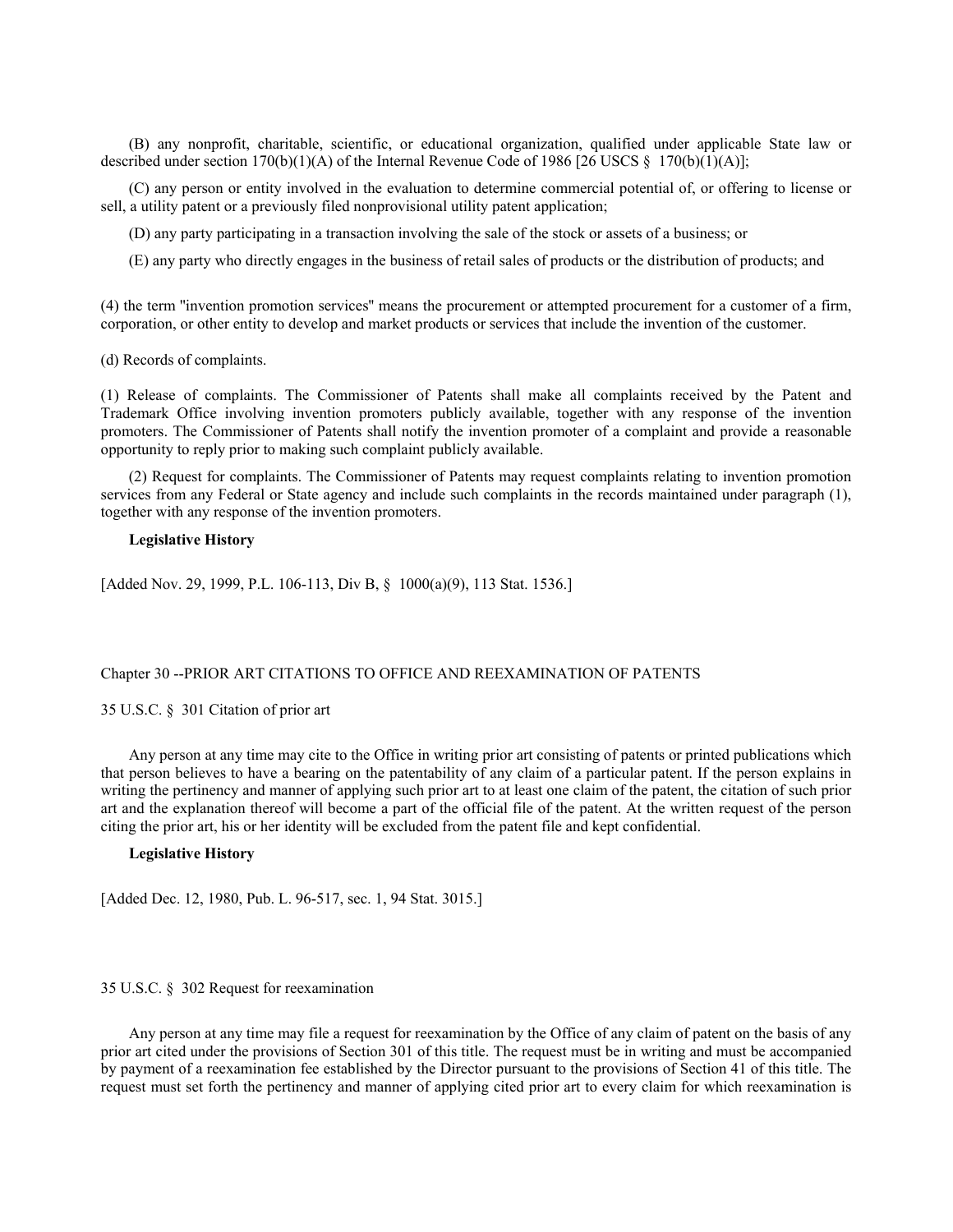(B) any nonprofit, charitable, scientific, or educational organization, qualified under applicable State law or described under section 170(b)(1)(A) of the Internal Revenue Code of 1986 [26 USCS § 170(b)(1)(A)];

(C) any person or entity involved in the evaluation to determine commercial potential of, or offering to license or sell, a utility patent or a previously filed nonprovisional utility patent application;

(D) any party participating in a transaction involving the sale of the stock or assets of a business; or

(E) any party who directly engages in the business of retail sales of products or the distribution of products; and

(4) the term "invention promotion services" means the procurement or attempted procurement for a customer of a firm, corporation, or other entity to develop and market products or services that include the invention of the customer.

(d) Records of complaints.

(1) Release of complaints. The Commissioner of Patents shall make all complaints received by the Patent and Trademark Office involving invention promoters publicly available, together with any response of the invention promoters. The Commissioner of Patents shall notify the invention promoter of a complaint and provide a reasonable opportunity to reply prior to making such complaint publicly available.

(2) Request for complaints. The Commissioner of Patents may request complaints relating to invention promotion services from any Federal or State agency and include such complaints in the records maintained under paragraph (1), together with any response of the invention promoters.

**Legislative History**

[Added Nov. 29, 1999, P.L. 106-113, Div B, § 1000(a)(9), 113 Stat. 1536.]

## Chapter 30 --PRIOR ART CITATIONS TO OFFICE AND REEXAMINATION OF PATENTS

### 35 U.S.C. § 301 Citation of prior art

Any person at any time may cite to the Office in writing prior art consisting of patents or printed publications which that person believes to have a bearing on the patentability of any claim of a particular patent. If the person explains in writing the pertinency and manner of applying such prior art to at least one claim of the patent, the citation of such prior art and the explanation thereof will become a part of the official file of the patent. At the written request of the person citing the prior art, his or her identity will be excluded from the patent file and kept confidential.

**Legislative History**

[Added Dec. 12, 1980, Pub. L. 96-517, sec. 1, 94 Stat. 3015.]

### 35 U.S.C. § 302 Request for reexamination

Any person at any time may file a request for reexamination by the Office of any claim of patent on the basis of any prior art cited under the provisions of Section 301 of this title. The request must be in writing and must be accompanied by payment of a reexamination fee established by the Director pursuant to the provisions of Section 41 of this title. The request must set forth the pertinency and manner of applying cited prior art to every claim for which reexamination is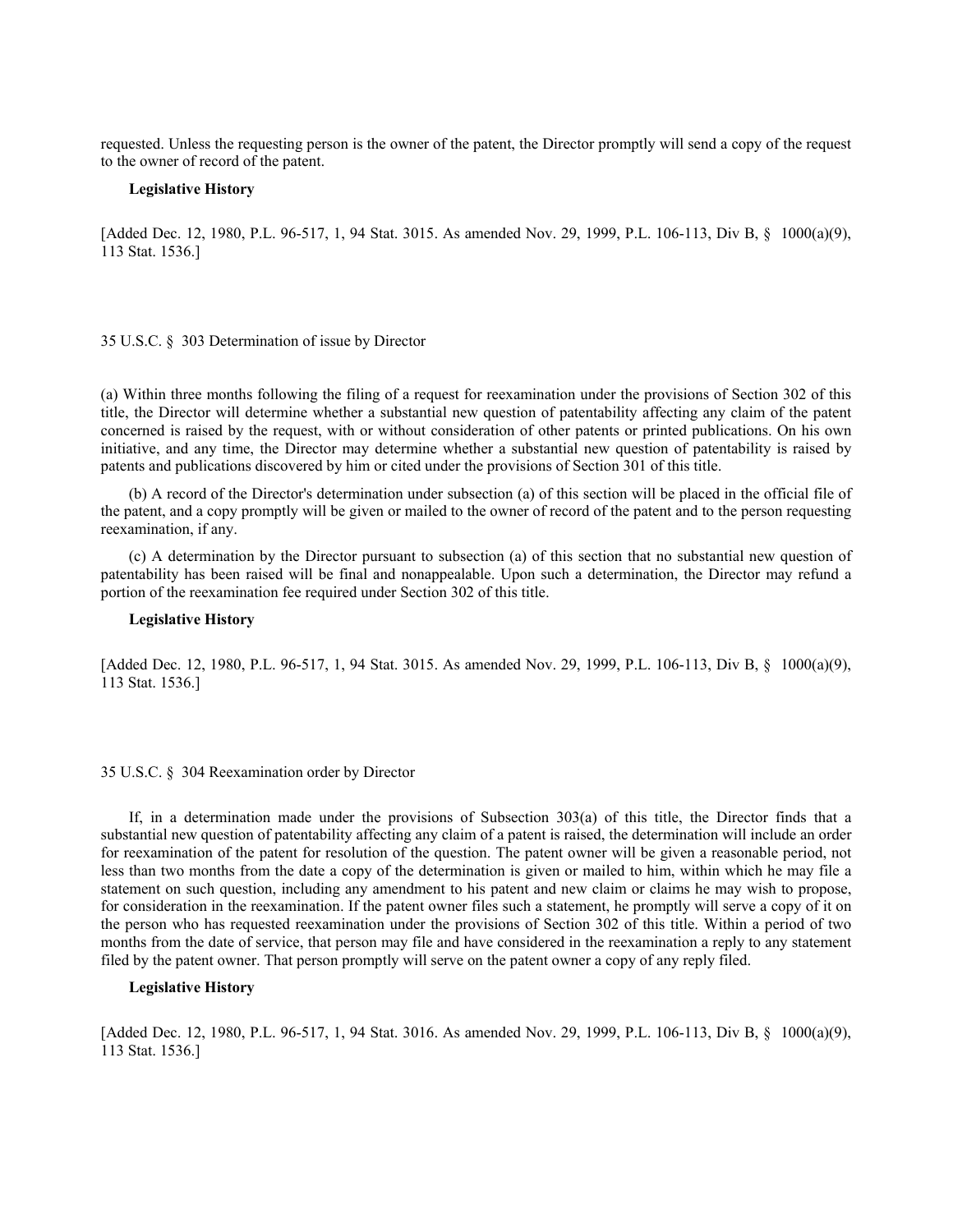requested. Unless the requesting person is the owner of the patent, the Director promptly will send a copy of the request to the owner of record of the patent.

**Legislative History**

[Added Dec. 12, 1980, P.L. 96-517, 1, 94 Stat. 3015. As amended Nov. 29, 1999, P.L. 106-113, Div B, § 1000(a)(9), 113 Stat. 1536.]

35 U.S.C. § 303 Determination of issue by Director

(a) Within three months following the filing of a request for reexamination under the provisions of Section 302 of this title, the Director will determine whether a substantial new question of patentability affecting any claim of the patent concerned is raised by the request, with or without consideration of other patents or printed publications. On his own initiative, and any time, the Director may determine whether a substantial new question of patentability is raised by patents and publications discovered by him or cited under the provisions of Section 301 of this title.

(b) A record of the Director's determination under subsection (a) of this section will be placed in the official file of the patent, and a copy promptly will be given or mailed to the owner of record of the patent and to the person requesting reexamination, if any.

(c) A determination by the Director pursuant to subsection (a) of this section that no substantial new question of patentability has been raised will be final and nonappealable. Upon such a determination, the Director may refund a portion of the reexamination fee required under Section 302 of this title.

**Legislative History**

[Added Dec. 12, 1980, P.L. 96-517, 1, 94 Stat. 3015. As amended Nov. 29, 1999, P.L. 106-113, Div B, § 1000(a)(9), 113 Stat. 1536.]

35 U.S.C. § 304 Reexamination order by Director

If, in a determination made under the provisions of Subsection 303(a) of this title, the Director finds that a substantial new question of patentability affecting any claim of a patent is raised, the determination will include an order for reexamination of the patent for resolution of the question. The patent owner will be given a reasonable period, not less than two months from the date a copy of the determination is given or mailed to him, within which he may file a statement on such question, including any amendment to his patent and new claim or claims he may wish to propose, for consideration in the reexamination. If the patent owner files such a statement, he promptly will serve a copy of it on the person who has requested reexamination under the provisions of Section 302 of this title. Within a period of two months from the date of service, that person may file and have considered in the reexamination a reply to any statement filed by the patent owner. That person promptly will serve on the patent owner a copy of any reply filed.

**Legislative History**

[Added Dec. 12, 1980, P.L. 96-517, 1, 94 Stat. 3016. As amended Nov. 29, 1999, P.L. 106-113, Div B, § 1000(a)(9), 113 Stat. 1536.]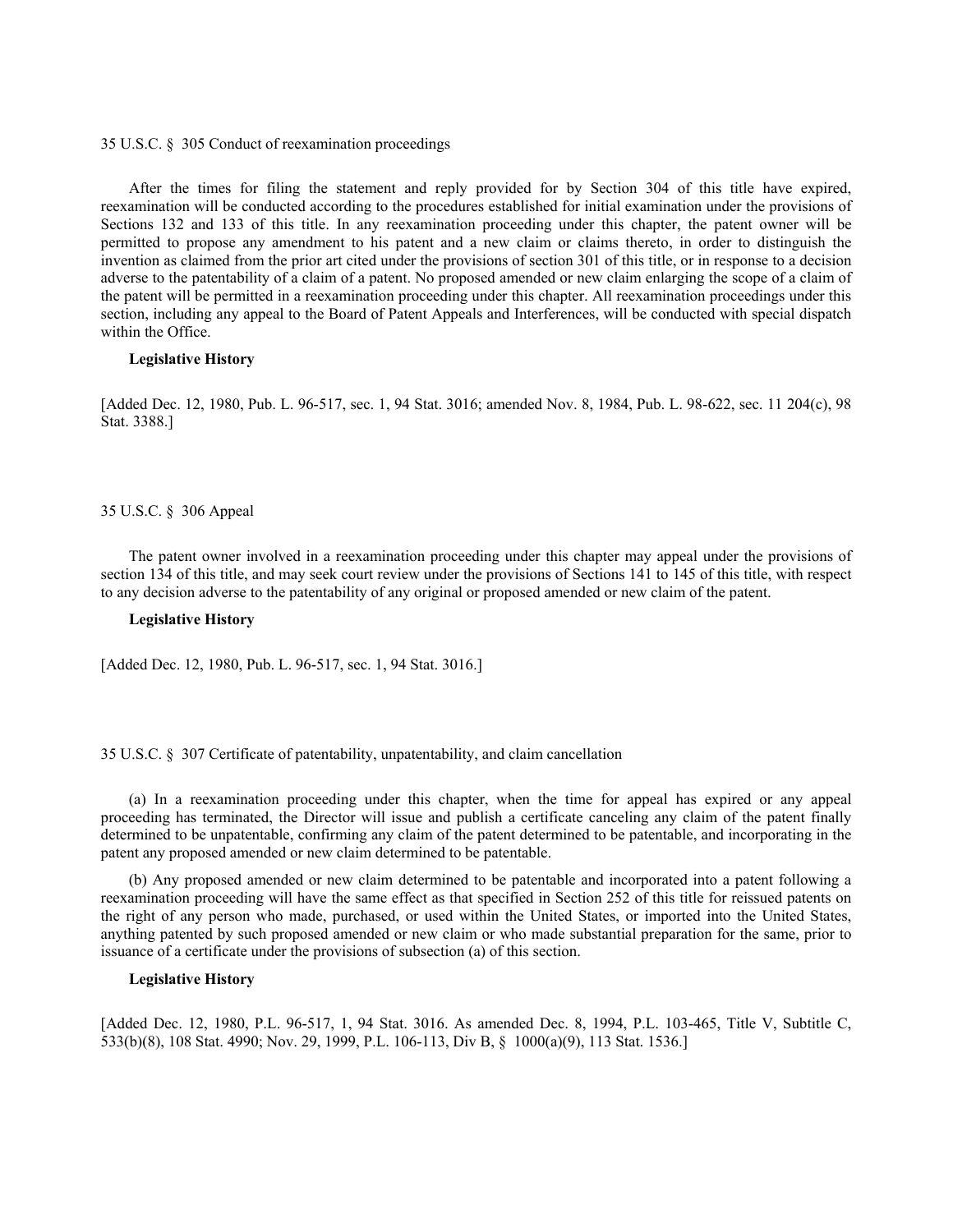35 U.S.C. § 305 Conduct of reexamination proceedings

After the times for filing the statement and reply provided for by Section 304 of this title have expired, reexamination will be conducted according to the procedures established for initial examination under the provisions of Sections 132 and 133 of this title. In any reexamination proceeding under this chapter, the patent owner will be permitted to propose any amendment to his patent and a new claim or claims thereto, in order to distinguish the invention as claimed from the prior art cited under the provisions of section 301 of this title, or in response to a decision adverse to the patentability of a claim of a patent. No proposed amended or new claim enlarging the scope of a claim of the patent will be permitted in a reexamination proceeding under this chapter. All reexamination proceedings under this section, including any appeal to the Board of Patent Appeals and Interferences, will be conducted with special dispatch within the Office.

**Legislative History**

[Added Dec. 12, 1980, Pub. L. 96-517, sec. 1, 94 Stat. 3016; amended Nov. 8, 1984, Pub. L. 98-622, sec. 11 204(c), 98 Stat. 3388.]

35 U.S.C. § 306 Appeal

The patent owner involved in a reexamination proceeding under this chapter may appeal under the provisions of section 134 of this title, and may seek court review under the provisions of Sections 141 to 145 of this title, with respect to any decision adverse to the patentability of any original or proposed amended or new claim of the patent.

**Legislative History**

[Added Dec. 12, 1980, Pub. L. 96-517, sec. 1, 94 Stat. 3016.]

35 U.S.C. § 307 Certificate of patentability, unpatentability, and claim cancellation

(a) In a reexamination proceeding under this chapter, when the time for appeal has expired or any appeal proceeding has terminated, the Director will issue and publish a certificate canceling any claim of the patent finally determined to be unpatentable, confirming any claim of the patent determined to be patentable, and incorporating in the patent any proposed amended or new claim determined to be patentable.

(b) Any proposed amended or new claim determined to be patentable and incorporated into a patent following a reexamination proceeding will have the same effect as that specified in Section 252 of this title for reissued patents on the right of any person who made, purchased, or used within the United States, or imported into the United States, anything patented by such proposed amended or new claim or who made substantial preparation for the same, prior to issuance of a certificate under the provisions of subsection (a) of this section.

**Legislative History**

[Added Dec. 12, 1980, P.L. 96-517, 1, 94 Stat. 3016. As amended Dec. 8, 1994, P.L. 103-465, Title V, Subtitle C, 533(b)(8), 108 Stat. 4990; Nov. 29, 1999, P.L. 106-113, Div B, § 1000(a)(9), 113 Stat. 1536.]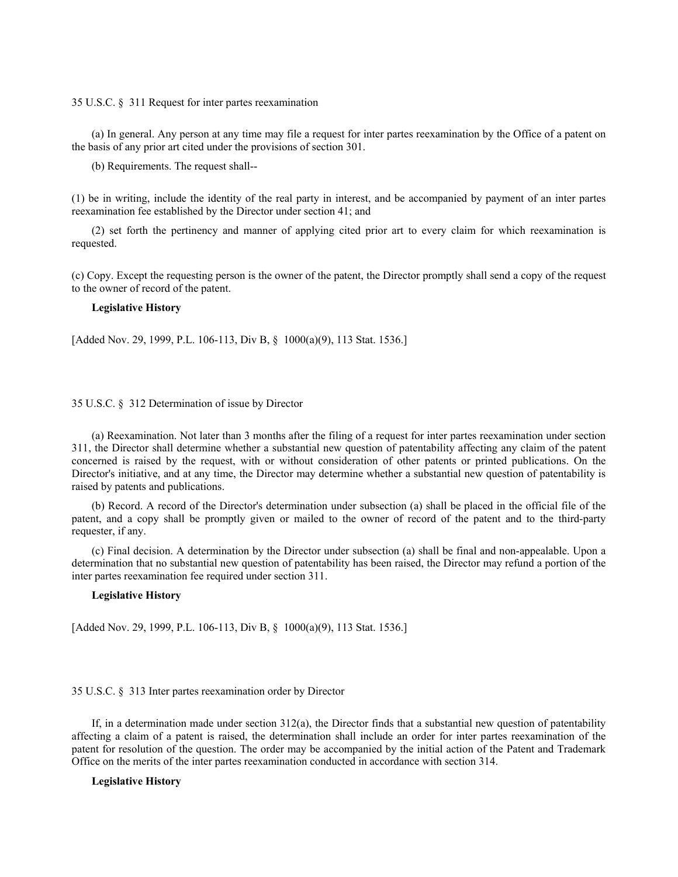35 U.S.C. § 311 Request for inter partes reexamination

(a) In general. Any person at any time may file a request for inter partes reexamination by the Office of a patent on the basis of any prior art cited under the provisions of section 301.

(b) Requirements. The request shall--

(1) be in writing, include the identity of the real party in interest, and be accompanied by payment of an inter partes reexamination fee established by the Director under section 41; and

(2) set forth the pertinency and manner of applying cited prior art to every claim for which reexamination is requested.

(c) Copy. Except the requesting person is the owner of the patent, the Director promptly shall send a copy of the request to the owner of record of the patent.

**Legislative History**

[Added Nov. 29, 1999, P.L. 106-113, Div B, § 1000(a)(9), 113 Stat. 1536.]

35 U.S.C. § 312 Determination of issue by Director

(a) Reexamination. Not later than 3 months after the filing of a request for inter partes reexamination under section 311, the Director shall determine whether a substantial new question of patentability affecting any claim of the patent concerned is raised by the request, with or without consideration of other patents or printed publications. On the Director's initiative, and at any time, the Director may determine whether a substantial new question of patentability is raised by patents and publications.

(b) Record. A record of the Director's determination under subsection (a) shall be placed in the official file of the patent, and a copy shall be promptly given or mailed to the owner of record of the patent and to the third-party requester, if any.

(c) Final decision. A determination by the Director under subsection (a) shall be final and non-appealable. Upon a determination that no substantial new question of patentability has been raised, the Director may refund a portion of the inter partes reexamination fee required under section 311.

**Legislative History**

[Added Nov. 29, 1999, P.L. 106-113, Div B, § 1000(a)(9), 113 Stat. 1536.]

35 U.S.C. § 313 Inter partes reexamination order by Director

If, in a determination made under section 312(a), the Director finds that a substantial new question of patentability affecting a claim of a patent is raised, the determination shall include an order for inter partes reexamination of the patent for resolution of the question. The order may be accompanied by the initial action of the Patent and Trademark Office on the merits of the inter partes reexamination conducted in accordance with section 314.

**Legislative History**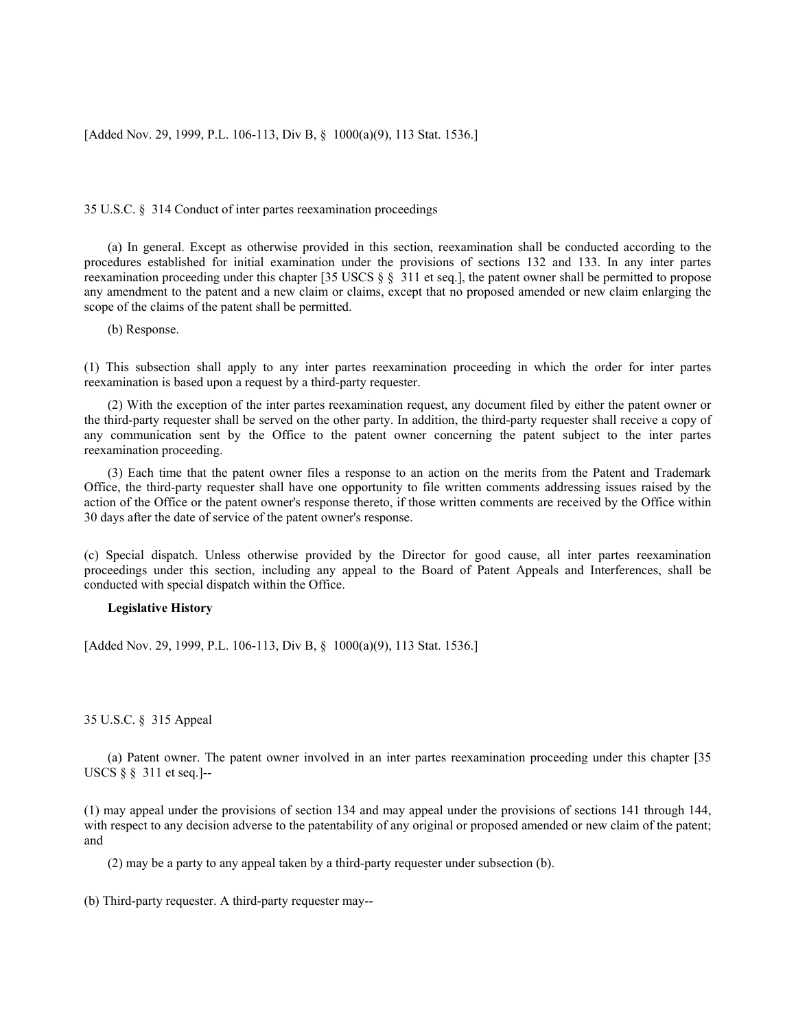[Added Nov. 29, 1999, P.L. 106-113, Div B, § 1000(a)(9), 113 Stat. 1536.]

35 U.S.C. § 314 Conduct of inter partes reexamination proceedings

(a) In general. Except as otherwise provided in this section, reexamination shall be conducted according to the procedures established for initial examination under the provisions of sections 132 and 133. In any inter partes reexamination proceeding under this chapter [35 USCS § § 311 et seq.], the patent owner shall be permitted to propose any amendment to the patent and a new claim or claims, except that no proposed amended or new claim enlarging the scope of the claims of the patent shall be permitted.

(b) Response.

(1) This subsection shall apply to any inter partes reexamination proceeding in which the order for inter partes reexamination is based upon a request by a third-party requester.

(2) With the exception of the inter partes reexamination request, any document filed by either the patent owner or the third-party requester shall be served on the other party. In addition, the third-party requester shall receive a copy of any communication sent by the Office to the patent owner concerning the patent subject to the inter partes reexamination proceeding.

(3) Each time that the patent owner files a response to an action on the merits from the Patent and Trademark Office, the third-party requester shall have one opportunity to file written comments addressing issues raised by the action of the Office or the patent owner's response thereto, if those written comments are received by the Office within 30 days after the date of service of the patent owner's response.

(c) Special dispatch. Unless otherwise provided by the Director for good cause, all inter partes reexamination proceedings under this section, including any appeal to the Board of Patent Appeals and Interferences, shall be conducted with special dispatch within the Office.

**Legislative History**

[Added Nov. 29, 1999, P.L. 106-113, Div B, § 1000(a)(9), 113 Stat. 1536.]

35 U.S.C. § 315 Appeal

(a) Patent owner. The patent owner involved in an inter partes reexamination proceeding under this chapter [35 USCS § § 311 et seq.]--

(1) may appeal under the provisions of section 134 and may appeal under the provisions of sections 141 through 144, with respect to any decision adverse to the patentability of any original or proposed amended or new claim of the patent; and

(2) may be a party to any appeal taken by a third-party requester under subsection (b).

(b) Third-party requester. A third-party requester may--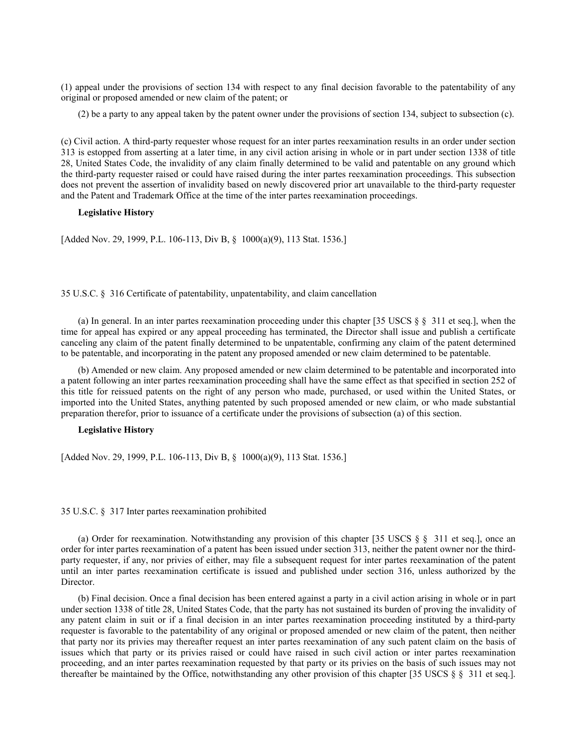(1) appeal under the provisions of section 134 with respect to any final decision favorable to the patentability of any original or proposed amended or new claim of the patent; or

(2) be a party to any appeal taken by the patent owner under the provisions of section 134, subject to subsection (c).

(c) Civil action. A third-party requester whose request for an inter partes reexamination results in an order under section 313 is estopped from asserting at a later time, in any civil action arising in whole or in part under section 1338 of title 28, United States Code, the invalidity of any claim finally determined to be valid and patentable on any ground which the third-party requester raised or could have raised during the inter partes reexamination proceedings. This subsection does not prevent the assertion of invalidity based on newly discovered prior art unavailable to the third-party requester and the Patent and Trademark Office at the time of the inter partes reexamination proceedings.

**Legislative History**

[Added Nov. 29, 1999, P.L. 106-113, Div B, § 1000(a)(9), 113 Stat. 1536.]

35 U.S.C. § 316 Certificate of patentability, unpatentability, and claim cancellation

(a) In general. In an inter partes reexamination proceeding under this chapter [35 USCS § § 311 et seq.], when the time for appeal has expired or any appeal proceeding has terminated, the Director shall issue and publish a certificate canceling any claim of the patent finally determined to be unpatentable, confirming any claim of the patent determined to be patentable, and incorporating in the patent any proposed amended or new claim determined to be patentable.

(b) Amended or new claim. Any proposed amended or new claim determined to be patentable and incorporated into a patent following an inter partes reexamination proceeding shall have the same effect as that specified in section 252 of this title for reissued patents on the right of any person who made, purchased, or used within the United States, or imported into the United States, anything patented by such proposed amended or new claim, or who made substantial preparation therefor, prior to issuance of a certificate under the provisions of subsection (a) of this section.

**Legislative History**

[Added Nov. 29, 1999, P.L. 106-113, Div B, § 1000(a)(9), 113 Stat. 1536.]

35 U.S.C. § 317 Inter partes reexamination prohibited

(a) Order for reexamination. Notwithstanding any provision of this chapter [35 USCS § § 311 et seq.], once an order for inter partes reexamination of a patent has been issued under section 313, neither the patent owner nor the third-party requester, if any, nor privies of either, may file a subsequent request for inter partes reexamination of the patent until an inter partes reexamination certificate is issued and published under section 316, unless authorized by the Director.

(b) Final decision. Once a final decision has been entered against a party in a civil action arising in whole or in part under section 1338 of title 28, United States Code, that the party has not sustained its burden of proving the invalidity of any patent claim in suit or if a final decision in an inter partes reexamination proceeding instituted by a third-party requester is favorable to the patentability of any original or proposed amended or new claim of the patent, then neither that party nor its privies may thereafter request an inter partes reexamination of any such patent claim on the basis of issues which that party or its privies raised or could have raised in such civil action or inter partes reexamination proceeding, and an inter partes reexamination requested by that party or its privies on the basis of such issues may not thereafter be maintained by the Office, notwithstanding any other provision of this chapter [35 USCS § § 311 et seq.].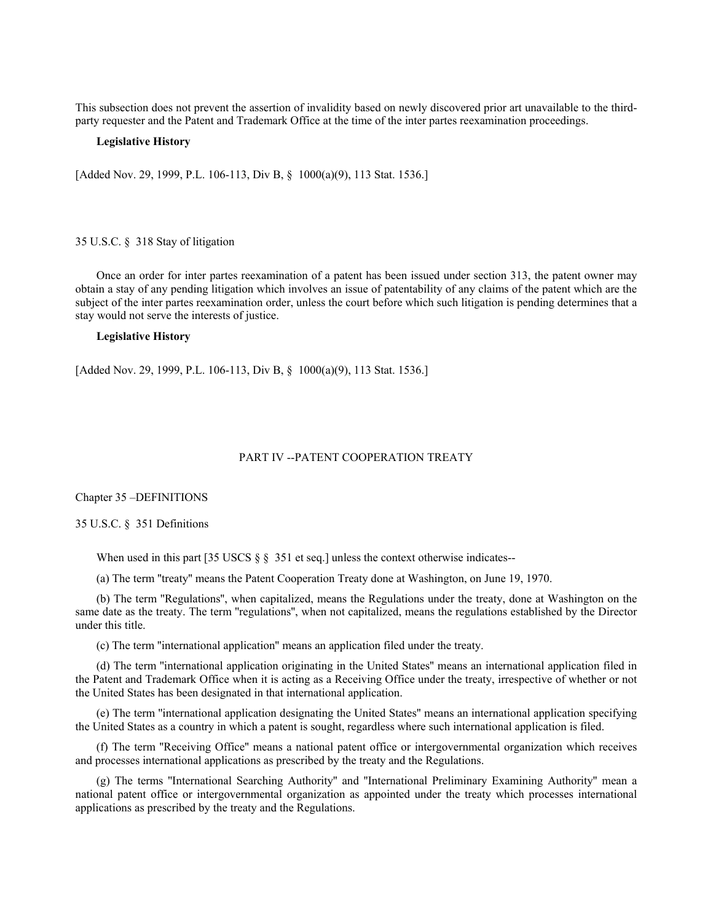This subsection does not prevent the assertion of invalidity based on newly discovered prior art unavailable to the third-party requester and the Patent and Trademark Office at the time of the inter partes reexamination proceedings.

**Legislative History**

[Added Nov. 29, 1999, P.L. 106-113, Div B, § 1000(a)(9), 113 Stat. 1536.]

35 U.S.C. § 318 Stay of litigation

Once an order for inter partes reexamination of a patent has been issued under section 313, the patent owner may obtain a stay of any pending litigation which involves an issue of patentability of any claims of the patent which are the subject of the inter partes reexamination order, unless the court before which such litigation is pending determines that a stay would not serve the interests of justice.

**Legislative History**

[Added Nov. 29, 1999, P.L. 106-113, Div B, § 1000(a)(9), 113 Stat. 1536.]

PART IV --PATENT COOPERATION TREATY

Chapter 35 –DEFINITIONS

35 U.S.C. § 351 Definitions

When used in this part [35 USCS § § 351 et seq.] unless the context otherwise indicates--

(a) The term "treaty" means the Patent Cooperation Treaty done at Washington, on June 19, 1970.

(b) The term "Regulations", when capitalized, means the Regulations under the treaty, done at Washington on the same date as the treaty. The term "regulations", when not capitalized, means the regulations established by the Director under this title.

(c) The term "international application" means an application filed under the treaty.

(d) The term "international application originating in the United States" means an international application filed in the Patent and Trademark Office when it is acting as a Receiving Office under the treaty, irrespective of whether or not the United States has been designated in that international application.

(e) The term "international application designating the United States" means an international application specifying the United States as a country in which a patent is sought, regardless where such international application is filed.

(f) The term "Receiving Office" means a national patent office or intergovernmental organization which receives and processes international applications as prescribed by the treaty and the Regulations.

(g) The terms "International Searching Authority" and "International Preliminary Examining Authority" mean a national patent office or intergovernmental organization as appointed under the treaty which processes international applications as prescribed by the treaty and the Regulations.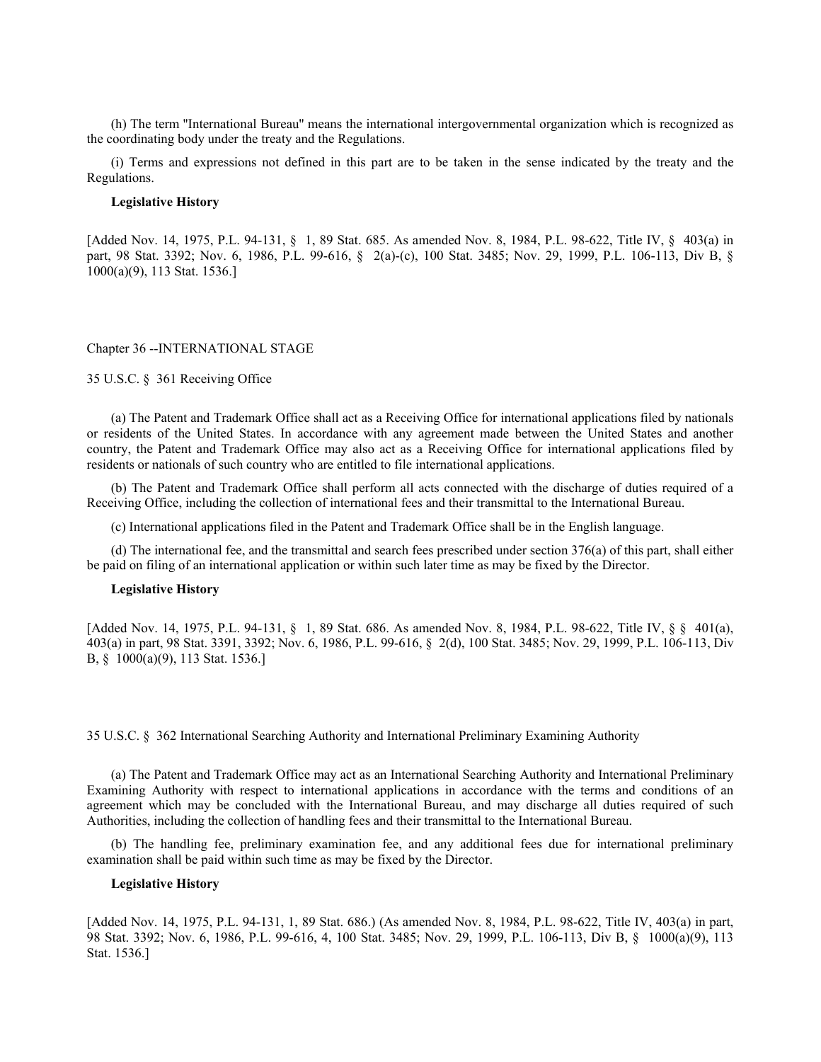(h) The term "International Bureau" means the international intergovernmental organization which is recognized as the coordinating body under the treaty and the Regulations.

(i) Terms and expressions not defined in this part are to be taken in the sense indicated by the treaty and the Regulations.

**Legislative History**

[Added Nov. 14, 1975, P.L. 94-131, § 1, 89 Stat. 685. As amended Nov. 8, 1984, P.L. 98-622, Title IV, § 403(a) in part, 98 Stat. 3392; Nov. 6, 1986, P.L. 99-616, § 2(a)-(c), 100 Stat. 3485; Nov. 29, 1999, P.L. 106-113, Div B, § 1000(a)(9), 113 Stat. 1536.]

## Chapter 36 --INTERNATIONAL STAGE

### 35 U.S.C. § 361 Receiving Office

(a) The Patent and Trademark Office shall act as a Receiving Office for international applications filed by nationals or residents of the United States. In accordance with any agreement made between the United States and another country, the Patent and Trademark Office may also act as a Receiving Office for international applications filed by residents or nationals of such country who are entitled to file international applications.

(b) The Patent and Trademark Office shall perform all acts connected with the discharge of duties required of a Receiving Office, including the collection of international fees and their transmittal to the International Bureau.

(c) International applications filed in the Patent and Trademark Office shall be in the English language.

(d) The international fee, and the transmittal and search fees prescribed under section 376(a) of this part, shall either be paid on filing of an international application or within such later time as may be fixed by the Director.

**Legislative History**

[Added Nov. 14, 1975, P.L. 94-131, § 1, 89 Stat. 686. As amended Nov. 8, 1984, P.L. 98-622, Title IV, § § 401(a), 403(a) in part, 98 Stat. 3391, 3392; Nov. 6, 1986, P.L. 99-616, § 2(d), 100 Stat. 3485; Nov. 29, 1999, P.L. 106-113, Div B, § 1000(a)(9), 113 Stat. 1536.]

### 35 U.S.C. § 362 International Searching Authority and International Preliminary Examining Authority

(a) The Patent and Trademark Office may act as an International Searching Authority and International Preliminary Examining Authority with respect to international applications in accordance with the terms and conditions of an agreement which may be concluded with the International Bureau, and may discharge all duties required of such Authorities, including the collection of handling fees and their transmittal to the International Bureau.

(b) The handling fee, preliminary examination fee, and any additional fees due for international preliminary examination shall be paid within such time as may be fixed by the Director.

**Legislative History**

[Added Nov. 14, 1975, P.L. 94-131, 1, 89 Stat. 686.) (As amended Nov. 8, 1984, P.L. 98-622, Title IV, 403(a) in part, 98 Stat. 3392; Nov. 6, 1986, P.L. 99-616, 4, 100 Stat. 3485; Nov. 29, 1999, P.L. 106-113, Div B, § 1000(a)(9), 113 Stat. 1536.]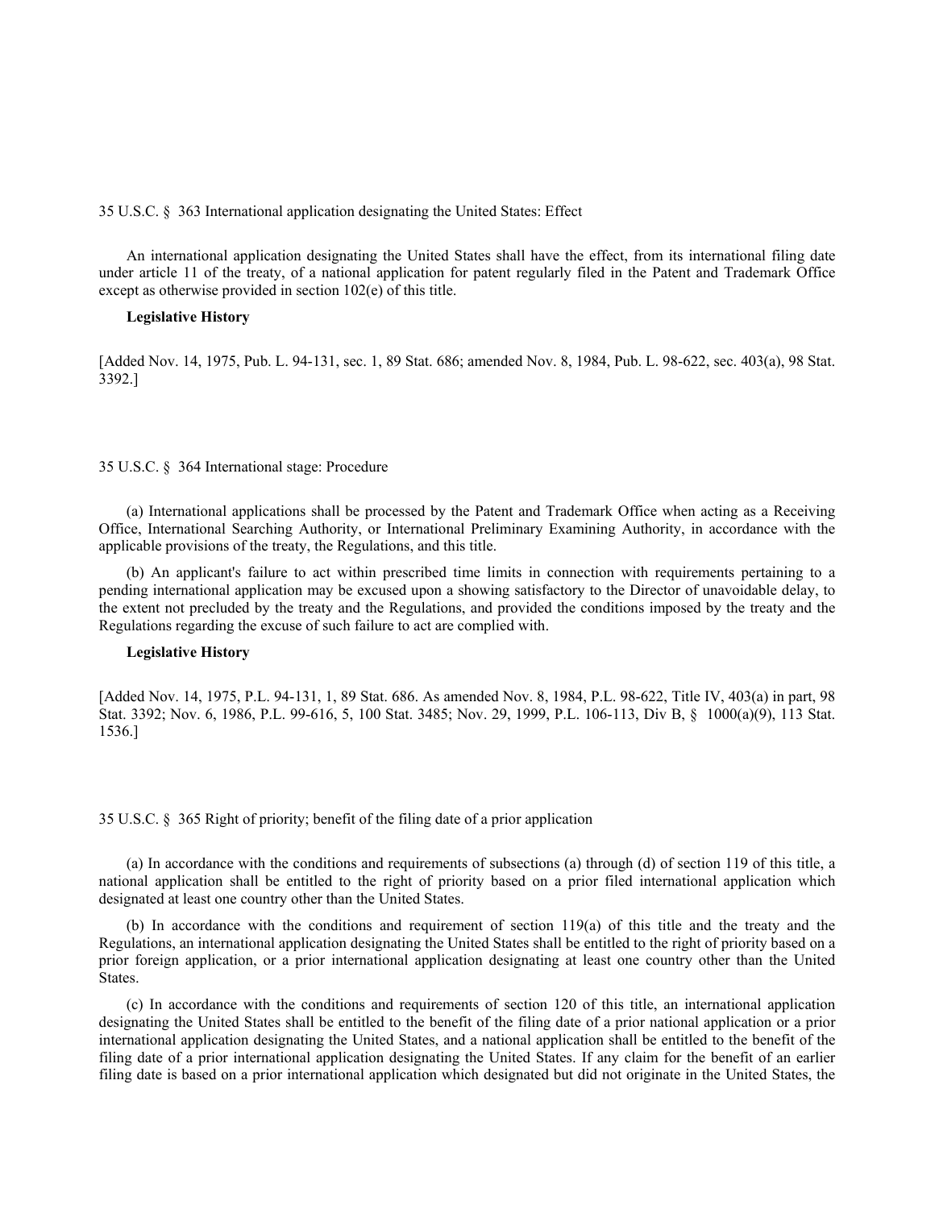35 U.S.C. § 363 International application designating the United States: Effect

An international application designating the United States shall have the effect, from its international filing date under article 11 of the treaty, of a national application for patent regularly filed in the Patent and Trademark Office except as otherwise provided in section 102(e) of this title.

**Legislative History**

[Added Nov. 14, 1975, Pub. L. 94-131, sec. 1, 89 Stat. 686; amended Nov. 8, 1984, Pub. L. 98-622, sec. 403(a), 98 Stat. 3392.]

35 U.S.C. § 364 International stage: Procedure

(a) International applications shall be processed by the Patent and Trademark Office when acting as a Receiving Office, International Searching Authority, or International Preliminary Examining Authority, in accordance with the applicable provisions of the treaty, the Regulations, and this title.

(b) An applicant's failure to act within prescribed time limits in connection with requirements pertaining to a pending international application may be excused upon a showing satisfactory to the Director of unavoidable delay, to the extent not precluded by the treaty and the Regulations, and provided the conditions imposed by the treaty and the Regulations regarding the excuse of such failure to act are complied with.

**Legislative History**

[Added Nov. 14, 1975, P.L. 94-131, 1, 89 Stat. 686. As amended Nov. 8, 1984, P.L. 98-622, Title IV, 403(a) in part, 98 Stat. 3392; Nov. 6, 1986, P.L. 99-616, 5, 100 Stat. 3485; Nov. 29, 1999, P.L. 106-113, Div B, § 1000(a)(9), 113 Stat. 1536.]

35 U.S.C. § 365 Right of priority; benefit of the filing date of a prior application

(a) In accordance with the conditions and requirements of subsections (a) through (d) of section 119 of this title, a national application shall be entitled to the right of priority based on a prior filed international application which designated at least one country other than the United States.

(b) In accordance with the conditions and requirement of section 119(a) of this title and the treaty and the Regulations, an international application designating the United States shall be entitled to the right of priority based on a prior foreign application, or a prior international application designating at least one country other than the United States.

(c) In accordance with the conditions and requirements of section 120 of this title, an international application designating the United States shall be entitled to the benefit of the filing date of a prior national application or a prior international application designating the United States, and a national application shall be entitled to the benefit of the filing date of a prior international application designating the United States. If any claim for the benefit of an earlier filing date is based on a prior international application which designated but did not originate in the United States, the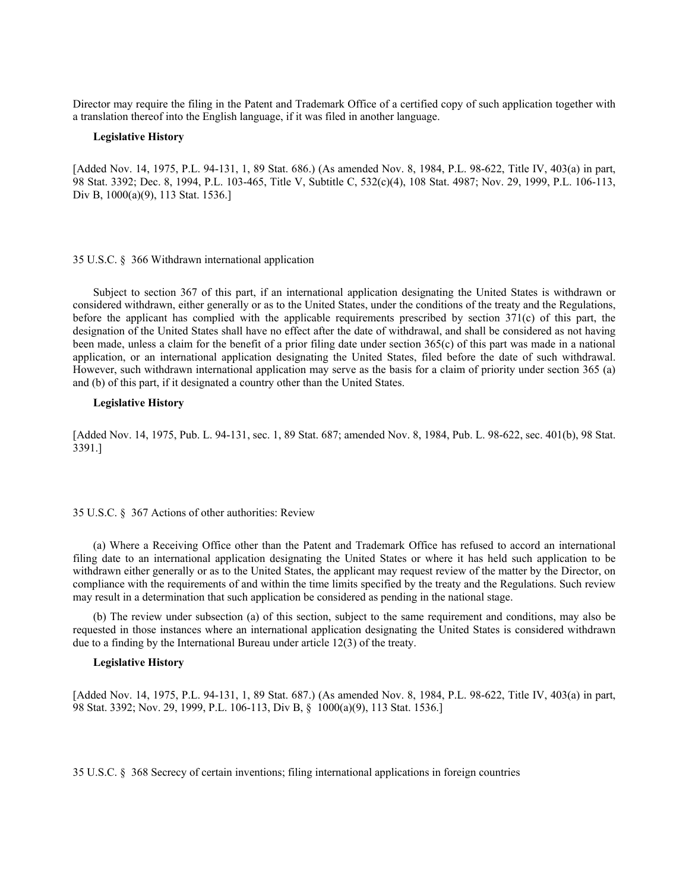Director may require the filing in the Patent and Trademark Office of a certified copy of such application together with a translation thereof into the English language, if it was filed in another language.

**Legislative History**

[Added Nov. 14, 1975, P.L. 94-131, 1, 89 Stat. 686.) (As amended Nov. 8, 1984, P.L. 98-622, Title IV, 403(a) in part, 98 Stat. 3392; Dec. 8, 1994, P.L. 103-465, Title V, Subtitle C, 532(c)(4), 108 Stat. 4987; Nov. 29, 1999, P.L. 106-113, Div B, 1000(a)(9), 113 Stat. 1536.]

35 U.S.C. § 366 Withdrawn international application

Subject to section 367 of this part, if an international application designating the United States is withdrawn or considered withdrawn, either generally or as to the United States, under the conditions of the treaty and the Regulations, before the applicant has complied with the applicable requirements prescribed by section 371(c) of this part, the designation of the United States shall have no effect after the date of withdrawal, and shall be considered as not having been made, unless a claim for the benefit of a prior filing date under section 365(c) of this part was made in a national application, or an international application designating the United States, filed before the date of such withdrawal. However, such withdrawn international application may serve as the basis for a claim of priority under section 365 (a) and (b) of this part, if it designated a country other than the United States.

**Legislative History**

[Added Nov. 14, 1975, Pub. L. 94-131, sec. 1, 89 Stat. 687; amended Nov. 8, 1984, Pub. L. 98-622, sec. 401(b), 98 Stat. 3391.]

35 U.S.C. § 367 Actions of other authorities: Review

(a) Where a Receiving Office other than the Patent and Trademark Office has refused to accord an international filing date to an international application designating the United States or where it has held such application to be withdrawn either generally or as to the United States, the applicant may request review of the matter by the Director, on compliance with the requirements of and within the time limits specified by the treaty and the Regulations. Such review may result in a determination that such application be considered as pending in the national stage.

(b) The review under subsection (a) of this section, subject to the same requirement and conditions, may also be requested in those instances where an international application designating the United States is considered withdrawn due to a finding by the International Bureau under article 12(3) of the treaty.

**Legislative History**

[Added Nov. 14, 1975, P.L. 94-131, 1, 89 Stat. 687.) (As amended Nov. 8, 1984, P.L. 98-622, Title IV, 403(a) in part, 98 Stat. 3392; Nov. 29, 1999, P.L. 106-113, Div B, § 1000(a)(9), 113 Stat. 1536.]

35 U.S.C. § 368 Secrecy of certain inventions; filing international applications in foreign countries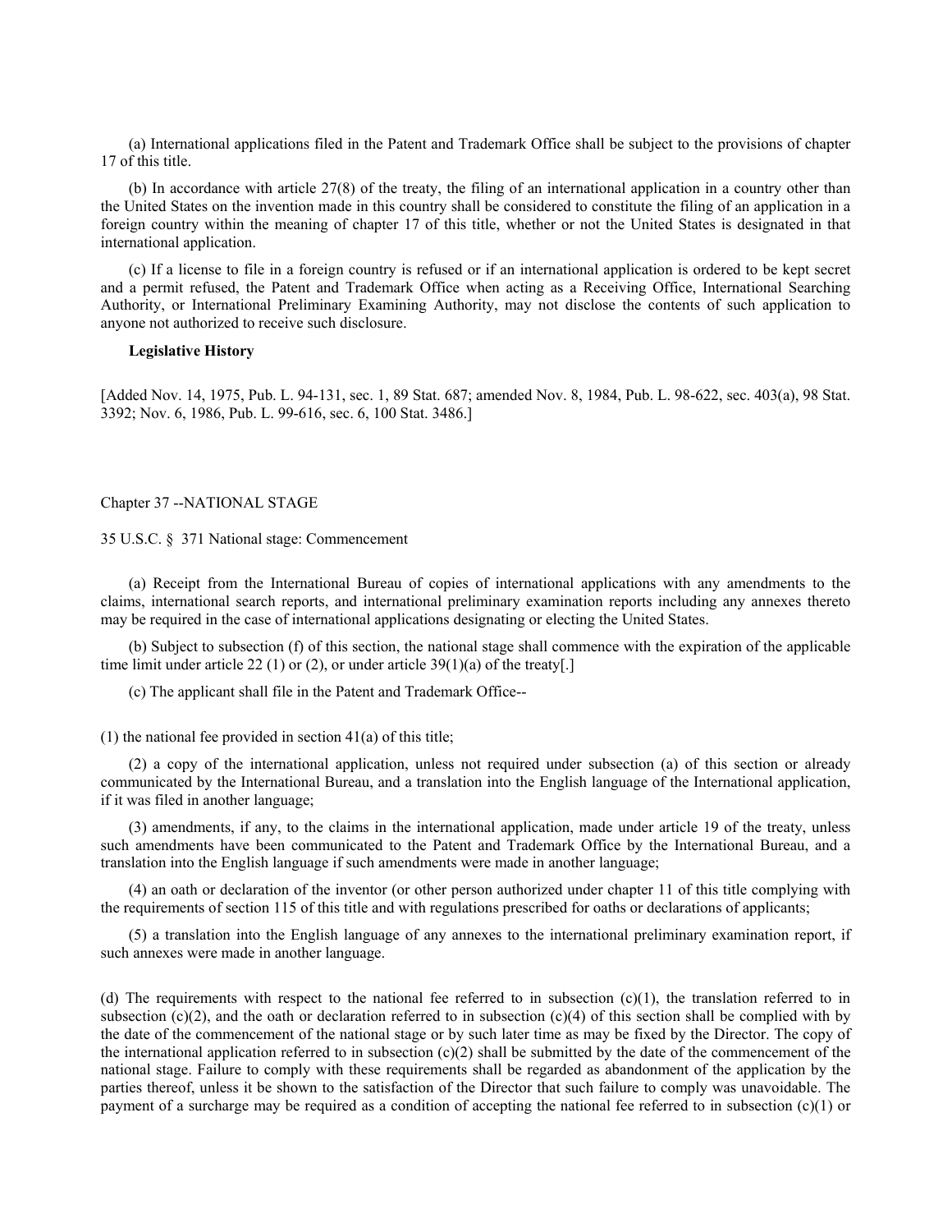(a) International applications filed in the Patent and Trademark Office shall be subject to the provisions of chapter 17 of this title.

(b) In accordance with article 27(8) of the treaty, the filing of an international application in a country other than the United States on the invention made in this country shall be considered to constitute the filing of an application in a foreign country within the meaning of chapter 17 of this title, whether or not the United States is designated in that international application.

(c) If a license to file in a foreign country is refused or if an international application is ordered to be kept secret and a permit refused, the Patent and Trademark Office when acting as a Receiving Office, International Searching Authority, or International Preliminary Examining Authority, may not disclose the contents of such application to anyone not authorized to receive such disclosure.

**Legislative History**

[Added Nov. 14, 1975, Pub. L. 94-131, sec. 1, 89 Stat. 687; amended Nov. 8, 1984, Pub. L. 98-622, sec. 403(a), 98 Stat. 3392; Nov. 6, 1986, Pub. L. 99-616, sec. 6, 100 Stat. 3486.]

## Chapter 37 --NATIONAL STAGE

### 35 U.S.C. § 371 National stage: Commencement

(a) Receipt from the International Bureau of copies of international applications with any amendments to the claims, international search reports, and international preliminary examination reports including any annexes thereto may be required in the case of international applications designating or electing the United States.

(b) Subject to subsection (f) of this section, the national stage shall commence with the expiration of the applicable time limit under article 22 (1) or (2), or under article 39(1)(a) of the treaty[.]

(c) The applicant shall file in the Patent and Trademark Office--

(1) the national fee provided in section 41(a) of this title;

(2) a copy of the international application, unless not required under subsection (a) of this section or already communicated by the International Bureau, and a translation into the English language of the International application, if it was filed in another language;

(3) amendments, if any, to the claims in the international application, made under article 19 of the treaty, unless such amendments have been communicated to the Patent and Trademark Office by the International Bureau, and a translation into the English language if such amendments were made in another language;

(4) an oath or declaration of the inventor (or other person authorized under chapter 11 of this title complying with the requirements of section 115 of this title and with regulations prescribed for oaths or declarations of applicants;

(5) a translation into the English language of any annexes to the international preliminary examination report, if such annexes were made in another language.

(d) The requirements with respect to the national fee referred to in subsection (c)(1), the translation referred to in subsection (c)(2), and the oath or declaration referred to in subsection (c)(4) of this section shall be complied with by the date of the commencement of the national stage or by such later time as may be fixed by the Director. The copy of the international application referred to in subsection (c)(2) shall be submitted by the date of the commencement of the national stage. Failure to comply with these requirements shall be regarded as abandonment of the application by the parties thereof, unless it be shown to the satisfaction of the Director that such failure to comply was unavoidable. The payment of a surcharge may be required as a condition of accepting the national fee referred to in subsection (c)(1) or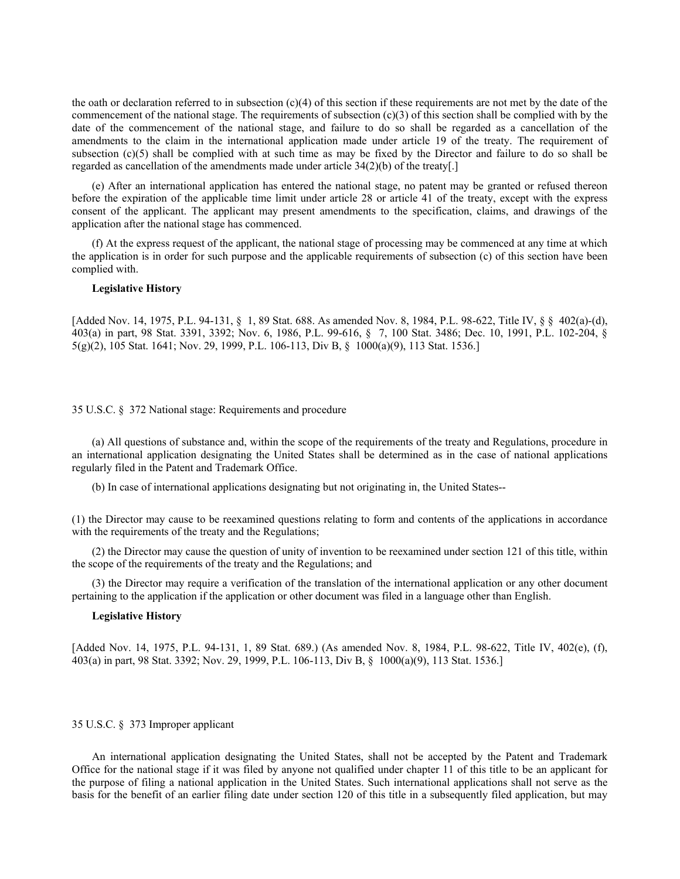the oath or declaration referred to in subsection (c)(4) of this section if these requirements are not met by the date of the commencement of the national stage. The requirements of subsection (c)(3) of this section shall be complied with by the date of the commencement of the national stage, and failure to do so shall be regarded as a cancellation of the amendments to the claim in the international application made under article 19 of the treaty. The requirement of subsection (c)(5) shall be complied with at such time as may be fixed by the Director and failure to do so shall be regarded as cancellation of the amendments made under article 34(2)(b) of the treaty[.]

(e) After an international application has entered the national stage, no patent may be granted or refused thereon before the expiration of the applicable time limit under article 28 or article 41 of the treaty, except with the express consent of the applicant. The applicant may present amendments to the specification, claims, and drawings of the application after the national stage has commenced.

(f) At the express request of the applicant, the national stage of processing may be commenced at any time at which the application is in order for such purpose and the applicable requirements of subsection (c) of this section have been complied with.

**Legislative History**

[Added Nov. 14, 1975, P.L. 94-131, § 1, 89 Stat. 688. As amended Nov. 8, 1984, P.L. 98-622, Title IV, § § 402(a)-(d), 403(a) in part, 98 Stat. 3391, 3392; Nov. 6, 1986, P.L. 99-616, § 7, 100 Stat. 3486; Dec. 10, 1991, P.L. 102-204, § 5(g)(2), 105 Stat. 1641; Nov. 29, 1999, P.L. 106-113, Div B, § 1000(a)(9), 113 Stat. 1536.]

35 U.S.C. § 372 National stage: Requirements and procedure

(a) All questions of substance and, within the scope of the requirements of the treaty and Regulations, procedure in an international application designating the United States shall be determined as in the case of national applications regularly filed in the Patent and Trademark Office.

(b) In case of international applications designating but not originating in, the United States--

(1) the Director may cause to be reexamined questions relating to form and contents of the applications in accordance with the requirements of the treaty and the Regulations;

(2) the Director may cause the question of unity of invention to be reexamined under section 121 of this title, within the scope of the requirements of the treaty and the Regulations; and

(3) the Director may require a verification of the translation of the international application or any other document pertaining to the application if the application or other document was filed in a language other than English.

**Legislative History**

[Added Nov. 14, 1975, P.L. 94-131, 1, 89 Stat. 689.) (As amended Nov. 8, 1984, P.L. 98-622, Title IV, 402(e), (f), 403(a) in part, 98 Stat. 3392; Nov. 29, 1999, P.L. 106-113, Div B, § 1000(a)(9), 113 Stat. 1536.]

35 U.S.C. § 373 Improper applicant

An international application designating the United States, shall not be accepted by the Patent and Trademark Office for the national stage if it was filed by anyone not qualified under chapter 11 of this title to be an applicant for the purpose of filing a national application in the United States. Such international applications shall not serve as the basis for the benefit of an earlier filing date under section 120 of this title in a subsequently filed application, but may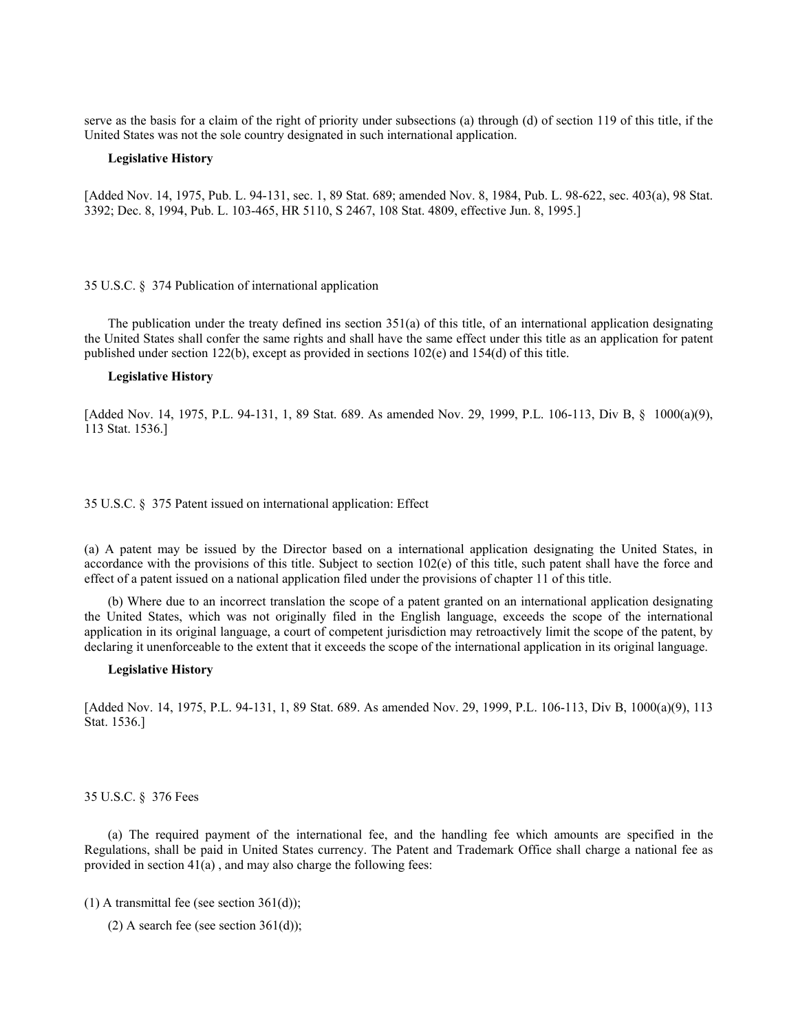serve as the basis for a claim of the right of priority under subsections (a) through (d) of section 119 of this title, if the United States was not the sole country designated in such international application.

**Legislative History**

[Added Nov. 14, 1975, Pub. L. 94-131, sec. 1, 89 Stat. 689; amended Nov. 8, 1984, Pub. L. 98-622, sec. 403(a), 98 Stat. 3392; Dec. 8, 1994, Pub. L. 103-465, HR 5110, S 2467, 108 Stat. 4809, effective Jun. 8, 1995.]

35 U.S.C. § 374 Publication of international application

The publication under the treaty defined ins section 351(a) of this title, of an international application designating the United States shall confer the same rights and shall have the same effect under this title as an application for patent published under section 122(b), except as provided in sections 102(e) and 154(d) of this title.

**Legislative History**

[Added Nov. 14, 1975, P.L. 94-131, 1, 89 Stat. 689. As amended Nov. 29, 1999, P.L. 106-113, Div B, § 1000(a)(9), 113 Stat. 1536.]

35 U.S.C. § 375 Patent issued on international application: Effect

(a) A patent may be issued by the Director based on a international application designating the United States, in accordance with the provisions of this title. Subject to section 102(e) of this title, such patent shall have the force and effect of a patent issued on a national application filed under the provisions of chapter 11 of this title.

(b) Where due to an incorrect translation the scope of a patent granted on an international application designating the United States, which was not originally filed in the English language, exceeds the scope of the international application in its original language, a court of competent jurisdiction may retroactively limit the scope of the patent, by declaring it unenforceable to the extent that it exceeds the scope of the international application in its original language.

**Legislative History**

[Added Nov. 14, 1975, P.L. 94-131, 1, 89 Stat. 689. As amended Nov. 29, 1999, P.L. 106-113, Div B, 1000(a)(9), 113 Stat. 1536.]

35 U.S.C. § 376 Fees

(a) The required payment of the international fee, and the handling fee which amounts are specified in the Regulations, shall be paid in United States currency. The Patent and Trademark Office shall charge a national fee as provided in section 41(a) , and may also charge the following fees:

(1) A transmittal fee (see section 361(d));

(2) A search fee (see section 361(d));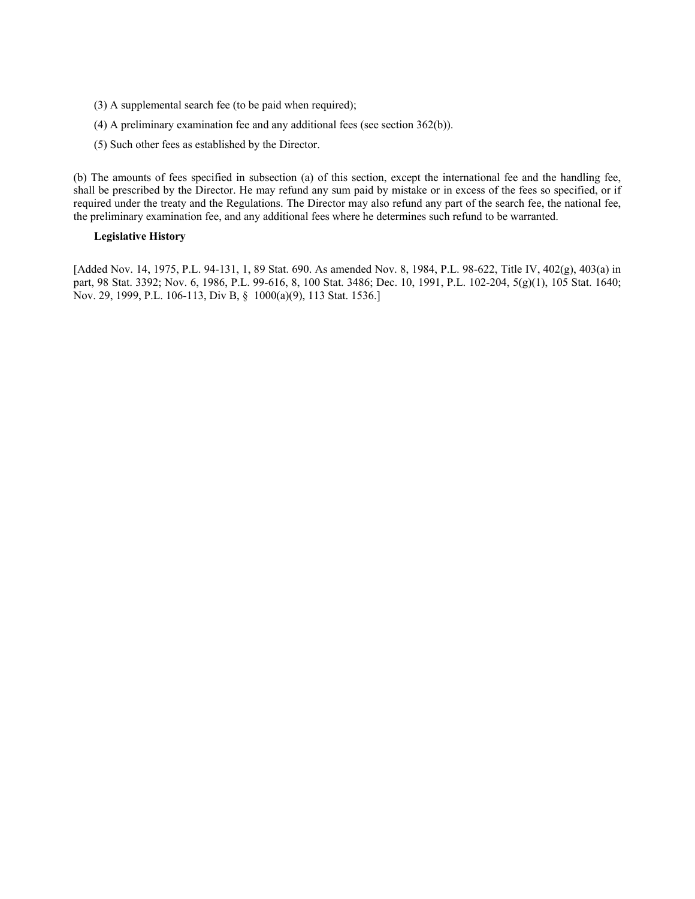(3) A supplemental search fee (to be paid when required);

(4) A preliminary examination fee and any additional fees (see section 362(b)).

(5) Such other fees as established by the Director.

(b) The amounts of fees specified in subsection (a) of this section, except the international fee and the handling fee, shall be prescribed by the Director. He may refund any sum paid by mistake or in excess of the fees so specified, or if required under the treaty and the Regulations. The Director may also refund any part of the search fee, the national fee, the preliminary examination fee, and any additional fees where he determines such refund to be warranted.

**Legislative History**

[Added Nov. 14, 1975, P.L. 94-131, 1, 89 Stat. 690. As amended Nov. 8, 1984, P.L. 98-622, Title IV, 402(g), 403(a) in part, 98 Stat. 3392; Nov. 6, 1986, P.L. 99-616, 8, 100 Stat. 3486; Dec. 10, 1991, P.L. 102-204, 5(g)(1), 105 Stat. 1640; Nov. 29, 1999, P.L. 106-113, Div B, § 1000(a)(9), 113 Stat. 1536.]